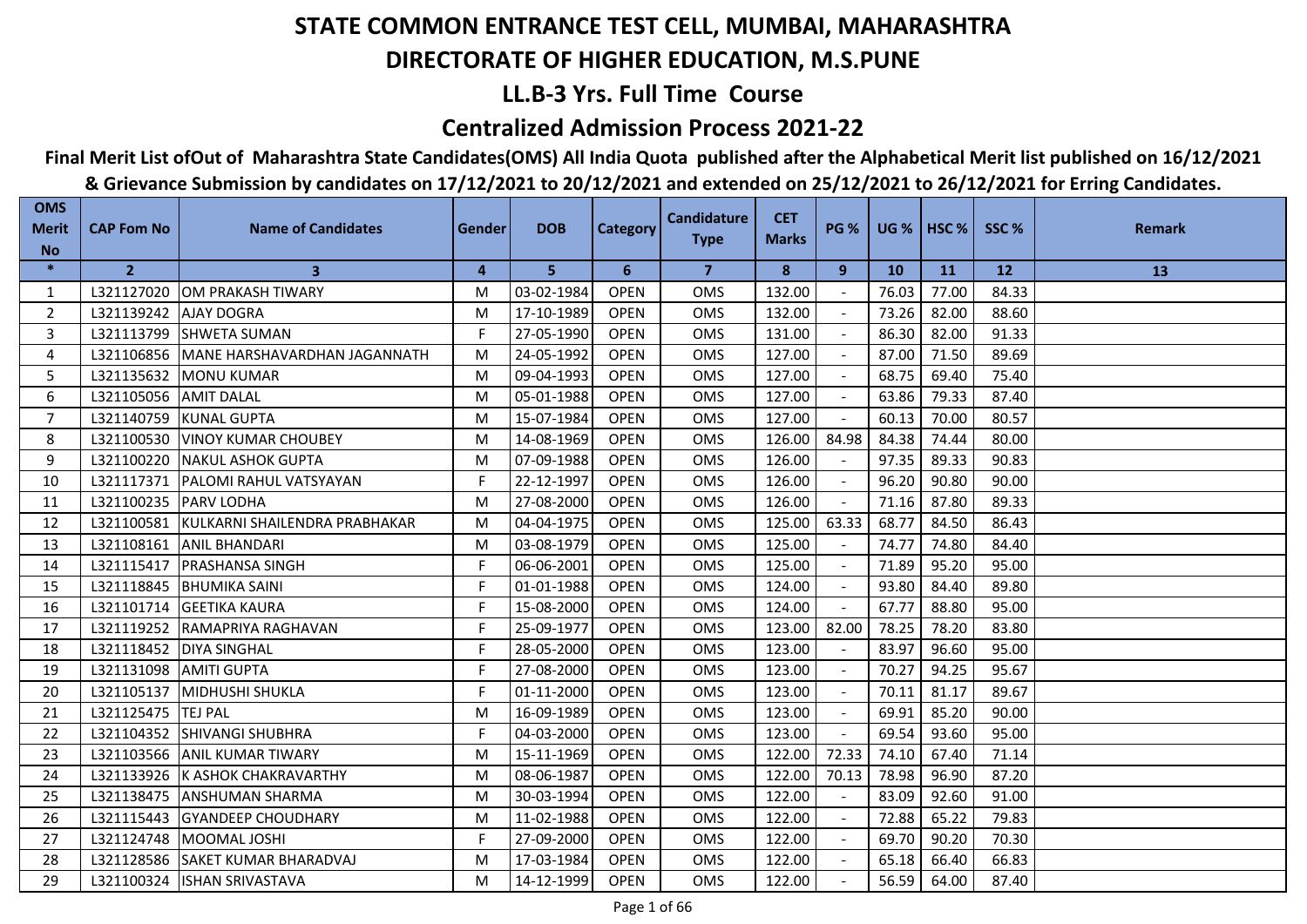# STATE COMMON ENTRANCE TEST CELL, MUMBAI, MAHARASHTRA

## DIRECTORATE OF HIGHER EDUCATION, M.S.PUNE

## LL.B-3 Yrs. Full Time Course

## Centralized Admission Process 2021-22

**Final Merit List ofOut of Maharashtra State Candidates(OMS) All India Quota published after the Alphabetical Merit list published on 16/12/2021 & Grievance Submission by candidates on 17/12/2021 to 20/12/2021 and extended on 25/12/2021 to 26/12/2021 for Erring Candidates.**

| OMS Merit No | CAP Fom No | Name of Candidates | Gender | DOB | Category | Candidature Type | CET Marks | PG % | UG % | HSC % | SSC % | Remark |
|---|---|---|---|---|---|---|---|---|---|---|---|---|
| * | 2 | 3 | 4 | 5 | 6 | 7 | 8 | 9 | 10 | 11 | 12 | 13 |
| 1 | L321127020 | OM PRAKASH TIWARY | M | 03-02-1984 | OPEN | OMS | 132.00 | - | 76.03 | 77.00 | 84.33 | |
| 2 | L321139242 | AJAY DOGRA | M | 17-10-1989 | OPEN | OMS | 132.00 | - | 73.26 | 82.00 | 88.60 | |
| 3 | L321113799 | SHWETA SUMAN | F | 27-05-1990 | OPEN | OMS | 131.00 | - | 86.30 | 82.00 | 91.33 | |
| 4 | L321106856 | MANE HARSHAVARDHAN JAGANNATH | M | 24-05-1992 | OPEN | OMS | 127.00 | - | 87.00 | 71.50 | 89.69 | |
| 5 | L321135632 | MONU KUMAR | M | 09-04-1993 | OPEN | OMS | 127.00 | - | 68.75 | 69.40 | 75.40 | |
| 6 | L321105056 | AMIT DALAL | M | 05-01-1988 | OPEN | OMS | 127.00 | - | 63.86 | 79.33 | 87.40 | |
| 7 | L321140759 | KUNAL GUPTA | M | 15-07-1984 | OPEN | OMS | 127.00 | - | 60.13 | 70.00 | 80.57 | |
| 8 | L321100530 | VINOY KUMAR CHOUBEY | M | 14-08-1969 | OPEN | OMS | 126.00 | 84.98 | 84.38 | 74.44 | 80.00 | |
| 9 | L321100220 | NAKUL ASHOK GUPTA | M | 07-09-1988 | OPEN | OMS | 126.00 | - | 97.35 | 89.33 | 90.83 | |
| 10 | L321117371 | PALOMI RAHUL VATSYAYAN | F | 22-12-1997 | OPEN | OMS | 126.00 | - | 96.20 | 90.80 | 90.00 | |
| 11 | L321100235 | PARV LODHA | M | 27-08-2000 | OPEN | OMS | 126.00 | - | 71.16 | 87.80 | 89.33 | |
| 12 | L321100581 | KULKARNI SHAILENDRA PRABHAKAR | M | 04-04-1975 | OPEN | OMS | 125.00 | 63.33 | 68.77 | 84.50 | 86.43 | |
| 13 | L321108161 | ANIL BHANDARI | M | 03-08-1979 | OPEN | OMS | 125.00 | - | 74.77 | 74.80 | 84.40 | |
| 14 | L321115417 | PRASHANSA SINGH | F | 06-06-2001 | OPEN | OMS | 125.00 | - | 71.89 | 95.20 | 95.00 | |
| 15 | L321118845 | BHUMIKA SAINI | F | 01-01-1988 | OPEN | OMS | 124.00 | - | 93.80 | 84.40 | 89.80 | |
| 16 | L321101714 | GEETIKA KAURA | F | 15-08-2000 | OPEN | OMS | 124.00 | - | 67.77 | 88.80 | 95.00 | |
| 17 | L321119252 | RAMAPRIYA RAGHAVAN | F | 25-09-1977 | OPEN | OMS | 123.00 | 82.00 | 78.25 | 78.20 | 83.80 | |
| 18 | L321118452 | DIYA SINGHAL | F | 28-05-2000 | OPEN | OMS | 123.00 | - | 83.97 | 96.60 | 95.00 | |
| 19 | L321131098 | AMITI GUPTA | F | 27-08-2000 | OPEN | OMS | 123.00 | - | 70.27 | 94.25 | 95.67 | |
| 20 | L321105137 | MIDHUSHI SHUKLA | F | 01-11-2000 | OPEN | OMS | 123.00 | - | 70.11 | 81.17 | 89.67 | |
| 21 | L321125475 | TEJ PAL | M | 16-09-1989 | OPEN | OMS | 123.00 | - | 69.91 | 85.20 | 90.00 | |
| 22 | L321104352 | SHIVANGI SHUBHRA | F | 04-03-2000 | OPEN | OMS | 123.00 | - | 69.54 | 93.60 | 95.00 | |
| 23 | L321103566 | ANIL KUMAR TIWARY | M | 15-11-1969 | OPEN | OMS | 122.00 | 72.33 | 74.10 | 67.40 | 71.14 | |
| 24 | L321133926 | K ASHOK CHAKRAVARTHY | M | 08-06-1987 | OPEN | OMS | 122.00 | 70.13 | 78.98 | 96.90 | 87.20 | |
| 25 | L321138475 | ANSHUMAN SHARMA | M | 30-03-1994 | OPEN | OMS | 122.00 | - | 83.09 | 92.60 | 91.00 | |
| 26 | L321115443 | GYANDEEP CHOUDHARY | M | 11-02-1988 | OPEN | OMS | 122.00 | - | 72.88 | 65.22 | 79.83 | |
| 27 | L321124748 | MOOMAL JOSHI | F | 27-09-2000 | OPEN | OMS | 122.00 | - | 69.70 | 90.20 | 70.30 | |
| 28 | L321128586 | SAKET KUMAR BHARADVAJ | M | 17-03-1984 | OPEN | OMS | 122.00 | - | 65.18 | 66.40 | 66.83 | |
| 29 | L321100324 | ISHAN SRIVASTAVA | M | 14-12-1999 | OPEN | OMS | 122.00 | - | 56.59 | 64.00 | 87.40 | |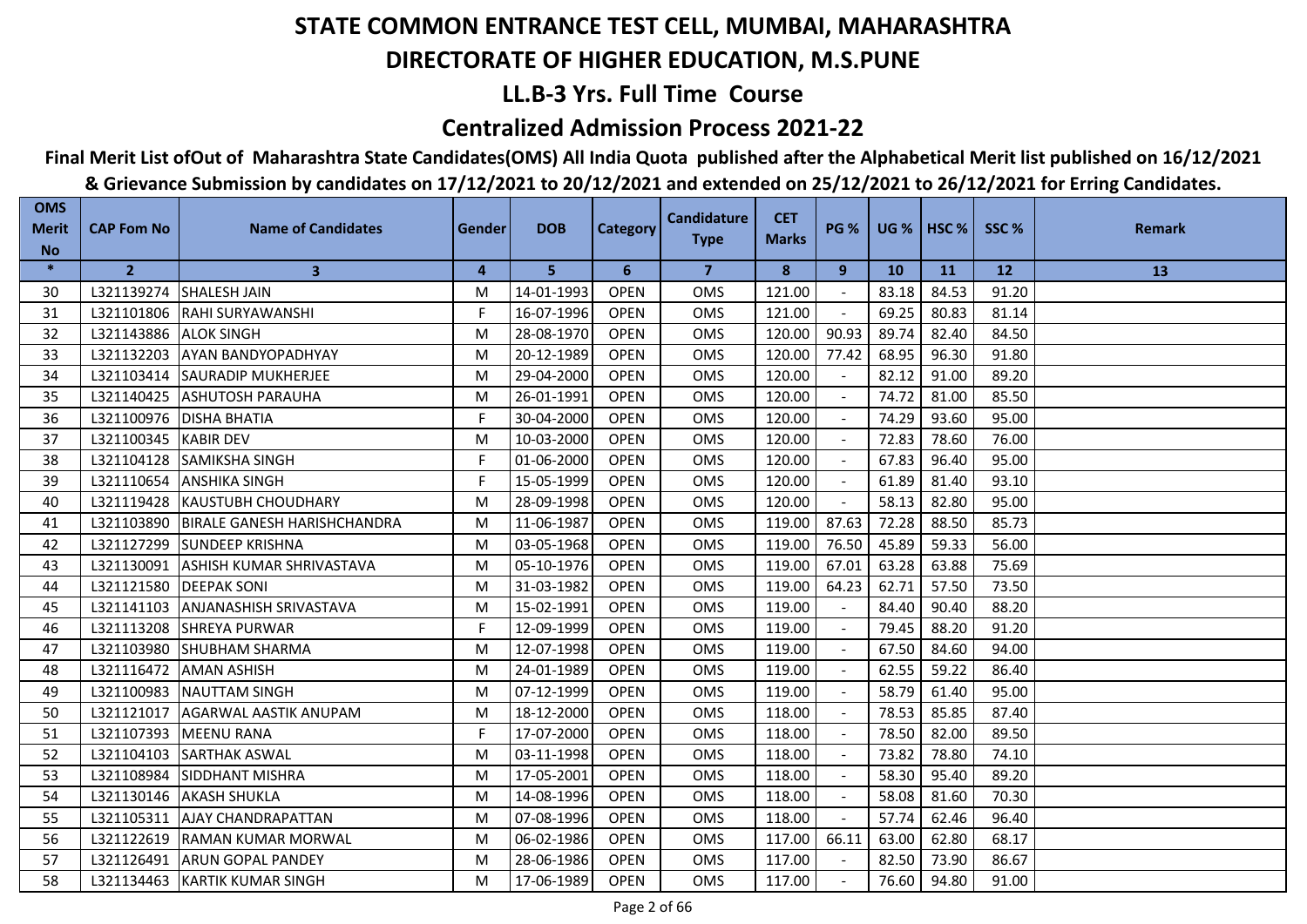# STATE COMMON ENTRANCE TEST CELL, MUMBAI, MAHARASHTRA

## DIRECTORATE OF HIGHER EDUCATION, M.S.PUNE

### LL.B-3 Yrs. Full Time Course

### Centralized Admission Process 2021-22

**Final Merit List ofOut of Maharashtra State Candidates(OMS) All India Quota published after the Alphabetical Merit list published on 16/12/2021 & Grievance Submission by candidates on 17/12/2021 to 20/12/2021 and extended on 25/12/2021 to 26/12/2021 for Erring Candidates.**

| OMS Merit No | CAP Fom No | Name of Candidates | Gender | DOB | Category | Candidature Type | CET Marks | PG % | UG % | HSC % | SSC % | Remark |
|---|---|---|---|---|---|---|---|---|---|---|---|---|
| * | 2 | 3 | 4 | 5 | 6 | 7 | 8 | 9 | 10 | 11 | 12 | 13 |
| 30 | L321139274 | SHALESH JAIN | M | 14-01-1993 | OPEN | OMS | 121.00 | - | 83.18 | 84.53 | 91.20 | |
| 31 | L321101806 | RAHI SURYAWANSHI | F | 16-07-1996 | OPEN | OMS | 121.00 | - | 69.25 | 80.83 | 81.14 | |
| 32 | L321143886 | ALOK SINGH | M | 28-08-1970 | OPEN | OMS | 120.00 | 90.93 | 89.74 | 82.40 | 84.50 | |
| 33 | L321132203 | AYAN BANDYOPADHYAY | M | 20-12-1989 | OPEN | OMS | 120.00 | 77.42 | 68.95 | 96.30 | 91.80 | |
| 34 | L321103414 | SAURADIP MUKHERJEE | M | 29-04-2000 | OPEN | OMS | 120.00 | - | 82.12 | 91.00 | 89.20 | |
| 35 | L321140425 | ASHUTOSH PARAUHA | M | 26-01-1991 | OPEN | OMS | 120.00 | - | 74.72 | 81.00 | 85.50 | |
| 36 | L321100976 | DISHA BHATIA | F | 30-04-2000 | OPEN | OMS | 120.00 | - | 74.29 | 93.60 | 95.00 | |
| 37 | L321100345 | KABIR DEV | M | 10-03-2000 | OPEN | OMS | 120.00 | - | 72.83 | 78.60 | 76.00 | |
| 38 | L321104128 | SAMIKSHA SINGH | F | 01-06-2000 | OPEN | OMS | 120.00 | - | 67.83 | 96.40 | 95.00 | |
| 39 | L321110654 | ANSHIKA SINGH | F | 15-05-1999 | OPEN | OMS | 120.00 | - | 61.89 | 81.40 | 93.10 | |
| 40 | L321119428 | KAUSTUBH CHOUDHARY | M | 28-09-1998 | OPEN | OMS | 120.00 | - | 58.13 | 82.80 | 95.00 | |
| 41 | L321103890 | BIRALE GANESH HARISHCHANDRA | M | 11-06-1987 | OPEN | OMS | 119.00 | 87.63 | 72.28 | 88.50 | 85.73 | |
| 42 | L321127299 | SUNDEEP KRISHNA | M | 03-05-1968 | OPEN | OMS | 119.00 | 76.50 | 45.89 | 59.33 | 56.00 | |
| 43 | L321130091 | ASHISH KUMAR SHRIVASTAVA | M | 05-10-1976 | OPEN | OMS | 119.00 | 67.01 | 63.28 | 63.88 | 75.69 | |
| 44 | L321121580 | DEEPAK SONI | M | 31-03-1982 | OPEN | OMS | 119.00 | 64.23 | 62.71 | 57.50 | 73.50 | |
| 45 | L321141103 | ANJANASHISH SRIVASTAVA | M | 15-02-1991 | OPEN | OMS | 119.00 | - | 84.40 | 90.40 | 88.20 | |
| 46 | L321113208 | SHREYA PURWAR | F | 12-09-1999 | OPEN | OMS | 119.00 | - | 79.45 | 88.20 | 91.20 | |
| 47 | L321103980 | SHUBHAM SHARMA | M | 12-07-1998 | OPEN | OMS | 119.00 | - | 67.50 | 84.60 | 94.00 | |
| 48 | L321116472 | AMAN ASHISH | M | 24-01-1989 | OPEN | OMS | 119.00 | - | 62.55 | 59.22 | 86.40 | |
| 49 | L321100983 | NAUTTAM SINGH | M | 07-12-1999 | OPEN | OMS | 119.00 | - | 58.79 | 61.40 | 95.00 | |
| 50 | L321121017 | AGARWAL AASTIK ANUPAM | M | 18-12-2000 | OPEN | OMS | 118.00 | - | 78.53 | 85.85 | 87.40 | |
| 51 | L321107393 | MEENU RANA | F | 17-07-2000 | OPEN | OMS | 118.00 | - | 78.50 | 82.00 | 89.50 | |
| 52 | L321104103 | SARTHAK ASWAL | M | 03-11-1998 | OPEN | OMS | 118.00 | - | 73.82 | 78.80 | 74.10 | |
| 53 | L321108984 | SIDDHANT MISHRA | M | 17-05-2001 | OPEN | OMS | 118.00 | - | 58.30 | 95.40 | 89.20 | |
| 54 | L321130146 | AKASH SHUKLA | M | 14-08-1996 | OPEN | OMS | 118.00 | - | 58.08 | 81.60 | 70.30 | |
| 55 | L321105311 | AJAY CHANDRAPATTAN | M | 07-08-1996 | OPEN | OMS | 118.00 | - | 57.74 | 62.46 | 96.40 | |
| 56 | L321122619 | RAMAN KUMAR MORWAL | M | 06-02-1986 | OPEN | OMS | 117.00 | 66.11 | 63.00 | 62.80 | 68.17 | |
| 57 | L321126491 | ARUN GOPAL PANDEY | M | 28-06-1986 | OPEN | OMS | 117.00 | - | 82.50 | 73.90 | 86.67 | |
| 58 | L321134463 | KARTIK KUMAR SINGH | M | 17-06-1989 | OPEN | OMS | 117.00 | - | 76.60 | 94.80 | 91.00 | |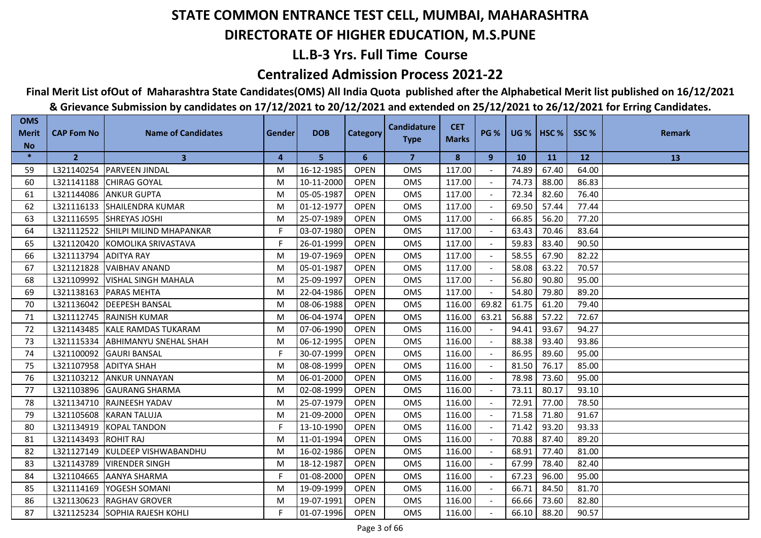# STATE COMMON ENTRANCE TEST CELL, MUMBAI, MAHARASHTRA

## DIRECTORATE OF HIGHER EDUCATION, M.S.PUNE

## LL.B-3 Yrs. Full Time Course

## Centralized Admission Process 2021-22

**Final Merit List ofOut of Maharashtra State Candidates(OMS) All India Quota published after the Alphabetical Merit list published on 16/12/2021 & Grievance Submission by candidates on 17/12/2021 to 20/12/2021 and extended on 25/12/2021 to 26/12/2021 for Erring Candidates.**

| OMS Merit No | CAP Fom No | Name of Candidates | Gender | DOB | Category | Candidature Type | CET Marks | PG % | UG % | HSC % | SSC % | Remark |
|---|---|---|---|---|---|---|---|---|---|---|---|---|
| * | 2 | 3 | 4 | 5 | 6 | 7 | 8 | 9 | 10 | 11 | 12 | 13 |
| 59 | L321140254 | PARVEEN JINDAL | M | 16-12-1985 | OPEN | OMS | 117.00 | - | 74.89 | 67.40 | 64.00 | |
| 60 | L321141188 | CHIRAG GOYAL | M | 10-11-2000 | OPEN | OMS | 117.00 | - | 74.73 | 88.00 | 86.83 | |
| 61 | L321144086 | ANKUR GUPTA | M | 05-05-1987 | OPEN | OMS | 117.00 | - | 72.34 | 82.60 | 76.40 | |
| 62 | L321116133 | SHAILENDRA KUMAR | M | 01-12-1977 | OPEN | OMS | 117.00 | - | 69.50 | 57.44 | 77.44 | |
| 63 | L321116595 | SHREYAS JOSHI | M | 25-07-1989 | OPEN | OMS | 117.00 | - | 66.85 | 56.20 | 77.20 | |
| 64 | L321112522 | SHILPI MILIND MHAPANKAR | F | 03-07-1980 | OPEN | OMS | 117.00 | - | 63.43 | 70.46 | 83.64 | |
| 65 | L321120420 | KOMOLIKA SRIVASTAVA | F | 26-01-1999 | OPEN | OMS | 117.00 | - | 59.83 | 83.40 | 90.50 | |
| 66 | L321113794 | ADITYA RAY | M | 19-07-1969 | OPEN | OMS | 117.00 | - | 58.55 | 67.90 | 82.22 | |
| 67 | L321121828 | VAIBHAV ANAND | M | 05-01-1987 | OPEN | OMS | 117.00 | - | 58.08 | 63.22 | 70.57 | |
| 68 | L321109992 | VISHAL SINGH MAHALA | M | 25-09-1997 | OPEN | OMS | 117.00 | - | 56.80 | 90.80 | 95.00 | |
| 69 | L321138163 | PARAS MEHTA | M | 22-04-1986 | OPEN | OMS | 117.00 | - | 54.80 | 79.80 | 89.20 | |
| 70 | L321136042 | DEEPESH BANSAL | M | 08-06-1988 | OPEN | OMS | 116.00 | 69.82 | 61.75 | 61.20 | 79.40 | |
| 71 | L321112745 | RAJNISH KUMAR | M | 06-04-1974 | OPEN | OMS | 116.00 | 63.21 | 56.88 | 57.22 | 72.67 | |
| 72 | L321143485 | KALE RAMDAS TUKARAM | M | 07-06-1990 | OPEN | OMS | 116.00 | - | 94.41 | 93.67 | 94.27 | |
| 73 | L321115334 | ABHIMANYU SNEHAL SHAH | M | 06-12-1995 | OPEN | OMS | 116.00 | - | 88.38 | 93.40 | 93.86 | |
| 74 | L321100092 | GAURI BANSAL | F | 30-07-1999 | OPEN | OMS | 116.00 | - | 86.95 | 89.60 | 95.00 | |
| 75 | L321107958 | ADITYA SHAH | M | 08-08-1999 | OPEN | OMS | 116.00 | - | 81.50 | 76.17 | 85.00 | |
| 76 | L321103212 | ANKUR UNNAYAN | M | 06-01-2000 | OPEN | OMS | 116.00 | - | 78.98 | 73.60 | 95.00 | |
| 77 | L321103896 | GAURANG SHARMA | M | 02-08-1999 | OPEN | OMS | 116.00 | - | 73.11 | 80.17 | 93.10 | |
| 78 | L321134710 | RAJNEESH YADAV | M | 25-07-1979 | OPEN | OMS | 116.00 | - | 72.91 | 77.00 | 78.50 | |
| 79 | L321105608 | KARAN TALUJA | M | 21-09-2000 | OPEN | OMS | 116.00 | - | 71.58 | 71.80 | 91.67 | |
| 80 | L321134919 | KOPAL TANDON | F | 13-10-1990 | OPEN | OMS | 116.00 | - | 71.42 | 93.20 | 93.33 | |
| 81 | L321143493 | ROHIT RAJ | M | 11-01-1994 | OPEN | OMS | 116.00 | - | 70.88 | 87.40 | 89.20 | |
| 82 | L321127149 | KULDEEP VISHWABANDHU | M | 16-02-1986 | OPEN | OMS | 116.00 | - | 68.91 | 77.40 | 81.00 | |
| 83 | L321143789 | VIRENDER SINGH | M | 18-12-1987 | OPEN | OMS | 116.00 | - | 67.99 | 78.40 | 82.40 | |
| 84 | L321104665 | AANYA SHARMA | F | 01-08-2000 | OPEN | OMS | 116.00 | - | 67.23 | 96.00 | 95.00 | |
| 85 | L321114169 | YOGESH SOMANI | M | 19-09-1999 | OPEN | OMS | 116.00 | - | 66.71 | 84.50 | 81.70 | |
| 86 | L321130623 | RAGHAV GROVER | M | 19-07-1991 | OPEN | OMS | 116.00 | - | 66.66 | 73.60 | 82.80 | |
| 87 | L321125234 | SOPHIA RAJESH KOHLI | F | 01-07-1996 | OPEN | OMS | 116.00 | - | 66.10 | 88.20 | 90.57 | |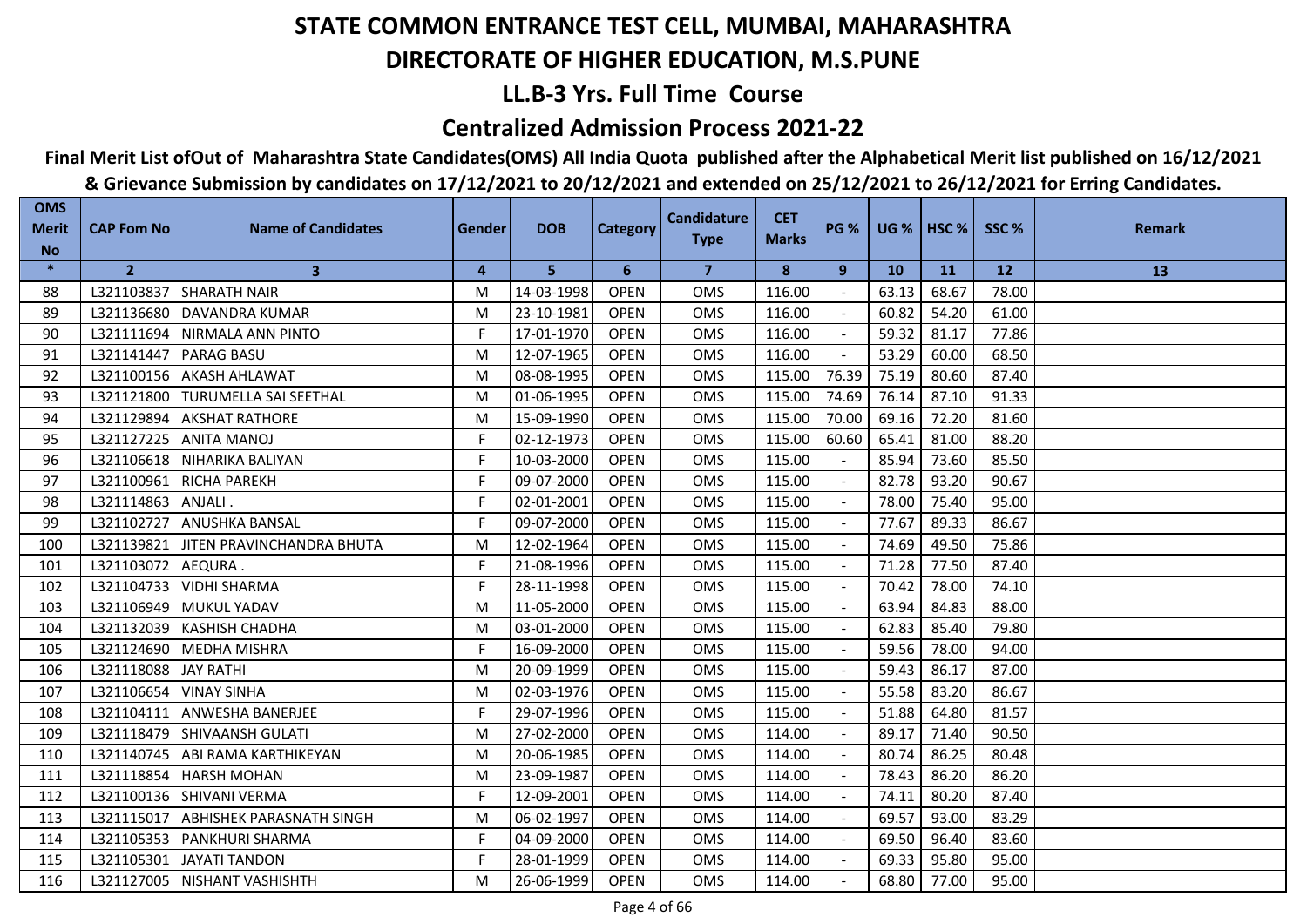# STATE COMMON ENTRANCE TEST CELL, MUMBAI, MAHARASHTRA

## DIRECTORATE OF HIGHER EDUCATION, M.S.PUNE

### LL.B-3 Yrs. Full Time Course

### Centralized Admission Process 2021-22

**Final Merit List ofOut of Maharashtra State Candidates(OMS) All India Quota published after the Alphabetical Merit list published on 16/12/2021 & Grievance Submission by candidates on 17/12/2021 to 20/12/2021 and extended on 25/12/2021 to 26/12/2021 for Erring Candidates.**

| OMS Merit No | CAP Fom No | Name of Candidates | Gender | DOB | Category | Candidature Type | CET Marks | PG % | UG % | HSC % | SSC % | Remark |
|---|---|---|---|---|---|---|---|---|---|---|---|---|
| * | 2 | 3 | 4 | 5 | 6 | 7 | 8 | 9 | 10 | 11 | 12 | 13 |
| 88 | L321103837 | SHARATH NAIR | M | 14-03-1998 | OPEN | OMS | 116.00 | - | 63.13 | 68.67 | 78.00 | |
| 89 | L321136680 | DAVANDRA KUMAR | M | 23-10-1981 | OPEN | OMS | 116.00 | - | 60.82 | 54.20 | 61.00 | |
| 90 | L321111694 | NIRMALA ANN PINTO | F | 17-01-1970 | OPEN | OMS | 116.00 | - | 59.32 | 81.17 | 77.86 | |
| 91 | L321141447 | PARAG BASU | M | 12-07-1965 | OPEN | OMS | 116.00 | - | 53.29 | 60.00 | 68.50 | |
| 92 | L321100156 | AKASH AHLAWAT | M | 08-08-1995 | OPEN | OMS | 115.00 | 76.39 | 75.19 | 80.60 | 87.40 | |
| 93 | L321121800 | TURUMELLA SAI SEETHAL | M | 01-06-1995 | OPEN | OMS | 115.00 | 74.69 | 76.14 | 87.10 | 91.33 | |
| 94 | L321129894 | AKSHAT RATHORE | M | 15-09-1990 | OPEN | OMS | 115.00 | 70.00 | 69.16 | 72.20 | 81.60 | |
| 95 | L321127225 | ANITA MANOJ | F | 02-12-1973 | OPEN | OMS | 115.00 | 60.60 | 65.41 | 81.00 | 88.20 | |
| 96 | L321106618 | NIHARIKA BALIYAN | F | 10-03-2000 | OPEN | OMS | 115.00 | - | 85.94 | 73.60 | 85.50 | |
| 97 | L321100961 | RICHA PAREKH | F | 09-07-2000 | OPEN | OMS | 115.00 | - | 82.78 | 93.20 | 90.67 | |
| 98 | L321114863 | ANJALI . | F | 02-01-2001 | OPEN | OMS | 115.00 | - | 78.00 | 75.40 | 95.00 | |
| 99 | L321102727 | ANUSHKA BANSAL | F | 09-07-2000 | OPEN | OMS | 115.00 | - | 77.67 | 89.33 | 86.67 | |
| 100 | L321139821 | JITEN PRAVINCHANDRA BHUTA | M | 12-02-1964 | OPEN | OMS | 115.00 | - | 74.69 | 49.50 | 75.86 | |
| 101 | L321103072 | AEQURA . | F | 21-08-1996 | OPEN | OMS | 115.00 | - | 71.28 | 77.50 | 87.40 | |
| 102 | L321104733 | VIDHI SHARMA | F | 28-11-1998 | OPEN | OMS | 115.00 | - | 70.42 | 78.00 | 74.10 | |
| 103 | L321106949 | MUKUL YADAV | M | 11-05-2000 | OPEN | OMS | 115.00 | - | 63.94 | 84.83 | 88.00 | |
| 104 | L321132039 | KASHISH CHADHA | M | 03-01-2000 | OPEN | OMS | 115.00 | - | 62.83 | 85.40 | 79.80 | |
| 105 | L321124690 | MEDHA MISHRA | F | 16-09-2000 | OPEN | OMS | 115.00 | - | 59.56 | 78.00 | 94.00 | |
| 106 | L321118088 | JAY RATHI | M | 20-09-1999 | OPEN | OMS | 115.00 | - | 59.43 | 86.17 | 87.00 | |
| 107 | L321106654 | VINAY SINHA | M | 02-03-1976 | OPEN | OMS | 115.00 | - | 55.58 | 83.20 | 86.67 | |
| 108 | L321104111 | ANWESHA BANERJEE | F | 29-07-1996 | OPEN | OMS | 115.00 | - | 51.88 | 64.80 | 81.57 | |
| 109 | L321118479 | SHIVAANSH GULATI | M | 27-02-2000 | OPEN | OMS | 114.00 | - | 89.17 | 71.40 | 90.50 | |
| 110 | L321140745 | ABI RAMA KARTHIKEYAN | M | 20-06-1985 | OPEN | OMS | 114.00 | - | 80.74 | 86.25 | 80.48 | |
| 111 | L321118854 | HARSH MOHAN | M | 23-09-1987 | OPEN | OMS | 114.00 | - | 78.43 | 86.20 | 86.20 | |
| 112 | L321100136 | SHIVANI VERMA | F | 12-09-2001 | OPEN | OMS | 114.00 | - | 74.11 | 80.20 | 87.40 | |
| 113 | L321115017 | ABHISHEK PARASNATH SINGH | M | 06-02-1997 | OPEN | OMS | 114.00 | - | 69.57 | 93.00 | 83.29 | |
| 114 | L321105353 | PANKHURI SHARMA | F | 04-09-2000 | OPEN | OMS | 114.00 | - | 69.50 | 96.40 | 83.60 | |
| 115 | L321105301 | JAYATI TANDON | F | 28-01-1999 | OPEN | OMS | 114.00 | - | 69.33 | 95.80 | 95.00 | |
| 116 | L321127005 | NISHANT VASHISHTH | M | 26-06-1999 | OPEN | OMS | 114.00 | - | 68.80 | 77.00 | 95.00 | |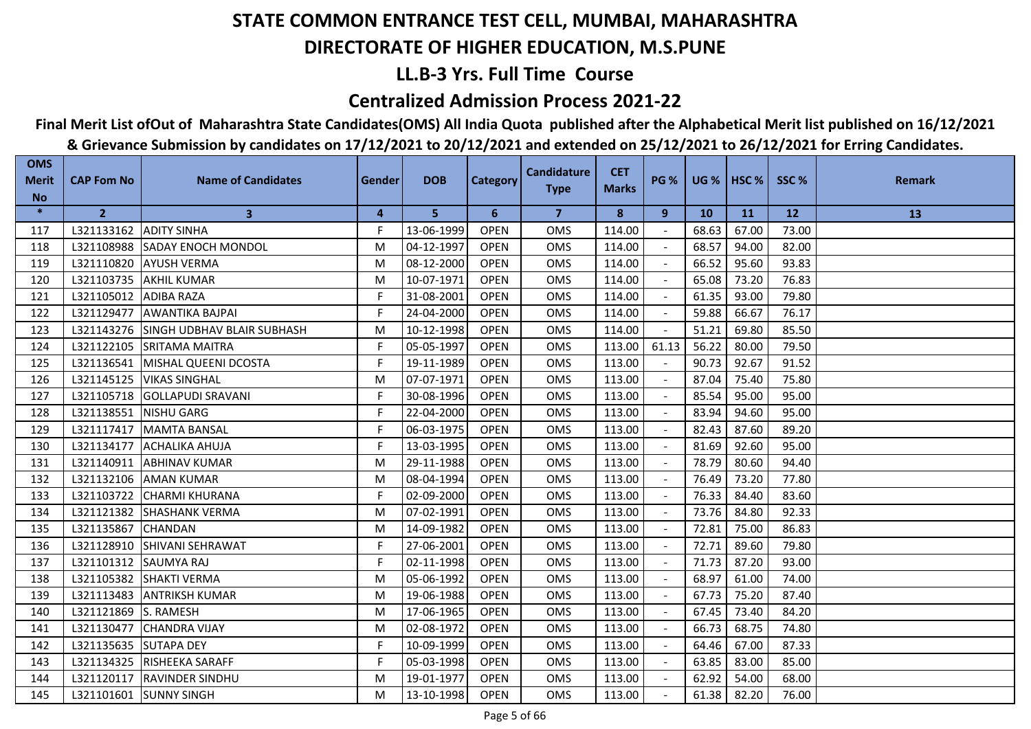# STATE COMMON ENTRANCE TEST CELL, MUMBAI, MAHARASHTRA

## DIRECTORATE OF HIGHER EDUCATION, M.S.PUNE

### LL.B-3 Yrs. Full Time Course

### Centralized Admission Process 2021-22

**Final Merit List ofOut of Maharashtra State Candidates(OMS) All India Quota published after the Alphabetical Merit list published on 16/12/2021 & Grievance Submission by candidates on 17/12/2021 to 20/12/2021 and extended on 25/12/2021 to 26/12/2021 for Erring Candidates.**

| OMS Merit No | CAP Fom No | Name of Candidates | Gender | DOB | Category | Candidature Type | CET Marks | PG % | UG % | HSC % | SSC % | Remark |
|---|---|---|---|---|---|---|---|---|---|---|---|---|
| * | 2 | 3 | 4 | 5 | 6 | 7 | 8 | 9 | 10 | 11 | 12 | 13 |
| 117 | L321133162 | ADITY SINHA | F | 13-06-1999 | OPEN | OMS | 114.00 | - | 68.63 | 67.00 | 73.00 | |
| 118 | L321108988 | SADAY ENOCH MONDOL | M | 04-12-1997 | OPEN | OMS | 114.00 | - | 68.57 | 94.00 | 82.00 | |
| 119 | L321110820 | AYUSH VERMA | M | 08-12-2000 | OPEN | OMS | 114.00 | - | 66.52 | 95.60 | 93.83 | |
| 120 | L321103735 | AKHIL KUMAR | M | 10-07-1971 | OPEN | OMS | 114.00 | - | 65.08 | 73.20 | 76.83 | |
| 121 | L321105012 | ADIBA RAZA | F | 31-08-2001 | OPEN | OMS | 114.00 | - | 61.35 | 93.00 | 79.80 | |
| 122 | L321129477 | AWANTIKA BAJPAI | F | 24-04-2000 | OPEN | OMS | 114.00 | - | 59.88 | 66.67 | 76.17 | |
| 123 | L321143276 | SINGH UDBHAV BLAIR SUBHASH | M | 10-12-1998 | OPEN | OMS | 114.00 | - | 51.21 | 69.80 | 85.50 | |
| 124 | L321122105 | SRITAMA MAITRA | F | 05-05-1997 | OPEN | OMS | 113.00 | 61.13 | 56.22 | 80.00 | 79.50 | |
| 125 | L321136541 | MISHAL QUEENI DCOSTA | F | 19-11-1989 | OPEN | OMS | 113.00 | - | 90.73 | 92.67 | 91.52 | |
| 126 | L321145125 | VIKAS SINGHAL | M | 07-07-1971 | OPEN | OMS | 113.00 | - | 87.04 | 75.40 | 75.80 | |
| 127 | L321105718 | GOLLAPUDI SRAVANI | F | 30-08-1996 | OPEN | OMS | 113.00 | - | 85.54 | 95.00 | 95.00 | |
| 128 | L321138551 | NISHU GARG | F | 22-04-2000 | OPEN | OMS | 113.00 | - | 83.94 | 94.60 | 95.00 | |
| 129 | L321117417 | MAMTA BANSAL | F | 06-03-1975 | OPEN | OMS | 113.00 | - | 82.43 | 87.60 | 89.20 | |
| 130 | L321134177 | ACHALIKA AHUJA | F | 13-03-1995 | OPEN | OMS | 113.00 | - | 81.69 | 92.60 | 95.00 | |
| 131 | L321140911 | ABHINAV KUMAR | M | 29-11-1988 | OPEN | OMS | 113.00 | - | 78.79 | 80.60 | 94.40 | |
| 132 | L321132106 | AMAN KUMAR | M | 08-04-1994 | OPEN | OMS | 113.00 | - | 76.49 | 73.20 | 77.80 | |
| 133 | L321103722 | CHARMI KHURANA | F | 02-09-2000 | OPEN | OMS | 113.00 | - | 76.33 | 84.40 | 83.60 | |
| 134 | L321121382 | SHASHANK VERMA | M | 07-02-1991 | OPEN | OMS | 113.00 | - | 73.76 | 84.80 | 92.33 | |
| 135 | L321135867 | CHANDAN | M | 14-09-1982 | OPEN | OMS | 113.00 | - | 72.81 | 75.00 | 86.83 | |
| 136 | L321128910 | SHIVANI SEHRAWAT | F | 27-06-2001 | OPEN | OMS | 113.00 | - | 72.71 | 89.60 | 79.80 | |
| 137 | L321101312 | SAUMYA RAJ | F | 02-11-1998 | OPEN | OMS | 113.00 | - | 71.73 | 87.20 | 93.00 | |
| 138 | L321105382 | SHAKTI VERMA | M | 05-06-1992 | OPEN | OMS | 113.00 | - | 68.97 | 61.00 | 74.00 | |
| 139 | L321113483 | ANTRIKSH KUMAR | M | 19-06-1988 | OPEN | OMS | 113.00 | - | 67.73 | 75.20 | 87.40 | |
| 140 | L321121869 | S. RAMESH | M | 17-06-1965 | OPEN | OMS | 113.00 | - | 67.45 | 73.40 | 84.20 | |
| 141 | L321130477 | CHANDRA VIJAY | M | 02-08-1972 | OPEN | OMS | 113.00 | - | 66.73 | 68.75 | 74.80 | |
| 142 | L321135635 | SUTAPA DEY | F | 10-09-1999 | OPEN | OMS | 113.00 | - | 64.46 | 67.00 | 87.33 | |
| 143 | L321134325 | RISHEEKA SARAFF | F | 05-03-1998 | OPEN | OMS | 113.00 | - | 63.85 | 83.00 | 85.00 | |
| 144 | L321120117 | RAVINDER SINDHU | M | 19-01-1977 | OPEN | OMS | 113.00 | - | 62.92 | 54.00 | 68.00 | |
| 145 | L321101601 | SUNNY SINGH | M | 13-10-1998 | OPEN | OMS | 113.00 | - | 61.38 | 82.20 | 76.00 | |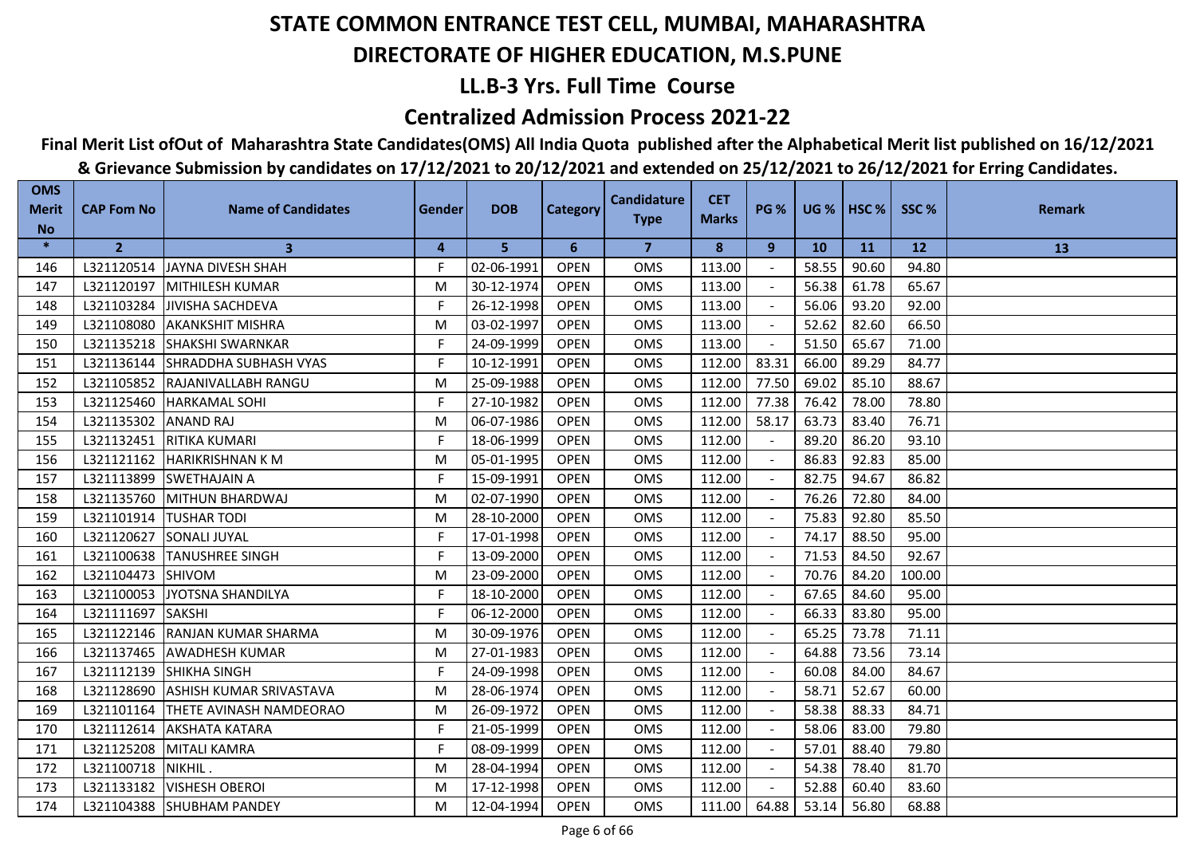# STATE COMMON ENTRANCE TEST CELL, MUMBAI, MAHARASHTRA

## DIRECTORATE OF HIGHER EDUCATION, M.S.PUNE

## LL.B-3 Yrs. Full Time Course

## Centralized Admission Process 2021-22

**Final Merit List ofOut of Maharashtra State Candidates(OMS) All India Quota published after the Alphabetical Merit list published on 16/12/2021 & Grievance Submission by candidates on 17/12/2021 to 20/12/2021 and extended on 25/12/2021 to 26/12/2021 for Erring Candidates.**

| OMS Merit No | CAP Fom No | Name of Candidates | Gender | DOB | Category | Candidature Type | CET Marks | PG % | UG % | HSC % | SSC % | Remark |
|---|---|---|---|---|---|---|---|---|---|---|---|---|
| * | 2 | 3 | 4 | 5 | 6 | 7 | 8 | 9 | 10 | 11 | 12 | 13 |
| 146 | L321120514 | JAYNA DIVESH SHAH | F | 02-06-1991 | OPEN | OMS | 113.00 | - | 58.55 | 90.60 | 94.80 | |
| 147 | L321120197 | MITHILESH KUMAR | M | 30-12-1974 | OPEN | OMS | 113.00 | - | 56.38 | 61.78 | 65.67 | |
| 148 | L321103284 | JIVISHA SACHDEVA | F | 26-12-1998 | OPEN | OMS | 113.00 | - | 56.06 | 93.20 | 92.00 | |
| 149 | L321108080 | AKANKSHIT MISHRA | M | 03-02-1997 | OPEN | OMS | 113.00 | - | 52.62 | 82.60 | 66.50 | |
| 150 | L321135218 | SHAKSHI SWARNKAR | F | 24-09-1999 | OPEN | OMS | 113.00 | - | 51.50 | 65.67 | 71.00 | |
| 151 | L321136144 | SHRADDHA SUBHASH VYAS | F | 10-12-1991 | OPEN | OMS | 112.00 | 83.31 | 66.00 | 89.29 | 84.77 | |
| 152 | L321105852 | RAJANIVALLABH RANGU | M | 25-09-1988 | OPEN | OMS | 112.00 | 77.50 | 69.02 | 85.10 | 88.67 | |
| 153 | L321125460 | HARKAMAL SOHI | F | 27-10-1982 | OPEN | OMS | 112.00 | 77.38 | 76.42 | 78.00 | 78.80 | |
| 154 | L321135302 | ANAND RAJ | M | 06-07-1986 | OPEN | OMS | 112.00 | 58.17 | 63.73 | 83.40 | 76.71 | |
| 155 | L321132451 | RITIKA KUMARI | F | 18-06-1999 | OPEN | OMS | 112.00 | - | 89.20 | 86.20 | 93.10 | |
| 156 | L321121162 | HARIKRISHNAN K M | M | 05-01-1995 | OPEN | OMS | 112.00 | - | 86.83 | 92.83 | 85.00 | |
| 157 | L321113899 | SWETHAJAIN A | F | 15-09-1991 | OPEN | OMS | 112.00 | - | 82.75 | 94.67 | 86.82 | |
| 158 | L321135760 | MITHUN BHARDWAJ | M | 02-07-1990 | OPEN | OMS | 112.00 | - | 76.26 | 72.80 | 84.00 | |
| 159 | L321101914 | TUSHAR TODI | M | 28-10-2000 | OPEN | OMS | 112.00 | - | 75.83 | 92.80 | 85.50 | |
| 160 | L321120627 | SONALI JUYAL | F | 17-01-1998 | OPEN | OMS | 112.00 | - | 74.17 | 88.50 | 95.00 | |
| 161 | L321100638 | TANUSHREE SINGH | F | 13-09-2000 | OPEN | OMS | 112.00 | - | 71.53 | 84.50 | 92.67 | |
| 162 | L321104473 | SHIVOM | M | 23-09-2000 | OPEN | OMS | 112.00 | - | 70.76 | 84.20 | 100.00 | |
| 163 | L321100053 | JYOTSNA SHANDILYA | F | 18-10-2000 | OPEN | OMS | 112.00 | - | 67.65 | 84.60 | 95.00 | |
| 164 | L321111697 | SAKSHI | F | 06-12-2000 | OPEN | OMS | 112.00 | - | 66.33 | 83.80 | 95.00 | |
| 165 | L321122146 | RANJAN KUMAR SHARMA | M | 30-09-1976 | OPEN | OMS | 112.00 | - | 65.25 | 73.78 | 71.11 | |
| 166 | L321137465 | AWADHESH KUMAR | M | 27-01-1983 | OPEN | OMS | 112.00 | - | 64.88 | 73.56 | 73.14 | |
| 167 | L321112139 | SHIKHA SINGH | F | 24-09-1998 | OPEN | OMS | 112.00 | - | 60.08 | 84.00 | 84.67 | |
| 168 | L321128690 | ASHISH KUMAR SRIVASTAVA | M | 28-06-1974 | OPEN | OMS | 112.00 | - | 58.71 | 52.67 | 60.00 | |
| 169 | L321101164 | THETE AVINASH NAMDEORAO | M | 26-09-1972 | OPEN | OMS | 112.00 | - | 58.38 | 88.33 | 84.71 | |
| 170 | L321112614 | AKSHATA KATARA | F | 21-05-1999 | OPEN | OMS | 112.00 | - | 58.06 | 83.00 | 79.80 | |
| 171 | L321125208 | MITALI KAMRA | F | 08-09-1999 | OPEN | OMS | 112.00 | - | 57.01 | 88.40 | 79.80 | |
| 172 | L321100718 | NIKHIL . | M | 28-04-1994 | OPEN | OMS | 112.00 | - | 54.38 | 78.40 | 81.70 | |
| 173 | L321133182 | VISHESH OBEROI | M | 17-12-1998 | OPEN | OMS | 112.00 | - | 52.88 | 60.40 | 83.60 | |
| 174 | L321104388 | SHUBHAM PANDEY | M | 12-04-1994 | OPEN | OMS | 111.00 | 64.88 | 53.14 | 56.80 | 68.88 | |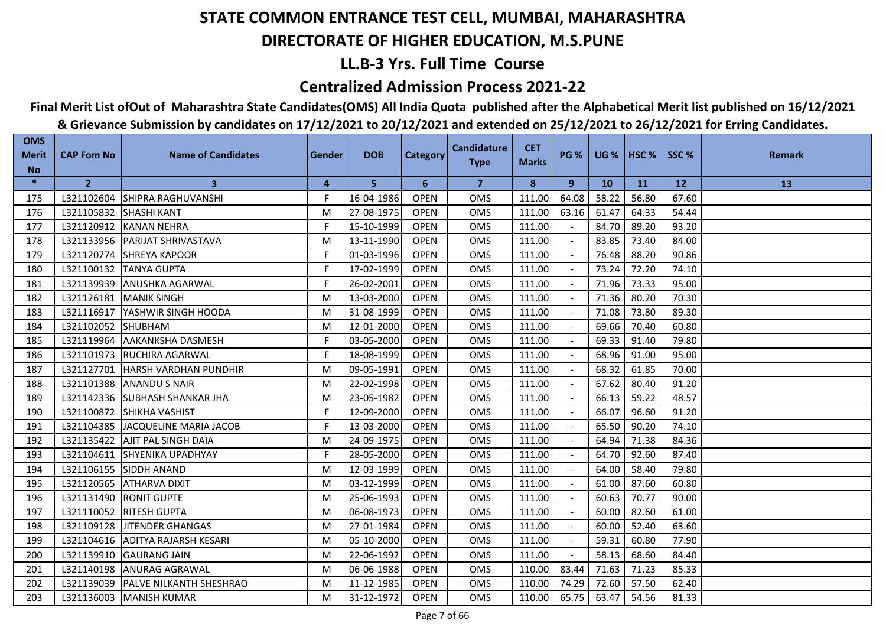# STATE COMMON ENTRANCE TEST CELL, MUMBAI, MAHARASHTRA

## DIRECTORATE OF HIGHER EDUCATION, M.S.PUNE

## LL.B-3 Yrs. Full Time Course

## Centralized Admission Process 2021-22

**Final Merit List ofOut of Maharashtra State Candidates(OMS) All India Quota published after the Alphabetical Merit list published on 16/12/2021 & Grievance Submission by candidates on 17/12/2021 to 20/12/2021 and extended on 25/12/2021 to 26/12/2021 for Erring Candidates.**

| OMS Merit No | CAP Fom No | Name of Candidates | Gender | DOB | Category | Candidature Type | CET Marks | PG % | UG % | HSC % | SSC % | Remark |
|---|---|---|---|---|---|---|---|---|---|---|---|---|
| * | 2 | 3 | 4 | 5 | 6 | 7 | 8 | 9 | 10 | 11 | 12 | 13 |
| 175 | L321102604 | SHIPRA RAGHUVANSHI | F | 16-04-1986 | OPEN | OMS | 111.00 | 64.08 | 58.22 | 56.80 | 67.60 | |
| 176 | L321105832 | SHASHI KANT | M | 27-08-1975 | OPEN | OMS | 111.00 | 63.16 | 61.47 | 64.33 | 54.44 | |
| 177 | L321120912 | KANAN NEHRA | F | 15-10-1999 | OPEN | OMS | 111.00 | - | 84.70 | 89.20 | 93.20 | |
| 178 | L321133956 | PARIJAT SHRIVASTAVA | M | 13-11-1990 | OPEN | OMS | 111.00 | - | 83.85 | 73.40 | 84.00 | |
| 179 | L321120774 | SHREYA KAPOOR | F | 01-03-1996 | OPEN | OMS | 111.00 | - | 76.48 | 88.20 | 90.86 | |
| 180 | L321100132 | TANYA GUPTA | F | 17-02-1999 | OPEN | OMS | 111.00 | - | 73.24 | 72.20 | 74.10 | |
| 181 | L321139939 | ANUSHKA AGARWAL | F | 26-02-2001 | OPEN | OMS | 111.00 | - | 71.96 | 73.33 | 95.00 | |
| 182 | L321126181 | MANIK SINGH | M | 13-03-2000 | OPEN | OMS | 111.00 | - | 71.36 | 80.20 | 70.30 | |
| 183 | L321116917 | YASHWIR SINGH HOODA | M | 31-08-1999 | OPEN | OMS | 111.00 | - | 71.08 | 73.80 | 89.30 | |
| 184 | L321102052 | SHUBHAM | M | 12-01-2000 | OPEN | OMS | 111.00 | - | 69.66 | 70.40 | 60.80 | |
| 185 | L321119964 | AAKANKSHA DASMESH | F | 03-05-2000 | OPEN | OMS | 111.00 | - | 69.33 | 91.40 | 79.80 | |
| 186 | L321101973 | RUCHIRA AGARWAL | F | 18-08-1999 | OPEN | OMS | 111.00 | - | 68.96 | 91.00 | 95.00 | |
| 187 | L321127701 | HARSH VARDHAN PUNDHIR | M | 09-05-1991 | OPEN | OMS | 111.00 | - | 68.32 | 61.85 | 70.00 | |
| 188 | L321101388 | ANANDU S NAIR | M | 22-02-1998 | OPEN | OMS | 111.00 | - | 67.62 | 80.40 | 91.20 | |
| 189 | L321142336 | SUBHASH SHANKAR JHA | M | 23-05-1982 | OPEN | OMS | 111.00 | - | 66.13 | 59.22 | 48.57 | |
| 190 | L321100872 | SHIKHA VASHIST | F | 12-09-2000 | OPEN | OMS | 111.00 | - | 66.07 | 96.60 | 91.20 | |
| 191 | L321104385 | JACQUELINE MARIA JACOB | F | 13-03-2000 | OPEN | OMS | 111.00 | - | 65.50 | 90.20 | 74.10 | |
| 192 | L321135422 | AJIT PAL SINGH DAIA | M | 24-09-1975 | OPEN | OMS | 111.00 | - | 64.94 | 71.38 | 84.36 | |
| 193 | L321104611 | SHYENIKA UPADHYAY | F | 28-05-2000 | OPEN | OMS | 111.00 | - | 64.70 | 92.60 | 87.40 | |
| 194 | L321106155 | SIDDH ANAND | M | 12-03-1999 | OPEN | OMS | 111.00 | - | 64.00 | 58.40 | 79.80 | |
| 195 | L321120565 | ATHARVA DIXIT | M | 03-12-1999 | OPEN | OMS | 111.00 | - | 61.00 | 87.60 | 60.80 | |
| 196 | L321131490 | RONIT GUPTE | M | 25-06-1993 | OPEN | OMS | 111.00 | - | 60.63 | 70.77 | 90.00 | |
| 197 | L321110052 | RITESH GUPTA | M | 06-08-1973 | OPEN | OMS | 111.00 | - | 60.00 | 82.60 | 61.00 | |
| 198 | L321109128 | JITENDER GHANGAS | M | 27-01-1984 | OPEN | OMS | 111.00 | - | 60.00 | 52.40 | 63.60 | |
| 199 | L321104616 | ADITYA RAJARSH KESARI | M | 05-10-2000 | OPEN | OMS | 111.00 | - | 59.31 | 60.80 | 77.90 | |
| 200 | L321139910 | GAURANG JAIN | M | 22-06-1992 | OPEN | OMS | 111.00 | - | 58.13 | 68.60 | 84.40 | |
| 201 | L321140198 | ANURAG AGRAWAL | M | 06-06-1988 | OPEN | OMS | 110.00 | 83.44 | 71.63 | 71.23 | 85.33 | |
| 202 | L321139039 | PALVE NILKANTH SHESHRAO | M | 11-12-1985 | OPEN | OMS | 110.00 | 74.29 | 72.60 | 57.50 | 62.40 | |
| 203 | L321136003 | MANISH KUMAR | M | 31-12-1972 | OPEN | OMS | 110.00 | 65.75 | 63.47 | 54.56 | 81.33 | |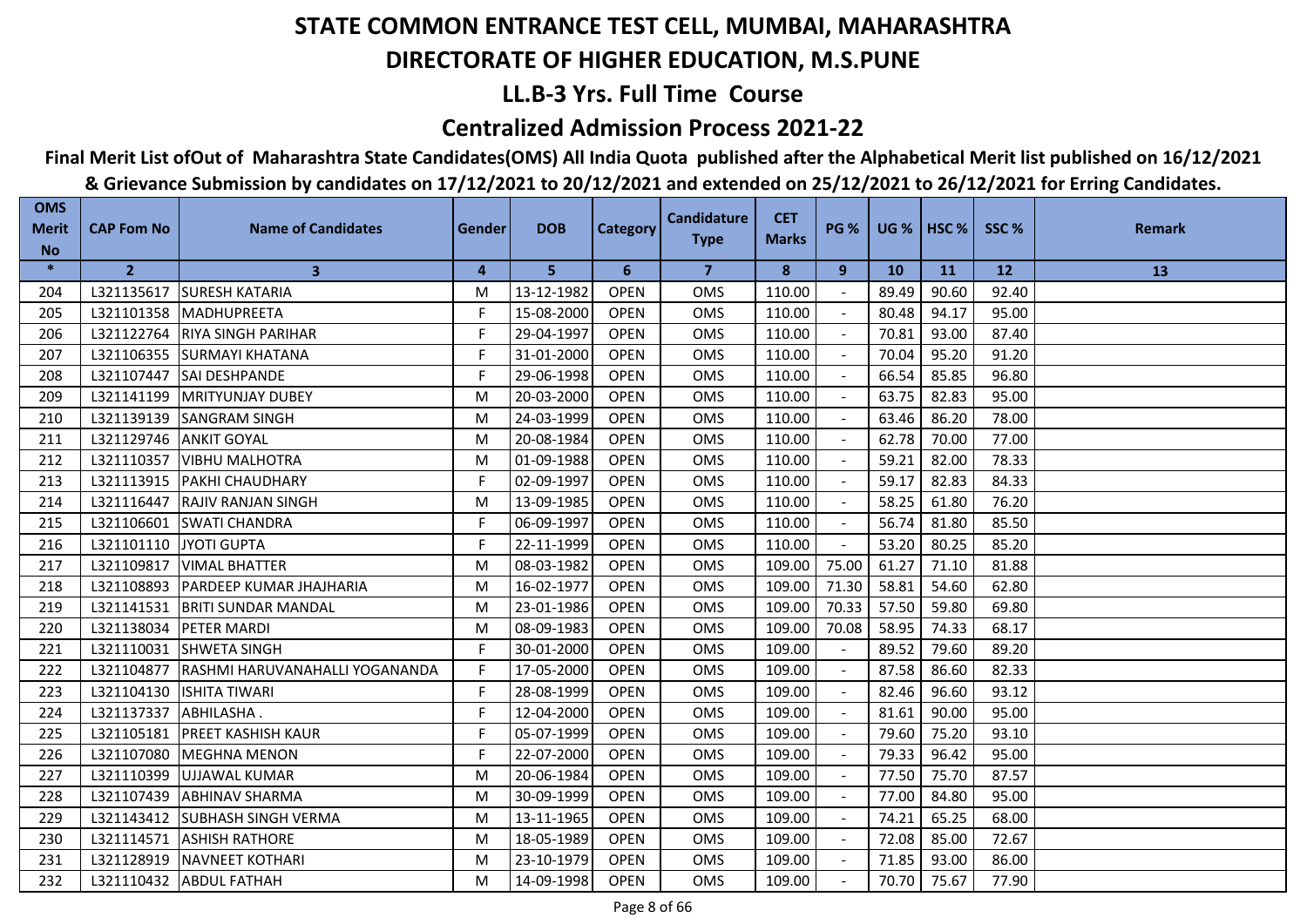# STATE COMMON ENTRANCE TEST CELL, MUMBAI, MAHARASHTRA

## DIRECTORATE OF HIGHER EDUCATION, M.S.PUNE

### LL.B-3 Yrs. Full Time Course

### Centralized Admission Process 2021-22

**Final Merit List ofOut of Maharashtra State Candidates(OMS) All India Quota published after the Alphabetical Merit list published on 16/12/2021 & Grievance Submission by candidates on 17/12/2021 to 20/12/2021 and extended on 25/12/2021 to 26/12/2021 for Erring Candidates.**

| OMS Merit No | CAP Fom No | Name of Candidates | Gender | DOB | Category | Candidature Type | CET Marks | PG % | UG % | HSC % | SSC % | Remark |
|---|---|---|---|---|---|---|---|---|---|---|---|---|
| * | 2 | 3 | 4 | 5 | 6 | 7 | 8 | 9 | 10 | 11 | 12 | 13 |
| 204 | L321135617 | SURESH KATARIA | M | 13-12-1982 | OPEN | OMS | 110.00 | - | 89.49 | 90.60 | 92.40 | |
| 205 | L321101358 | MADHUPREETA | F | 15-08-2000 | OPEN | OMS | 110.00 | - | 80.48 | 94.17 | 95.00 | |
| 206 | L321122764 | RIYA SINGH PARIHAR | F | 29-04-1997 | OPEN | OMS | 110.00 | - | 70.81 | 93.00 | 87.40 | |
| 207 | L321106355 | SURMAYI KHATANA | F | 31-01-2000 | OPEN | OMS | 110.00 | - | 70.04 | 95.20 | 91.20 | |
| 208 | L321107447 | SAI DESHPANDE | F | 29-06-1998 | OPEN | OMS | 110.00 | - | 66.54 | 85.85 | 96.80 | |
| 209 | L321141199 | MRITYUNJAY DUBEY | M | 20-03-2000 | OPEN | OMS | 110.00 | - | 63.75 | 82.83 | 95.00 | |
| 210 | L321139139 | SANGRAM SINGH | M | 24-03-1999 | OPEN | OMS | 110.00 | - | 63.46 | 86.20 | 78.00 | |
| 211 | L321129746 | ANKIT GOYAL | M | 20-08-1984 | OPEN | OMS | 110.00 | - | 62.78 | 70.00 | 77.00 | |
| 212 | L321110357 | VIBHU MALHOTRA | M | 01-09-1988 | OPEN | OMS | 110.00 | - | 59.21 | 82.00 | 78.33 | |
| 213 | L321113915 | PAKHI CHAUDHARY | F | 02-09-1997 | OPEN | OMS | 110.00 | - | 59.17 | 82.83 | 84.33 | |
| 214 | L321116447 | RAJIV RANJAN SINGH | M | 13-09-1985 | OPEN | OMS | 110.00 | - | 58.25 | 61.80 | 76.20 | |
| 215 | L321106601 | SWATI CHANDRA | F | 06-09-1997 | OPEN | OMS | 110.00 | - | 56.74 | 81.80 | 85.50 | |
| 216 | L321101110 | JYOTI GUPTA | F | 22-11-1999 | OPEN | OMS | 110.00 | - | 53.20 | 80.25 | 85.20 | |
| 217 | L321109817 | VIMAL BHATTER | M | 08-03-1982 | OPEN | OMS | 109.00 | 75.00 | 61.27 | 71.10 | 81.88 | |
| 218 | L321108893 | PARDEEP KUMAR JHAJHARIA | M | 16-02-1977 | OPEN | OMS | 109.00 | 71.30 | 58.81 | 54.60 | 62.80 | |
| 219 | L321141531 | BRITI SUNDAR MANDAL | M | 23-01-1986 | OPEN | OMS | 109.00 | 70.33 | 57.50 | 59.80 | 69.80 | |
| 220 | L321138034 | PETER MARDI | M | 08-09-1983 | OPEN | OMS | 109.00 | 70.08 | 58.95 | 74.33 | 68.17 | |
| 221 | L321110031 | SHWETA SINGH | F | 30-01-2000 | OPEN | OMS | 109.00 | - | 89.52 | 79.60 | 89.20 | |
| 222 | L321104877 | RASHMI HARUVANAHALLI YOGANANDA | F | 17-05-2000 | OPEN | OMS | 109.00 | - | 87.58 | 86.60 | 82.33 | |
| 223 | L321104130 | ISHITA TIWARI | F | 28-08-1999 | OPEN | OMS | 109.00 | - | 82.46 | 96.60 | 93.12 | |
| 224 | L321137337 | ABHILASHA . | F | 12-04-2000 | OPEN | OMS | 109.00 | - | 81.61 | 90.00 | 95.00 | |
| 225 | L321105181 | PREET KASHISH KAUR | F | 05-07-1999 | OPEN | OMS | 109.00 | - | 79.60 | 75.20 | 93.10 | |
| 226 | L321107080 | MEGHNA MENON | F | 22-07-2000 | OPEN | OMS | 109.00 | - | 79.33 | 96.42 | 95.00 | |
| 227 | L321110399 | UJJAWAL KUMAR | M | 20-06-1984 | OPEN | OMS | 109.00 | - | 77.50 | 75.70 | 87.57 | |
| 228 | L321107439 | ABHINAV SHARMA | M | 30-09-1999 | OPEN | OMS | 109.00 | - | 77.00 | 84.80 | 95.00 | |
| 229 | L321143412 | SUBHASH SINGH VERMA | M | 13-11-1965 | OPEN | OMS | 109.00 | - | 74.21 | 65.25 | 68.00 | |
| 230 | L321114571 | ASHISH RATHORE | M | 18-05-1989 | OPEN | OMS | 109.00 | - | 72.08 | 85.00 | 72.67 | |
| 231 | L321128919 | NAVNEET KOTHARI | M | 23-10-1979 | OPEN | OMS | 109.00 | - | 71.85 | 93.00 | 86.00 | |
| 232 | L321110432 | ABDUL FATHAH | M | 14-09-1998 | OPEN | OMS | 109.00 | - | 70.70 | 75.67 | 77.90 | |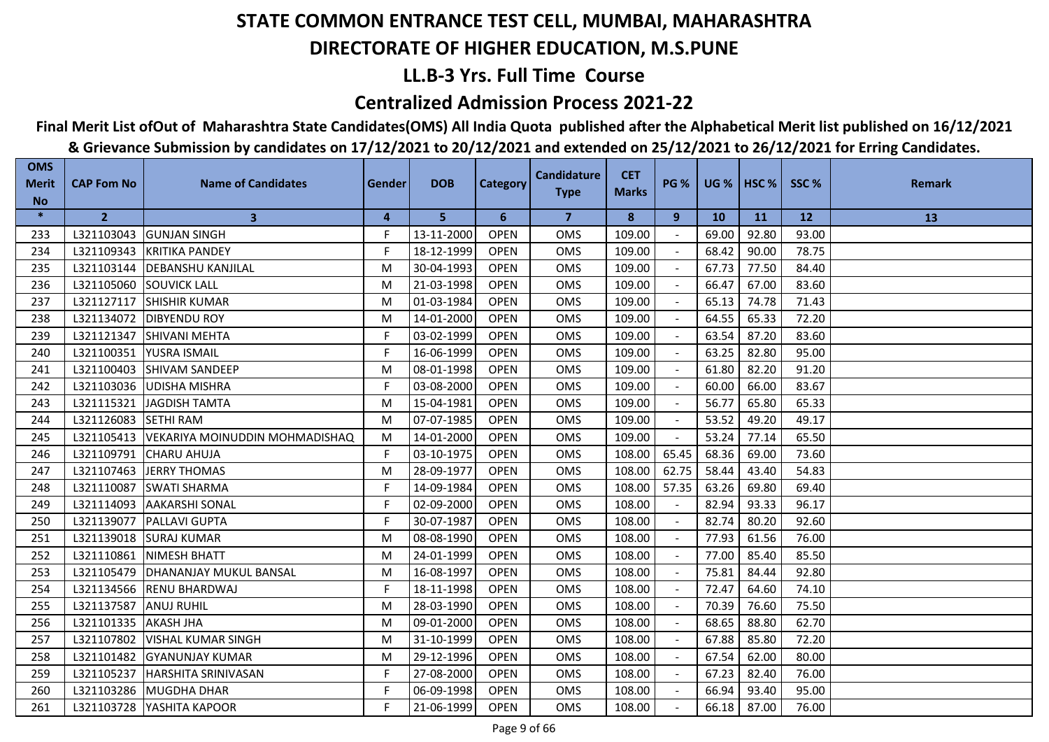# STATE COMMON ENTRANCE TEST CELL, MUMBAI, MAHARASHTRA

## DIRECTORATE OF HIGHER EDUCATION, M.S.PUNE

## LL.B-3 Yrs. Full Time Course

## Centralized Admission Process 2021-22

**Final Merit List ofOut of Maharashtra State Candidates(OMS) All India Quota published after the Alphabetical Merit list published on 16/12/2021 & Grievance Submission by candidates on 17/12/2021 to 20/12/2021 and extended on 25/12/2021 to 26/12/2021 for Erring Candidates.**

| OMS Merit No | CAP Fom No | Name of Candidates | Gender | DOB | Category | Candidature Type | CET Marks | PG % | UG % | HSC % | SSC % | Remark |
|---|---|---|---|---|---|---|---|---|---|---|---|---|
| * | 2 | 3 | 4 | 5 | 6 | 7 | 8 | 9 | 10 | 11 | 12 | 13 |
| 233 | L321103043 | GUNJAN SINGH | F | 13-11-2000 | OPEN | OMS | 109.00 | - | 69.00 | 92.80 | 93.00 | |
| 234 | L321109343 | KRITIKA PANDEY | F | 18-12-1999 | OPEN | OMS | 109.00 | - | 68.42 | 90.00 | 78.75 | |
| 235 | L321103144 | DEBANSHU KANJILAL | M | 30-04-1993 | OPEN | OMS | 109.00 | - | 67.73 | 77.50 | 84.40 | |
| 236 | L321105060 | SOUVICK LALL | M | 21-03-1998 | OPEN | OMS | 109.00 | - | 66.47 | 67.00 | 83.60 | |
| 237 | L321127117 | SHISHIR KUMAR | M | 01-03-1984 | OPEN | OMS | 109.00 | - | 65.13 | 74.78 | 71.43 | |
| 238 | L321134072 | DIBYENDU ROY | M | 14-01-2000 | OPEN | OMS | 109.00 | - | 64.55 | 65.33 | 72.20 | |
| 239 | L321121347 | SHIVANI MEHTA | F | 03-02-1999 | OPEN | OMS | 109.00 | - | 63.54 | 87.20 | 83.60 | |
| 240 | L321100351 | YUSRA ISMAIL | F | 16-06-1999 | OPEN | OMS | 109.00 | - | 63.25 | 82.80 | 95.00 | |
| 241 | L321100403 | SHIVAM SANDEEP | M | 08-01-1998 | OPEN | OMS | 109.00 | - | 61.80 | 82.20 | 91.20 | |
| 242 | L321103036 | UDISHA MISHRA | F | 03-08-2000 | OPEN | OMS | 109.00 | - | 60.00 | 66.00 | 83.67 | |
| 243 | L321115321 | JAGDISH TAMTA | M | 15-04-1981 | OPEN | OMS | 109.00 | - | 56.77 | 65.80 | 65.33 | |
| 244 | L321126083 | SETHI RAM | M | 07-07-1985 | OPEN | OMS | 109.00 | - | 53.52 | 49.20 | 49.17 | |
| 245 | L321105413 | VEKARIYA MOINUDDIN MOHMADISHAQ | M | 14-01-2000 | OPEN | OMS | 109.00 | - | 53.24 | 77.14 | 65.50 | |
| 246 | L321109791 | CHARU AHUJA | F | 03-10-1975 | OPEN | OMS | 108.00 | 65.45 | 68.36 | 69.00 | 73.60 | |
| 247 | L321107463 | JERRY THOMAS | M | 28-09-1977 | OPEN | OMS | 108.00 | 62.75 | 58.44 | 43.40 | 54.83 | |
| 248 | L321110087 | SWATI SHARMA | F | 14-09-1984 | OPEN | OMS | 108.00 | 57.35 | 63.26 | 69.80 | 69.40 | |
| 249 | L321114093 | AAKARSHI SONAL | F | 02-09-2000 | OPEN | OMS | 108.00 | - | 82.94 | 93.33 | 96.17 | |
| 250 | L321139077 | PALLAVI GUPTA | F | 30-07-1987 | OPEN | OMS | 108.00 | - | 82.74 | 80.20 | 92.60 | |
| 251 | L321139018 | SURAJ KUMAR | M | 08-08-1990 | OPEN | OMS | 108.00 | - | 77.93 | 61.56 | 76.00 | |
| 252 | L321110861 | NIMESH BHATT | M | 24-01-1999 | OPEN | OMS | 108.00 | - | 77.00 | 85.40 | 85.50 | |
| 253 | L321105479 | DHANANJAY MUKUL BANSAL | M | 16-08-1997 | OPEN | OMS | 108.00 | - | 75.81 | 84.44 | 92.80 | |
| 254 | L321134566 | RENU BHARDWAJ | F | 18-11-1998 | OPEN | OMS | 108.00 | - | 72.47 | 64.60 | 74.10 | |
| 255 | L321137587 | ANUJ RUHIL | M | 28-03-1990 | OPEN | OMS | 108.00 | - | 70.39 | 76.60 | 75.50 | |
| 256 | L321101335 | AKASH JHA | M | 09-01-2000 | OPEN | OMS | 108.00 | - | 68.65 | 88.80 | 62.70 | |
| 257 | L321107802 | VISHAL KUMAR SINGH | M | 31-10-1999 | OPEN | OMS | 108.00 | - | 67.88 | 85.80 | 72.20 | |
| 258 | L321101482 | GYANUNJAY KUMAR | M | 29-12-1996 | OPEN | OMS | 108.00 | - | 67.54 | 62.00 | 80.00 | |
| 259 | L321105237 | HARSHITA SRINIVASAN | F | 27-08-2000 | OPEN | OMS | 108.00 | - | 67.23 | 82.40 | 76.00 | |
| 260 | L321103286 | MUGDHA DHAR | F | 06-09-1998 | OPEN | OMS | 108.00 | - | 66.94 | 93.40 | 95.00 | |
| 261 | L321103728 | YASHITA KAPOOR | F | 21-06-1999 | OPEN | OMS | 108.00 | - | 66.18 | 87.00 | 76.00 | |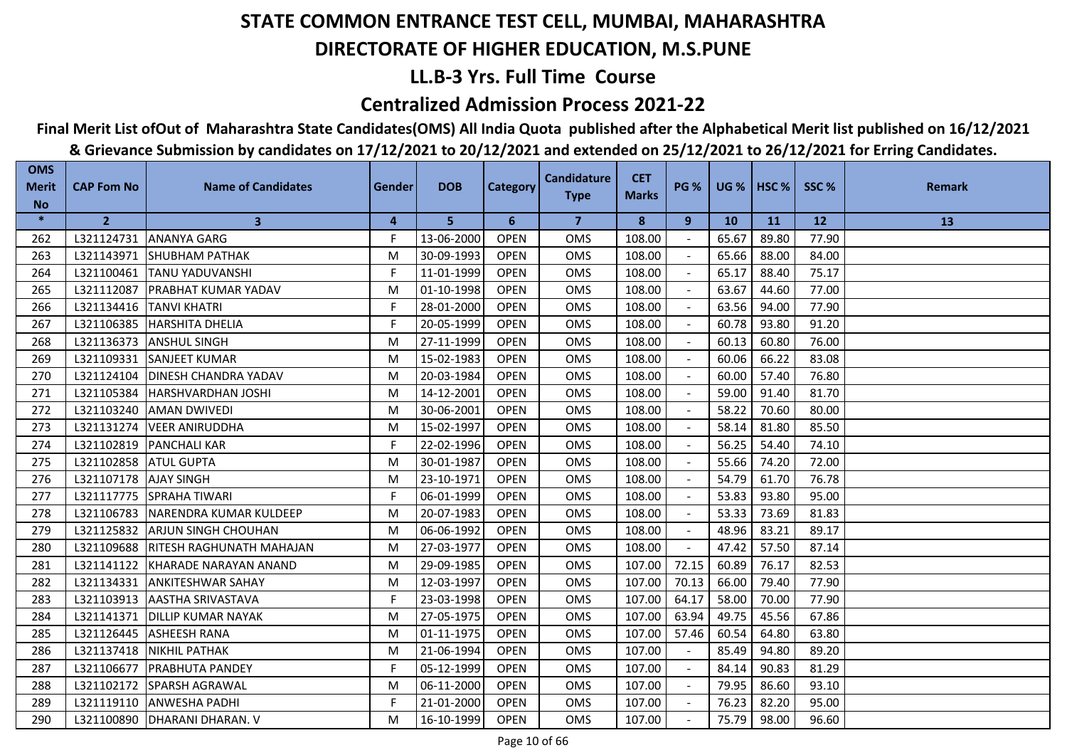# STATE COMMON ENTRANCE TEST CELL, MUMBAI, MAHARASHTRA

## DIRECTORATE OF HIGHER EDUCATION, M.S.PUNE

### LL.B-3 Yrs. Full Time Course

### Centralized Admission Process 2021-22

**Final Merit List ofOut of Maharashtra State Candidates(OMS) All India Quota published after the Alphabetical Merit list published on 16/12/2021 & Grievance Submission by candidates on 17/12/2021 to 20/12/2021 and extended on 25/12/2021 to 26/12/2021 for Erring Candidates.**

| OMS Merit No | CAP Fom No | Name of Candidates | Gender | DOB | Category | Candidature Type | CET Marks | PG % | UG % | HSC % | SSC % | Remark |
|---|---|---|---|---|---|---|---|---|---|---|---|---|
| * | 2 | 3 | 4 | 5 | 6 | 7 | 8 | 9 | 10 | 11 | 12 | 13 |
| 262 | L321124731 | ANANYA GARG | F | 13-06-2000 | OPEN | OMS | 108.00 | - | 65.67 | 89.80 | 77.90 | |
| 263 | L321143971 | SHUBHAM PATHAK | M | 30-09-1993 | OPEN | OMS | 108.00 | - | 65.66 | 88.00 | 84.00 | |
| 264 | L321100461 | TANU YADUVANSHI | F | 11-01-1999 | OPEN | OMS | 108.00 | - | 65.17 | 88.40 | 75.17 | |
| 265 | L321112087 | PRABHAT KUMAR YADAV | M | 01-10-1998 | OPEN | OMS | 108.00 | - | 63.67 | 44.60 | 77.00 | |
| 266 | L321134416 | TANVI KHATRI | F | 28-01-2000 | OPEN | OMS | 108.00 | - | 63.56 | 94.00 | 77.90 | |
| 267 | L321106385 | HARSHITA DHELIA | F | 20-05-1999 | OPEN | OMS | 108.00 | - | 60.78 | 93.80 | 91.20 | |
| 268 | L321136373 | ANSHUL SINGH | M | 27-11-1999 | OPEN | OMS | 108.00 | - | 60.13 | 60.80 | 76.00 | |
| 269 | L321109331 | SANJEET KUMAR | M | 15-02-1983 | OPEN | OMS | 108.00 | - | 60.06 | 66.22 | 83.08 | |
| 270 | L321124104 | DINESH CHANDRA YADAV | M | 20-03-1984 | OPEN | OMS | 108.00 | - | 60.00 | 57.40 | 76.80 | |
| 271 | L321105384 | HARSHVARDHAN JOSHI | M | 14-12-2001 | OPEN | OMS | 108.00 | - | 59.00 | 91.40 | 81.70 | |
| 272 | L321103240 | AMAN DWIVEDI | M | 30-06-2001 | OPEN | OMS | 108.00 | - | 58.22 | 70.60 | 80.00 | |
| 273 | L321131274 | VEER ANIRUDDHA | M | 15-02-1997 | OPEN | OMS | 108.00 | - | 58.14 | 81.80 | 85.50 | |
| 274 | L321102819 | PANCHALI KAR | F | 22-02-1996 | OPEN | OMS | 108.00 | - | 56.25 | 54.40 | 74.10 | |
| 275 | L321102858 | ATUL GUPTA | M | 30-01-1987 | OPEN | OMS | 108.00 | - | 55.66 | 74.20 | 72.00 | |
| 276 | L321107178 | AJAY SINGH | M | 23-10-1971 | OPEN | OMS | 108.00 | - | 54.79 | 61.70 | 76.78 | |
| 277 | L321117775 | SPRAHA TIWARI | F | 06-01-1999 | OPEN | OMS | 108.00 | - | 53.83 | 93.80 | 95.00 | |
| 278 | L321106783 | NARENDRA KUMAR KULDEEP | M | 20-07-1983 | OPEN | OMS | 108.00 | - | 53.33 | 73.69 | 81.83 | |
| 279 | L321125832 | ARJUN SINGH CHOUHAN | M | 06-06-1992 | OPEN | OMS | 108.00 | - | 48.96 | 83.21 | 89.17 | |
| 280 | L321109688 | RITESH RAGHUNATH MAHAJAN | M | 27-03-1977 | OPEN | OMS | 108.00 | - | 47.42 | 57.50 | 87.14 | |
| 281 | L321141122 | KHARADE NARAYAN ANAND | M | 29-09-1985 | OPEN | OMS | 107.00 | 72.15 | 60.89 | 76.17 | 82.53 | |
| 282 | L321134331 | ANKITESHWAR SAHAY | M | 12-03-1997 | OPEN | OMS | 107.00 | 70.13 | 66.00 | 79.40 | 77.90 | |
| 283 | L321103913 | AASTHA SRIVASTAVA | F | 23-03-1998 | OPEN | OMS | 107.00 | 64.17 | 58.00 | 70.00 | 77.90 | |
| 284 | L321141371 | DILLIP KUMAR NAYAK | M | 27-05-1975 | OPEN | OMS | 107.00 | 63.94 | 49.75 | 45.56 | 67.86 | |
| 285 | L321126445 | ASHEESH RANA | M | 01-11-1975 | OPEN | OMS | 107.00 | 57.46 | 60.54 | 64.80 | 63.80 | |
| 286 | L321137418 | NIKHIL PATHAK | M | 21-06-1994 | OPEN | OMS | 107.00 | - | 85.49 | 94.80 | 89.20 | |
| 287 | L321106677 | PRABHUTA PANDEY | F | 05-12-1999 | OPEN | OMS | 107.00 | - | 84.14 | 90.83 | 81.29 | |
| 288 | L321102172 | SPARSH AGRAWAL | M | 06-11-2000 | OPEN | OMS | 107.00 | - | 79.95 | 86.60 | 93.10 | |
| 289 | L321119110 | ANWESHA PADHI | F | 21-01-2000 | OPEN | OMS | 107.00 | - | 76.23 | 82.20 | 95.00 | |
| 290 | L321100890 | DHARANI DHARAN. V | M | 16-10-1999 | OPEN | OMS | 107.00 | - | 75.79 | 98.00 | 96.60 | |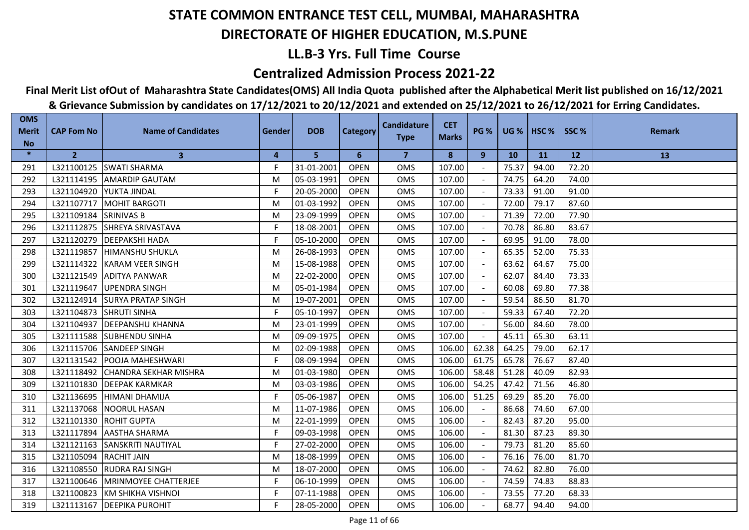# STATE COMMON ENTRANCE TEST CELL, MUMBAI, MAHARASHTRA

## DIRECTORATE OF HIGHER EDUCATION, M.S.PUNE

### LL.B-3 Yrs. Full Time Course

### Centralized Admission Process 2021-22

**Final Merit List ofOut of Maharashtra State Candidates(OMS) All India Quota published after the Alphabetical Merit list published on 16/12/2021 & Grievance Submission by candidates on 17/12/2021 to 20/12/2021 and extended on 25/12/2021 to 26/12/2021 for Erring Candidates.**

| OMS Merit No | CAP Fom No | Name of Candidates | Gender | DOB | Category | Candidature Type | CET Marks | PG % | UG % | HSC % | SSC % | Remark |
|---|---|---|---|---|---|---|---|---|---|---|---|---|
| * | 2 | 3 | 4 | 5 | 6 | 7 | 8 | 9 | 10 | 11 | 12 | 13 |
| 291 | L321100125 | SWATI SHARMA | F | 31-01-2001 | OPEN | OMS | 107.00 | - | 75.37 | 94.00 | 72.20 | |
| 292 | L321114195 | AMARDIP GAUTAM | M | 05-03-1991 | OPEN | OMS | 107.00 | - | 74.75 | 64.20 | 74.00 | |
| 293 | L321104920 | YUKTA JINDAL | F | 20-05-2000 | OPEN | OMS | 107.00 | - | 73.33 | 91.00 | 91.00 | |
| 294 | L321107717 | MOHIT BARGOTI | M | 01-03-1992 | OPEN | OMS | 107.00 | - | 72.00 | 79.17 | 87.60 | |
| 295 | L321109184 | SRINIVAS B | M | 23-09-1999 | OPEN | OMS | 107.00 | - | 71.39 | 72.00 | 77.90 | |
| 296 | L321112875 | SHREYA SRIVASTAVA | F | 18-08-2001 | OPEN | OMS | 107.00 | - | 70.78 | 86.80 | 83.67 | |
| 297 | L321120279 | DEEPAKSHI HADA | F | 05-10-2000 | OPEN | OMS | 107.00 | - | 69.95 | 91.00 | 78.00 | |
| 298 | L321119857 | HIMANSHU SHUKLA | M | 26-08-1993 | OPEN | OMS | 107.00 | - | 65.35 | 52.00 | 75.33 | |
| 299 | L321114322 | KARAM VEER SINGH | M | 15-08-1988 | OPEN | OMS | 107.00 | - | 63.62 | 64.67 | 75.00 | |
| 300 | L321121549 | ADITYA PANWAR | M | 22-02-2000 | OPEN | OMS | 107.00 | - | 62.07 | 84.40 | 73.33 | |
| 301 | L321119647 | UPENDRA SINGH | M | 05-01-1984 | OPEN | OMS | 107.00 | - | 60.08 | 69.80 | 77.38 | |
| 302 | L321124914 | SURYA PRATAP SINGH | M | 19-07-2001 | OPEN | OMS | 107.00 | - | 59.54 | 86.50 | 81.70 | |
| 303 | L321104873 | SHRUTI SINHA | F | 05-10-1997 | OPEN | OMS | 107.00 | - | 59.33 | 67.40 | 72.20 | |
| 304 | L321104937 | DEEPANSHU KHANNA | M | 23-01-1999 | OPEN | OMS | 107.00 | - | 56.00 | 84.60 | 78.00 | |
| 305 | L321111588 | SUBHENDU SINHA | M | 09-09-1975 | OPEN | OMS | 107.00 | - | 45.11 | 65.30 | 63.11 | |
| 306 | L321115706 | SANDEEP SINGH | M | 02-09-1988 | OPEN | OMS | 106.00 | 62.38 | 64.25 | 79.00 | 62.17 | |
| 307 | L321131542 | POOJA MAHESHWARI | F | 08-09-1994 | OPEN | OMS | 106.00 | 61.75 | 65.78 | 76.67 | 87.40 | |
| 308 | L321118492 | CHANDRA SEKHAR MISHRA | M | 01-03-1980 | OPEN | OMS | 106.00 | 58.48 | 51.28 | 40.09 | 82.93 | |
| 309 | L321101830 | DEEPAK KARMKAR | M | 03-03-1986 | OPEN | OMS | 106.00 | 54.25 | 47.42 | 71.56 | 46.80 | |
| 310 | L321136695 | HIMANI DHAMIJA | F | 05-06-1987 | OPEN | OMS | 106.00 | 51.25 | 69.29 | 85.20 | 76.00 | |
| 311 | L321137068 | NOORUL HASAN | M | 11-07-1986 | OPEN | OMS | 106.00 | - | 86.68 | 74.60 | 67.00 | |
| 312 | L321101330 | ROHIT GUPTA | M | 22-01-1999 | OPEN | OMS | 106.00 | - | 82.43 | 87.20 | 95.00 | |
| 313 | L321117894 | AASTHA SHARMA | F | 09-03-1998 | OPEN | OMS | 106.00 | - | 81.30 | 87.23 | 89.30 | |
| 314 | L321121163 | SANSKRITI NAUTIYAL | F | 27-02-2000 | OPEN | OMS | 106.00 | - | 79.73 | 81.20 | 85.60 | |
| 315 | L321105094 | RACHIT JAIN | M | 18-08-1999 | OPEN | OMS | 106.00 | - | 76.16 | 76.00 | 81.70 | |
| 316 | L321108550 | RUDRA RAJ SINGH | M | 18-07-2000 | OPEN | OMS | 106.00 | - | 74.62 | 82.80 | 76.00 | |
| 317 | L321100646 | MRINMOYEE CHATTERJEE | F | 06-10-1999 | OPEN | OMS | 106.00 | - | 74.59 | 74.83 | 88.83 | |
| 318 | L321100823 | KM SHIKHA VISHNOI | F | 07-11-1988 | OPEN | OMS | 106.00 | - | 73.55 | 77.20 | 68.33 | |
| 319 | L321113167 | DEEPIKA PUROHIT | F | 28-05-2000 | OPEN | OMS | 106.00 | - | 68.77 | 94.40 | 94.00 | |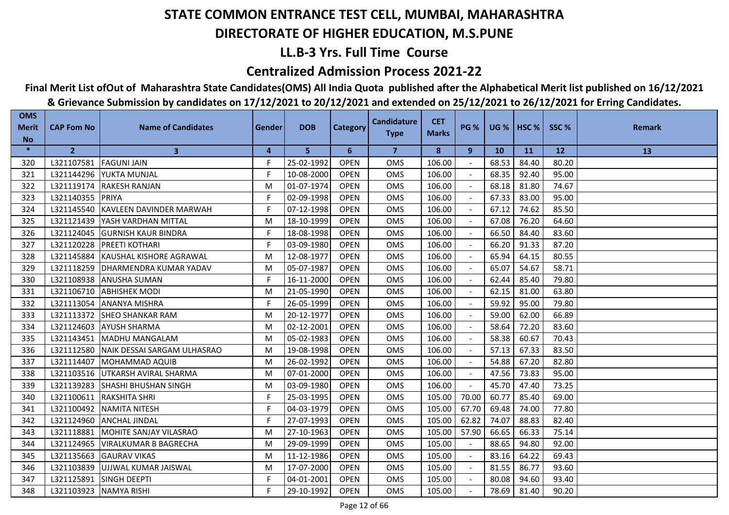# STATE COMMON ENTRANCE TEST CELL, MUMBAI, MAHARASHTRA

# DIRECTORATE OF HIGHER EDUCATION, M.S.PUNE

## LL.B-3 Yrs. Full Time Course

## Centralized Admission Process 2021-22

**Final Merit List ofOut of Maharashtra State Candidates(OMS) All India Quota published after the Alphabetical Merit list published on 16/12/2021 & Grievance Submission by candidates on 17/12/2021 to 20/12/2021 and extended on 25/12/2021 to 26/12/2021 for Erring Candidates.**

| OMS Merit No | CAP Fom No | Name of Candidates | Gender | DOB | Category | Candidature Type | CET Marks | PG % | UG % | HSC % | SSC % | Remark |
|---|---|---|---|---|---|---|---|---|---|---|---|---|
| * | 2 | 3 | 4 | 5 | 6 | 7 | 8 | 9 | 10 | 11 | 12 | 13 |
| 320 | L321107581 | FAGUNI JAIN | F | 25-02-1992 | OPEN | OMS | 106.00 | - | 68.53 | 84.40 | 80.20 | |
| 321 | L321144296 | YUKTA MUNJAL | F | 10-08-2000 | OPEN | OMS | 106.00 | - | 68.35 | 92.40 | 95.00 | |
| 322 | L321119174 | RAKESH RANJAN | M | 01-07-1974 | OPEN | OMS | 106.00 | - | 68.18 | 81.80 | 74.67 | |
| 323 | L321140355 | PRIYA | F | 02-09-1998 | OPEN | OMS | 106.00 | - | 67.33 | 83.00 | 95.00 | |
| 324 | L321145540 | KAVLEEN DAVINDER MARWAH | F | 07-12-1998 | OPEN | OMS | 106.00 | - | 67.12 | 74.62 | 85.50 | |
| 325 | L321121439 | YASH VARDHAN MITTAL | M | 18-10-1999 | OPEN | OMS | 106.00 | - | 67.08 | 76.20 | 64.60 | |
| 326 | L321124045 | GURNISH KAUR BINDRA | F | 18-08-1998 | OPEN | OMS | 106.00 | - | 66.50 | 84.40 | 83.60 | |
| 327 | L321120228 | PREETI KOTHARI | F | 03-09-1980 | OPEN | OMS | 106.00 | - | 66.20 | 91.33 | 87.20 | |
| 328 | L321145884 | KAUSHAL KISHORE AGRAWAL | M | 12-08-1977 | OPEN | OMS | 106.00 | - | 65.94 | 64.15 | 80.55 | |
| 329 | L321118259 | DHARMENDRA KUMAR YADAV | M | 05-07-1987 | OPEN | OMS | 106.00 | - | 65.07 | 54.67 | 58.71 | |
| 330 | L321108938 | ANUSHA SUMAN | F | 16-11-2000 | OPEN | OMS | 106.00 | - | 62.44 | 85.40 | 79.80 | |
| 331 | L321106710 | ABHISHEK MODI | M | 21-05-1990 | OPEN | OMS | 106.00 | - | 62.15 | 81.00 | 63.80 | |
| 332 | L321113054 | ANANYA MISHRA | F | 26-05-1999 | OPEN | OMS | 106.00 | - | 59.92 | 95.00 | 79.80 | |
| 333 | L321113372 | SHEO SHANKAR RAM | M | 20-12-1977 | OPEN | OMS | 106.00 | - | 59.00 | 62.00 | 66.89 | |
| 334 | L321124603 | AYUSH SHARMA | M | 02-12-2001 | OPEN | OMS | 106.00 | - | 58.64 | 72.20 | 83.60 | |
| 335 | L321143451 | MADHU MANGALAM | M | 05-02-1983 | OPEN | OMS | 106.00 | - | 58.38 | 60.67 | 70.43 | |
| 336 | L321112580 | NAIK DESSAI SARGAM ULHASRAO | M | 19-08-1998 | OPEN | OMS | 106.00 | - | 57.13 | 67.33 | 83.50 | |
| 337 | L321114407 | MOHAMMAD AQUIB | M | 26-02-1992 | OPEN | OMS | 106.00 | - | 54.88 | 67.20 | 82.80 | |
| 338 | L321103516 | UTKARSH AVIRAL SHARMA | M | 07-01-2000 | OPEN | OMS | 106.00 | - | 47.56 | 73.83 | 95.00 | |
| 339 | L321139283 | SHASHI BHUSHAN SINGH | M | 03-09-1980 | OPEN | OMS | 106.00 | - | 45.70 | 47.40 | 73.25 | |
| 340 | L321100611 | RAKSHITA SHRI | F | 25-03-1995 | OPEN | OMS | 105.00 | 70.00 | 60.77 | 85.40 | 69.00 | |
| 341 | L321100492 | NAMITA NITESH | F | 04-03-1979 | OPEN | OMS | 105.00 | 67.70 | 69.48 | 74.00 | 77.80 | |
| 342 | L321124960 | ANCHAL JINDAL | F | 27-07-1993 | OPEN | OMS | 105.00 | 62.82 | 74.07 | 88.83 | 82.40 | |
| 343 | L321118881 | MOHITE SANJAY VILASRAO | M | 27-10-1963 | OPEN | OMS | 105.00 | 57.90 | 66.65 | 66.33 | 75.14 | |
| 344 | L321124965 | VIRALKUMAR B BAGRECHA | M | 29-09-1999 | OPEN | OMS | 105.00 | - | 88.65 | 94.80 | 92.00 | |
| 345 | L321135663 | GAURAV VIKAS | M | 11-12-1986 | OPEN | OMS | 105.00 | - | 83.16 | 64.22 | 69.43 | |
| 346 | L321103839 | UJJWAL KUMAR JAISWAL | M | 17-07-2000 | OPEN | OMS | 105.00 | - | 81.55 | 86.77 | 93.60 | |
| 347 | L321125891 | SINGH DEEPTI | F | 04-01-2001 | OPEN | OMS | 105.00 | - | 80.08 | 94.60 | 93.40 | |
| 348 | L321103923 | NAMYA RISHI | F | 29-10-1992 | OPEN | OMS | 105.00 | - | 78.69 | 81.40 | 90.20 | |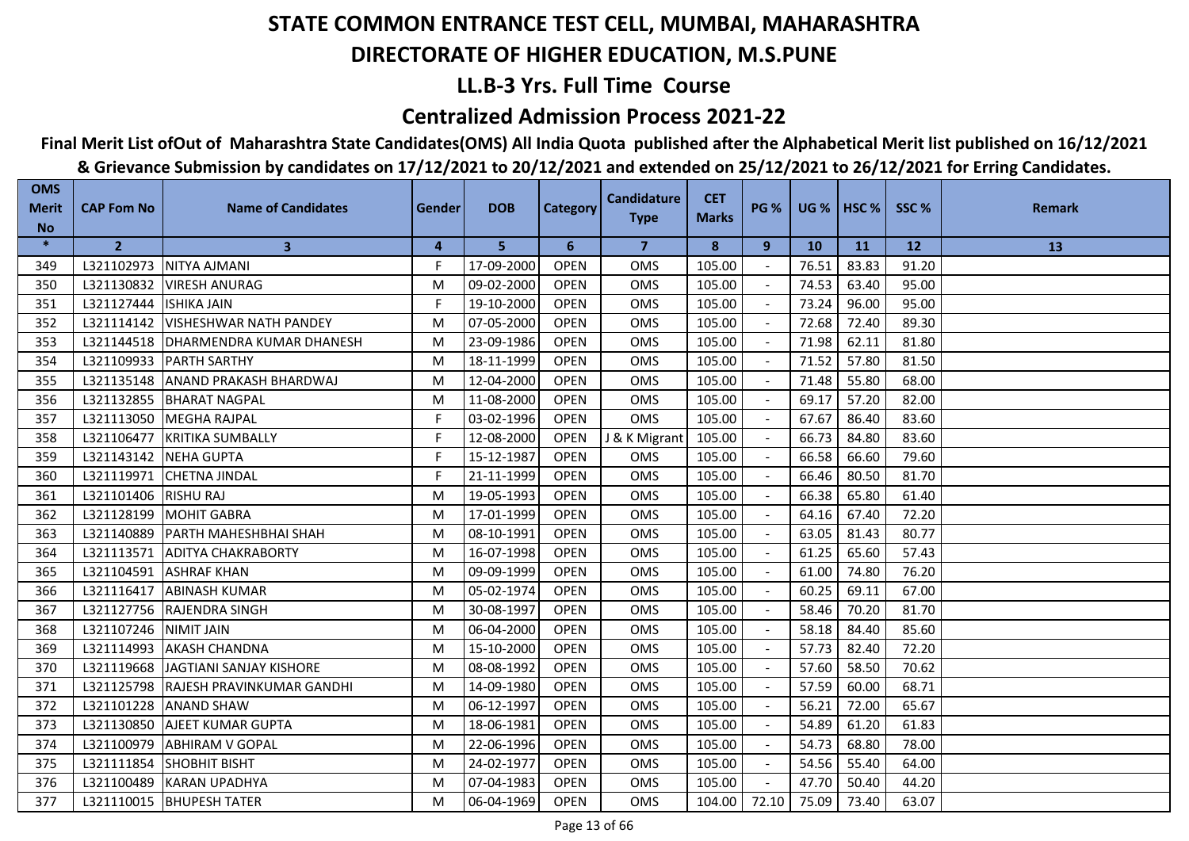# STATE COMMON ENTRANCE TEST CELL, MUMBAI, MAHARASHTRA

## DIRECTORATE OF HIGHER EDUCATION, M.S.PUNE

## LL.B-3 Yrs. Full Time Course

## Centralized Admission Process 2021-22

**Final Merit List ofOut of Maharashtra State Candidates(OMS) All India Quota published after the Alphabetical Merit list published on 16/12/2021 & Grievance Submission by candidates on 17/12/2021 to 20/12/2021 and extended on 25/12/2021 to 26/12/2021 for Erring Candidates.**

| OMS Merit No | CAP Fom No | Name of Candidates | Gender | DOB | Category | Candidature Type | CET Marks | PG % | UG % | HSC % | SSC % | Remark |
|---|---|---|---|---|---|---|---|---|---|---|---|---|
| * | 2 | 3 | 4 | 5 | 6 | 7 | 8 | 9 | 10 | 11 | 12 | 13 |
| 349 | L321102973 | NITYA AJMANI | F | 17-09-2000 | OPEN | OMS | 105.00 | - | 76.51 | 83.83 | 91.20 | |
| 350 | L321130832 | VIRESH ANURAG | M | 09-02-2000 | OPEN | OMS | 105.00 | - | 74.53 | 63.40 | 95.00 | |
| 351 | L321127444 | ISHIKA JAIN | F | 19-10-2000 | OPEN | OMS | 105.00 | - | 73.24 | 96.00 | 95.00 | |
| 352 | L321114142 | VISHESHWAR NATH PANDEY | M | 07-05-2000 | OPEN | OMS | 105.00 | - | 72.68 | 72.40 | 89.30 | |
| 353 | L321144518 | DHARMENDRA KUMAR DHANESH | M | 23-09-1986 | OPEN | OMS | 105.00 | - | 71.98 | 62.11 | 81.80 | |
| 354 | L321109933 | PARTH SARTHY | M | 18-11-1999 | OPEN | OMS | 105.00 | - | 71.52 | 57.80 | 81.50 | |
| 355 | L321135148 | ANAND PRAKASH BHARDWAJ | M | 12-04-2000 | OPEN | OMS | 105.00 | - | 71.48 | 55.80 | 68.00 | |
| 356 | L321132855 | BHARAT NAGPAL | M | 11-08-2000 | OPEN | OMS | 105.00 | - | 69.17 | 57.20 | 82.00 | |
| 357 | L321113050 | MEGHA RAJPAL | F | 03-02-1996 | OPEN | OMS | 105.00 | - | 67.67 | 86.40 | 83.60 | |
| 358 | L321106477 | KRITIKA SUMBALLY | F | 12-08-2000 | OPEN | J & K Migrant | 105.00 | - | 66.73 | 84.80 | 83.60 | |
| 359 | L321143142 | NEHA GUPTA | F | 15-12-1987 | OPEN | OMS | 105.00 | - | 66.58 | 66.60 | 79.60 | |
| 360 | L321119971 | CHETNA JINDAL | F | 21-11-1999 | OPEN | OMS | 105.00 | - | 66.46 | 80.50 | 81.70 | |
| 361 | L321101406 | RISHU RAJ | M | 19-05-1993 | OPEN | OMS | 105.00 | - | 66.38 | 65.80 | 61.40 | |
| 362 | L321128199 | MOHIT GABRA | M | 17-01-1999 | OPEN | OMS | 105.00 | - | 64.16 | 67.40 | 72.20 | |
| 363 | L321140889 | PARTH MAHESHBHAI SHAH | M | 08-10-1991 | OPEN | OMS | 105.00 | - | 63.05 | 81.43 | 80.77 | |
| 364 | L321113571 | ADITYA CHAKRABORTY | M | 16-07-1998 | OPEN | OMS | 105.00 | - | 61.25 | 65.60 | 57.43 | |
| 365 | L321104591 | ASHRAF KHAN | M | 09-09-1999 | OPEN | OMS | 105.00 | - | 61.00 | 74.80 | 76.20 | |
| 366 | L321116417 | ABINASH KUMAR | M | 05-02-1974 | OPEN | OMS | 105.00 | - | 60.25 | 69.11 | 67.00 | |
| 367 | L321127756 | RAJENDRA SINGH | M | 30-08-1997 | OPEN | OMS | 105.00 | - | 58.46 | 70.20 | 81.70 | |
| 368 | L321107246 | NIMIT JAIN | M | 06-04-2000 | OPEN | OMS | 105.00 | - | 58.18 | 84.40 | 85.60 | |
| 369 | L321114993 | AKASH CHANDNA | M | 15-10-2000 | OPEN | OMS | 105.00 | - | 57.73 | 82.40 | 72.20 | |
| 370 | L321119668 | JAGTIANI SANJAY KISHORE | M | 08-08-1992 | OPEN | OMS | 105.00 | - | 57.60 | 58.50 | 70.62 | |
| 371 | L321125798 | RAJESH PRAVINKUMAR GANDHI | M | 14-09-1980 | OPEN | OMS | 105.00 | - | 57.59 | 60.00 | 68.71 | |
| 372 | L321101228 | ANAND SHAW | M | 06-12-1997 | OPEN | OMS | 105.00 | - | 56.21 | 72.00 | 65.67 | |
| 373 | L321130850 | AJEET KUMAR GUPTA | M | 18-06-1981 | OPEN | OMS | 105.00 | - | 54.89 | 61.20 | 61.83 | |
| 374 | L321100979 | ABHIRAM V GOPAL | M | 22-06-1996 | OPEN | OMS | 105.00 | - | 54.73 | 68.80 | 78.00 | |
| 375 | L321111854 | SHOBHIT BISHT | M | 24-02-1977 | OPEN | OMS | 105.00 | - | 54.56 | 55.40 | 64.00 | |
| 376 | L321100489 | KARAN UPADHYA | M | 07-04-1983 | OPEN | OMS | 105.00 | - | 47.70 | 50.40 | 44.20 | |
| 377 | L321110015 | BHUPESH TATER | M | 06-04-1969 | OPEN | OMS | 104.00 | 72.10 | 75.09 | 73.40 | 63.07 | |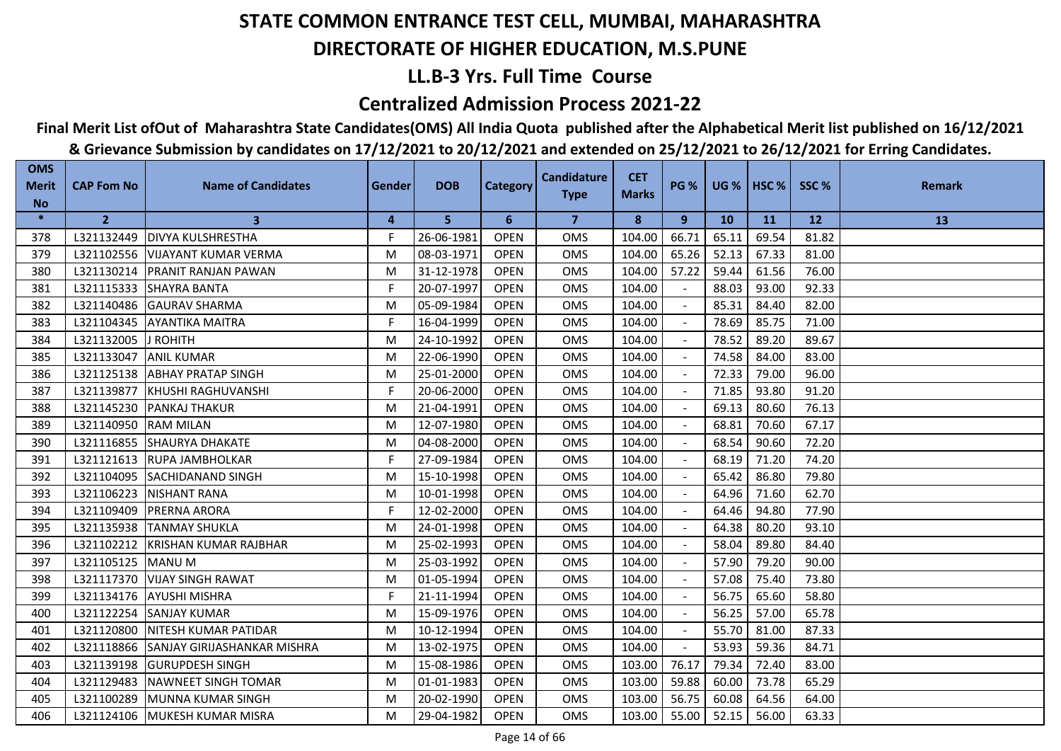# STATE COMMON ENTRANCE TEST CELL, MUMBAI, MAHARASHTRA

## DIRECTORATE OF HIGHER EDUCATION, M.S.PUNE

## LL.B-3 Yrs. Full Time Course

## Centralized Admission Process 2021-22

**Final Merit List ofOut of Maharashtra State Candidates(OMS) All India Quota published after the Alphabetical Merit list published on 16/12/2021 & Grievance Submission by candidates on 17/12/2021 to 20/12/2021 and extended on 25/12/2021 to 26/12/2021 for Erring Candidates.**

| OMS Merit No | CAP Fom No | Name of Candidates | Gender | DOB | Category | Candidature Type | CET Marks | PG % | UG % | HSC % | SSC % | Remark |
|---|---|---|---|---|---|---|---|---|---|---|---|---|
| * | 2 | 3 | 4 | 5 | 6 | 7 | 8 | 9 | 10 | 11 | 12 | 13 |
| 378 | L321132449 | DIVYA KULSHRESTHA | F | 26-06-1981 | OPEN | OMS | 104.00 | 66.71 | 65.11 | 69.54 | 81.82 | |
| 379 | L321102556 | VIJAYANT KUMAR VERMA | M | 08-03-1971 | OPEN | OMS | 104.00 | 65.26 | 52.13 | 67.33 | 81.00 | |
| 380 | L321130214 | PRANIT RANJAN PAWAN | M | 31-12-1978 | OPEN | OMS | 104.00 | 57.22 | 59.44 | 61.56 | 76.00 | |
| 381 | L321115333 | SHAYRA BANTA | F | 20-07-1997 | OPEN | OMS | 104.00 | - | 88.03 | 93.00 | 92.33 | |
| 382 | L321140486 | GAURAV SHARMA | M | 05-09-1984 | OPEN | OMS | 104.00 | - | 85.31 | 84.40 | 82.00 | |
| 383 | L321104345 | AYANTIKA MAITRA | F | 16-04-1999 | OPEN | OMS | 104.00 | - | 78.69 | 85.75 | 71.00 | |
| 384 | L321132005 | J ROHITH | M | 24-10-1992 | OPEN | OMS | 104.00 | - | 78.52 | 89.20 | 89.67 | |
| 385 | L321133047 | ANIL KUMAR | M | 22-06-1990 | OPEN | OMS | 104.00 | - | 74.58 | 84.00 | 83.00 | |
| 386 | L321125138 | ABHAY PRATAP SINGH | M | 25-01-2000 | OPEN | OMS | 104.00 | - | 72.33 | 79.00 | 96.00 | |
| 387 | L321139877 | KHUSHI RAGHUVANSHI | F | 20-06-2000 | OPEN | OMS | 104.00 | - | 71.85 | 93.80 | 91.20 | |
| 388 | L321145230 | PANKAJ THAKUR | M | 21-04-1991 | OPEN | OMS | 104.00 | - | 69.13 | 80.60 | 76.13 | |
| 389 | L321140950 | RAM MILAN | M | 12-07-1980 | OPEN | OMS | 104.00 | - | 68.81 | 70.60 | 67.17 | |
| 390 | L321116855 | SHAURYA DHAKATE | M | 04-08-2000 | OPEN | OMS | 104.00 | - | 68.54 | 90.60 | 72.20 | |
| 391 | L321121613 | RUPA JAMBHOLKAR | F | 27-09-1984 | OPEN | OMS | 104.00 | - | 68.19 | 71.20 | 74.20 | |
| 392 | L321104095 | SACHIDANAND SINGH | M | 15-10-1998 | OPEN | OMS | 104.00 | - | 65.42 | 86.80 | 79.80 | |
| 393 | L321106223 | NISHANT RANA | M | 10-01-1998 | OPEN | OMS | 104.00 | - | 64.96 | 71.60 | 62.70 | |
| 394 | L321109409 | PRERNA ARORA | F | 12-02-2000 | OPEN | OMS | 104.00 | - | 64.46 | 94.80 | 77.90 | |
| 395 | L321135938 | TANMAY SHUKLA | M | 24-01-1998 | OPEN | OMS | 104.00 | - | 64.38 | 80.20 | 93.10 | |
| 396 | L321102212 | KRISHAN KUMAR RAJBHAR | M | 25-02-1993 | OPEN | OMS | 104.00 | - | 58.04 | 89.80 | 84.40 | |
| 397 | L321105125 | MANU M | M | 25-03-1992 | OPEN | OMS | 104.00 | - | 57.90 | 79.20 | 90.00 | |
| 398 | L321117370 | VIJAY SINGH RAWAT | M | 01-05-1994 | OPEN | OMS | 104.00 | - | 57.08 | 75.40 | 73.80 | |
| 399 | L321134176 | AYUSHI MISHRA | F | 21-11-1994 | OPEN | OMS | 104.00 | - | 56.75 | 65.60 | 58.80 | |
| 400 | L321122254 | SANJAY KUMAR | M | 15-09-1976 | OPEN | OMS | 104.00 | - | 56.25 | 57.00 | 65.78 | |
| 401 | L321120800 | NITESH KUMAR PATIDAR | M | 10-12-1994 | OPEN | OMS | 104.00 | - | 55.70 | 81.00 | 87.33 | |
| 402 | L321118866 | SANJAY GIRIJASHANKAR MISHRA | M | 13-02-1975 | OPEN | OMS | 104.00 | - | 53.93 | 59.36 | 84.71 | |
| 403 | L321139198 | GURUPDESH SINGH | M | 15-08-1986 | OPEN | OMS | 103.00 | 76.17 | 79.34 | 72.40 | 83.00 | |
| 404 | L321129483 | NAWNEET SINGH TOMAR | M | 01-01-1983 | OPEN | OMS | 103.00 | 59.88 | 60.00 | 73.78 | 65.29 | |
| 405 | L321100289 | MUNNA KUMAR SINGH | M | 20-02-1990 | OPEN | OMS | 103.00 | 56.75 | 60.08 | 64.56 | 64.00 | |
| 406 | L321124106 | MUKESH KUMAR MISRA | M | 29-04-1982 | OPEN | OMS | 103.00 | 55.00 | 52.15 | 56.00 | 63.33 | |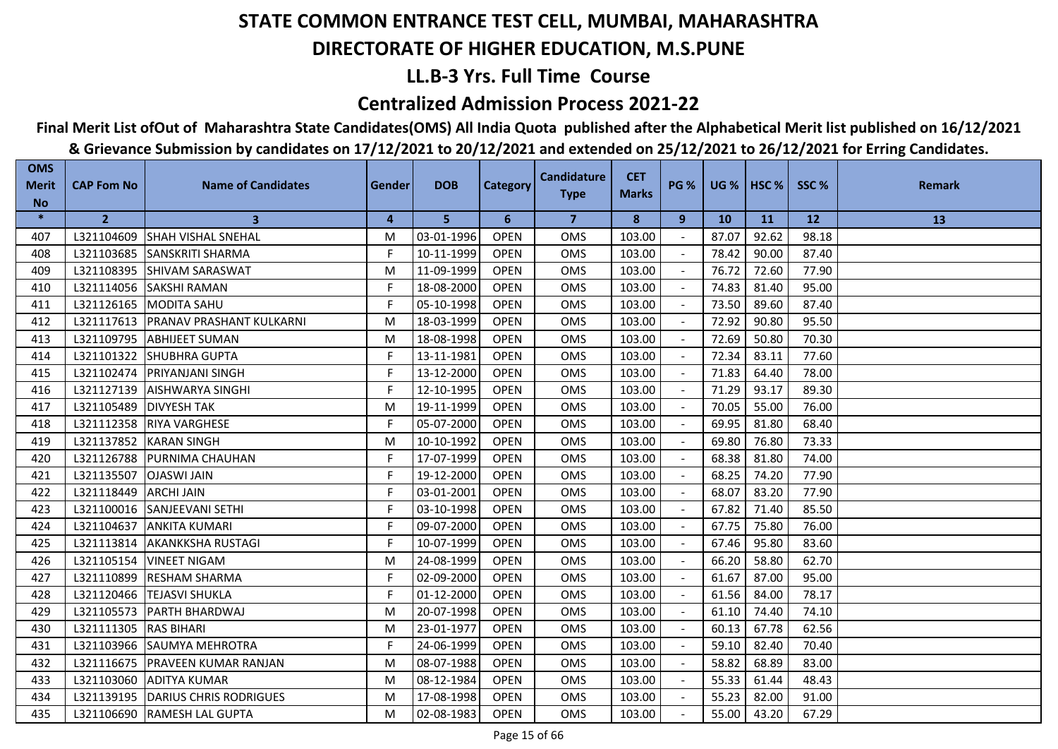# STATE COMMON ENTRANCE TEST CELL, MUMBAI, MAHARASHTRA

## DIRECTORATE OF HIGHER EDUCATION, M.S.PUNE

## LL.B-3 Yrs. Full Time Course

## Centralized Admission Process 2021-22

**Final Merit List ofOut of Maharashtra State Candidates(OMS) All India Quota published after the Alphabetical Merit list published on 16/12/2021 & Grievance Submission by candidates on 17/12/2021 to 20/12/2021 and extended on 25/12/2021 to 26/12/2021 for Erring Candidates.**

| OMS Merit No | CAP Fom No | Name of Candidates | Gender | DOB | Category | Candidature Type | CET Marks | PG % | UG % | HSC % | SSC % | Remark |
|---|---|---|---|---|---|---|---|---|---|---|---|---|
| * | 2 | 3 | 4 | 5 | 6 | 7 | 8 | 9 | 10 | 11 | 12 | 13 |
| 407 | L321104609 | SHAH VISHAL SNEHAL | M | 03-01-1996 | OPEN | OMS | 103.00 | - | 87.07 | 92.62 | 98.18 | |
| 408 | L321103685 | SANSKRITI SHARMA | F | 10-11-1999 | OPEN | OMS | 103.00 | - | 78.42 | 90.00 | 87.40 | |
| 409 | L321108395 | SHIVAM SARASWAT | M | 11-09-1999 | OPEN | OMS | 103.00 | - | 76.72 | 72.60 | 77.90 | |
| 410 | L321114056 | SAKSHI RAMAN | F | 18-08-2000 | OPEN | OMS | 103.00 | - | 74.83 | 81.40 | 95.00 | |
| 411 | L321126165 | MODITA SAHU | F | 05-10-1998 | OPEN | OMS | 103.00 | - | 73.50 | 89.60 | 87.40 | |
| 412 | L321117613 | PRANAV PRASHANT KULKARNI | M | 18-03-1999 | OPEN | OMS | 103.00 | - | 72.92 | 90.80 | 95.50 | |
| 413 | L321109795 | ABHIJEET SUMAN | M | 18-08-1998 | OPEN | OMS | 103.00 | - | 72.69 | 50.80 | 70.30 | |
| 414 | L321101322 | SHUBHRA GUPTA | F | 13-11-1981 | OPEN | OMS | 103.00 | - | 72.34 | 83.11 | 77.60 | |
| 415 | L321102474 | PRIYANJANI SINGH | F | 13-12-2000 | OPEN | OMS | 103.00 | - | 71.83 | 64.40 | 78.00 | |
| 416 | L321127139 | AISHWARYA SINGHI | F | 12-10-1995 | OPEN | OMS | 103.00 | - | 71.29 | 93.17 | 89.30 | |
| 417 | L321105489 | DIVYESH TAK | M | 19-11-1999 | OPEN | OMS | 103.00 | - | 70.05 | 55.00 | 76.00 | |
| 418 | L321112358 | RIYA VARGHESE | F | 05-07-2000 | OPEN | OMS | 103.00 | - | 69.95 | 81.80 | 68.40 | |
| 419 | L321137852 | KARAN SINGH | M | 10-10-1992 | OPEN | OMS | 103.00 | - | 69.80 | 76.80 | 73.33 | |
| 420 | L321126788 | PURNIMA CHAUHAN | F | 17-07-1999 | OPEN | OMS | 103.00 | - | 68.38 | 81.80 | 74.00 | |
| 421 | L321135507 | OJASWI JAIN | F | 19-12-2000 | OPEN | OMS | 103.00 | - | 68.25 | 74.20 | 77.90 | |
| 422 | L321118449 | ARCHI JAIN | F | 03-01-2001 | OPEN | OMS | 103.00 | - | 68.07 | 83.20 | 77.90 | |
| 423 | L321100016 | SANJEEVANI SETHI | F | 03-10-1998 | OPEN | OMS | 103.00 | - | 67.82 | 71.40 | 85.50 | |
| 424 | L321104637 | ANKITA KUMARI | F | 09-07-2000 | OPEN | OMS | 103.00 | - | 67.75 | 75.80 | 76.00 | |
| 425 | L321113814 | AKANKKSHA RUSTAGI | F | 10-07-1999 | OPEN | OMS | 103.00 | - | 67.46 | 95.80 | 83.60 | |
| 426 | L321105154 | VINEET NIGAM | M | 24-08-1999 | OPEN | OMS | 103.00 | - | 66.20 | 58.80 | 62.70 | |
| 427 | L321110899 | RESHAM SHARMA | F | 02-09-2000 | OPEN | OMS | 103.00 | - | 61.67 | 87.00 | 95.00 | |
| 428 | L321120466 | TEJASVI SHUKLA | F | 01-12-2000 | OPEN | OMS | 103.00 | - | 61.56 | 84.00 | 78.17 | |
| 429 | L321105573 | PARTH BHARDWAJ | M | 20-07-1998 | OPEN | OMS | 103.00 | - | 61.10 | 74.40 | 74.10 | |
| 430 | L321111305 | RAS BIHARI | M | 23-01-1977 | OPEN | OMS | 103.00 | - | 60.13 | 67.78 | 62.56 | |
| 431 | L321103966 | SAUMYA MEHROTRA | F | 24-06-1999 | OPEN | OMS | 103.00 | - | 59.10 | 82.40 | 70.40 | |
| 432 | L321116675 | PRAVEEN KUMAR RANJAN | M | 08-07-1988 | OPEN | OMS | 103.00 | - | 58.82 | 68.89 | 83.00 | |
| 433 | L321103060 | ADITYA KUMAR | M | 08-12-1984 | OPEN | OMS | 103.00 | - | 55.33 | 61.44 | 48.43 | |
| 434 | L321139195 | DARIUS CHRIS RODRIGUES | M | 17-08-1998 | OPEN | OMS | 103.00 | - | 55.23 | 82.00 | 91.00 | |
| 435 | L321106690 | RAMESH LAL GUPTA | M | 02-08-1983 | OPEN | OMS | 103.00 | - | 55.00 | 43.20 | 67.29 | |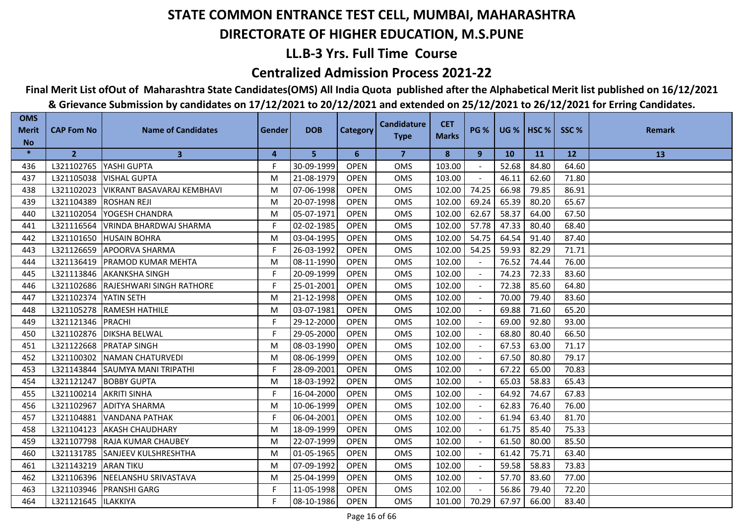# STATE COMMON ENTRANCE TEST CELL, MUMBAI, MAHARASHTRA

## DIRECTORATE OF HIGHER EDUCATION, M.S.PUNE

### LL.B-3 Yrs. Full Time Course

### Centralized Admission Process 2021-22

**Final Merit List ofOut of Maharashtra State Candidates(OMS) All India Quota published after the Alphabetical Merit list published on 16/12/2021 & Grievance Submission by candidates on 17/12/2021 to 20/12/2021 and extended on 25/12/2021 to 26/12/2021 for Erring Candidates.**

| OMS Merit No | CAP Fom No | Name of Candidates | Gender | DOB | Category | Candidature Type | CET Marks | PG % | UG % | HSC % | SSC % | Remark |
|---|---|---|---|---|---|---|---|---|---|---|---|---|
| * | 2 | 3 | 4 | 5 | 6 | 7 | 8 | 9 | 10 | 11 | 12 | 13 |
| 436 | L321102765 | YASHI GUPTA | F | 30-09-1999 | OPEN | OMS | 103.00 | - | 52.68 | 84.80 | 64.60 | |
| 437 | L321105038 | VISHAL GUPTA | M | 21-08-1979 | OPEN | OMS | 103.00 | - | 46.11 | 62.60 | 71.80 | |
| 438 | L321102023 | VIKRANT BASAVARAJ KEMBHAVI | M | 07-06-1998 | OPEN | OMS | 102.00 | 74.25 | 66.98 | 79.85 | 86.91 | |
| 439 | L321104389 | ROSHAN REJI | M | 20-07-1998 | OPEN | OMS | 102.00 | 69.24 | 65.39 | 80.20 | 65.67 | |
| 440 | L321102054 | YOGESH CHANDRA | M | 05-07-1971 | OPEN | OMS | 102.00 | 62.67 | 58.37 | 64.00 | 67.50 | |
| 441 | L321116564 | VRINDA BHARDWAJ SHARMA | F | 02-02-1985 | OPEN | OMS | 102.00 | 57.78 | 47.33 | 80.40 | 68.40 | |
| 442 | L321101650 | HUSAIN BOHRA | M | 03-04-1995 | OPEN | OMS | 102.00 | 54.75 | 64.54 | 91.40 | 87.40 | |
| 443 | L321126659 | APOORVA SHARMA | F | 26-03-1992 | OPEN | OMS | 102.00 | 54.25 | 59.93 | 82.29 | 71.71 | |
| 444 | L321136419 | PRAMOD KUMAR MEHTA | M | 08-11-1990 | OPEN | OMS | 102.00 | - | 76.52 | 74.44 | 76.00 | |
| 445 | L321113846 | AKANKSHA SINGH | F | 20-09-1999 | OPEN | OMS | 102.00 | - | 74.23 | 72.33 | 83.60 | |
| 446 | L321102686 | RAJESHWARI SINGH RATHORE | F | 25-01-2001 | OPEN | OMS | 102.00 | - | 72.38 | 85.60 | 64.80 | |
| 447 | L321102374 | YATIN SETH | M | 21-12-1998 | OPEN | OMS | 102.00 | - | 70.00 | 79.40 | 83.60 | |
| 448 | L321105278 | RAMESH HATHILE | M | 03-07-1981 | OPEN | OMS | 102.00 | - | 69.88 | 71.60 | 65.20 | |
| 449 | L321121346 | PRACHI | F | 29-12-2000 | OPEN | OMS | 102.00 | - | 69.00 | 92.80 | 93.00 | |
| 450 | L321102876 | DIKSHA BELWAL | F | 29-05-2000 | OPEN | OMS | 102.00 | - | 68.80 | 80.40 | 66.50 | |
| 451 | L321122668 | PRATAP SINGH | M | 08-03-1990 | OPEN | OMS | 102.00 | - | 67.53 | 63.00 | 71.17 | |
| 452 | L321100302 | NAMAN CHATURVEDI | M | 08-06-1999 | OPEN | OMS | 102.00 | - | 67.50 | 80.80 | 79.17 | |
| 453 | L321143844 | SAUMYA MANI TRIPATHI | F | 28-09-2001 | OPEN | OMS | 102.00 | - | 67.22 | 65.00 | 70.83 | |
| 454 | L321121247 | BOBBY GUPTA | M | 18-03-1992 | OPEN | OMS | 102.00 | - | 65.03 | 58.83 | 65.43 | |
| 455 | L321100214 | AKRITI SINHA | F | 16-04-2000 | OPEN | OMS | 102.00 | - | 64.92 | 74.67 | 67.83 | |
| 456 | L321102967 | ADITYA SHARMA | M | 10-06-1999 | OPEN | OMS | 102.00 | - | 62.83 | 76.40 | 76.00 | |
| 457 | L321104881 | VANDANA PATHAK | F | 06-04-2001 | OPEN | OMS | 102.00 | - | 61.94 | 63.40 | 81.70 | |
| 458 | L321104123 | AKASH CHAUDHARY | M | 18-09-1999 | OPEN | OMS | 102.00 | - | 61.75 | 85.40 | 75.33 | |
| 459 | L321107798 | RAJA KUMAR CHAUBEY | M | 22-07-1999 | OPEN | OMS | 102.00 | - | 61.50 | 80.00 | 85.50 | |
| 460 | L321131785 | SANJEEV KULSHRESHTHA | M | 01-05-1965 | OPEN | OMS | 102.00 | - | 61.42 | 75.71 | 63.40 | |
| 461 | L321143219 | ARAN TIKU | M | 07-09-1992 | OPEN | OMS | 102.00 | - | 59.58 | 58.83 | 73.83 | |
| 462 | L321106396 | NEELANSHU SRIVASTAVA | M | 25-04-1999 | OPEN | OMS | 102.00 | - | 57.70 | 83.60 | 77.00 | |
| 463 | L321103946 | PRANSHI GARG | F | 11-05-1998 | OPEN | OMS | 102.00 | - | 56.86 | 79.40 | 72.20 | |
| 464 | L321121645 | ILAKKIYA | F | 08-10-1986 | OPEN | OMS | 101.00 | 70.29 | 67.97 | 66.00 | 83.40 | |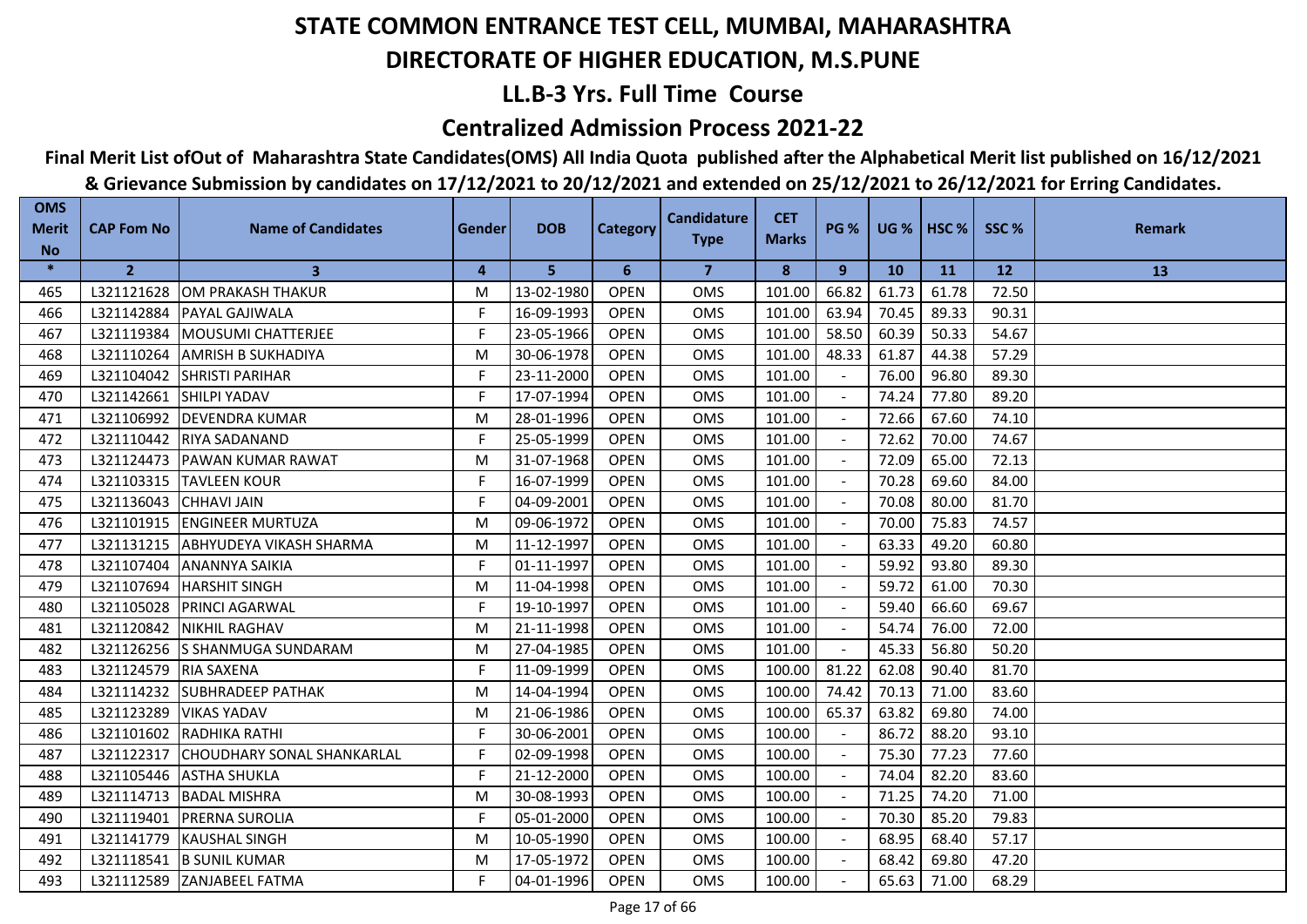# STATE COMMON ENTRANCE TEST CELL, MUMBAI, MAHARASHTRA

## DIRECTORATE OF HIGHER EDUCATION, M.S.PUNE

## LL.B-3 Yrs. Full Time Course

## Centralized Admission Process 2021-22

**Final Merit List ofOut of Maharashtra State Candidates(OMS) All India Quota published after the Alphabetical Merit list published on 16/12/2021 & Grievance Submission by candidates on 17/12/2021 to 20/12/2021 and extended on 25/12/2021 to 26/12/2021 for Erring Candidates.**

| OMS Merit No | CAP Fom No | Name of Candidates | Gender | DOB | Category | Candidature Type | CET Marks | PG % | UG % | HSC % | SSC % | Remark |
|---|---|---|---|---|---|---|---|---|---|---|---|---|
| * | 2 | 3 | 4 | 5 | 6 | 7 | 8 | 9 | 10 | 11 | 12 | 13 |
| 465 | L321121628 | OM PRAKASH THAKUR | M | 13-02-1980 | OPEN | OMS | 101.00 | 66.82 | 61.73 | 61.78 | 72.50 | |
| 466 | L321142884 | PAYAL GAJIWALA | F | 16-09-1993 | OPEN | OMS | 101.00 | 63.94 | 70.45 | 89.33 | 90.31 | |
| 467 | L321119384 | MOUSUMI CHATTERJEE | F | 23-05-1966 | OPEN | OMS | 101.00 | 58.50 | 60.39 | 50.33 | 54.67 | |
| 468 | L321110264 | AMRISH B SUKHADIYA | M | 30-06-1978 | OPEN | OMS | 101.00 | 48.33 | 61.87 | 44.38 | 57.29 | |
| 469 | L321104042 | SHRISTI PARIHAR | F | 23-11-2000 | OPEN | OMS | 101.00 | - | 76.00 | 96.80 | 89.30 | |
| 470 | L321142661 | SHILPI YADAV | F | 17-07-1994 | OPEN | OMS | 101.00 | - | 74.24 | 77.80 | 89.20 | |
| 471 | L321106992 | DEVENDRA KUMAR | M | 28-01-1996 | OPEN | OMS | 101.00 | - | 72.66 | 67.60 | 74.10 | |
| 472 | L321110442 | RIYA SADANAND | F | 25-05-1999 | OPEN | OMS | 101.00 | - | 72.62 | 70.00 | 74.67 | |
| 473 | L321124473 | PAWAN KUMAR RAWAT | M | 31-07-1968 | OPEN | OMS | 101.00 | - | 72.09 | 65.00 | 72.13 | |
| 474 | L321103315 | TAVLEEN KOUR | F | 16-07-1999 | OPEN | OMS | 101.00 | - | 70.28 | 69.60 | 84.00 | |
| 475 | L321136043 | CHHAVI JAIN | F | 04-09-2001 | OPEN | OMS | 101.00 | - | 70.08 | 80.00 | 81.70 | |
| 476 | L321101915 | ENGINEER MURTUZA | M | 09-06-1972 | OPEN | OMS | 101.00 | - | 70.00 | 75.83 | 74.57 | |
| 477 | L321131215 | ABHYUDEYA VIKASH SHARMA | M | 11-12-1997 | OPEN | OMS | 101.00 | - | 63.33 | 49.20 | 60.80 | |
| 478 | L321107404 | ANANNYA SAIKIA | F | 01-11-1997 | OPEN | OMS | 101.00 | - | 59.92 | 93.80 | 89.30 | |
| 479 | L321107694 | HARSHIT SINGH | M | 11-04-1998 | OPEN | OMS | 101.00 | - | 59.72 | 61.00 | 70.30 | |
| 480 | L321105028 | PRINCI AGARWAL | F | 19-10-1997 | OPEN | OMS | 101.00 | - | 59.40 | 66.60 | 69.67 | |
| 481 | L321120842 | NIKHIL RAGHAV | M | 21-11-1998 | OPEN | OMS | 101.00 | - | 54.74 | 76.00 | 72.00 | |
| 482 | L321126256 | S SHANMUGA SUNDARAM | M | 27-04-1985 | OPEN | OMS | 101.00 | - | 45.33 | 56.80 | 50.20 | |
| 483 | L321124579 | RIA SAXENA | F | 11-09-1999 | OPEN | OMS | 100.00 | 81.22 | 62.08 | 90.40 | 81.70 | |
| 484 | L321114232 | SUBHRADEEP PATHAK | M | 14-04-1994 | OPEN | OMS | 100.00 | 74.42 | 70.13 | 71.00 | 83.60 | |
| 485 | L321123289 | VIKAS YADAV | M | 21-06-1986 | OPEN | OMS | 100.00 | 65.37 | 63.82 | 69.80 | 74.00 | |
| 486 | L321101602 | RADHIKA RATHI | F | 30-06-2001 | OPEN | OMS | 100.00 | - | 86.72 | 88.20 | 93.10 | |
| 487 | L321122317 | CHOUDHARY SONAL SHANKARLAL | F | 02-09-1998 | OPEN | OMS | 100.00 | - | 75.30 | 77.23 | 77.60 | |
| 488 | L321105446 | ASTHA SHUKLA | F | 21-12-2000 | OPEN | OMS | 100.00 | - | 74.04 | 82.20 | 83.60 | |
| 489 | L321114713 | BADAL MISHRA | M | 30-08-1993 | OPEN | OMS | 100.00 | - | 71.25 | 74.20 | 71.00 | |
| 490 | L321119401 | PRERNA SUROLIA | F | 05-01-2000 | OPEN | OMS | 100.00 | - | 70.30 | 85.20 | 79.83 | |
| 491 | L321141779 | KAUSHAL SINGH | M | 10-05-1990 | OPEN | OMS | 100.00 | - | 68.95 | 68.40 | 57.17 | |
| 492 | L321118541 | B SUNIL KUMAR | M | 17-05-1972 | OPEN | OMS | 100.00 | - | 68.42 | 69.80 | 47.20 | |
| 493 | L321112589 | ZANJABEEL FATMA | F | 04-01-1996 | OPEN | OMS | 100.00 | - | 65.63 | 71.00 | 68.29 | |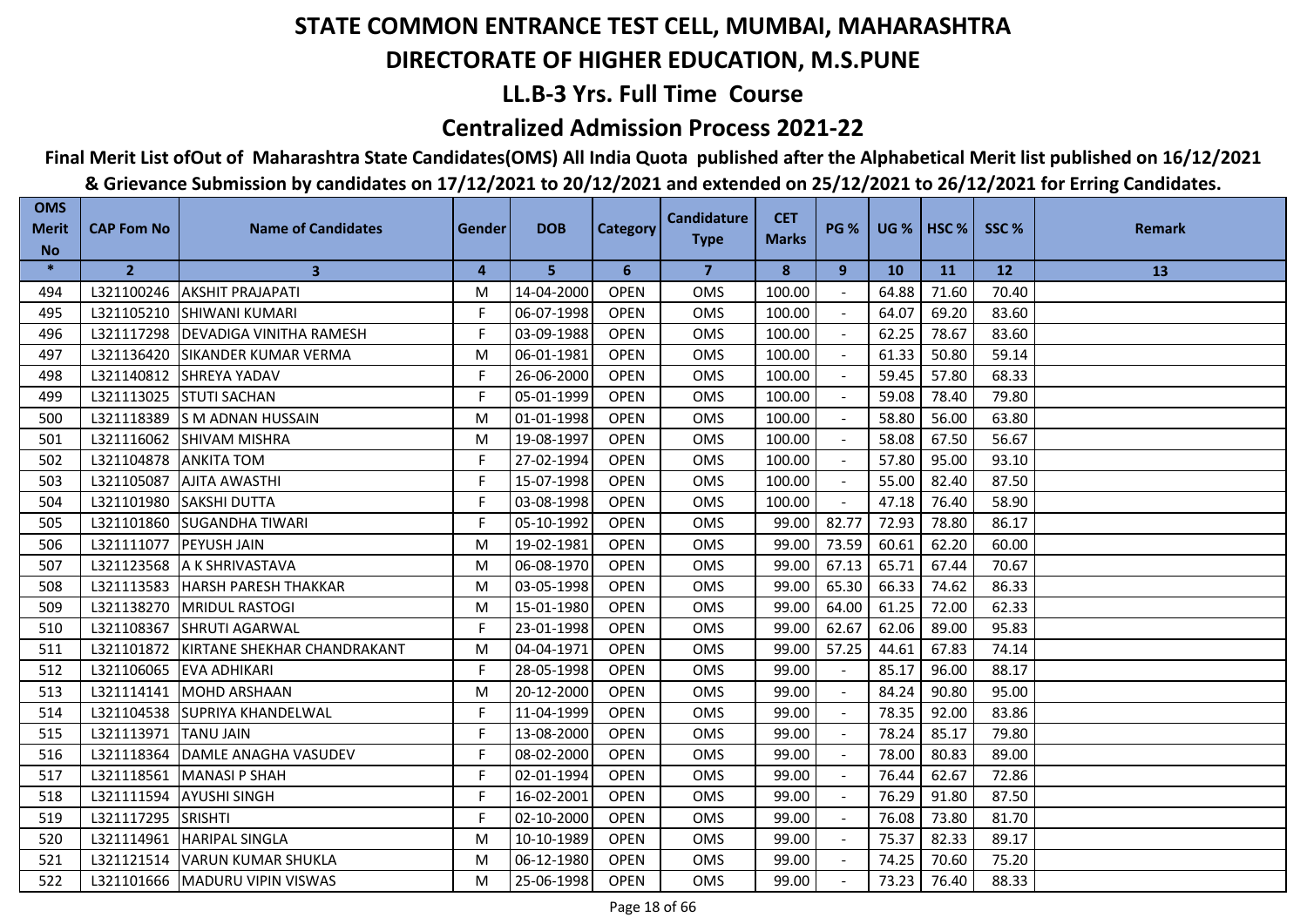# STATE COMMON ENTRANCE TEST CELL, MUMBAI, MAHARASHTRA

## DIRECTORATE OF HIGHER EDUCATION, M.S.PUNE

### LL.B-3 Yrs. Full Time Course

### Centralized Admission Process 2021-22

**Final Merit List ofOut of Maharashtra State Candidates(OMS) All India Quota published after the Alphabetical Merit list published on 16/12/2021 & Grievance Submission by candidates on 17/12/2021 to 20/12/2021 and extended on 25/12/2021 to 26/12/2021 for Erring Candidates.**

| OMS Merit No | CAP Fom No | Name of Candidates | Gender | DOB | Category | Candidature Type | CET Marks | PG % | UG % | HSC % | SSC % | Remark |
|---|---|---|---|---|---|---|---|---|---|---|---|---|
| * | 2 | 3 | 4 | 5 | 6 | 7 | 8 | 9 | 10 | 11 | 12 | 13 |
| 494 | L321100246 | AKSHIT PRAJAPATI | M | 14-04-2000 | OPEN | OMS | 100.00 | - | 64.88 | 71.60 | 70.40 | |
| 495 | L321105210 | SHIWANI KUMARI | F | 06-07-1998 | OPEN | OMS | 100.00 | - | 64.07 | 69.20 | 83.60 | |
| 496 | L321117298 | DEVADIGA VINITHA RAMESH | F | 03-09-1988 | OPEN | OMS | 100.00 | - | 62.25 | 78.67 | 83.60 | |
| 497 | L321136420 | SIKANDER KUMAR VERMA | M | 06-01-1981 | OPEN | OMS | 100.00 | - | 61.33 | 50.80 | 59.14 | |
| 498 | L321140812 | SHREYA YADAV | F | 26-06-2000 | OPEN | OMS | 100.00 | - | 59.45 | 57.80 | 68.33 | |
| 499 | L321113025 | STUTI SACHAN | F | 05-01-1999 | OPEN | OMS | 100.00 | - | 59.08 | 78.40 | 79.80 | |
| 500 | L321118389 | S M ADNAN HUSSAIN | M | 01-01-1998 | OPEN | OMS | 100.00 | - | 58.80 | 56.00 | 63.80 | |
| 501 | L321116062 | SHIVAM MISHRA | M | 19-08-1997 | OPEN | OMS | 100.00 | - | 58.08 | 67.50 | 56.67 | |
| 502 | L321104878 | ANKITA TOM | F | 27-02-1994 | OPEN | OMS | 100.00 | - | 57.80 | 95.00 | 93.10 | |
| 503 | L321105087 | AJITA AWASTHI | F | 15-07-1998 | OPEN | OMS | 100.00 | - | 55.00 | 82.40 | 87.50 | |
| 504 | L321101980 | SAKSHI DUTTA | F | 03-08-1998 | OPEN | OMS | 100.00 | - | 47.18 | 76.40 | 58.90 | |
| 505 | L321101860 | SUGANDHA TIWARI | F | 05-10-1992 | OPEN | OMS | 99.00 | 82.77 | 72.93 | 78.80 | 86.17 | |
| 506 | L321111077 | PEYUSH JAIN | M | 19-02-1981 | OPEN | OMS | 99.00 | 73.59 | 60.61 | 62.20 | 60.00 | |
| 507 | L321123568 | A K SHRIVASTAVA | M | 06-08-1970 | OPEN | OMS | 99.00 | 67.13 | 65.71 | 67.44 | 70.67 | |
| 508 | L321113583 | HARSH PARESH THAKKAR | M | 03-05-1998 | OPEN | OMS | 99.00 | 65.30 | 66.33 | 74.62 | 86.33 | |
| 509 | L321138270 | MRIDUL RASTOGI | M | 15-01-1980 | OPEN | OMS | 99.00 | 64.00 | 61.25 | 72.00 | 62.33 | |
| 510 | L321108367 | SHRUTI AGARWAL | F | 23-01-1998 | OPEN | OMS | 99.00 | 62.67 | 62.06 | 89.00 | 95.83 | |
| 511 | L321101872 | KIRTANE SHEKHAR CHANDRAKANT | M | 04-04-1971 | OPEN | OMS | 99.00 | 57.25 | 44.61 | 67.83 | 74.14 | |
| 512 | L321106065 | EVA ADHIKARI | F | 28-05-1998 | OPEN | OMS | 99.00 | - | 85.17 | 96.00 | 88.17 | |
| 513 | L321114141 | MOHD ARSHAAN | M | 20-12-2000 | OPEN | OMS | 99.00 | - | 84.24 | 90.80 | 95.00 | |
| 514 | L321104538 | SUPRIYA KHANDELWAL | F | 11-04-1999 | OPEN | OMS | 99.00 | - | 78.35 | 92.00 | 83.86 | |
| 515 | L321113971 | TANU JAIN | F | 13-08-2000 | OPEN | OMS | 99.00 | - | 78.24 | 85.17 | 79.80 | |
| 516 | L321118364 | DAMLE ANAGHA VASUDEV | F | 08-02-2000 | OPEN | OMS | 99.00 | - | 78.00 | 80.83 | 89.00 | |
| 517 | L321118561 | MANASI P SHAH | F | 02-01-1994 | OPEN | OMS | 99.00 | - | 76.44 | 62.67 | 72.86 | |
| 518 | L321111594 | AYUSHI SINGH | F | 16-02-2001 | OPEN | OMS | 99.00 | - | 76.29 | 91.80 | 87.50 | |
| 519 | L321117295 | SRISHTI | F | 02-10-2000 | OPEN | OMS | 99.00 | - | 76.08 | 73.80 | 81.70 | |
| 520 | L321114961 | HARIPAL SINGLA | M | 10-10-1989 | OPEN | OMS | 99.00 | - | 75.37 | 82.33 | 89.17 | |
| 521 | L321121514 | VARUN KUMAR SHUKLA | M | 06-12-1980 | OPEN | OMS | 99.00 | - | 74.25 | 70.60 | 75.20 | |
| 522 | L321101666 | MADURU VIPIN VISWAS | M | 25-06-1998 | OPEN | OMS | 99.00 | - | 73.23 | 76.40 | 88.33 | |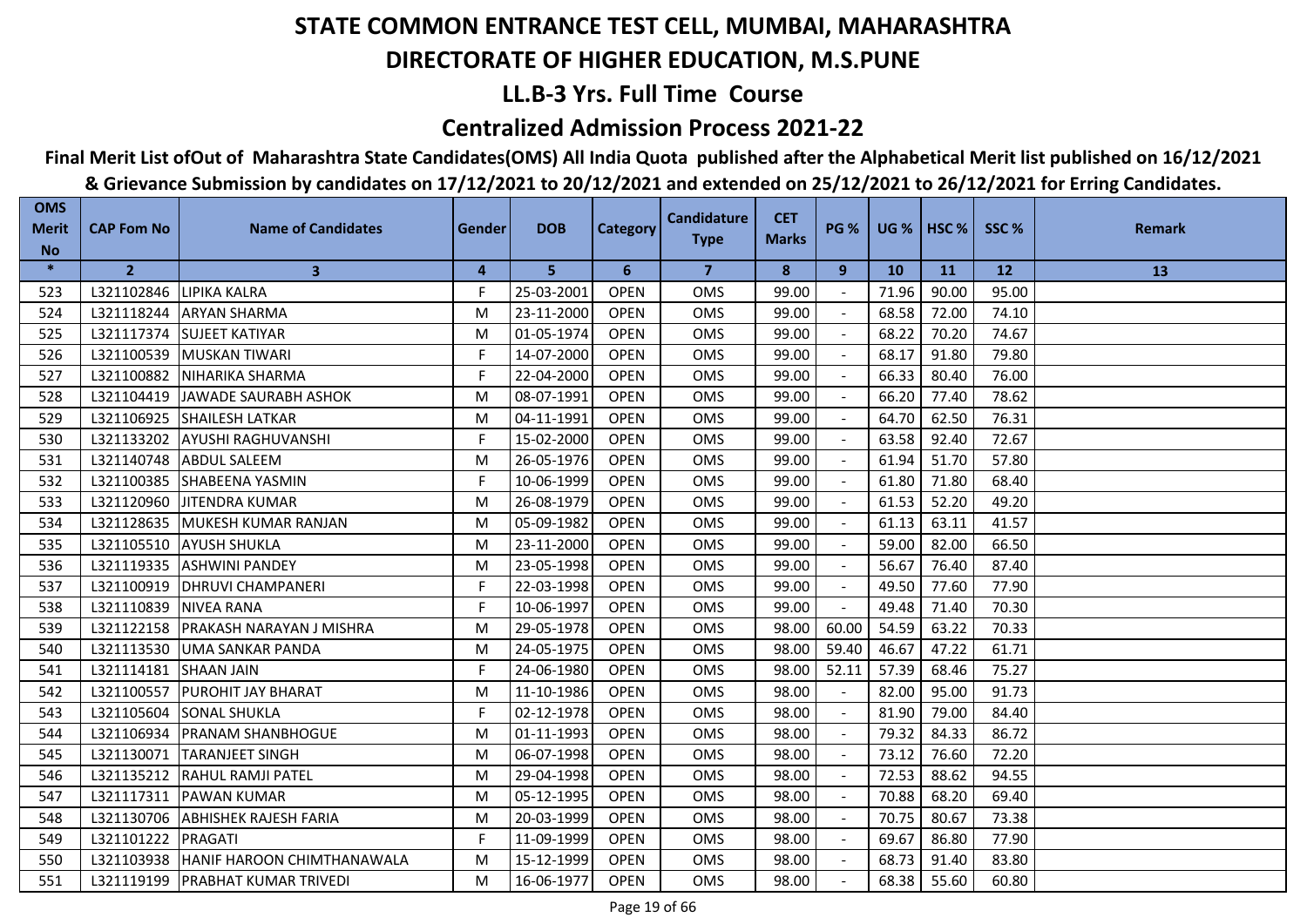# STATE COMMON ENTRANCE TEST CELL, MUMBAI, MAHARASHTRA

## DIRECTORATE OF HIGHER EDUCATION, M.S.PUNE

### LL.B-3 Yrs. Full Time Course

### Centralized Admission Process 2021-22

**Final Merit List ofOut of Maharashtra State Candidates(OMS) All India Quota published after the Alphabetical Merit list published on 16/12/2021 & Grievance Submission by candidates on 17/12/2021 to 20/12/2021 and extended on 25/12/2021 to 26/12/2021 for Erring Candidates.**

| OMS Merit No | CAP Fom No | Name of Candidates | Gender | DOB | Category | Candidature Type | CET Marks | PG % | UG % | HSC % | SSC % | Remark |
|---|---|---|---|---|---|---|---|---|---|---|---|---|
| * | 2 | 3 | 4 | 5 | 6 | 7 | 8 | 9 | 10 | 11 | 12 | 13 |
| 523 | L321102846 | LIPIKA KALRA | F | 25-03-2001 | OPEN | OMS | 99.00 | - | 71.96 | 90.00 | 95.00 | |
| 524 | L321118244 | ARYAN SHARMA | M | 23-11-2000 | OPEN | OMS | 99.00 | - | 68.58 | 72.00 | 74.10 | |
| 525 | L321117374 | SUJEET KATIYAR | M | 01-05-1974 | OPEN | OMS | 99.00 | - | 68.22 | 70.20 | 74.67 | |
| 526 | L321100539 | MUSKAN TIWARI | F | 14-07-2000 | OPEN | OMS | 99.00 | - | 68.17 | 91.80 | 79.80 | |
| 527 | L321100882 | NIHARIKA SHARMA | F | 22-04-2000 | OPEN | OMS | 99.00 | - | 66.33 | 80.40 | 76.00 | |
| 528 | L321104419 | JAWADE SAURABH ASHOK | M | 08-07-1991 | OPEN | OMS | 99.00 | - | 66.20 | 77.40 | 78.62 | |
| 529 | L321106925 | SHAILESH LATKAR | M | 04-11-1991 | OPEN | OMS | 99.00 | - | 64.70 | 62.50 | 76.31 | |
| 530 | L321133202 | AYUSHI RAGHUVANSHI | F | 15-02-2000 | OPEN | OMS | 99.00 | - | 63.58 | 92.40 | 72.67 | |
| 531 | L321140748 | ABDUL SALEEM | M | 26-05-1976 | OPEN | OMS | 99.00 | - | 61.94 | 51.70 | 57.80 | |
| 532 | L321100385 | SHABEENA YASMIN | F | 10-06-1999 | OPEN | OMS | 99.00 | - | 61.80 | 71.80 | 68.40 | |
| 533 | L321120960 | JITENDRA KUMAR | M | 26-08-1979 | OPEN | OMS | 99.00 | - | 61.53 | 52.20 | 49.20 | |
| 534 | L321128635 | MUKESH KUMAR RANJAN | M | 05-09-1982 | OPEN | OMS | 99.00 | - | 61.13 | 63.11 | 41.57 | |
| 535 | L321105510 | AYUSH SHUKLA | M | 23-11-2000 | OPEN | OMS | 99.00 | - | 59.00 | 82.00 | 66.50 | |
| 536 | L321119335 | ASHWINI PANDEY | M | 23-05-1998 | OPEN | OMS | 99.00 | - | 56.67 | 76.40 | 87.40 | |
| 537 | L321100919 | DHRUVI CHAMPANERI | F | 22-03-1998 | OPEN | OMS | 99.00 | - | 49.50 | 77.60 | 77.90 | |
| 538 | L321110839 | NIVEA RANA | F | 10-06-1997 | OPEN | OMS | 99.00 | - | 49.48 | 71.40 | 70.30 | |
| 539 | L321122158 | PRAKASH NARAYAN J MISHRA | M | 29-05-1978 | OPEN | OMS | 98.00 | 60.00 | 54.59 | 63.22 | 70.33 | |
| 540 | L321113530 | UMA SANKAR PANDA | M | 24-05-1975 | OPEN | OMS | 98.00 | 59.40 | 46.67 | 47.22 | 61.71 | |
| 541 | L321114181 | SHAAN JAIN | F | 24-06-1980 | OPEN | OMS | 98.00 | 52.11 | 57.39 | 68.46 | 75.27 | |
| 542 | L321100557 | PUROHIT JAY BHARAT | M | 11-10-1986 | OPEN | OMS | 98.00 | - | 82.00 | 95.00 | 91.73 | |
| 543 | L321105604 | SONAL SHUKLA | F | 02-12-1978 | OPEN | OMS | 98.00 | - | 81.90 | 79.00 | 84.40 | |
| 544 | L321106934 | PRANAM SHANBHOGUE | M | 01-11-1993 | OPEN | OMS | 98.00 | - | 79.32 | 84.33 | 86.72 | |
| 545 | L321130071 | TARANJEET SINGH | M | 06-07-1998 | OPEN | OMS | 98.00 | - | 73.12 | 76.60 | 72.20 | |
| 546 | L321135212 | RAHUL RAMJI PATEL | M | 29-04-1998 | OPEN | OMS | 98.00 | - | 72.53 | 88.62 | 94.55 | |
| 547 | L321117311 | PAWAN KUMAR | M | 05-12-1995 | OPEN | OMS | 98.00 | - | 70.88 | 68.20 | 69.40 | |
| 548 | L321130706 | ABHISHEK RAJESH FARIA | M | 20-03-1999 | OPEN | OMS | 98.00 | - | 70.75 | 80.67 | 73.38 | |
| 549 | L321101222 | PRAGATI | F | 11-09-1999 | OPEN | OMS | 98.00 | - | 69.67 | 86.80 | 77.90 | |
| 550 | L321103938 | HANIF HAROON CHIMTHANAWALA | M | 15-12-1999 | OPEN | OMS | 98.00 | - | 68.73 | 91.40 | 83.80 | |
| 551 | L321119199 | PRABHAT KUMAR TRIVEDI | M | 16-06-1977 | OPEN | OMS | 98.00 | - | 68.38 | 55.60 | 60.80 | |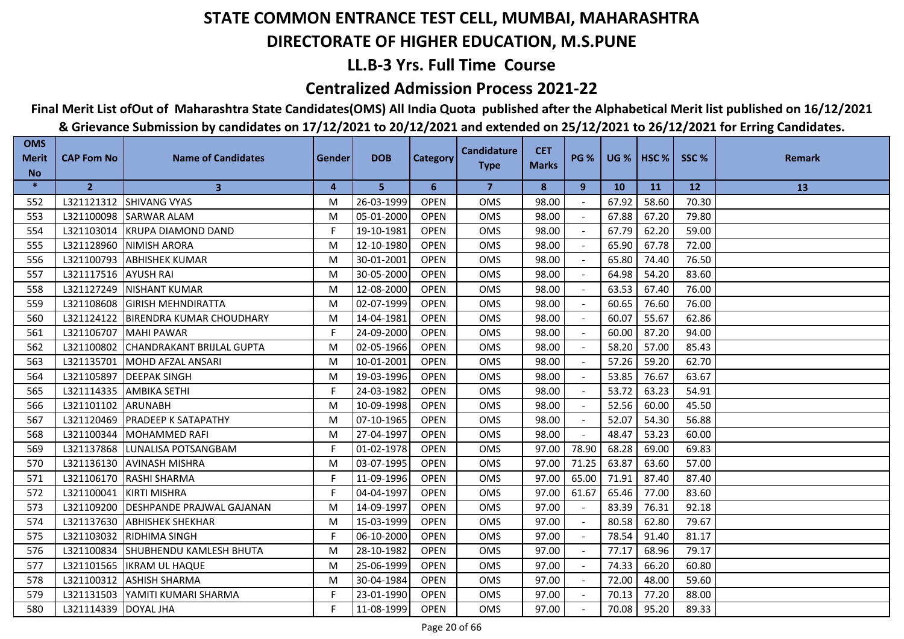# STATE COMMON ENTRANCE TEST CELL, MUMBAI, MAHARASHTRA

## DIRECTORATE OF HIGHER EDUCATION, M.S.PUNE

### LL.B-3 Yrs. Full Time Course

### Centralized Admission Process 2021-22

**Final Merit List ofOut of Maharashtra State Candidates(OMS) All India Quota published after the Alphabetical Merit list published on 16/12/2021 & Grievance Submission by candidates on 17/12/2021 to 20/12/2021 and extended on 25/12/2021 to 26/12/2021 for Erring Candidates.**

| OMS Merit No | CAP Fom No | Name of Candidates | Gender | DOB | Category | Candidature Type | CET Marks | PG % | UG % | HSC % | SSC % | Remark |
|---|---|---|---|---|---|---|---|---|---|---|---|---|
| * | 2 | 3 | 4 | 5 | 6 | 7 | 8 | 9 | 10 | 11 | 12 | 13 |
| 552 | L321121312 | SHIVANG VYAS | M | 26-03-1999 | OPEN | OMS | 98.00 | - | 67.92 | 58.60 | 70.30 | |
| 553 | L321100098 | SARWAR ALAM | M | 05-01-2000 | OPEN | OMS | 98.00 | - | 67.88 | 67.20 | 79.80 | |
| 554 | L321103014 | KRUPA DIAMOND DAND | F | 19-10-1981 | OPEN | OMS | 98.00 | - | 67.79 | 62.20 | 59.00 | |
| 555 | L321128960 | NIMISH ARORA | M | 12-10-1980 | OPEN | OMS | 98.00 | - | 65.90 | 67.78 | 72.00 | |
| 556 | L321100793 | ABHISHEK KUMAR | M | 30-01-2001 | OPEN | OMS | 98.00 | - | 65.80 | 74.40 | 76.50 | |
| 557 | L321117516 | AYUSH RAI | M | 30-05-2000 | OPEN | OMS | 98.00 | - | 64.98 | 54.20 | 83.60 | |
| 558 | L321127249 | NISHANT KUMAR | M | 12-08-2000 | OPEN | OMS | 98.00 | - | 63.53 | 67.40 | 76.00 | |
| 559 | L321108608 | GIRISH MEHNDIRATTA | M | 02-07-1999 | OPEN | OMS | 98.00 | - | 60.65 | 76.60 | 76.00 | |
| 560 | L321124122 | BIRENDRA KUMAR CHOUDHARY | M | 14-04-1981 | OPEN | OMS | 98.00 | - | 60.07 | 55.67 | 62.86 | |
| 561 | L321106707 | MAHI PAWAR | F | 24-09-2000 | OPEN | OMS | 98.00 | - | 60.00 | 87.20 | 94.00 | |
| 562 | L321100802 | CHANDRAKANT BRIJLAL GUPTA | M | 02-05-1966 | OPEN | OMS | 98.00 | - | 58.20 | 57.00 | 85.43 | |
| 563 | L321135701 | MOHD AFZAL ANSARI | M | 10-01-2001 | OPEN | OMS | 98.00 | - | 57.26 | 59.20 | 62.70 | |
| 564 | L321105897 | DEEPAK SINGH | M | 19-03-1996 | OPEN | OMS | 98.00 | - | 53.85 | 76.67 | 63.67 | |
| 565 | L321114335 | AMBIKA SETHI | F | 24-03-1982 | OPEN | OMS | 98.00 | - | 53.72 | 63.23 | 54.91 | |
| 566 | L321101102 | ARUNABH | M | 10-09-1998 | OPEN | OMS | 98.00 | - | 52.56 | 60.00 | 45.50 | |
| 567 | L321120469 | PRADEEP K SATAPATHY | M | 07-10-1965 | OPEN | OMS | 98.00 | - | 52.07 | 54.30 | 56.88 | |
| 568 | L321100344 | MOHAMMED RAFI | M | 27-04-1997 | OPEN | OMS | 98.00 | - | 48.47 | 53.23 | 60.00 | |
| 569 | L321137868 | LUNALISA POTSANGBAM | F | 01-02-1978 | OPEN | OMS | 97.00 | 78.90 | 68.28 | 69.00 | 69.83 | |
| 570 | L321136130 | AVINASH MISHRA | M | 03-07-1995 | OPEN | OMS | 97.00 | 71.25 | 63.87 | 63.60 | 57.00 | |
| 571 | L321106170 | RASHI SHARMA | F | 11-09-1996 | OPEN | OMS | 97.00 | 65.00 | 71.91 | 87.40 | 87.40 | |
| 572 | L321100041 | KIRTI MISHRA | F | 04-04-1997 | OPEN | OMS | 97.00 | 61.67 | 65.46 | 77.00 | 83.60 | |
| 573 | L321109200 | DESHPANDE PRAJWAL GAJANAN | M | 14-09-1997 | OPEN | OMS | 97.00 | - | 83.39 | 76.31 | 92.18 | |
| 574 | L321137630 | ABHISHEK SHEKHAR | M | 15-03-1999 | OPEN | OMS | 97.00 | - | 80.58 | 62.80 | 79.67 | |
| 575 | L321103032 | RIDHIMA SINGH | F | 06-10-2000 | OPEN | OMS | 97.00 | - | 78.54 | 91.40 | 81.17 | |
| 576 | L321100834 | SHUBHENDU KAMLESH BHUTA | M | 28-10-1982 | OPEN | OMS | 97.00 | - | 77.17 | 68.96 | 79.17 | |
| 577 | L321101565 | IKRAM UL HAQUE | M | 25-06-1999 | OPEN | OMS | 97.00 | - | 74.33 | 66.20 | 60.80 | |
| 578 | L321100312 | ASHISH SHARMA | M | 30-04-1984 | OPEN | OMS | 97.00 | - | 72.00 | 48.00 | 59.60 | |
| 579 | L321131503 | YAMITI KUMARI SHARMA | F | 23-01-1990 | OPEN | OMS | 97.00 | - | 70.13 | 77.20 | 88.00 | |
| 580 | L321114339 | DOYAL JHA | F | 11-08-1999 | OPEN | OMS | 97.00 | - | 70.08 | 95.20 | 89.33 | |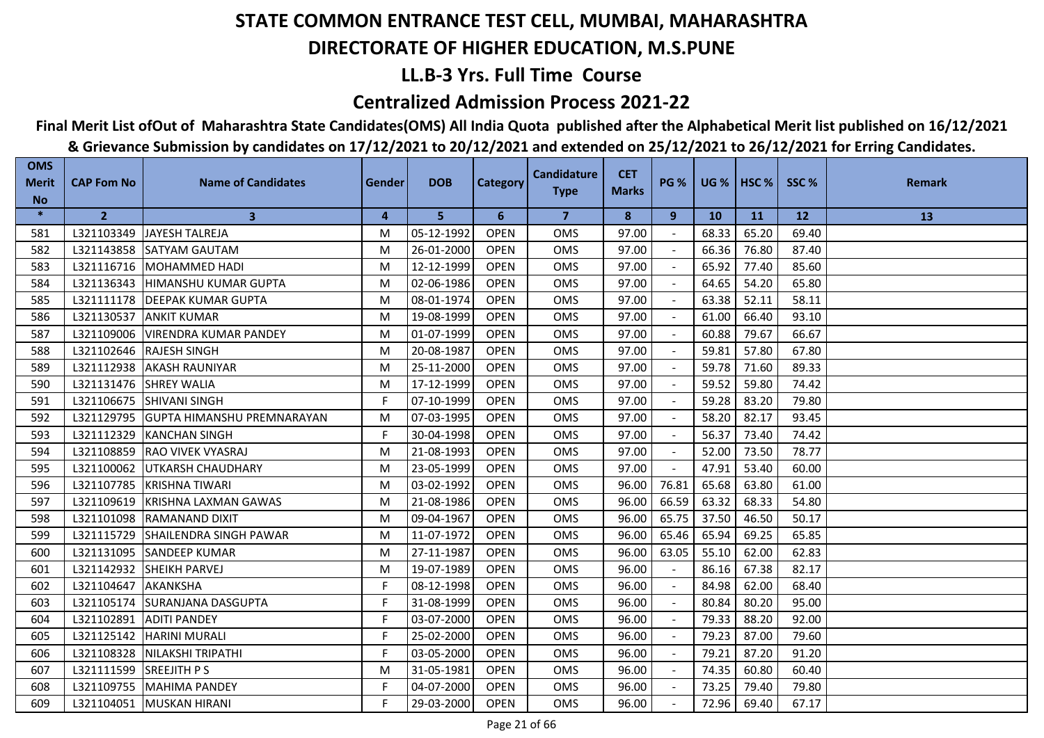# STATE COMMON ENTRANCE TEST CELL, MUMBAI, MAHARASHTRA

## DIRECTORATE OF HIGHER EDUCATION, M.S.PUNE

## LL.B-3 Yrs. Full Time Course

## Centralized Admission Process 2021-22

**Final Merit List ofOut of Maharashtra State Candidates(OMS) All India Quota published after the Alphabetical Merit list published on 16/12/2021 & Grievance Submission by candidates on 17/12/2021 to 20/12/2021 and extended on 25/12/2021 to 26/12/2021 for Erring Candidates.**

| OMS Merit No | CAP Fom No | Name of Candidates | Gender | DOB | Category | Candidature Type | CET Marks | PG % | UG % | HSC % | SSC % | Remark |
|---|---|---|---|---|---|---|---|---|---|---|---|---|
| * | 2 | 3 | 4 | 5 | 6 | 7 | 8 | 9 | 10 | 11 | 12 | 13 |
| 581 | L321103349 | JAYESH TALREJA | M | 05-12-1992 | OPEN | OMS | 97.00 | - | 68.33 | 65.20 | 69.40 | |
| 582 | L321143858 | SATYAM GAUTAM | M | 26-01-2000 | OPEN | OMS | 97.00 | - | 66.36 | 76.80 | 87.40 | |
| 583 | L321116716 | MOHAMMED HADI | M | 12-12-1999 | OPEN | OMS | 97.00 | - | 65.92 | 77.40 | 85.60 | |
| 584 | L321136343 | HIMANSHU KUMAR GUPTA | M | 02-06-1986 | OPEN | OMS | 97.00 | - | 64.65 | 54.20 | 65.80 | |
| 585 | L321111178 | DEEPAK KUMAR GUPTA | M | 08-01-1974 | OPEN | OMS | 97.00 | - | 63.38 | 52.11 | 58.11 | |
| 586 | L321130537 | ANKIT KUMAR | M | 19-08-1999 | OPEN | OMS | 97.00 | - | 61.00 | 66.40 | 93.10 | |
| 587 | L321109006 | VIRENDRA KUMAR PANDEY | M | 01-07-1999 | OPEN | OMS | 97.00 | - | 60.88 | 79.67 | 66.67 | |
| 588 | L321102646 | RAJESH SINGH | M | 20-08-1987 | OPEN | OMS | 97.00 | - | 59.81 | 57.80 | 67.80 | |
| 589 | L321112938 | AKASH RAUNIYAR | M | 25-11-2000 | OPEN | OMS | 97.00 | - | 59.78 | 71.60 | 89.33 | |
| 590 | L321131476 | SHREY WALIA | M | 17-12-1999 | OPEN | OMS | 97.00 | - | 59.52 | 59.80 | 74.42 | |
| 591 | L321106675 | SHIVANI SINGH | F | 07-10-1999 | OPEN | OMS | 97.00 | - | 59.28 | 83.20 | 79.80 | |
| 592 | L321129795 | GUPTA HIMANSHU PREMNARAYAN | M | 07-03-1995 | OPEN | OMS | 97.00 | - | 58.20 | 82.17 | 93.45 | |
| 593 | L321112329 | KANCHAN SINGH | F | 30-04-1998 | OPEN | OMS | 97.00 | - | 56.37 | 73.40 | 74.42 | |
| 594 | L321108859 | RAO VIVEK VYASRAJ | M | 21-08-1993 | OPEN | OMS | 97.00 | - | 52.00 | 73.50 | 78.77 | |
| 595 | L321100062 | UTKARSH CHAUDHARY | M | 23-05-1999 | OPEN | OMS | 97.00 | - | 47.91 | 53.40 | 60.00 | |
| 596 | L321107785 | KRISHNA TIWARI | M | 03-02-1992 | OPEN | OMS | 96.00 | 76.81 | 65.68 | 63.80 | 61.00 | |
| 597 | L321109619 | KRISHNA LAXMAN GAWAS | M | 21-08-1986 | OPEN | OMS | 96.00 | 66.59 | 63.32 | 68.33 | 54.80 | |
| 598 | L321101098 | RAMANAND DIXIT | M | 09-04-1967 | OPEN | OMS | 96.00 | 65.75 | 37.50 | 46.50 | 50.17 | |
| 599 | L321115729 | SHAILENDRA SINGH PAWAR | M | 11-07-1972 | OPEN | OMS | 96.00 | 65.46 | 65.94 | 69.25 | 65.85 | |
| 600 | L321131095 | SANDEEP KUMAR | M | 27-11-1987 | OPEN | OMS | 96.00 | 63.05 | 55.10 | 62.00 | 62.83 | |
| 601 | L321142932 | SHEIKH PARVEJ | M | 19-07-1989 | OPEN | OMS | 96.00 | - | 86.16 | 67.38 | 82.17 | |
| 602 | L321104647 | AKANKSHA | F | 08-12-1998 | OPEN | OMS | 96.00 | - | 84.98 | 62.00 | 68.40 | |
| 603 | L321105174 | SURANJANA DASGUPTA | F | 31-08-1999 | OPEN | OMS | 96.00 | - | 80.84 | 80.20 | 95.00 | |
| 604 | L321102891 | ADITI PANDEY | F | 03-07-2000 | OPEN | OMS | 96.00 | - | 79.33 | 88.20 | 92.00 | |
| 605 | L321125142 | HARINI MURALI | F | 25-02-2000 | OPEN | OMS | 96.00 | - | 79.23 | 87.00 | 79.60 | |
| 606 | L321108328 | NILAKSHI TRIPATHI | F | 03-05-2000 | OPEN | OMS | 96.00 | - | 79.21 | 87.20 | 91.20 | |
| 607 | L321111599 | SREEJITH P S | M | 31-05-1981 | OPEN | OMS | 96.00 | - | 74.35 | 60.80 | 60.40 | |
| 608 | L321109755 | MAHIMA PANDEY | F | 04-07-2000 | OPEN | OMS | 96.00 | - | 73.25 | 79.40 | 79.80 | |
| 609 | L321104051 | MUSKAN HIRANI | F | 29-03-2000 | OPEN | OMS | 96.00 | - | 72.96 | 69.40 | 67.17 | |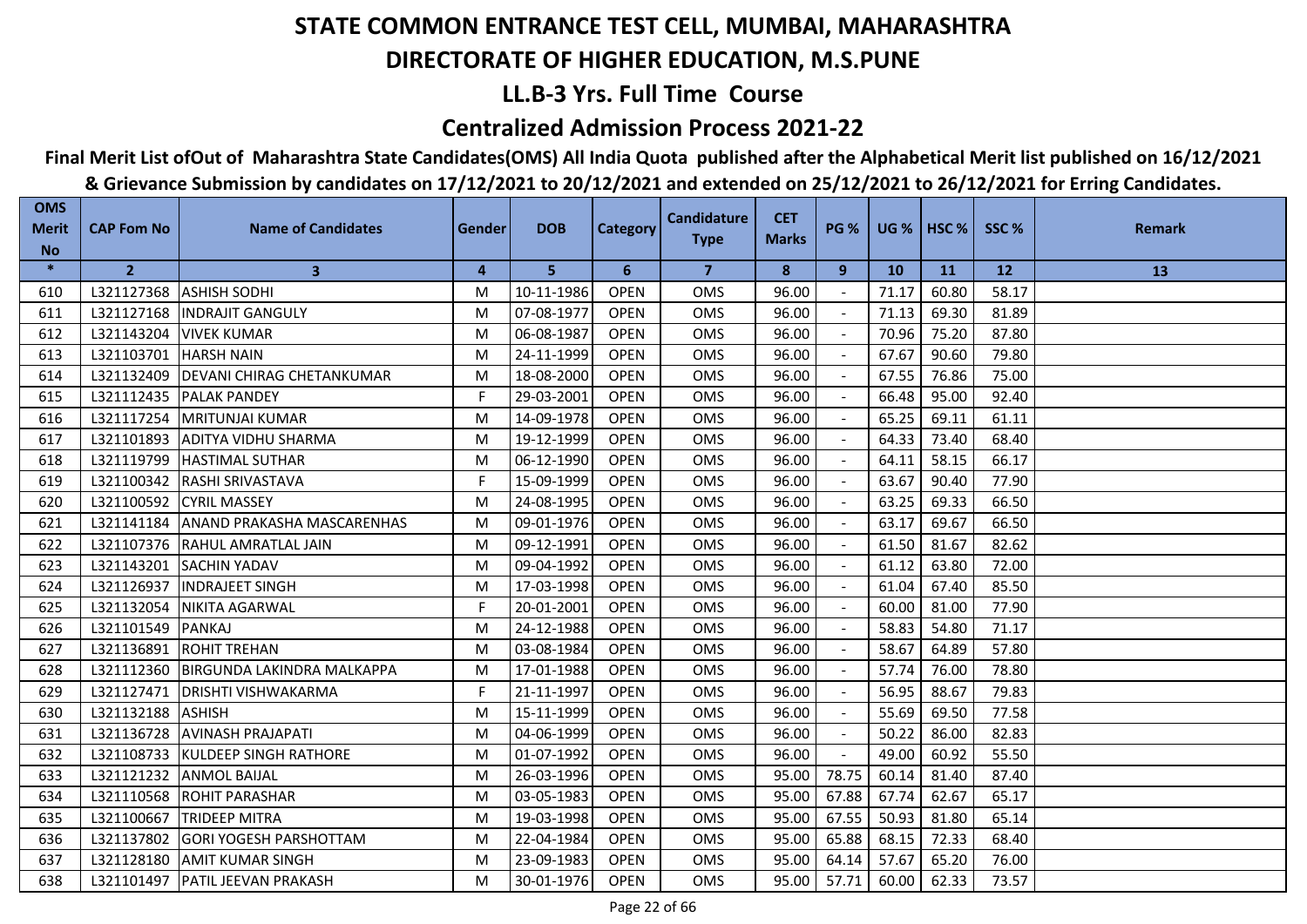# STATE COMMON ENTRANCE TEST CELL, MUMBAI, MAHARASHTRA

# DIRECTORATE OF HIGHER EDUCATION, M.S.PUNE

## LL.B-3 Yrs. Full Time Course

## Centralized Admission Process 2021-22

**Final Merit List ofOut of Maharashtra State Candidates(OMS) All India Quota published after the Alphabetical Merit list published on 16/12/2021 & Grievance Submission by candidates on 17/12/2021 to 20/12/2021 and extended on 25/12/2021 to 26/12/2021 for Erring Candidates.**

| OMS Merit No | CAP Fom No | Name of Candidates | Gender | DOB | Category | Candidature Type | CET Marks | PG % | UG % | HSC % | SSC % | Remark |
|---|---|---|---|---|---|---|---|---|---|---|---|---|
| * | 2 | 3 | 4 | 5 | 6 | 7 | 8 | 9 | 10 | 11 | 12 | 13 |
| 610 | L321127368 | ASHISH SODHI | M | 10-11-1986 | OPEN | OMS | 96.00 | - | 71.17 | 60.80 | 58.17 | |
| 611 | L321127168 | INDRAJIT GANGULY | M | 07-08-1977 | OPEN | OMS | 96.00 | - | 71.13 | 69.30 | 81.89 | |
| 612 | L321143204 | VIVEK KUMAR | M | 06-08-1987 | OPEN | OMS | 96.00 | - | 70.96 | 75.20 | 87.80 | |
| 613 | L321103701 | HARSH NAIN | M | 24-11-1999 | OPEN | OMS | 96.00 | - | 67.67 | 90.60 | 79.80 | |
| 614 | L321132409 | DEVANI CHIRAG CHETANKUMAR | M | 18-08-2000 | OPEN | OMS | 96.00 | - | 67.55 | 76.86 | 75.00 | |
| 615 | L321112435 | PALAK PANDEY | F | 29-03-2001 | OPEN | OMS | 96.00 | - | 66.48 | 95.00 | 92.40 | |
| 616 | L321117254 | MRITUNJAI KUMAR | M | 14-09-1978 | OPEN | OMS | 96.00 | - | 65.25 | 69.11 | 61.11 | |
| 617 | L321101893 | ADITYA VIDHU SHARMA | M | 19-12-1999 | OPEN | OMS | 96.00 | - | 64.33 | 73.40 | 68.40 | |
| 618 | L321119799 | HASTIMAL SUTHAR | M | 06-12-1990 | OPEN | OMS | 96.00 | - | 64.11 | 58.15 | 66.17 | |
| 619 | L321100342 | RASHI SRIVASTAVA | F | 15-09-1999 | OPEN | OMS | 96.00 | - | 63.67 | 90.40 | 77.90 | |
| 620 | L321100592 | CYRIL MASSEY | M | 24-08-1995 | OPEN | OMS | 96.00 | - | 63.25 | 69.33 | 66.50 | |
| 621 | L321141184 | ANAND PRAKASHA MASCARENHAS | M | 09-01-1976 | OPEN | OMS | 96.00 | - | 63.17 | 69.67 | 66.50 | |
| 622 | L321107376 | RAHUL AMRATLAL JAIN | M | 09-12-1991 | OPEN | OMS | 96.00 | - | 61.50 | 81.67 | 82.62 | |
| 623 | L321143201 | SACHIN YADAV | M | 09-04-1992 | OPEN | OMS | 96.00 | - | 61.12 | 63.80 | 72.00 | |
| 624 | L321126937 | INDRAJEET SINGH | M | 17-03-1998 | OPEN | OMS | 96.00 | - | 61.04 | 67.40 | 85.50 | |
| 625 | L321132054 | NIKITA AGARWAL | F | 20-01-2001 | OPEN | OMS | 96.00 | - | 60.00 | 81.00 | 77.90 | |
| 626 | L321101549 | PANKAJ | M | 24-12-1988 | OPEN | OMS | 96.00 | - | 58.83 | 54.80 | 71.17 | |
| 627 | L321136891 | ROHIT TREHAN | M | 03-08-1984 | OPEN | OMS | 96.00 | - | 58.67 | 64.89 | 57.80 | |
| 628 | L321112360 | BIRGUNDA LAKINDRA MALKAPPA | M | 17-01-1988 | OPEN | OMS | 96.00 | - | 57.74 | 76.00 | 78.80 | |
| 629 | L321127471 | DRISHTI VISHWAKARMA | F | 21-11-1997 | OPEN | OMS | 96.00 | - | 56.95 | 88.67 | 79.83 | |
| 630 | L321132188 | ASHISH | M | 15-11-1999 | OPEN | OMS | 96.00 | - | 55.69 | 69.50 | 77.58 | |
| 631 | L321136728 | AVINASH PRAJAPATI | M | 04-06-1999 | OPEN | OMS | 96.00 | - | 50.22 | 86.00 | 82.83 | |
| 632 | L321108733 | KULDEEP SINGH RATHORE | M | 01-07-1992 | OPEN | OMS | 96.00 | - | 49.00 | 60.92 | 55.50 | |
| 633 | L321121232 | ANMOL BAIJAL | M | 26-03-1996 | OPEN | OMS | 95.00 | 78.75 | 60.14 | 81.40 | 87.40 | |
| 634 | L321110568 | ROHIT PARASHAR | M | 03-05-1983 | OPEN | OMS | 95.00 | 67.88 | 67.74 | 62.67 | 65.17 | |
| 635 | L321100667 | TRIDEEP MITRA | M | 19-03-1998 | OPEN | OMS | 95.00 | 67.55 | 50.93 | 81.80 | 65.14 | |
| 636 | L321137802 | GORI YOGESH PARSHOTTAM | M | 22-04-1984 | OPEN | OMS | 95.00 | 65.88 | 68.15 | 72.33 | 68.40 | |
| 637 | L321128180 | AMIT KUMAR SINGH | M | 23-09-1983 | OPEN | OMS | 95.00 | 64.14 | 57.67 | 65.20 | 76.00 | |
| 638 | L321101497 | PATIL JEEVAN PRAKASH | M | 30-01-1976 | OPEN | OMS | 95.00 | 57.71 | 60.00 | 62.33 | 73.57 | |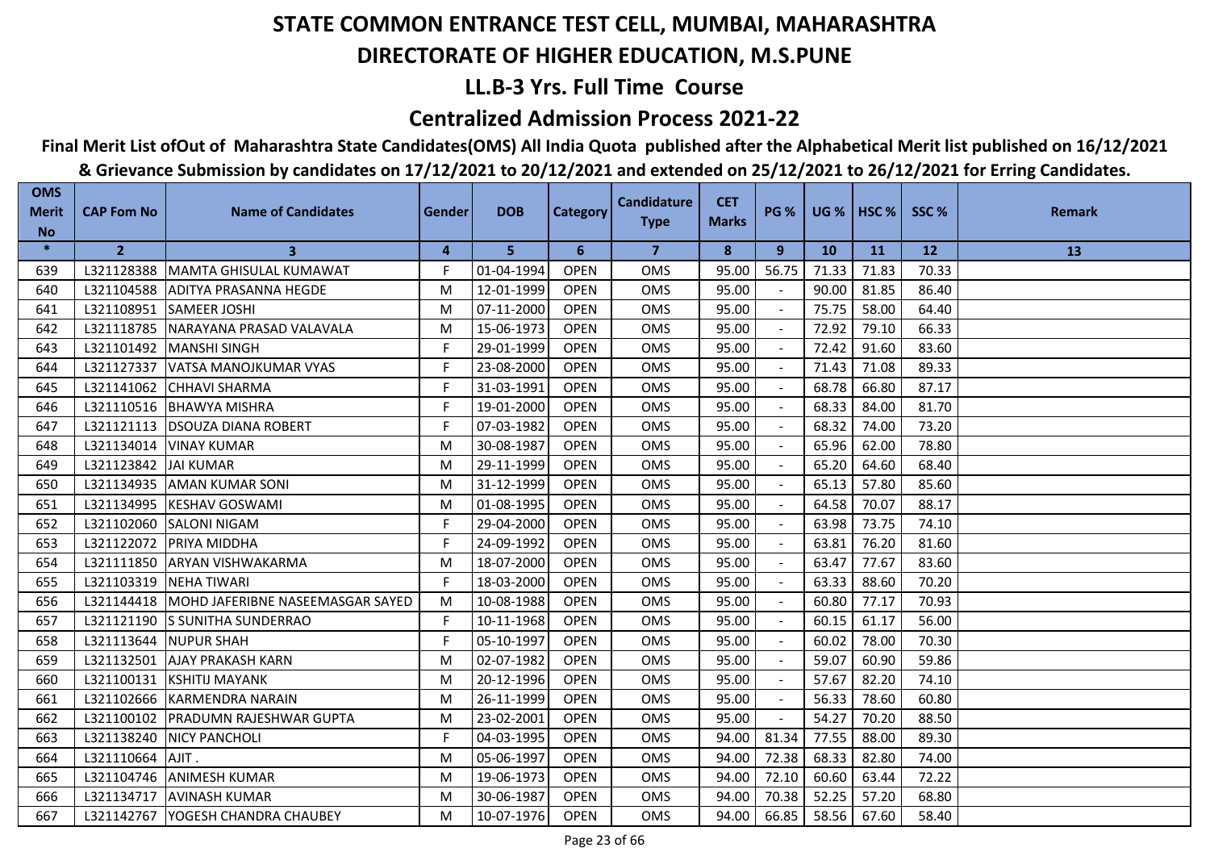# STATE COMMON ENTRANCE TEST CELL, MUMBAI, MAHARASHTRA

## DIRECTORATE OF HIGHER EDUCATION, M.S.PUNE

## LL.B-3 Yrs. Full Time Course

## Centralized Admission Process 2021-22

**Final Merit List ofOut of Maharashtra State Candidates(OMS) All India Quota published after the Alphabetical Merit list published on 16/12/2021 & Grievance Submission by candidates on 17/12/2021 to 20/12/2021 and extended on 25/12/2021 to 26/12/2021 for Erring Candidates.**

| OMS Merit No | CAP Fom No | Name of Candidates | Gender | DOB | Category | Candidature Type | CET Marks | PG % | UG % | HSC % | SSC % | Remark |
|---|---|---|---|---|---|---|---|---|---|---|---|---|
| * | 2 | 3 | 4 | 5 | 6 | 7 | 8 | 9 | 10 | 11 | 12 | 13 |
| 639 | L321128388 | MAMTA GHISULAL KUMAWAT | F | 01-04-1994 | OPEN | OMS | 95.00 | 56.75 | 71.33 | 71.83 | 70.33 | |
| 640 | L321104588 | ADITYA PRASANNA HEGDE | M | 12-01-1999 | OPEN | OMS | 95.00 | - | 90.00 | 81.85 | 86.40 | |
| 641 | L321108951 | SAMEER JOSHI | M | 07-11-2000 | OPEN | OMS | 95.00 | - | 75.75 | 58.00 | 64.40 | |
| 642 | L321118785 | NARAYANA PRASAD VALAVALA | M | 15-06-1973 | OPEN | OMS | 95.00 | - | 72.92 | 79.10 | 66.33 | |
| 643 | L321101492 | MANSHI SINGH | F | 29-01-1999 | OPEN | OMS | 95.00 | - | 72.42 | 91.60 | 83.60 | |
| 644 | L321127337 | VATSA MANOJKUMAR VYAS | F | 23-08-2000 | OPEN | OMS | 95.00 | - | 71.43 | 71.08 | 89.33 | |
| 645 | L321141062 | CHHAVI SHARMA | F | 31-03-1991 | OPEN | OMS | 95.00 | - | 68.78 | 66.80 | 87.17 | |
| 646 | L321110516 | BHAWYA MISHRA | F | 19-01-2000 | OPEN | OMS | 95.00 | - | 68.33 | 84.00 | 81.70 | |
| 647 | L321121113 | DSOUZA DIANA ROBERT | F | 07-03-1982 | OPEN | OMS | 95.00 | - | 68.32 | 74.00 | 73.20 | |
| 648 | L321134014 | VINAY KUMAR | M | 30-08-1987 | OPEN | OMS | 95.00 | - | 65.96 | 62.00 | 78.80 | |
| 649 | L321123842 | JAI KUMAR | M | 29-11-1999 | OPEN | OMS | 95.00 | - | 65.20 | 64.60 | 68.40 | |
| 650 | L321134935 | AMAN KUMAR SONI | M | 31-12-1999 | OPEN | OMS | 95.00 | - | 65.13 | 57.80 | 85.60 | |
| 651 | L321134995 | KESHAV GOSWAMI | M | 01-08-1995 | OPEN | OMS | 95.00 | - | 64.58 | 70.07 | 88.17 | |
| 652 | L321102060 | SALONI NIGAM | F | 29-04-2000 | OPEN | OMS | 95.00 | - | 63.98 | 73.75 | 74.10 | |
| 653 | L321122072 | PRIYA MIDDHA | F | 24-09-1992 | OPEN | OMS | 95.00 | - | 63.81 | 76.20 | 81.60 | |
| 654 | L321111850 | ARYAN VISHWAKARMA | M | 18-07-2000 | OPEN | OMS | 95.00 | - | 63.47 | 77.67 | 83.60 | |
| 655 | L321103319 | NEHA TIWARI | F | 18-03-2000 | OPEN | OMS | 95.00 | - | 63.33 | 88.60 | 70.20 | |
| 656 | L321144418 | MOHD JAFERIBNE NASEEMASGAR SAYED | M | 10-08-1988 | OPEN | OMS | 95.00 | - | 60.80 | 77.17 | 70.93 | |
| 657 | L321121190 | S SUNITHA SUNDERRAO | F | 10-11-1968 | OPEN | OMS | 95.00 | - | 60.15 | 61.17 | 56.00 | |
| 658 | L321113644 | NUPUR SHAH | F | 05-10-1997 | OPEN | OMS | 95.00 | - | 60.02 | 78.00 | 70.30 | |
| 659 | L321132501 | AJAY PRAKASH KARN | M | 02-07-1982 | OPEN | OMS | 95.00 | - | 59.07 | 60.90 | 59.86 | |
| 660 | L321100131 | KSHITIJ MAYANK | M | 20-12-1996 | OPEN | OMS | 95.00 | - | 57.67 | 82.20 | 74.10 | |
| 661 | L321102666 | KARMENDRA NARAIN | M | 26-11-1999 | OPEN | OMS | 95.00 | - | 56.33 | 78.60 | 60.80 | |
| 662 | L321100102 | PRADUMN RAJESHWAR GUPTA | M | 23-02-2001 | OPEN | OMS | 95.00 | - | 54.27 | 70.20 | 88.50 | |
| 663 | L321138240 | NICY PANCHOLI | F | 04-03-1995 | OPEN | OMS | 94.00 | 81.34 | 77.55 | 88.00 | 89.30 | |
| 664 | L321110664 | AJIT . | M | 05-06-1997 | OPEN | OMS | 94.00 | 72.38 | 68.33 | 82.80 | 74.00 | |
| 665 | L321104746 | ANIMESH KUMAR | M | 19-06-1973 | OPEN | OMS | 94.00 | 72.10 | 60.60 | 63.44 | 72.22 | |
| 666 | L321134717 | AVINASH KUMAR | M | 30-06-1987 | OPEN | OMS | 94.00 | 70.38 | 52.25 | 57.20 | 68.80 | |
| 667 | L321142767 | YOGESH CHANDRA CHAUBEY | M | 10-07-1976 | OPEN | OMS | 94.00 | 66.85 | 58.56 | 67.60 | 58.40 | |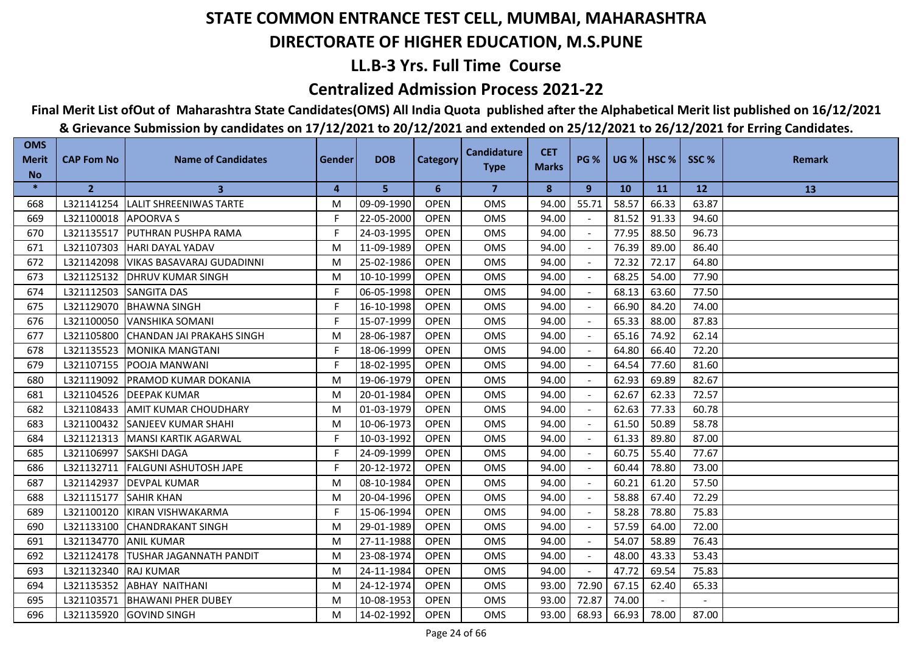# STATE COMMON ENTRANCE TEST CELL, MUMBAI, MAHARASHTRA

## DIRECTORATE OF HIGHER EDUCATION, M.S.PUNE

## LL.B-3 Yrs. Full Time Course

## Centralized Admission Process 2021-22

**Final Merit List ofOut of Maharashtra State Candidates(OMS) All India Quota published after the Alphabetical Merit list published on 16/12/2021 & Grievance Submission by candidates on 17/12/2021 to 20/12/2021 and extended on 25/12/2021 to 26/12/2021 for Erring Candidates.**

| OMS Merit No | CAP Fom No | Name of Candidates | Gender | DOB | Category | Candidature Type | CET Marks | PG % | UG % | HSC % | SSC % | Remark |
|---|---|---|---|---|---|---|---|---|---|---|---|---|
| * | 2 | 3 | 4 | 5 | 6 | 7 | 8 | 9 | 10 | 11 | 12 | 13 |
| 668 | L321141254 | LALIT SHREENIWAS TARTE | M | 09-09-1990 | OPEN | OMS | 94.00 | 55.71 | 58.57 | 66.33 | 63.87 | |
| 669 | L321100018 | APOORVA S | F | 22-05-2000 | OPEN | OMS | 94.00 | - | 81.52 | 91.33 | 94.60 | |
| 670 | L321135517 | PUTHRAN PUSHPA RAMA | F | 24-03-1995 | OPEN | OMS | 94.00 | - | 77.95 | 88.50 | 96.73 | |
| 671 | L321107303 | HARI DAYAL YADAV | M | 11-09-1989 | OPEN | OMS | 94.00 | - | 76.39 | 89.00 | 86.40 | |
| 672 | L321142098 | VIKAS BASAVARAJ GUDADINNI | M | 25-02-1986 | OPEN | OMS | 94.00 | - | 72.32 | 72.17 | 64.80 | |
| 673 | L321125132 | DHRUV KUMAR SINGH | M | 10-10-1999 | OPEN | OMS | 94.00 | - | 68.25 | 54.00 | 77.90 | |
| 674 | L321112503 | SANGITA DAS | F | 06-05-1998 | OPEN | OMS | 94.00 | - | 68.13 | 63.60 | 77.50 | |
| 675 | L321129070 | BHAWNA SINGH | F | 16-10-1998 | OPEN | OMS | 94.00 | - | 66.90 | 84.20 | 74.00 | |
| 676 | L321100050 | VANSHIKA SOMANI | F | 15-07-1999 | OPEN | OMS | 94.00 | - | 65.33 | 88.00 | 87.83 | |
| 677 | L321105800 | CHANDAN JAI PRAKAHS SINGH | M | 28-06-1987 | OPEN | OMS | 94.00 | - | 65.16 | 74.92 | 62.14 | |
| 678 | L321135523 | MONIKA MANGTANI | F | 18-06-1999 | OPEN | OMS | 94.00 | - | 64.80 | 66.40 | 72.20 | |
| 679 | L321107155 | POOJA MANWANI | F | 18-02-1995 | OPEN | OMS | 94.00 | - | 64.54 | 77.60 | 81.60 | |
| 680 | L321119092 | PRAMOD KUMAR DOKANIA | M | 19-06-1979 | OPEN | OMS | 94.00 | - | 62.93 | 69.89 | 82.67 | |
| 681 | L321104526 | DEEPAK KUMAR | M | 20-01-1984 | OPEN | OMS | 94.00 | - | 62.67 | 62.33 | 72.57 | |
| 682 | L321108433 | AMIT KUMAR CHOUDHARY | M | 01-03-1979 | OPEN | OMS | 94.00 | - | 62.63 | 77.33 | 60.78 | |
| 683 | L321100432 | SANJEEV KUMAR SHAHI | M | 10-06-1973 | OPEN | OMS | 94.00 | - | 61.50 | 50.89 | 58.78 | |
| 684 | L321121313 | MANSI KARTIK AGARWAL | F | 10-03-1992 | OPEN | OMS | 94.00 | - | 61.33 | 89.80 | 87.00 | |
| 685 | L321106997 | SAKSHI DAGA | F | 24-09-1999 | OPEN | OMS | 94.00 | - | 60.75 | 55.40 | 77.67 | |
| 686 | L321132711 | FALGUNI ASHUTOSH JAPE | F | 20-12-1972 | OPEN | OMS | 94.00 | - | 60.44 | 78.80 | 73.00 | |
| 687 | L321142937 | DEVPAL KUMAR | M | 08-10-1984 | OPEN | OMS | 94.00 | - | 60.21 | 61.20 | 57.50 | |
| 688 | L321115177 | SAHIR KHAN | M | 20-04-1996 | OPEN | OMS | 94.00 | - | 58.88 | 67.40 | 72.29 | |
| 689 | L321100120 | KIRAN VISHWAKARMA | F | 15-06-1994 | OPEN | OMS | 94.00 | - | 58.28 | 78.80 | 75.83 | |
| 690 | L321133100 | CHANDRAKANT SINGH | M | 29-01-1989 | OPEN | OMS | 94.00 | - | 57.59 | 64.00 | 72.00 | |
| 691 | L321134770 | ANIL KUMAR | M | 27-11-1988 | OPEN | OMS | 94.00 | - | 54.07 | 58.89 | 76.43 | |
| 692 | L321124178 | TUSHAR JAGANNATH PANDIT | M | 23-08-1974 | OPEN | OMS | 94.00 | - | 48.00 | 43.33 | 53.43 | |
| 693 | L321132340 | RAJ KUMAR | M | 24-11-1984 | OPEN | OMS | 94.00 | - | 47.72 | 69.54 | 75.83 | |
| 694 | L321135352 | ABHAY NAITHANI | M | 24-12-1974 | OPEN | OMS | 93.00 | 72.90 | 67.15 | 62.40 | 65.33 | |
| 695 | L321103571 | BHAWANI PHER DUBEY | M | 10-08-1953 | OPEN | OMS | 93.00 | 72.87 | 74.00 | - | - | |
| 696 | L321135920 | GOVIND SINGH | M | 14-02-1992 | OPEN | OMS | 93.00 | 68.93 | 66.93 | 78.00 | 87.00 | |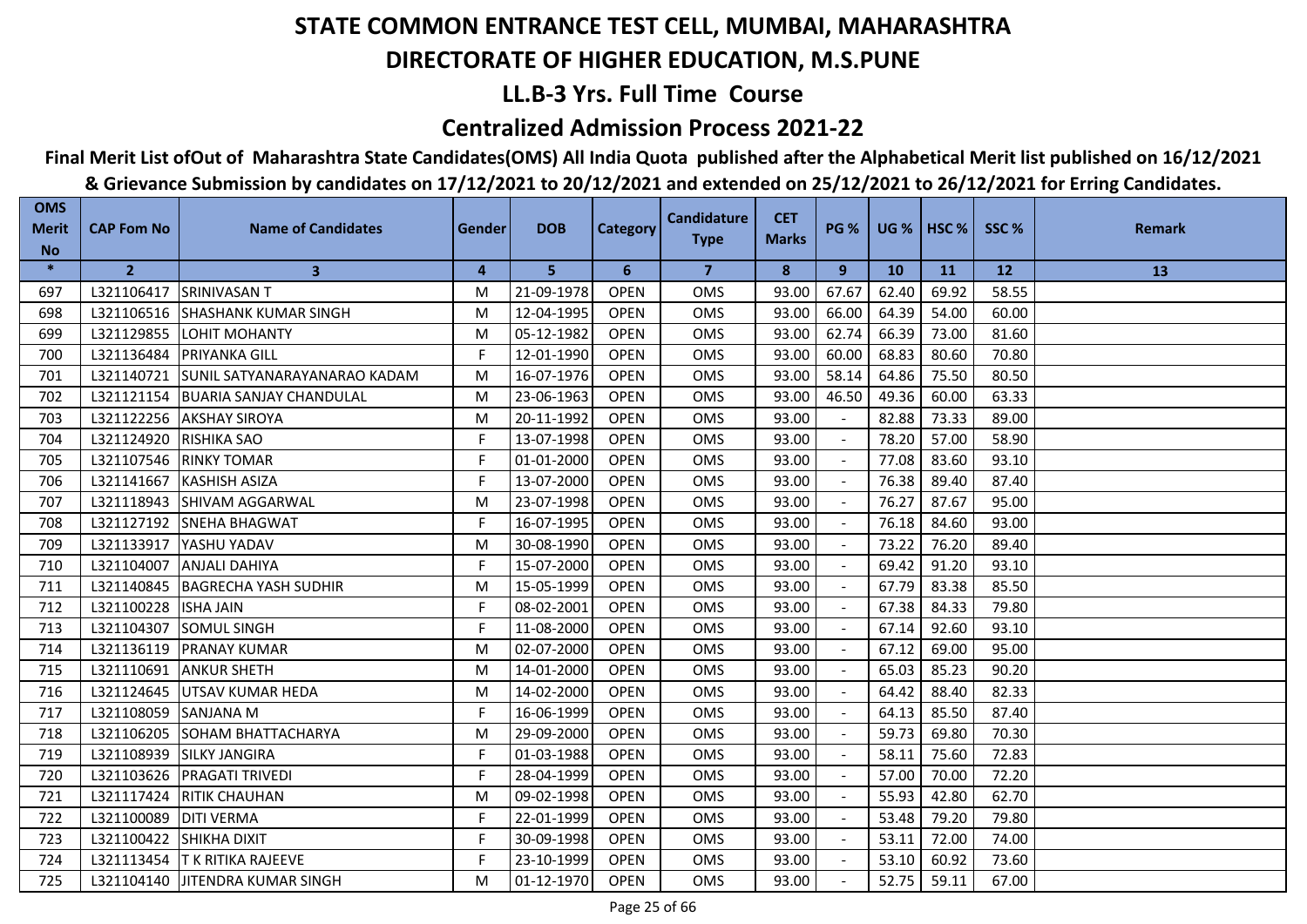# STATE COMMON ENTRANCE TEST CELL, MUMBAI, MAHARASHTRA

## DIRECTORATE OF HIGHER EDUCATION, M.S.PUNE

## LL.B-3 Yrs. Full Time Course

## Centralized Admission Process 2021-22

**Final Merit List ofOut of Maharashtra State Candidates(OMS) All India Quota published after the Alphabetical Merit list published on 16/12/2021 & Grievance Submission by candidates on 17/12/2021 to 20/12/2021 and extended on 25/12/2021 to 26/12/2021 for Erring Candidates.**

| OMS Merit No | CAP Fom No | Name of Candidates | Gender | DOB | Category | Candidature Type | CET Marks | PG % | UG % | HSC % | SSC % | Remark |
|---|---|---|---|---|---|---|---|---|---|---|---|---|
| * | 2 | 3 | 4 | 5 | 6 | 7 | 8 | 9 | 10 | 11 | 12 | 13 |
| 697 | L321106417 | SRINIVASAN T | M | 21-09-1978 | OPEN | OMS | 93.00 | 67.67 | 62.40 | 69.92 | 58.55 | |
| 698 | L321106516 | SHASHANK KUMAR SINGH | M | 12-04-1995 | OPEN | OMS | 93.00 | 66.00 | 64.39 | 54.00 | 60.00 | |
| 699 | L321129855 | LOHIT MOHANTY | M | 05-12-1982 | OPEN | OMS | 93.00 | 62.74 | 66.39 | 73.00 | 81.60 | |
| 700 | L321136484 | PRIYANKA GILL | F | 12-01-1990 | OPEN | OMS | 93.00 | 60.00 | 68.83 | 80.60 | 70.80 | |
| 701 | L321140721 | SUNIL SATYANARAYANARAO KADAM | M | 16-07-1976 | OPEN | OMS | 93.00 | 58.14 | 64.86 | 75.50 | 80.50 | |
| 702 | L321121154 | BUARIA SANJAY CHANDULAL | M | 23-06-1963 | OPEN | OMS | 93.00 | 46.50 | 49.36 | 60.00 | 63.33 | |
| 703 | L321122256 | AKSHAY SIROYA | M | 20-11-1992 | OPEN | OMS | 93.00 | - | 82.88 | 73.33 | 89.00 | |
| 704 | L321124920 | RISHIKA SAO | F | 13-07-1998 | OPEN | OMS | 93.00 | - | 78.20 | 57.00 | 58.90 | |
| 705 | L321107546 | RINKY TOMAR | F | 01-01-2000 | OPEN | OMS | 93.00 | - | 77.08 | 83.60 | 93.10 | |
| 706 | L321141667 | KASHISH ASIZA | F | 13-07-2000 | OPEN | OMS | 93.00 | - | 76.38 | 89.40 | 87.40 | |
| 707 | L321118943 | SHIVAM AGGARWAL | M | 23-07-1998 | OPEN | OMS | 93.00 | - | 76.27 | 87.67 | 95.00 | |
| 708 | L321127192 | SNEHA BHAGWAT | F | 16-07-1995 | OPEN | OMS | 93.00 | - | 76.18 | 84.60 | 93.00 | |
| 709 | L321133917 | YASHU YADAV | M | 30-08-1990 | OPEN | OMS | 93.00 | - | 73.22 | 76.20 | 89.40 | |
| 710 | L321104007 | ANJALI DAHIYA | F | 15-07-2000 | OPEN | OMS | 93.00 | - | 69.42 | 91.20 | 93.10 | |
| 711 | L321140845 | BAGRECHA YASH SUDHIR | M | 15-05-1999 | OPEN | OMS | 93.00 | - | 67.79 | 83.38 | 85.50 | |
| 712 | L321100228 | ISHA JAIN | F | 08-02-2001 | OPEN | OMS | 93.00 | - | 67.38 | 84.33 | 79.80 | |
| 713 | L321104307 | SOMUL SINGH | F | 11-08-2000 | OPEN | OMS | 93.00 | - | 67.14 | 92.60 | 93.10 | |
| 714 | L321136119 | PRANAY KUMAR | M | 02-07-2000 | OPEN | OMS | 93.00 | - | 67.12 | 69.00 | 95.00 | |
| 715 | L321110691 | ANKUR SHETH | M | 14-01-2000 | OPEN | OMS | 93.00 | - | 65.03 | 85.23 | 90.20 | |
| 716 | L321124645 | UTSAV KUMAR HEDA | M | 14-02-2000 | OPEN | OMS | 93.00 | - | 64.42 | 88.40 | 82.33 | |
| 717 | L321108059 | SANJANA M | F | 16-06-1999 | OPEN | OMS | 93.00 | - | 64.13 | 85.50 | 87.40 | |
| 718 | L321106205 | SOHAM BHATTACHARYA | M | 29-09-2000 | OPEN | OMS | 93.00 | - | 59.73 | 69.80 | 70.30 | |
| 719 | L321108939 | SILKY JANGIRA | F | 01-03-1988 | OPEN | OMS | 93.00 | - | 58.11 | 75.60 | 72.83 | |
| 720 | L321103626 | PRAGATI TRIVEDI | F | 28-04-1999 | OPEN | OMS | 93.00 | - | 57.00 | 70.00 | 72.20 | |
| 721 | L321117424 | RITIK CHAUHAN | M | 09-02-1998 | OPEN | OMS | 93.00 | - | 55.93 | 42.80 | 62.70 | |
| 722 | L321100089 | DITI VERMA | F | 22-01-1999 | OPEN | OMS | 93.00 | - | 53.48 | 79.20 | 79.80 | |
| 723 | L321100422 | SHIKHA DIXIT | F | 30-09-1998 | OPEN | OMS | 93.00 | - | 53.11 | 72.00 | 74.00 | |
| 724 | L321113454 | T K RITIKA RAJEEVE | F | 23-10-1999 | OPEN | OMS | 93.00 | - | 53.10 | 60.92 | 73.60 | |
| 725 | L321104140 | JITENDRA KUMAR SINGH | M | 01-12-1970 | OPEN | OMS | 93.00 | - | 52.75 | 59.11 | 67.00 | |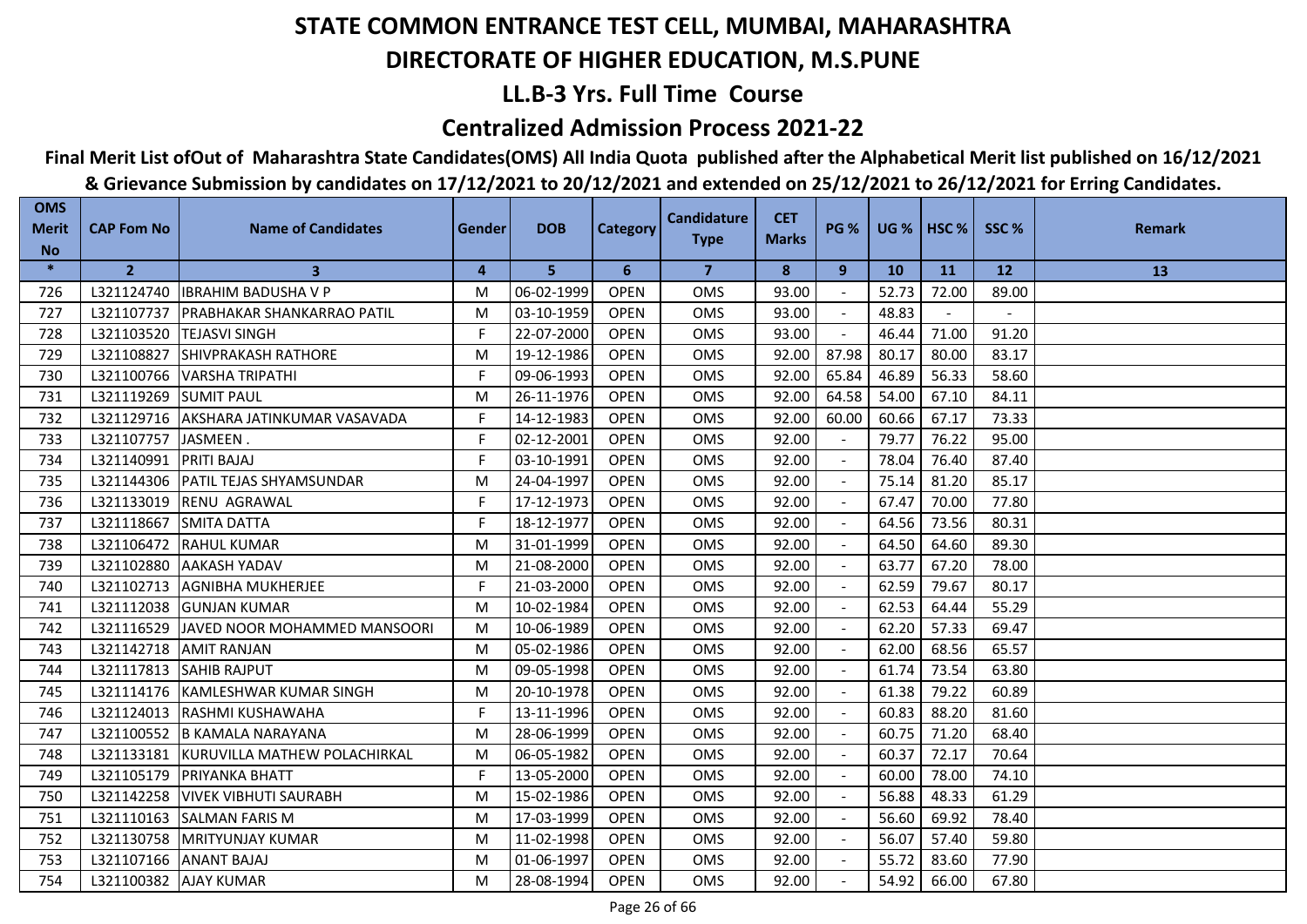# STATE COMMON ENTRANCE TEST CELL, MUMBAI, MAHARASHTRA

## DIRECTORATE OF HIGHER EDUCATION, M.S.PUNE

### LL.B-3 Yrs. Full Time Course

### Centralized Admission Process 2021-22

**Final Merit List ofOut of Maharashtra State Candidates(OMS) All India Quota published after the Alphabetical Merit list published on 16/12/2021 & Grievance Submission by candidates on 17/12/2021 to 20/12/2021 and extended on 25/12/2021 to 26/12/2021 for Erring Candidates.**

| OMS Merit No | CAP Fom No | Name of Candidates | Gender | DOB | Category | Candidature Type | CET Marks | PG % | UG % | HSC % | SSC % | Remark |
|---|---|---|---|---|---|---|---|---|---|---|---|---|
| * | 2 | 3 | 4 | 5 | 6 | 7 | 8 | 9 | 10 | 11 | 12 | 13 |
| 726 | L321124740 | IBRAHIM BADUSHA V P | M | 06-02-1999 | OPEN | OMS | 93.00 | - | 52.73 | 72.00 | 89.00 | |
| 727 | L321107737 | PRABHAKAR SHANKARRAO PATIL | M | 03-10-1959 | OPEN | OMS | 93.00 | - | 48.83 | - | - | |
| 728 | L321103520 | TEJASVI SINGH | F | 22-07-2000 | OPEN | OMS | 93.00 | - | 46.44 | 71.00 | 91.20 | |
| 729 | L321108827 | SHIVPRAKASH RATHORE | M | 19-12-1986 | OPEN | OMS | 92.00 | 87.98 | 80.17 | 80.00 | 83.17 | |
| 730 | L321100766 | VARSHA TRIPATHI | F | 09-06-1993 | OPEN | OMS | 92.00 | 65.84 | 46.89 | 56.33 | 58.60 | |
| 731 | L321119269 | SUMIT PAUL | M | 26-11-1976 | OPEN | OMS | 92.00 | 64.58 | 54.00 | 67.10 | 84.11 | |
| 732 | L321129716 | AKSHARA JATINKUMAR VASAVADA | F | 14-12-1983 | OPEN | OMS | 92.00 | 60.00 | 60.66 | 67.17 | 73.33 | |
| 733 | L321107757 | JASMEEN . | F | 02-12-2001 | OPEN | OMS | 92.00 | - | 79.77 | 76.22 | 95.00 | |
| 734 | L321140991 | PRITI BAJAJ | F | 03-10-1991 | OPEN | OMS | 92.00 | - | 78.04 | 76.40 | 87.40 | |
| 735 | L321144306 | PATIL TEJAS SHYAMSUNDAR | M | 24-04-1997 | OPEN | OMS | 92.00 | - | 75.14 | 81.20 | 85.17 | |
| 736 | L321133019 | RENU AGRAWAL | F | 17-12-1973 | OPEN | OMS | 92.00 | - | 67.47 | 70.00 | 77.80 | |
| 737 | L321118667 | SMITA DATTA | F | 18-12-1977 | OPEN | OMS | 92.00 | - | 64.56 | 73.56 | 80.31 | |
| 738 | L321106472 | RAHUL KUMAR | M | 31-01-1999 | OPEN | OMS | 92.00 | - | 64.50 | 64.60 | 89.30 | |
| 739 | L321102880 | AAKASH YADAV | M | 21-08-2000 | OPEN | OMS | 92.00 | - | 63.77 | 67.20 | 78.00 | |
| 740 | L321102713 | AGNIBHA MUKHERJEE | F | 21-03-2000 | OPEN | OMS | 92.00 | - | 62.59 | 79.67 | 80.17 | |
| 741 | L321112038 | GUNJAN KUMAR | M | 10-02-1984 | OPEN | OMS | 92.00 | - | 62.53 | 64.44 | 55.29 | |
| 742 | L321116529 | JAVED NOOR MOHAMMED MANSOORI | M | 10-06-1989 | OPEN | OMS | 92.00 | - | 62.20 | 57.33 | 69.47 | |
| 743 | L321142718 | AMIT RANJAN | M | 05-02-1986 | OPEN | OMS | 92.00 | - | 62.00 | 68.56 | 65.57 | |
| 744 | L321117813 | SAHIB RAJPUT | M | 09-05-1998 | OPEN | OMS | 92.00 | - | 61.74 | 73.54 | 63.80 | |
| 745 | L321114176 | KAMLESHWAR KUMAR SINGH | M | 20-10-1978 | OPEN | OMS | 92.00 | - | 61.38 | 79.22 | 60.89 | |
| 746 | L321124013 | RASHMI KUSHAWAHA | F | 13-11-1996 | OPEN | OMS | 92.00 | - | 60.83 | 88.20 | 81.60 | |
| 747 | L321100552 | B KAMALA NARAYANA | M | 28-06-1999 | OPEN | OMS | 92.00 | - | 60.75 | 71.20 | 68.40 | |
| 748 | L321133181 | KURUVILLA MATHEW POLACHIRKAL | M | 06-05-1982 | OPEN | OMS | 92.00 | - | 60.37 | 72.17 | 70.64 | |
| 749 | L321105179 | PRIYANKA BHATT | F | 13-05-2000 | OPEN | OMS | 92.00 | - | 60.00 | 78.00 | 74.10 | |
| 750 | L321142258 | VIVEK VIBHUTI SAURABH | M | 15-02-1986 | OPEN | OMS | 92.00 | - | 56.88 | 48.33 | 61.29 | |
| 751 | L321110163 | SALMAN FARIS M | M | 17-03-1999 | OPEN | OMS | 92.00 | - | 56.60 | 69.92 | 78.40 | |
| 752 | L321130758 | MRITYUNJAY KUMAR | M | 11-02-1998 | OPEN | OMS | 92.00 | - | 56.07 | 57.40 | 59.80 | |
| 753 | L321107166 | ANANT BAJAJ | M | 01-06-1997 | OPEN | OMS | 92.00 | - | 55.72 | 83.60 | 77.90 | |
| 754 | L321100382 | AJAY KUMAR | M | 28-08-1994 | OPEN | OMS | 92.00 | - | 54.92 | 66.00 | 67.80 | |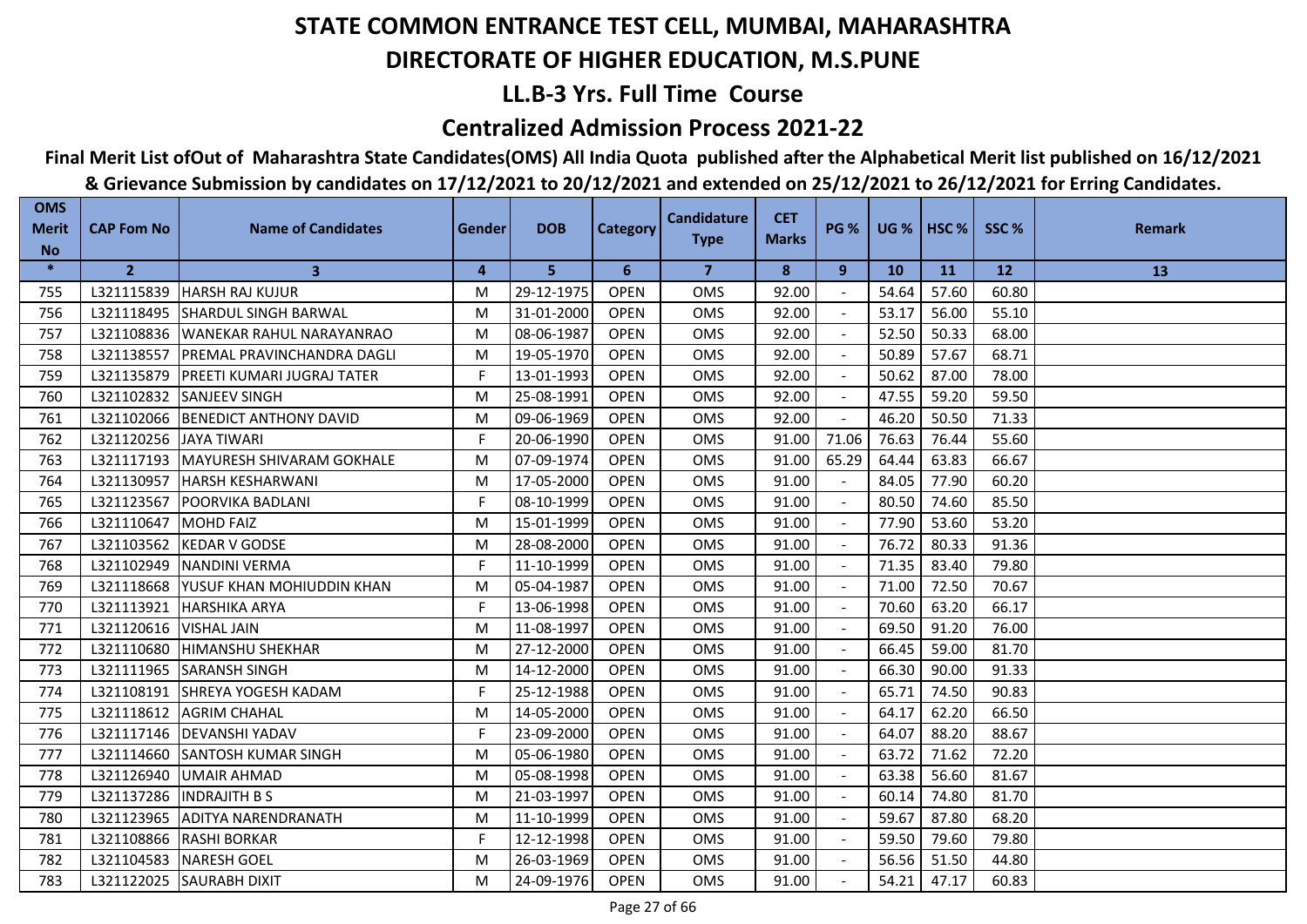# STATE COMMON ENTRANCE TEST CELL, MUMBAI, MAHARASHTRA

## DIRECTORATE OF HIGHER EDUCATION, M.S.PUNE

### LL.B-3 Yrs. Full Time Course

### Centralized Admission Process 2021-22

**Final Merit List ofOut of Maharashtra State Candidates(OMS) All India Quota published after the Alphabetical Merit list published on 16/12/2021 & Grievance Submission by candidates on 17/12/2021 to 20/12/2021 and extended on 25/12/2021 to 26/12/2021 for Erring Candidates.**

| OMS Merit No | CAP Fom No | Name of Candidates | Gender | DOB | Category | Candidature Type | CET Marks | PG % | UG % | HSC % | SSC % | Remark |
|---|---|---|---|---|---|---|---|---|---|---|---|---|
| * | 2 | 3 | 4 | 5 | 6 | 7 | 8 | 9 | 10 | 11 | 12 | 13 |
| 755 | L321115839 | HARSH RAJ KUJUR | M | 29-12-1975 | OPEN | OMS | 92.00 | - | 54.64 | 57.60 | 60.80 | |
| 756 | L321118495 | SHARDUL SINGH BARWAL | M | 31-01-2000 | OPEN | OMS | 92.00 | - | 53.17 | 56.00 | 55.10 | |
| 757 | L321108836 | WANEKAR RAHUL NARAYANRAO | M | 08-06-1987 | OPEN | OMS | 92.00 | - | 52.50 | 50.33 | 68.00 | |
| 758 | L321138557 | PREMAL PRAVINCHANDRA DAGLI | M | 19-05-1970 | OPEN | OMS | 92.00 | - | 50.89 | 57.67 | 68.71 | |
| 759 | L321135879 | PREETI KUMARI JUGRAJ TATER | F | 13-01-1993 | OPEN | OMS | 92.00 | - | 50.62 | 87.00 | 78.00 | |
| 760 | L321102832 | SANJEEV SINGH | M | 25-08-1991 | OPEN | OMS | 92.00 | - | 47.55 | 59.20 | 59.50 | |
| 761 | L321102066 | BENEDICT ANTHONY DAVID | M | 09-06-1969 | OPEN | OMS | 92.00 | - | 46.20 | 50.50 | 71.33 | |
| 762 | L321120256 | JAYA TIWARI | F | 20-06-1990 | OPEN | OMS | 91.00 | 71.06 | 76.63 | 76.44 | 55.60 | |
| 763 | L321117193 | MAYURESH SHIVARAM GOKHALE | M | 07-09-1974 | OPEN | OMS | 91.00 | 65.29 | 64.44 | 63.83 | 66.67 | |
| 764 | L321130957 | HARSH KESHARWANI | M | 17-05-2000 | OPEN | OMS | 91.00 | - | 84.05 | 77.90 | 60.20 | |
| 765 | L321123567 | POORVIKA BADLANI | F | 08-10-1999 | OPEN | OMS | 91.00 | - | 80.50 | 74.60 | 85.50 | |
| 766 | L321110647 | MOHD FAIZ | M | 15-01-1999 | OPEN | OMS | 91.00 | - | 77.90 | 53.60 | 53.20 | |
| 767 | L321103562 | KEDAR V GODSE | M | 28-08-2000 | OPEN | OMS | 91.00 | - | 76.72 | 80.33 | 91.36 | |
| 768 | L321102949 | NANDINI VERMA | F | 11-10-1999 | OPEN | OMS | 91.00 | - | 71.35 | 83.40 | 79.80 | |
| 769 | L321118668 | YUSUF KHAN MOHIUDDIN KHAN | M | 05-04-1987 | OPEN | OMS | 91.00 | - | 71.00 | 72.50 | 70.67 | |
| 770 | L321113921 | HARSHIKA ARYA | F | 13-06-1998 | OPEN | OMS | 91.00 | - | 70.60 | 63.20 | 66.17 | |
| 771 | L321120616 | VISHAL JAIN | M | 11-08-1997 | OPEN | OMS | 91.00 | - | 69.50 | 91.20 | 76.00 | |
| 772 | L321110680 | HIMANSHU SHEKHAR | M | 27-12-2000 | OPEN | OMS | 91.00 | - | 66.45 | 59.00 | 81.70 | |
| 773 | L321111965 | SARANSH SINGH | M | 14-12-2000 | OPEN | OMS | 91.00 | - | 66.30 | 90.00 | 91.33 | |
| 774 | L321108191 | SHREYA YOGESH KADAM | F | 25-12-1988 | OPEN | OMS | 91.00 | - | 65.71 | 74.50 | 90.83 | |
| 775 | L321118612 | AGRIM CHAHAL | M | 14-05-2000 | OPEN | OMS | 91.00 | - | 64.17 | 62.20 | 66.50 | |
| 776 | L321117146 | DEVANSHI YADAV | F | 23-09-2000 | OPEN | OMS | 91.00 | - | 64.07 | 88.20 | 88.67 | |
| 777 | L321114660 | SANTOSH KUMAR SINGH | M | 05-06-1980 | OPEN | OMS | 91.00 | - | 63.72 | 71.62 | 72.20 | |
| 778 | L321126940 | UMAIR AHMAD | M | 05-08-1998 | OPEN | OMS | 91.00 | - | 63.38 | 56.60 | 81.67 | |
| 779 | L321137286 | INDRAJITH B S | M | 21-03-1997 | OPEN | OMS | 91.00 | - | 60.14 | 74.80 | 81.70 | |
| 780 | L321123965 | ADITYA NARENDRANATH | M | 11-10-1999 | OPEN | OMS | 91.00 | - | 59.67 | 87.80 | 68.20 | |
| 781 | L321108866 | RASHI BORKAR | F | 12-12-1998 | OPEN | OMS | 91.00 | - | 59.50 | 79.60 | 79.80 | |
| 782 | L321104583 | NARESH GOEL | M | 26-03-1969 | OPEN | OMS | 91.00 | - | 56.56 | 51.50 | 44.80 | |
| 783 | L321122025 | SAURABH DIXIT | M | 24-09-1976 | OPEN | OMS | 91.00 | - | 54.21 | 47.17 | 60.83 | |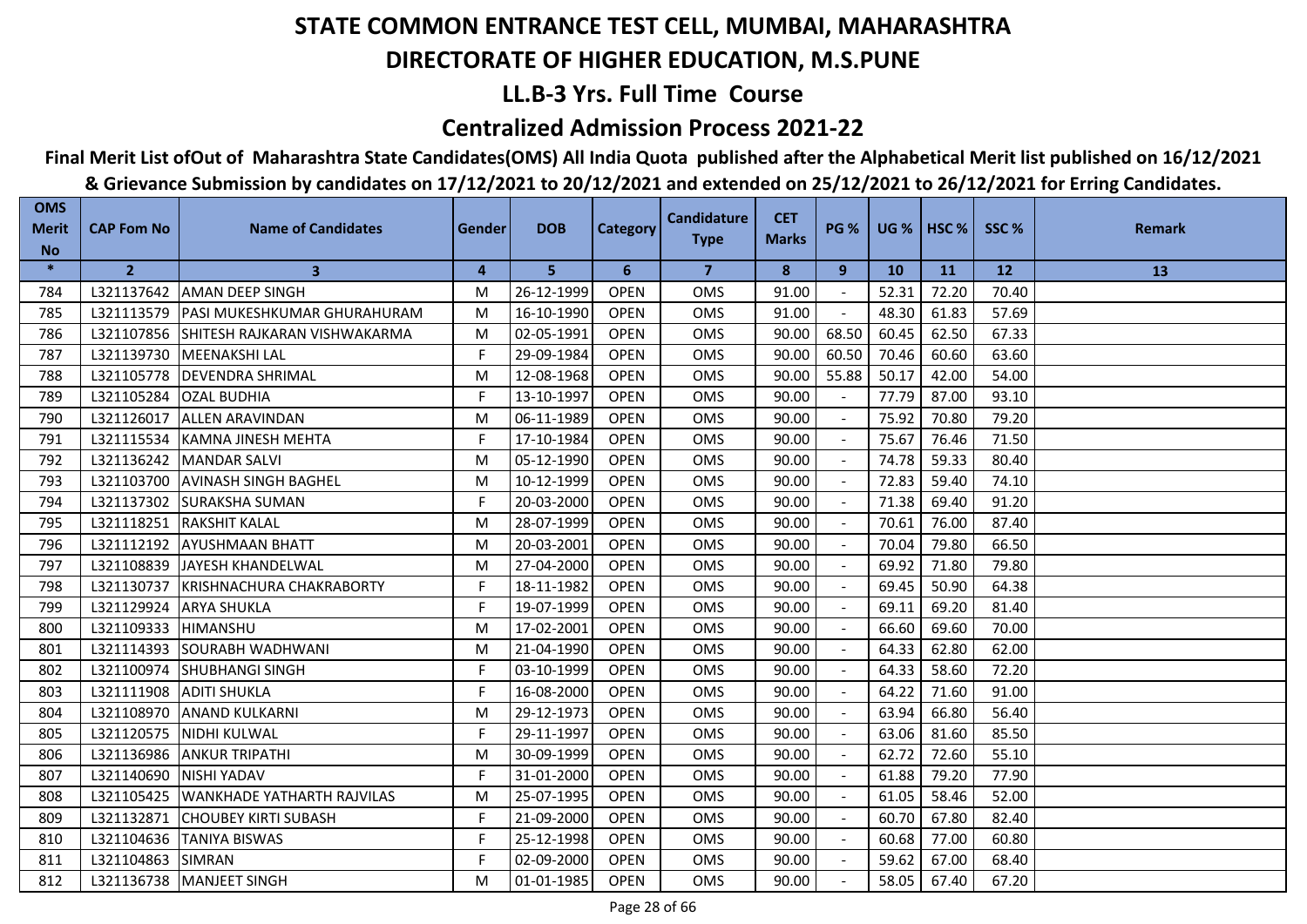# STATE COMMON ENTRANCE TEST CELL, MUMBAI, MAHARASHTRA

## DIRECTORATE OF HIGHER EDUCATION, M.S.PUNE

## LL.B-3 Yrs. Full Time Course

## Centralized Admission Process 2021-22

**Final Merit List ofOut of Maharashtra State Candidates(OMS) All India Quota published after the Alphabetical Merit list published on 16/12/2021 & Grievance Submission by candidates on 17/12/2021 to 20/12/2021 and extended on 25/12/2021 to 26/12/2021 for Erring Candidates.**

| OMS Merit No | CAP Fom No | Name of Candidates | Gender | DOB | Category | Candidature Type | CET Marks | PG % | UG % | HSC % | SSC % | Remark |
|---|---|---|---|---|---|---|---|---|---|---|---|---|
| * | 2 | 3 | 4 | 5 | 6 | 7 | 8 | 9 | 10 | 11 | 12 | 13 |
| 784 | L321137642 | AMAN DEEP SINGH | M | 26-12-1999 | OPEN | OMS | 91.00 | - | 52.31 | 72.20 | 70.40 | |
| 785 | L321113579 | PASI MUKESHKUMAR GHURAHURAM | M | 16-10-1990 | OPEN | OMS | 91.00 | - | 48.30 | 61.83 | 57.69 | |
| 786 | L321107856 | SHITESH RAJKARAN VISHWAKARMA | M | 02-05-1991 | OPEN | OMS | 90.00 | 68.50 | 60.45 | 62.50 | 67.33 | |
| 787 | L321139730 | MEENAKSHI LAL | F | 29-09-1984 | OPEN | OMS | 90.00 | 60.50 | 70.46 | 60.60 | 63.60 | |
| 788 | L321105778 | DEVENDRA SHRIMAL | M | 12-08-1968 | OPEN | OMS | 90.00 | 55.88 | 50.17 | 42.00 | 54.00 | |
| 789 | L321105284 | OZAL BUDHIA | F | 13-10-1997 | OPEN | OMS | 90.00 | - | 77.79 | 87.00 | 93.10 | |
| 790 | L321126017 | ALLEN ARAVINDAN | M | 06-11-1989 | OPEN | OMS | 90.00 | - | 75.92 | 70.80 | 79.20 | |
| 791 | L321115534 | KAMNA JINESH MEHTA | F | 17-10-1984 | OPEN | OMS | 90.00 | - | 75.67 | 76.46 | 71.50 | |
| 792 | L321136242 | MANDAR SALVI | M | 05-12-1990 | OPEN | OMS | 90.00 | - | 74.78 | 59.33 | 80.40 | |
| 793 | L321103700 | AVINASH SINGH BAGHEL | M | 10-12-1999 | OPEN | OMS | 90.00 | - | 72.83 | 59.40 | 74.10 | |
| 794 | L321137302 | SURAKSHA SUMAN | F | 20-03-2000 | OPEN | OMS | 90.00 | - | 71.38 | 69.40 | 91.20 | |
| 795 | L321118251 | RAKSHIT KALAL | M | 28-07-1999 | OPEN | OMS | 90.00 | - | 70.61 | 76.00 | 87.40 | |
| 796 | L321112192 | AYUSHMAAN BHATT | M | 20-03-2001 | OPEN | OMS | 90.00 | - | 70.04 | 79.80 | 66.50 | |
| 797 | L321108839 | JAYESH KHANDELWAL | M | 27-04-2000 | OPEN | OMS | 90.00 | - | 69.92 | 71.80 | 79.80 | |
| 798 | L321130737 | KRISHNACHURA CHAKRABORTY | F | 18-11-1982 | OPEN | OMS | 90.00 | - | 69.45 | 50.90 | 64.38 | |
| 799 | L321129924 | ARYA SHUKLA | F | 19-07-1999 | OPEN | OMS | 90.00 | - | 69.11 | 69.20 | 81.40 | |
| 800 | L321109333 | HIMANSHU | M | 17-02-2001 | OPEN | OMS | 90.00 | - | 66.60 | 69.60 | 70.00 | |
| 801 | L321114393 | SOURABH WADHWANI | M | 21-04-1990 | OPEN | OMS | 90.00 | - | 64.33 | 62.80 | 62.00 | |
| 802 | L321100974 | SHUBHANGI SINGH | F | 03-10-1999 | OPEN | OMS | 90.00 | - | 64.33 | 58.60 | 72.20 | |
| 803 | L321111908 | ADITI SHUKLA | F | 16-08-2000 | OPEN | OMS | 90.00 | - | 64.22 | 71.60 | 91.00 | |
| 804 | L321108970 | ANAND KULKARNI | M | 29-12-1973 | OPEN | OMS | 90.00 | - | 63.94 | 66.80 | 56.40 | |
| 805 | L321120575 | NIDHI KULWAL | F | 29-11-1997 | OPEN | OMS | 90.00 | - | 63.06 | 81.60 | 85.50 | |
| 806 | L321136986 | ANKUR TRIPATHI | M | 30-09-1999 | OPEN | OMS | 90.00 | - | 62.72 | 72.60 | 55.10 | |
| 807 | L321140690 | NISHI YADAV | F | 31-01-2000 | OPEN | OMS | 90.00 | - | 61.88 | 79.20 | 77.90 | |
| 808 | L321105425 | WANKHADE YATHARTH RAJVILAS | M | 25-07-1995 | OPEN | OMS | 90.00 | - | 61.05 | 58.46 | 52.00 | |
| 809 | L321132871 | CHOUBEY KIRTI SUBASH | F | 21-09-2000 | OPEN | OMS | 90.00 | - | 60.70 | 67.80 | 82.40 | |
| 810 | L321104636 | TANIYA BISWAS | F | 25-12-1998 | OPEN | OMS | 90.00 | - | 60.68 | 77.00 | 60.80 | |
| 811 | L321104863 | SIMRAN | F | 02-09-2000 | OPEN | OMS | 90.00 | - | 59.62 | 67.00 | 68.40 | |
| 812 | L321136738 | MANJEET SINGH | M | 01-01-1985 | OPEN | OMS | 90.00 | - | 58.05 | 67.40 | 67.20 | |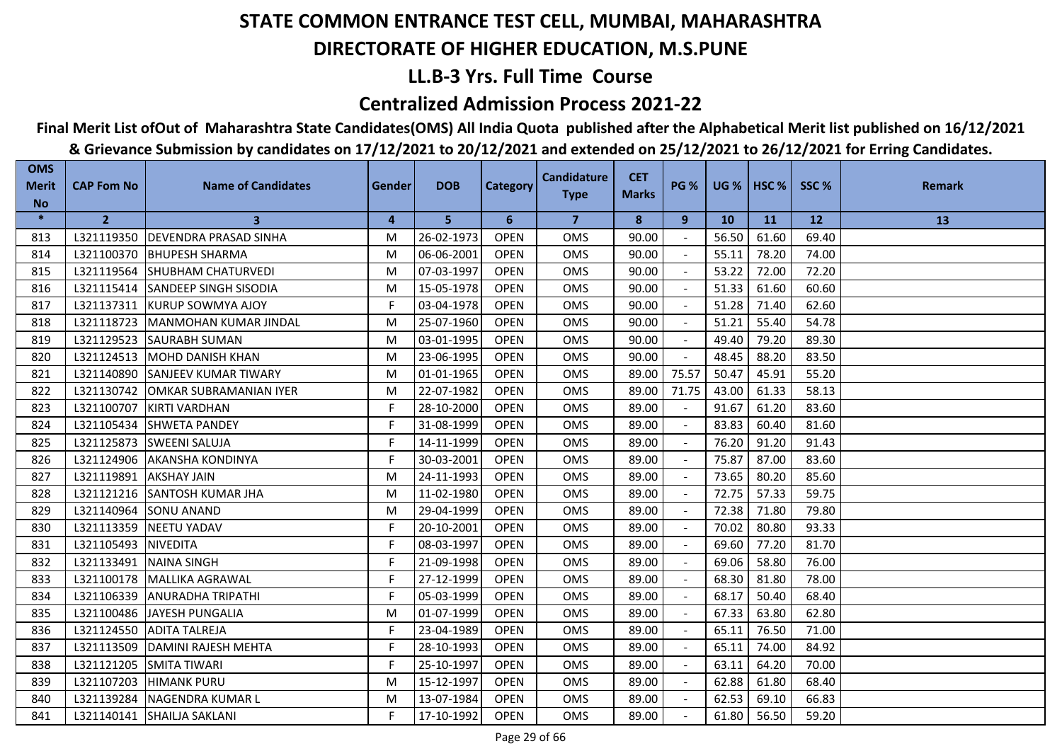# STATE COMMON ENTRANCE TEST CELL, MUMBAI, MAHARASHTRA

## DIRECTORATE OF HIGHER EDUCATION, M.S.PUNE

### LL.B-3 Yrs. Full Time Course

### Centralized Admission Process 2021-22

**Final Merit List ofOut of Maharashtra State Candidates(OMS) All India Quota published after the Alphabetical Merit list published on 16/12/2021 & Grievance Submission by candidates on 17/12/2021 to 20/12/2021 and extended on 25/12/2021 to 26/12/2021 for Erring Candidates.**

| OMS Merit No | CAP Fom No | Name of Candidates | Gender | DOB | Category | Candidature Type | CET Marks | PG % | UG % | HSC % | SSC % | Remark |
|---|---|---|---|---|---|---|---|---|---|---|---|---|
| * | 2 | 3 | 4 | 5 | 6 | 7 | 8 | 9 | 10 | 11 | 12 | 13 |
| 813 | L321119350 | DEVENDRA PRASAD SINHA | M | 26-02-1973 | OPEN | OMS | 90.00 | - | 56.50 | 61.60 | 69.40 | |
| 814 | L321100370 | BHUPESH SHARMA | M | 06-06-2001 | OPEN | OMS | 90.00 | - | 55.11 | 78.20 | 74.00 | |
| 815 | L321119564 | SHUBHAM CHATURVEDI | M | 07-03-1997 | OPEN | OMS | 90.00 | - | 53.22 | 72.00 | 72.20 | |
| 816 | L321115414 | SANDEEP SINGH SISODIA | M | 15-05-1978 | OPEN | OMS | 90.00 | - | 51.33 | 61.60 | 60.60 | |
| 817 | L321137311 | KURUP SOWMYA AJOY | F | 03-04-1978 | OPEN | OMS | 90.00 | - | 51.28 | 71.40 | 62.60 | |
| 818 | L321118723 | MANMOHAN KUMAR JINDAL | M | 25-07-1960 | OPEN | OMS | 90.00 | - | 51.21 | 55.40 | 54.78 | |
| 819 | L321129523 | SAURABH SUMAN | M | 03-01-1995 | OPEN | OMS | 90.00 | - | 49.40 | 79.20 | 89.30 | |
| 820 | L321124513 | MOHD DANISH KHAN | M | 23-06-1995 | OPEN | OMS | 90.00 | - | 48.45 | 88.20 | 83.50 | |
| 821 | L321140890 | SANJEEV KUMAR TIWARY | M | 01-01-1965 | OPEN | OMS | 89.00 | 75.57 | 50.47 | 45.91 | 55.20 | |
| 822 | L321130742 | OMKAR SUBRAMANIAN IYER | M | 22-07-1982 | OPEN | OMS | 89.00 | 71.75 | 43.00 | 61.33 | 58.13 | |
| 823 | L321100707 | KIRTI VARDHAN | F | 28-10-2000 | OPEN | OMS | 89.00 | - | 91.67 | 61.20 | 83.60 | |
| 824 | L321105434 | SHWETA PANDEY | F | 31-08-1999 | OPEN | OMS | 89.00 | - | 83.83 | 60.40 | 81.60 | |
| 825 | L321125873 | SWEENI SALUJA | F | 14-11-1999 | OPEN | OMS | 89.00 | - | 76.20 | 91.20 | 91.43 | |
| 826 | L321124906 | AKANSHA KONDINYA | F | 30-03-2001 | OPEN | OMS | 89.00 | - | 75.87 | 87.00 | 83.60 | |
| 827 | L321119891 | AKSHAY JAIN | M | 24-11-1993 | OPEN | OMS | 89.00 | - | 73.65 | 80.20 | 85.60 | |
| 828 | L321121216 | SANTOSH KUMAR JHA | M | 11-02-1980 | OPEN | OMS | 89.00 | - | 72.75 | 57.33 | 59.75 | |
| 829 | L321140964 | SONU ANAND | M | 29-04-1999 | OPEN | OMS | 89.00 | - | 72.38 | 71.80 | 79.80 | |
| 830 | L321113359 | NEETU YADAV | F | 20-10-2001 | OPEN | OMS | 89.00 | - | 70.02 | 80.80 | 93.33 | |
| 831 | L321105493 | NIVEDITA | F | 08-03-1997 | OPEN | OMS | 89.00 | - | 69.60 | 77.20 | 81.70 | |
| 832 | L321133491 | NAINA SINGH | F | 21-09-1998 | OPEN | OMS | 89.00 | - | 69.06 | 58.80 | 76.00 | |
| 833 | L321100178 | MALLIKA AGRAWAL | F | 27-12-1999 | OPEN | OMS | 89.00 | - | 68.30 | 81.80 | 78.00 | |
| 834 | L321106339 | ANURADHA TRIPATHI | F | 05-03-1999 | OPEN | OMS | 89.00 | - | 68.17 | 50.40 | 68.40 | |
| 835 | L321100486 | JAYESH PUNGALIA | M | 01-07-1999 | OPEN | OMS | 89.00 | - | 67.33 | 63.80 | 62.80 | |
| 836 | L321124550 | ADITA TALREJA | F | 23-04-1989 | OPEN | OMS | 89.00 | - | 65.11 | 76.50 | 71.00 | |
| 837 | L321113509 | DAMINI RAJESH MEHTA | F | 28-10-1993 | OPEN | OMS | 89.00 | - | 65.11 | 74.00 | 84.92 | |
| 838 | L321121205 | SMITA TIWARI | F | 25-10-1997 | OPEN | OMS | 89.00 | - | 63.11 | 64.20 | 70.00 | |
| 839 | L321107203 | HIMANK PURU | M | 15-12-1997 | OPEN | OMS | 89.00 | - | 62.88 | 61.80 | 68.40 | |
| 840 | L321139284 | NAGENDRA KUMAR L | M | 13-07-1984 | OPEN | OMS | 89.00 | - | 62.53 | 69.10 | 66.83 | |
| 841 | L321140141 | SHAILJA SAKLANI | F | 17-10-1992 | OPEN | OMS | 89.00 | - | 61.80 | 56.50 | 59.20 | |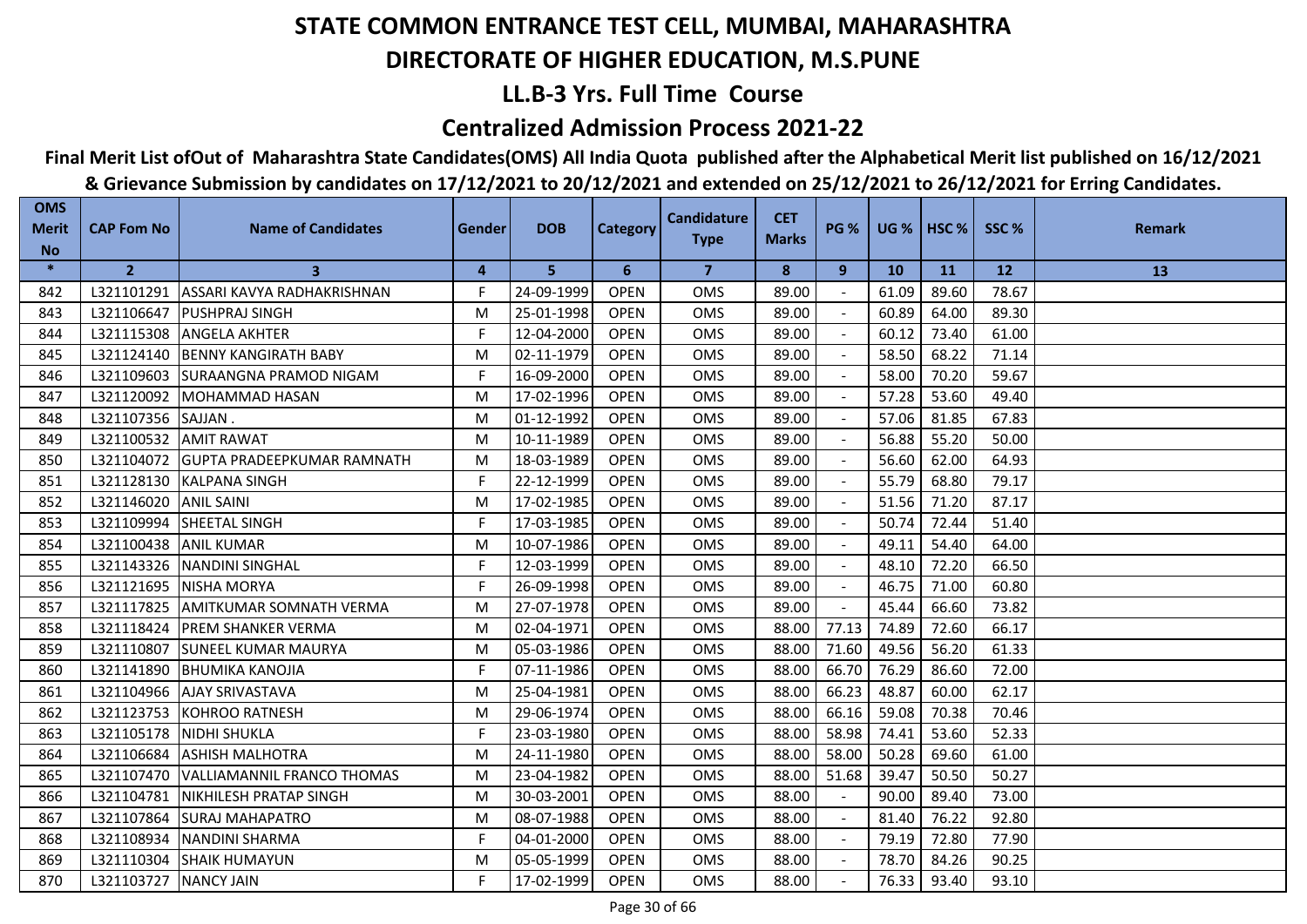# STATE COMMON ENTRANCE TEST CELL, MUMBAI, MAHARASHTRA

## DIRECTORATE OF HIGHER EDUCATION, M.S.PUNE

### LL.B-3 Yrs. Full Time Course

### Centralized Admission Process 2021-22

**Final Merit List ofOut of Maharashtra State Candidates(OMS) All India Quota published after the Alphabetical Merit list published on 16/12/2021 & Grievance Submission by candidates on 17/12/2021 to 20/12/2021 and extended on 25/12/2021 to 26/12/2021 for Erring Candidates.**

| OMS Merit No | CAP Fom No | Name of Candidates | Gender | DOB | Category | Candidature Type | CET Marks | PG % | UG % | HSC % | SSC % | Remark |
|---|---|---|---|---|---|---|---|---|---|---|---|---|
| * | 2 | 3 | 4 | 5 | 6 | 7 | 8 | 9 | 10 | 11 | 12 | 13 |
| 842 | L321101291 | ASSARI KAVYA RADHAKRISHNAN | F | 24-09-1999 | OPEN | OMS | 89.00 | - | 61.09 | 89.60 | 78.67 | |
| 843 | L321106647 | PUSHPRAJ SINGH | M | 25-01-1998 | OPEN | OMS | 89.00 | - | 60.89 | 64.00 | 89.30 | |
| 844 | L321115308 | ANGELA AKHTER | F | 12-04-2000 | OPEN | OMS | 89.00 | - | 60.12 | 73.40 | 61.00 | |
| 845 | L321124140 | BENNY KANGIRATH BABY | M | 02-11-1979 | OPEN | OMS | 89.00 | - | 58.50 | 68.22 | 71.14 | |
| 846 | L321109603 | SURAANGNA PRAMOD NIGAM | F | 16-09-2000 | OPEN | OMS | 89.00 | - | 58.00 | 70.20 | 59.67 | |
| 847 | L321120092 | MOHAMMAD HASAN | M | 17-02-1996 | OPEN | OMS | 89.00 | - | 57.28 | 53.60 | 49.40 | |
| 848 | L321107356 | SAJJAN . | M | 01-12-1992 | OPEN | OMS | 89.00 | - | 57.06 | 81.85 | 67.83 | |
| 849 | L321100532 | AMIT RAWAT | M | 10-11-1989 | OPEN | OMS | 89.00 | - | 56.88 | 55.20 | 50.00 | |
| 850 | L321104072 | GUPTA PRADEEPKUMAR RAMNATH | M | 18-03-1989 | OPEN | OMS | 89.00 | - | 56.60 | 62.00 | 64.93 | |
| 851 | L321128130 | KALPANA SINGH | F | 22-12-1999 | OPEN | OMS | 89.00 | - | 55.79 | 68.80 | 79.17 | |
| 852 | L321146020 | ANIL SAINI | M | 17-02-1985 | OPEN | OMS | 89.00 | - | 51.56 | 71.20 | 87.17 | |
| 853 | L321109994 | SHEETAL SINGH | F | 17-03-1985 | OPEN | OMS | 89.00 | - | 50.74 | 72.44 | 51.40 | |
| 854 | L321100438 | ANIL KUMAR | M | 10-07-1986 | OPEN | OMS | 89.00 | - | 49.11 | 54.40 | 64.00 | |
| 855 | L321143326 | NANDINI SINGHAL | F | 12-03-1999 | OPEN | OMS | 89.00 | - | 48.10 | 72.20 | 66.50 | |
| 856 | L321121695 | NISHA MORYA | F | 26-09-1998 | OPEN | OMS | 89.00 | - | 46.75 | 71.00 | 60.80 | |
| 857 | L321117825 | AMITKUMAR SOMNATH VERMA | M | 27-07-1978 | OPEN | OMS | 89.00 | - | 45.44 | 66.60 | 73.82 | |
| 858 | L321118424 | PREM SHANKER VERMA | M | 02-04-1971 | OPEN | OMS | 88.00 | 77.13 | 74.89 | 72.60 | 66.17 | |
| 859 | L321110807 | SUNEEL KUMAR MAURYA | M | 05-03-1986 | OPEN | OMS | 88.00 | 71.60 | 49.56 | 56.20 | 61.33 | |
| 860 | L321141890 | BHUMIKA KANOJIA | F | 07-11-1986 | OPEN | OMS | 88.00 | 66.70 | 76.29 | 86.60 | 72.00 | |
| 861 | L321104966 | AJAY SRIVASTAVA | M | 25-04-1981 | OPEN | OMS | 88.00 | 66.23 | 48.87 | 60.00 | 62.17 | |
| 862 | L321123753 | KOHROO RATNESH | M | 29-06-1974 | OPEN | OMS | 88.00 | 66.16 | 59.08 | 70.38 | 70.46 | |
| 863 | L321105178 | NIDHI SHUKLA | F | 23-03-1980 | OPEN | OMS | 88.00 | 58.98 | 74.41 | 53.60 | 52.33 | |
| 864 | L321106684 | ASHISH MALHOTRA | M | 24-11-1980 | OPEN | OMS | 88.00 | 58.00 | 50.28 | 69.60 | 61.00 | |
| 865 | L321107470 | VALLIAMANNIL FRANCO THOMAS | M | 23-04-1982 | OPEN | OMS | 88.00 | 51.68 | 39.47 | 50.50 | 50.27 | |
| 866 | L321104781 | NIKHILESH PRATAP SINGH | M | 30-03-2001 | OPEN | OMS | 88.00 | - | 90.00 | 89.40 | 73.00 | |
| 867 | L321107864 | SURAJ MAHAPATRO | M | 08-07-1988 | OPEN | OMS | 88.00 | - | 81.40 | 76.22 | 92.80 | |
| 868 | L321108934 | NANDINI SHARMA | F | 04-01-2000 | OPEN | OMS | 88.00 | - | 79.19 | 72.80 | 77.90 | |
| 869 | L321110304 | SHAIK HUMAYUN | M | 05-05-1999 | OPEN | OMS | 88.00 | - | 78.70 | 84.26 | 90.25 | |
| 870 | L321103727 | NANCY JAIN | F | 17-02-1999 | OPEN | OMS | 88.00 | - | 76.33 | 93.40 | 93.10 | |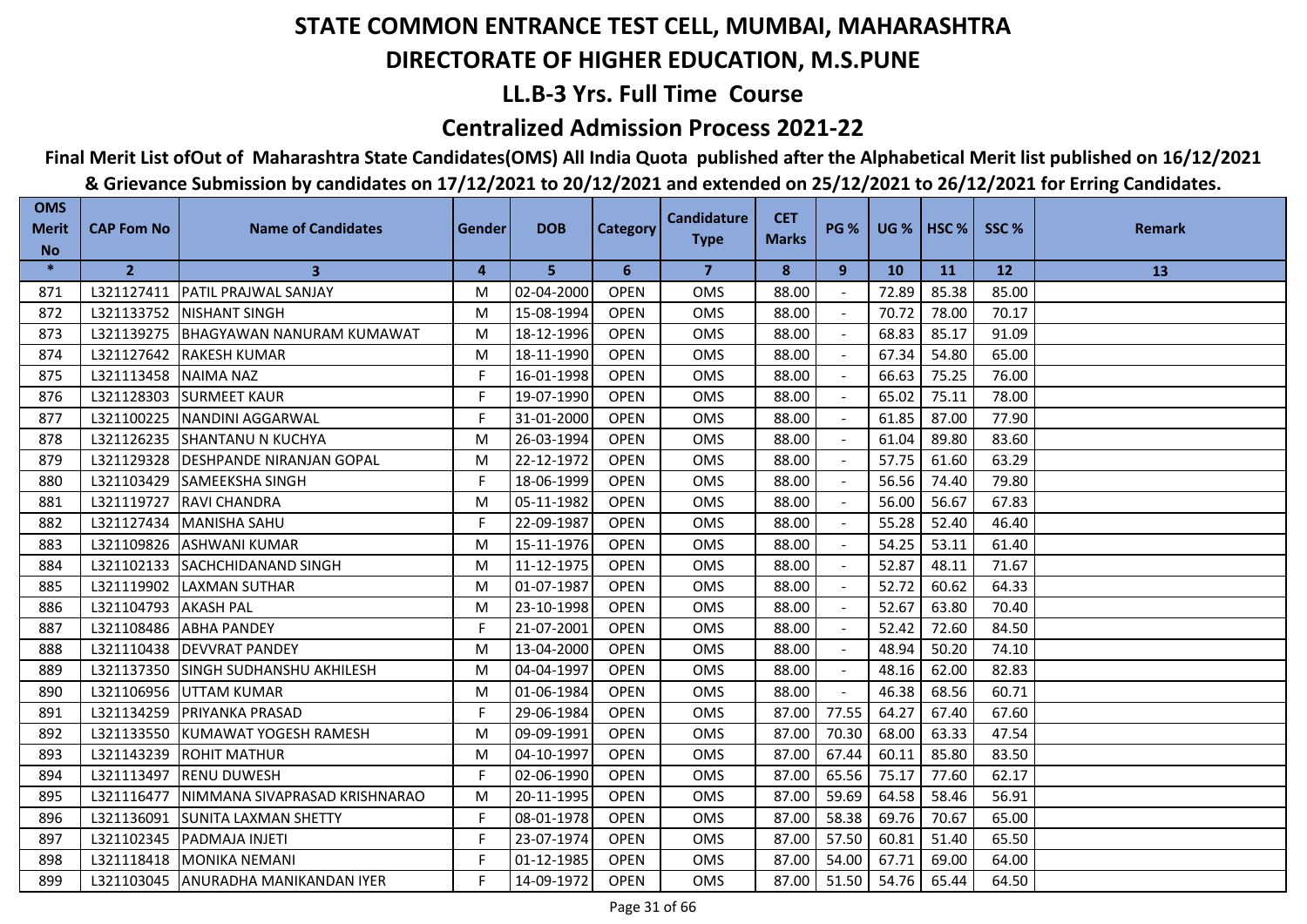# STATE COMMON ENTRANCE TEST CELL, MUMBAI, MAHARASHTRA

## DIRECTORATE OF HIGHER EDUCATION, M.S.PUNE

## LL.B-3 Yrs. Full Time Course

## Centralized Admission Process 2021-22

**Final Merit List ofOut of Maharashtra State Candidates(OMS) All India Quota published after the Alphabetical Merit list published on 16/12/2021 & Grievance Submission by candidates on 17/12/2021 to 20/12/2021 and extended on 25/12/2021 to 26/12/2021 for Erring Candidates.**

| OMS Merit No | CAP Fom No | Name of Candidates | Gender | DOB | Category | Candidature Type | CET Marks | PG % | UG % | HSC % | SSC % | Remark |
|---|---|---|---|---|---|---|---|---|---|---|---|---|
| * | 2 | 3 | 4 | 5 | 6 | 7 | 8 | 9 | 10 | 11 | 12 | 13 |
| 871 | L321127411 | PATIL PRAJWAL SANJAY | M | 02-04-2000 | OPEN | OMS | 88.00 | - | 72.89 | 85.38 | 85.00 | |
| 872 | L321133752 | NISHANT SINGH | M | 15-08-1994 | OPEN | OMS | 88.00 | - | 70.72 | 78.00 | 70.17 | |
| 873 | L321139275 | BHAGYAWAN NANURAM KUMAWAT | M | 18-12-1996 | OPEN | OMS | 88.00 | - | 68.83 | 85.17 | 91.09 | |
| 874 | L321127642 | RAKESH KUMAR | M | 18-11-1990 | OPEN | OMS | 88.00 | - | 67.34 | 54.80 | 65.00 | |
| 875 | L321113458 | NAIMA NAZ | F | 16-01-1998 | OPEN | OMS | 88.00 | - | 66.63 | 75.25 | 76.00 | |
| 876 | L321128303 | SURMEET KAUR | F | 19-07-1990 | OPEN | OMS | 88.00 | - | 65.02 | 75.11 | 78.00 | |
| 877 | L321100225 | NANDINI AGGARWAL | F | 31-01-2000 | OPEN | OMS | 88.00 | - | 61.85 | 87.00 | 77.90 | |
| 878 | L321126235 | SHANTANU N KUCHYA | M | 26-03-1994 | OPEN | OMS | 88.00 | - | 61.04 | 89.80 | 83.60 | |
| 879 | L321129328 | DESHPANDE NIRANJAN GOPAL | M | 22-12-1972 | OPEN | OMS | 88.00 | - | 57.75 | 61.60 | 63.29 | |
| 880 | L321103429 | SAMEEKSHA SINGH | F | 18-06-1999 | OPEN | OMS | 88.00 | - | 56.56 | 74.40 | 79.80 | |
| 881 | L321119727 | RAVI CHANDRA | M | 05-11-1982 | OPEN | OMS | 88.00 | - | 56.00 | 56.67 | 67.83 | |
| 882 | L321127434 | MANISHA SAHU | F | 22-09-1987 | OPEN | OMS | 88.00 | - | 55.28 | 52.40 | 46.40 | |
| 883 | L321109826 | ASHWANI KUMAR | M | 15-11-1976 | OPEN | OMS | 88.00 | - | 54.25 | 53.11 | 61.40 | |
| 884 | L321102133 | SACHCHIDANAND SINGH | M | 11-12-1975 | OPEN | OMS | 88.00 | - | 52.87 | 48.11 | 71.67 | |
| 885 | L321119902 | LAXMAN SUTHAR | M | 01-07-1987 | OPEN | OMS | 88.00 | - | 52.72 | 60.62 | 64.33 | |
| 886 | L321104793 | AKASH PAL | M | 23-10-1998 | OPEN | OMS | 88.00 | - | 52.67 | 63.80 | 70.40 | |
| 887 | L321108486 | ABHA PANDEY | F | 21-07-2001 | OPEN | OMS | 88.00 | - | 52.42 | 72.60 | 84.50 | |
| 888 | L321110438 | DEVVRAT PANDEY | M | 13-04-2000 | OPEN | OMS | 88.00 | - | 48.94 | 50.20 | 74.10 | |
| 889 | L321137350 | SINGH SUDHANSHU AKHILESH | M | 04-04-1997 | OPEN | OMS | 88.00 | - | 48.16 | 62.00 | 82.83 | |
| 890 | L321106956 | UTTAM KUMAR | M | 01-06-1984 | OPEN | OMS | 88.00 | - | 46.38 | 68.56 | 60.71 | |
| 891 | L321134259 | PRIYANKA PRASAD | F | 29-06-1984 | OPEN | OMS | 87.00 | 77.55 | 64.27 | 67.40 | 67.60 | |
| 892 | L321133550 | KUMAWAT YOGESH RAMESH | M | 09-09-1991 | OPEN | OMS | 87.00 | 70.30 | 68.00 | 63.33 | 47.54 | |
| 893 | L321143239 | ROHIT MATHUR | M | 04-10-1997 | OPEN | OMS | 87.00 | 67.44 | 60.11 | 85.80 | 83.50 | |
| 894 | L321113497 | RENU DUWESH | F | 02-06-1990 | OPEN | OMS | 87.00 | 65.56 | 75.17 | 77.60 | 62.17 | |
| 895 | L321116477 | NIMMANA SIVAPRASAD KRISHNARAO | M | 20-11-1995 | OPEN | OMS | 87.00 | 59.69 | 64.58 | 58.46 | 56.91 | |
| 896 | L321136091 | SUNITA LAXMAN SHETTY | F | 08-01-1978 | OPEN | OMS | 87.00 | 58.38 | 69.76 | 70.67 | 65.00 | |
| 897 | L321102345 | PADMAJA INJETI | F | 23-07-1974 | OPEN | OMS | 87.00 | 57.50 | 60.81 | 51.40 | 65.50 | |
| 898 | L321118418 | MONIKA NEMANI | F | 01-12-1985 | OPEN | OMS | 87.00 | 54.00 | 67.71 | 69.00 | 64.00 | |
| 899 | L321103045 | ANURADHA MANIKANDAN IYER | F | 14-09-1972 | OPEN | OMS | 87.00 | 51.50 | 54.76 | 65.44 | 64.50 | |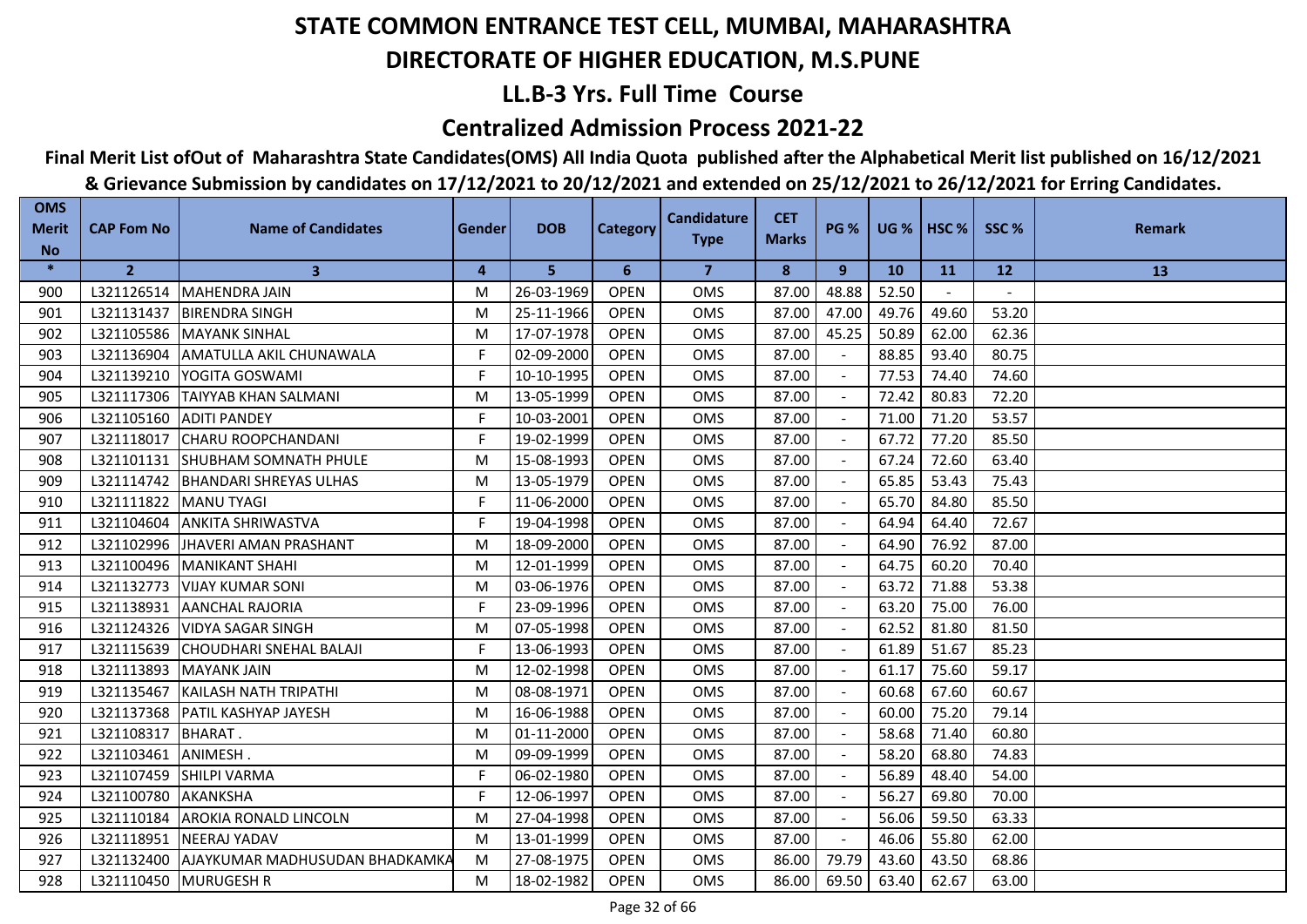# STATE COMMON ENTRANCE TEST CELL, MUMBAI, MAHARASHTRA

## DIRECTORATE OF HIGHER EDUCATION, M.S.PUNE

### LL.B-3 Yrs. Full Time Course

### Centralized Admission Process 2021-22

**Final Merit List ofOut of Maharashtra State Candidates(OMS) All India Quota published after the Alphabetical Merit list published on 16/12/2021 & Grievance Submission by candidates on 17/12/2021 to 20/12/2021 and extended on 25/12/2021 to 26/12/2021 for Erring Candidates.**

| OMS Merit No | CAP Fom No | Name of Candidates | Gender | DOB | Category | Candidature Type | CET Marks | PG % | UG % | HSC % | SSC % | Remark |
|---|---|---|---|---|---|---|---|---|---|---|---|---|
| * | 2 | 3 | 4 | 5 | 6 | 7 | 8 | 9 | 10 | 11 | 12 | 13 |
| 900 | L321126514 | MAHENDRA JAIN | M | 26-03-1969 | OPEN | OMS | 87.00 | 48.88 | 52.50 | - | - | |
| 901 | L321131437 | BIRENDRA SINGH | M | 25-11-1966 | OPEN | OMS | 87.00 | 47.00 | 49.76 | 49.60 | 53.20 | |
| 902 | L321105586 | MAYANK SINHAL | M | 17-07-1978 | OPEN | OMS | 87.00 | 45.25 | 50.89 | 62.00 | 62.36 | |
| 903 | L321136904 | AMATULLA AKIL CHUNAWALA | F | 02-09-2000 | OPEN | OMS | 87.00 | - | 88.85 | 93.40 | 80.75 | |
| 904 | L321139210 | YOGITA GOSWAMI | F | 10-10-1995 | OPEN | OMS | 87.00 | - | 77.53 | 74.40 | 74.60 | |
| 905 | L321117306 | TAIYYAB KHAN SALMANI | M | 13-05-1999 | OPEN | OMS | 87.00 | - | 72.42 | 80.83 | 72.20 | |
| 906 | L321105160 | ADITI PANDEY | F | 10-03-2001 | OPEN | OMS | 87.00 | - | 71.00 | 71.20 | 53.57 | |
| 907 | L321118017 | CHARU ROOPCHANDANI | F | 19-02-1999 | OPEN | OMS | 87.00 | - | 67.72 | 77.20 | 85.50 | |
| 908 | L321101131 | SHUBHAM SOMNATH PHULE | M | 15-08-1993 | OPEN | OMS | 87.00 | - | 67.24 | 72.60 | 63.40 | |
| 909 | L321114742 | BHANDARI SHREYAS ULHAS | M | 13-05-1979 | OPEN | OMS | 87.00 | - | 65.85 | 53.43 | 75.43 | |
| 910 | L321111822 | MANU TYAGI | F | 11-06-2000 | OPEN | OMS | 87.00 | - | 65.70 | 84.80 | 85.50 | |
| 911 | L321104604 | ANKITA SHRIWASTVA | F | 19-04-1998 | OPEN | OMS | 87.00 | - | 64.94 | 64.40 | 72.67 | |
| 912 | L321102996 | JHAVERI AMAN PRASHANT | M | 18-09-2000 | OPEN | OMS | 87.00 | - | 64.90 | 76.92 | 87.00 | |
| 913 | L321100496 | MANIKANT SHAHI | M | 12-01-1999 | OPEN | OMS | 87.00 | - | 64.75 | 60.20 | 70.40 | |
| 914 | L321132773 | VIJAY KUMAR SONI | M | 03-06-1976 | OPEN | OMS | 87.00 | - | 63.72 | 71.88 | 53.38 | |
| 915 | L321138931 | AANCHAL RAJORIA | F | 23-09-1996 | OPEN | OMS | 87.00 | - | 63.20 | 75.00 | 76.00 | |
| 916 | L321124326 | VIDYA SAGAR SINGH | M | 07-05-1998 | OPEN | OMS | 87.00 | - | 62.52 | 81.80 | 81.50 | |
| 917 | L321115639 | CHOUDHARI SNEHAL BALAJI | F | 13-06-1993 | OPEN | OMS | 87.00 | - | 61.89 | 51.67 | 85.23 | |
| 918 | L321113893 | MAYANK JAIN | M | 12-02-1998 | OPEN | OMS | 87.00 | - | 61.17 | 75.60 | 59.17 | |
| 919 | L321135467 | KAILASH NATH TRIPATHI | M | 08-08-1971 | OPEN | OMS | 87.00 | - | 60.68 | 67.60 | 60.67 | |
| 920 | L321137368 | PATIL KASHYAP JAYESH | M | 16-06-1988 | OPEN | OMS | 87.00 | - | 60.00 | 75.20 | 79.14 | |
| 921 | L321108317 | BHARAT . | M | 01-11-2000 | OPEN | OMS | 87.00 | - | 58.68 | 71.40 | 60.80 | |
| 922 | L321103461 | ANIMESH . | M | 09-09-1999 | OPEN | OMS | 87.00 | - | 58.20 | 68.80 | 74.83 | |
| 923 | L321107459 | SHILPI VARMA | F | 06-02-1980 | OPEN | OMS | 87.00 | - | 56.89 | 48.40 | 54.00 | |
| 924 | L321100780 | AKANKSHA | F | 12-06-1997 | OPEN | OMS | 87.00 | - | 56.27 | 69.80 | 70.00 | |
| 925 | L321110184 | AROKIA RONALD LINCOLN | M | 27-04-1998 | OPEN | OMS | 87.00 | - | 56.06 | 59.50 | 63.33 | |
| 926 | L321118951 | NEERAJ YADAV | M | 13-01-1999 | OPEN | OMS | 87.00 | - | 46.06 | 55.80 | 62.00 | |
| 927 | L321132400 | AJAYKUMAR MADHUSUDAN BHADKAMKA | M | 27-08-1975 | OPEN | OMS | 86.00 | 79.79 | 43.60 | 43.50 | 68.86 | |
| 928 | L321110450 | MURUGESH R | M | 18-02-1982 | OPEN | OMS | 86.00 | 69.50 | 63.40 | 62.67 | 63.00 | |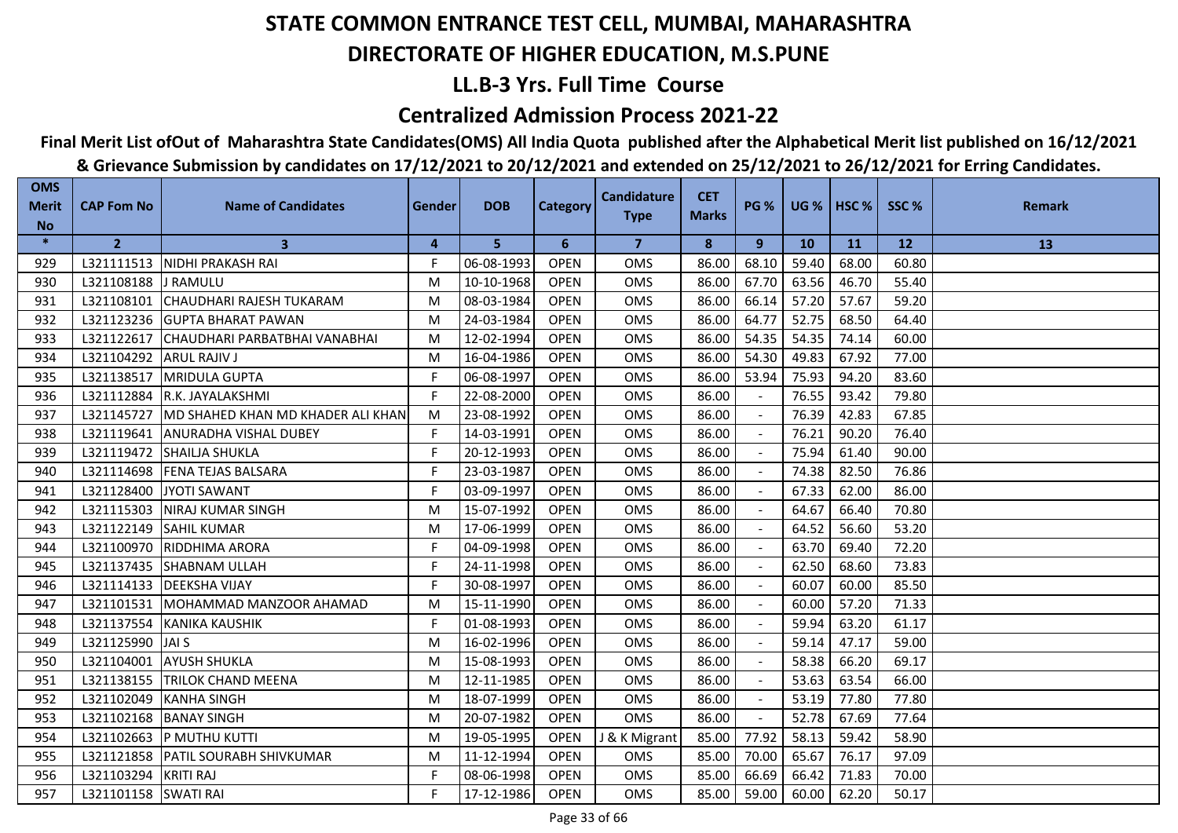# STATE COMMON ENTRANCE TEST CELL, MUMBAI, MAHARASHTRA

## DIRECTORATE OF HIGHER EDUCATION, M.S.PUNE

## LL.B-3 Yrs. Full Time Course

## Centralized Admission Process 2021-22

**Final Merit List ofOut of Maharashtra State Candidates(OMS) All India Quota published after the Alphabetical Merit list published on 16/12/2021 & Grievance Submission by candidates on 17/12/2021 to 20/12/2021 and extended on 25/12/2021 to 26/12/2021 for Erring Candidates.**

| OMS Merit No | CAP Fom No | Name of Candidates | Gender | DOB | Category | Candidature Type | CET Marks | PG % | UG % | HSC % | SSC % | Remark |
|---|---|---|---|---|---|---|---|---|---|---|---|---|
| * | 2 | 3 | 4 | 5 | 6 | 7 | 8 | 9 | 10 | 11 | 12 | 13 |
| 929 | L321111513 | NIDHI PRAKASH RAI | F | 06-08-1993 | OPEN | OMS | 86.00 | 68.10 | 59.40 | 68.00 | 60.80 | |
| 930 | L321108188 | J RAMULU | M | 10-10-1968 | OPEN | OMS | 86.00 | 67.70 | 63.56 | 46.70 | 55.40 | |
| 931 | L321108101 | CHAUDHARI RAJESH TUKARAM | M | 08-03-1984 | OPEN | OMS | 86.00 | 66.14 | 57.20 | 57.67 | 59.20 | |
| 932 | L321123236 | GUPTA BHARAT PAWAN | M | 24-03-1984 | OPEN | OMS | 86.00 | 64.77 | 52.75 | 68.50 | 64.40 | |
| 933 | L321122617 | CHAUDHARI PARBATBHAI VANABHAI | M | 12-02-1994 | OPEN | OMS | 86.00 | 54.35 | 54.35 | 74.14 | 60.00 | |
| 934 | L321104292 | ARUL RAJIV J | M | 16-04-1986 | OPEN | OMS | 86.00 | 54.30 | 49.83 | 67.92 | 77.00 | |
| 935 | L321138517 | MRIDULA GUPTA | F | 06-08-1997 | OPEN | OMS | 86.00 | 53.94 | 75.93 | 94.20 | 83.60 | |
| 936 | L321112884 | R.K. JAYALAKSHMI | F | 22-08-2000 | OPEN | OMS | 86.00 | - | 76.55 | 93.42 | 79.80 | |
| 937 | L321145727 | MD SHAHED KHAN MD KHADER ALI KHAN | M | 23-08-1992 | OPEN | OMS | 86.00 | - | 76.39 | 42.83 | 67.85 | |
| 938 | L321119641 | ANURADHA VISHAL DUBEY | F | 14-03-1991 | OPEN | OMS | 86.00 | - | 76.21 | 90.20 | 76.40 | |
| 939 | L321119472 | SHAILJA SHUKLA | F | 20-12-1993 | OPEN | OMS | 86.00 | - | 75.94 | 61.40 | 90.00 | |
| 940 | L321114698 | FENA TEJAS BALSARA | F | 23-03-1987 | OPEN | OMS | 86.00 | - | 74.38 | 82.50 | 76.86 | |
| 941 | L321128400 | JYOTI SAWANT | F | 03-09-1997 | OPEN | OMS | 86.00 | - | 67.33 | 62.00 | 86.00 | |
| 942 | L321115303 | NIRAJ KUMAR SINGH | M | 15-07-1992 | OPEN | OMS | 86.00 | - | 64.67 | 66.40 | 70.80 | |
| 943 | L321122149 | SAHIL KUMAR | M | 17-06-1999 | OPEN | OMS | 86.00 | - | 64.52 | 56.60 | 53.20 | |
| 944 | L321100970 | RIDDHIMA ARORA | F | 04-09-1998 | OPEN | OMS | 86.00 | - | 63.70 | 69.40 | 72.20 | |
| 945 | L321137435 | SHABNAM ULLAH | F | 24-11-1998 | OPEN | OMS | 86.00 | - | 62.50 | 68.60 | 73.83 | |
| 946 | L321114133 | DEEKSHA VIJAY | F | 30-08-1997 | OPEN | OMS | 86.00 | - | 60.07 | 60.00 | 85.50 | |
| 947 | L321101531 | MOHAMMAD MANZOOR AHAMAD | M | 15-11-1990 | OPEN | OMS | 86.00 | - | 60.00 | 57.20 | 71.33 | |
| 948 | L321137554 | KANIKA KAUSHIK | F | 01-08-1993 | OPEN | OMS | 86.00 | - | 59.94 | 63.20 | 61.17 | |
| 949 | L321125990 | JAI S | M | 16-02-1996 | OPEN | OMS | 86.00 | - | 59.14 | 47.17 | 59.00 | |
| 950 | L321104001 | AYUSH SHUKLA | M | 15-08-1993 | OPEN | OMS | 86.00 | - | 58.38 | 66.20 | 69.17 | |
| 951 | L321138155 | TRILOK CHAND MEENA | M | 12-11-1985 | OPEN | OMS | 86.00 | - | 53.63 | 63.54 | 66.00 | |
| 952 | L321102049 | KANHA SINGH | M | 18-07-1999 | OPEN | OMS | 86.00 | - | 53.19 | 77.80 | 77.80 | |
| 953 | L321102168 | BANAY SINGH | M | 20-07-1982 | OPEN | OMS | 86.00 | - | 52.78 | 67.69 | 77.64 | |
| 954 | L321102663 | P MUTHU KUTTI | M | 19-05-1995 | OPEN | J & K Migrant | 85.00 | 77.92 | 58.13 | 59.42 | 58.90 | |
| 955 | L321121858 | PATIL SOURABH SHIVKUMAR | M | 11-12-1994 | OPEN | OMS | 85.00 | 70.00 | 65.67 | 76.17 | 97.09 | |
| 956 | L321103294 | KRITI RAJ | F | 08-06-1998 | OPEN | OMS | 85.00 | 66.69 | 66.42 | 71.83 | 70.00 | |
| 957 | L321101158 | SWATI RAI | F | 17-12-1986 | OPEN | OMS | 85.00 | 59.00 | 60.00 | 62.20 | 50.17 | |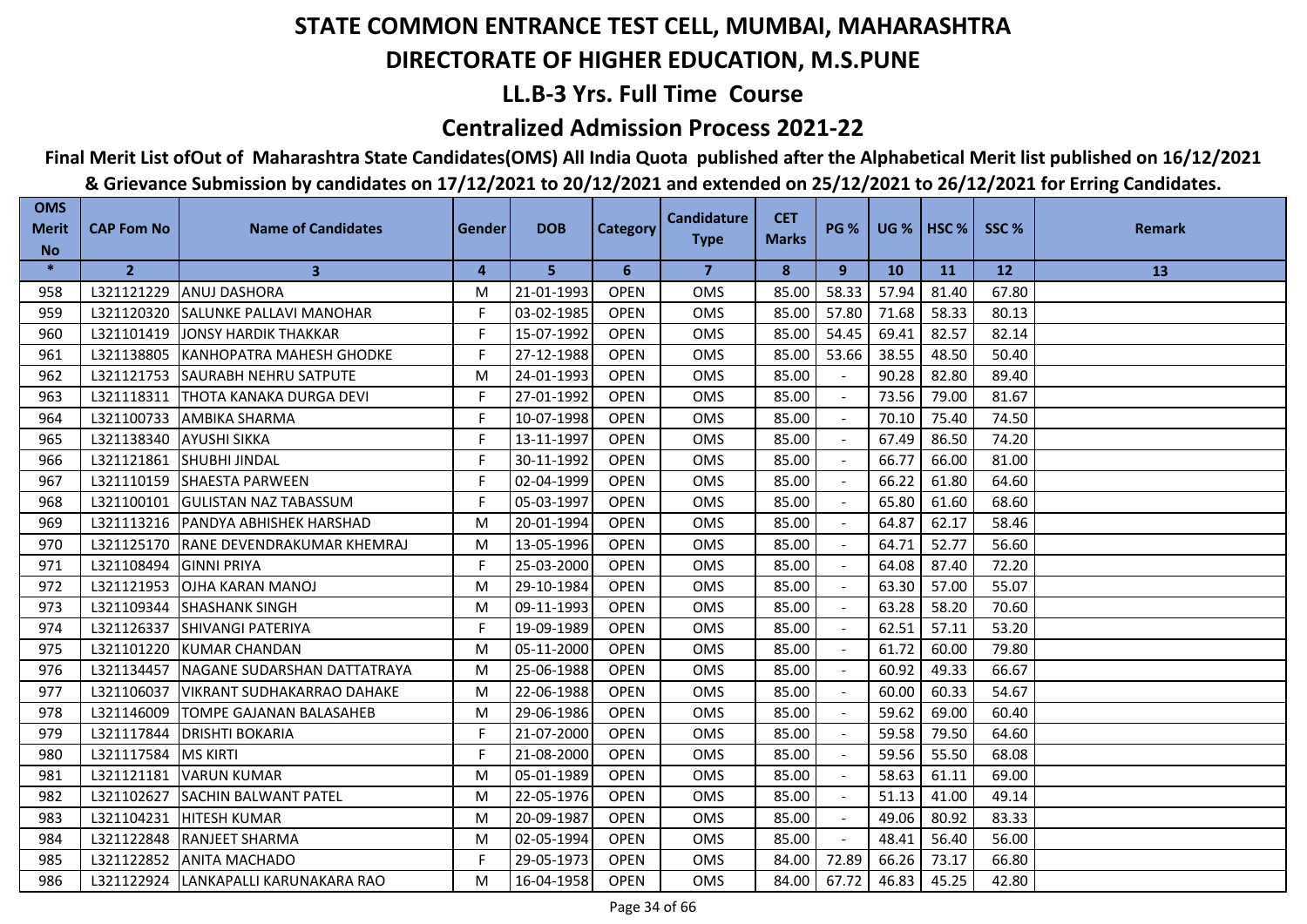# STATE COMMON ENTRANCE TEST CELL, MUMBAI, MAHARASHTRA

## DIRECTORATE OF HIGHER EDUCATION, M.S.PUNE

## LL.B-3 Yrs. Full Time Course

## Centralized Admission Process 2021-22

**Final Merit List ofOut of Maharashtra State Candidates(OMS) All India Quota published after the Alphabetical Merit list published on 16/12/2021 & Grievance Submission by candidates on 17/12/2021 to 20/12/2021 and extended on 25/12/2021 to 26/12/2021 for Erring Candidates.**

| OMS Merit No | CAP Fom No | Name of Candidates | Gender | DOB | Category | Candidature Type | CET Marks | PG % | UG % | HSC % | SSC % | Remark |
|---|---|---|---|---|---|---|---|---|---|---|---|---|
| * | 2 | 3 | 4 | 5 | 6 | 7 | 8 | 9 | 10 | 11 | 12 | 13 |
| 958 | L321121229 | ANUJ DASHORA | M | 21-01-1993 | OPEN | OMS | 85.00 | 58.33 | 57.94 | 81.40 | 67.80 | |
| 959 | L321120320 | SALUNKE PALLAVI MANOHAR | F | 03-02-1985 | OPEN | OMS | 85.00 | 57.80 | 71.68 | 58.33 | 80.13 | |
| 960 | L321101419 | JONSY HARDIK THAKKAR | F | 15-07-1992 | OPEN | OMS | 85.00 | 54.45 | 69.41 | 82.57 | 82.14 | |
| 961 | L321138805 | KANHOPATRA MAHESH GHODKE | F | 27-12-1988 | OPEN | OMS | 85.00 | 53.66 | 38.55 | 48.50 | 50.40 | |
| 962 | L321121753 | SAURABH NEHRU SATPUTE | M | 24-01-1993 | OPEN | OMS | 85.00 | - | 90.28 | 82.80 | 89.40 | |
| 963 | L321118311 | THOTA KANAKA DURGA DEVI | F | 27-01-1992 | OPEN | OMS | 85.00 | - | 73.56 | 79.00 | 81.67 | |
| 964 | L321100733 | AMBIKA SHARMA | F | 10-07-1998 | OPEN | OMS | 85.00 | - | 70.10 | 75.40 | 74.50 | |
| 965 | L321138340 | AYUSHI SIKKA | F | 13-11-1997 | OPEN | OMS | 85.00 | - | 67.49 | 86.50 | 74.20 | |
| 966 | L321121861 | SHUBHI JINDAL | F | 30-11-1992 | OPEN | OMS | 85.00 | - | 66.77 | 66.00 | 81.00 | |
| 967 | L321110159 | SHAESTA PARWEEN | F | 02-04-1999 | OPEN | OMS | 85.00 | - | 66.22 | 61.80 | 64.60 | |
| 968 | L321100101 | GULISTAN NAZ TABASSUM | F | 05-03-1997 | OPEN | OMS | 85.00 | - | 65.80 | 61.60 | 68.60 | |
| 969 | L321113216 | PANDYA ABHISHEK HARSHAD | M | 20-01-1994 | OPEN | OMS | 85.00 | - | 64.87 | 62.17 | 58.46 | |
| 970 | L321125170 | RANE DEVENDRAKUMAR KHEMRAJ | M | 13-05-1996 | OPEN | OMS | 85.00 | - | 64.71 | 52.77 | 56.60 | |
| 971 | L321108494 | GINNI PRIYA | F | 25-03-2000 | OPEN | OMS | 85.00 | - | 64.08 | 87.40 | 72.20 | |
| 972 | L321121953 | OJHA KARAN MANOJ | M | 29-10-1984 | OPEN | OMS | 85.00 | - | 63.30 | 57.00 | 55.07 | |
| 973 | L321109344 | SHASHANK SINGH | M | 09-11-1993 | OPEN | OMS | 85.00 | - | 63.28 | 58.20 | 70.60 | |
| 974 | L321126337 | SHIVANGI PATERIYA | F | 19-09-1989 | OPEN | OMS | 85.00 | - | 62.51 | 57.11 | 53.20 | |
| 975 | L321101220 | KUMAR CHANDAN | M | 05-11-2000 | OPEN | OMS | 85.00 | - | 61.72 | 60.00 | 79.80 | |
| 976 | L321134457 | NAGANE SUDARSHAN DATTATRAYA | M | 25-06-1988 | OPEN | OMS | 85.00 | - | 60.92 | 49.33 | 66.67 | |
| 977 | L321106037 | VIKRANT SUDHAKARRAO DAHAKE | M | 22-06-1988 | OPEN | OMS | 85.00 | - | 60.00 | 60.33 | 54.67 | |
| 978 | L321146009 | TOMPE GAJANAN BALASAHEB | M | 29-06-1986 | OPEN | OMS | 85.00 | - | 59.62 | 69.00 | 60.40 | |
| 979 | L321117844 | DRISHTI BOKARIA | F | 21-07-2000 | OPEN | OMS | 85.00 | - | 59.58 | 79.50 | 64.60 | |
| 980 | L321117584 | MS KIRTI | F | 21-08-2000 | OPEN | OMS | 85.00 | - | 59.56 | 55.50 | 68.08 | |
| 981 | L321121181 | VARUN KUMAR | M | 05-01-1989 | OPEN | OMS | 85.00 | - | 58.63 | 61.11 | 69.00 | |
| 982 | L321102627 | SACHIN BALWANT PATEL | M | 22-05-1976 | OPEN | OMS | 85.00 | - | 51.13 | 41.00 | 49.14 | |
| 983 | L321104231 | HITESH KUMAR | M | 20-09-1987 | OPEN | OMS | 85.00 | - | 49.06 | 80.92 | 83.33 | |
| 984 | L321122848 | RANJEET SHARMA | M | 02-05-1994 | OPEN | OMS | 85.00 | - | 48.41 | 56.40 | 56.00 | |
| 985 | L321122852 | ANITA MACHADO | F | 29-05-1973 | OPEN | OMS | 84.00 | 72.89 | 66.26 | 73.17 | 66.80 | |
| 986 | L321122924 | LANKAPALLI KARUNAKARA RAO | M | 16-04-1958 | OPEN | OMS | 84.00 | 67.72 | 46.83 | 45.25 | 42.80 | |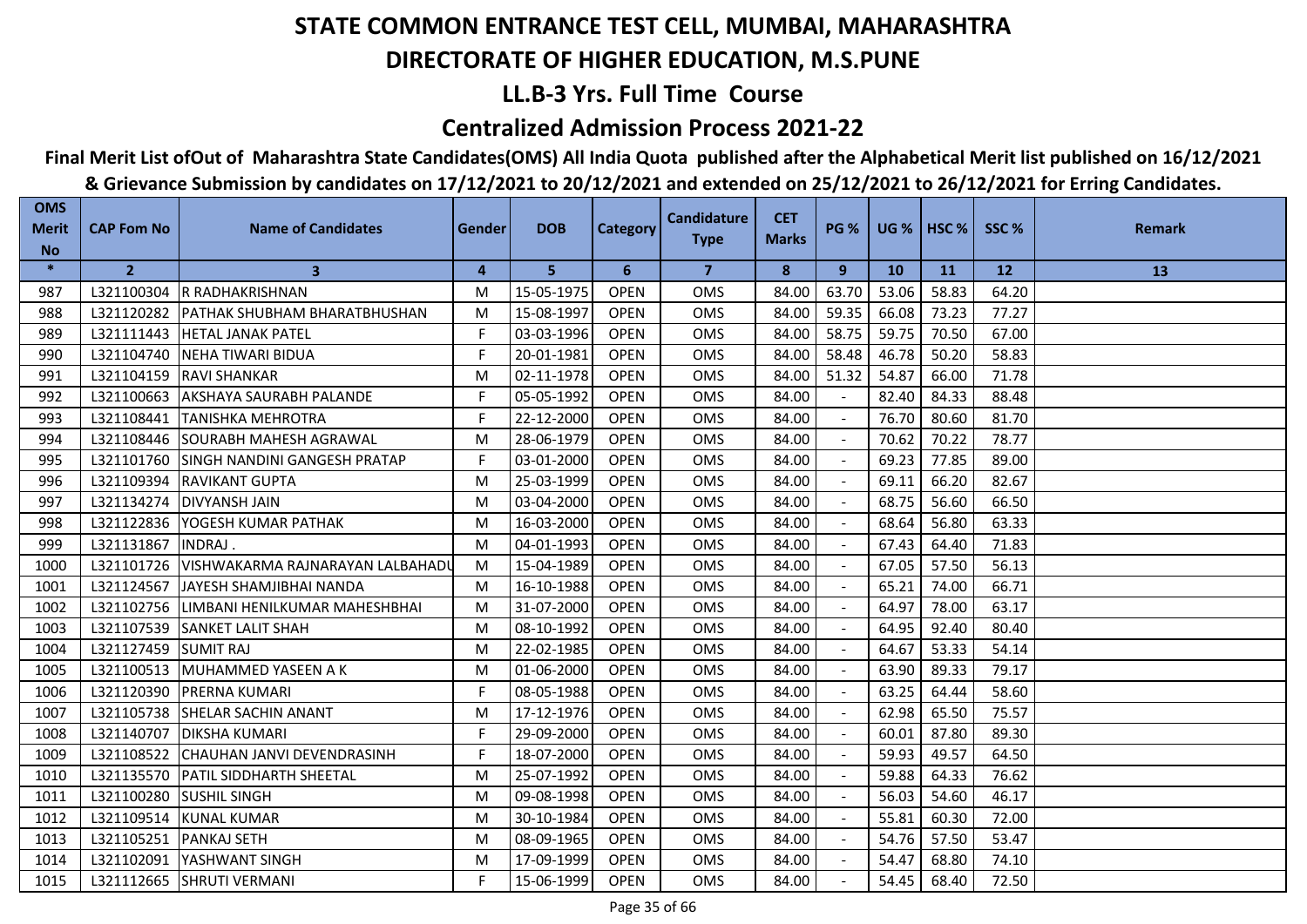# STATE COMMON ENTRANCE TEST CELL, MUMBAI, MAHARASHTRA

## DIRECTORATE OF HIGHER EDUCATION, M.S.PUNE

## LL.B-3 Yrs. Full Time Course

## Centralized Admission Process 2021-22

**Final Merit List ofOut of Maharashtra State Candidates(OMS) All India Quota published after the Alphabetical Merit list published on 16/12/2021 & Grievance Submission by candidates on 17/12/2021 to 20/12/2021 and extended on 25/12/2021 to 26/12/2021 for Erring Candidates.**

| OMS Merit No | CAP Fom No | Name of Candidates | Gender | DOB | Category | Candidature Type | CET Marks | PG % | UG % | HSC % | SSC % | Remark |
|---|---|---|---|---|---|---|---|---|---|---|---|---|
| * | 2 | 3 | 4 | 5 | 6 | 7 | 8 | 9 | 10 | 11 | 12 | 13 |
| 987 | L321100304 | R RADHAKRISHNAN | M | 15-05-1975 | OPEN | OMS | 84.00 | 63.70 | 53.06 | 58.83 | 64.20 | |
| 988 | L321120282 | PATHAK SHUBHAM BHARATBHUSHAN | M | 15-08-1997 | OPEN | OMS | 84.00 | 59.35 | 66.08 | 73.23 | 77.27 | |
| 989 | L321111443 | HETAL JANAK PATEL | F | 03-03-1996 | OPEN | OMS | 84.00 | 58.75 | 59.75 | 70.50 | 67.00 | |
| 990 | L321104740 | NEHA TIWARI BIDUA | F | 20-01-1981 | OPEN | OMS | 84.00 | 58.48 | 46.78 | 50.20 | 58.83 | |
| 991 | L321104159 | RAVI SHANKAR | M | 02-11-1978 | OPEN | OMS | 84.00 | 51.32 | 54.87 | 66.00 | 71.78 | |
| 992 | L321100663 | AKSHAYA SAURABH PALANDE | F | 05-05-1992 | OPEN | OMS | 84.00 | - | 82.40 | 84.33 | 88.48 | |
| 993 | L321108441 | TANISHKA MEHROTRA | F | 22-12-2000 | OPEN | OMS | 84.00 | - | 76.70 | 80.60 | 81.70 | |
| 994 | L321108446 | SOURABH MAHESH AGRAWAL | M | 28-06-1979 | OPEN | OMS | 84.00 | - | 70.62 | 70.22 | 78.77 | |
| 995 | L321101760 | SINGH NANDINI GANGESH PRATAP | F | 03-01-2000 | OPEN | OMS | 84.00 | - | 69.23 | 77.85 | 89.00 | |
| 996 | L321109394 | RAVIKANT GUPTA | M | 25-03-1999 | OPEN | OMS | 84.00 | - | 69.11 | 66.20 | 82.67 | |
| 997 | L321134274 | DIVYANSH JAIN | M | 03-04-2000 | OPEN | OMS | 84.00 | - | 68.75 | 56.60 | 66.50 | |
| 998 | L321122836 | YOGESH KUMAR PATHAK | M | 16-03-2000 | OPEN | OMS | 84.00 | - | 68.64 | 56.80 | 63.33 | |
| 999 | L321131867 | INDRAJ . | M | 04-01-1993 | OPEN | OMS | 84.00 | - | 67.43 | 64.40 | 71.83 | |
| 1000 | L321101726 | VISHWAKARMA RAJNARAYAN LALBAHADU | M | 15-04-1989 | OPEN | OMS | 84.00 | - | 67.05 | 57.50 | 56.13 | |
| 1001 | L321124567 | JAYESH SHAMJIBHAI NANDA | M | 16-10-1988 | OPEN | OMS | 84.00 | - | 65.21 | 74.00 | 66.71 | |
| 1002 | L321102756 | LIMBANI HENILKUMAR MAHESHBHAI | M | 31-07-2000 | OPEN | OMS | 84.00 | - | 64.97 | 78.00 | 63.17 | |
| 1003 | L321107539 | SANKET LALIT SHAH | M | 08-10-1992 | OPEN | OMS | 84.00 | - | 64.95 | 92.40 | 80.40 | |
| 1004 | L321127459 | SUMIT RAJ | M | 22-02-1985 | OPEN | OMS | 84.00 | - | 64.67 | 53.33 | 54.14 | |
| 1005 | L321100513 | MUHAMMED YASEEN A K | M | 01-06-2000 | OPEN | OMS | 84.00 | - | 63.90 | 89.33 | 79.17 | |
| 1006 | L321120390 | PRERNA KUMARI | F | 08-05-1988 | OPEN | OMS | 84.00 | - | 63.25 | 64.44 | 58.60 | |
| 1007 | L321105738 | SHELAR SACHIN ANANT | M | 17-12-1976 | OPEN | OMS | 84.00 | - | 62.98 | 65.50 | 75.57 | |
| 1008 | L321140707 | DIKSHA KUMARI | F | 29-09-2000 | OPEN | OMS | 84.00 | - | 60.01 | 87.80 | 89.30 | |
| 1009 | L321108522 | CHAUHAN JANVI DEVENDRASINH | F | 18-07-2000 | OPEN | OMS | 84.00 | - | 59.93 | 49.57 | 64.50 | |
| 1010 | L321135570 | PATIL SIDDHARTH SHEETAL | M | 25-07-1992 | OPEN | OMS | 84.00 | - | 59.88 | 64.33 | 76.62 | |
| 1011 | L321100280 | SUSHIL SINGH | M | 09-08-1998 | OPEN | OMS | 84.00 | - | 56.03 | 54.60 | 46.17 | |
| 1012 | L321109514 | KUNAL KUMAR | M | 30-10-1984 | OPEN | OMS | 84.00 | - | 55.81 | 60.30 | 72.00 | |
| 1013 | L321105251 | PANKAJ SETH | M | 08-09-1965 | OPEN | OMS | 84.00 | - | 54.76 | 57.50 | 53.47 | |
| 1014 | L321102091 | YASHWANT SINGH | M | 17-09-1999 | OPEN | OMS | 84.00 | - | 54.47 | 68.80 | 74.10 | |
| 1015 | L321112665 | SHRUTI VERMANI | F | 15-06-1999 | OPEN | OMS | 84.00 | - | 54.45 | 68.40 | 72.50 | |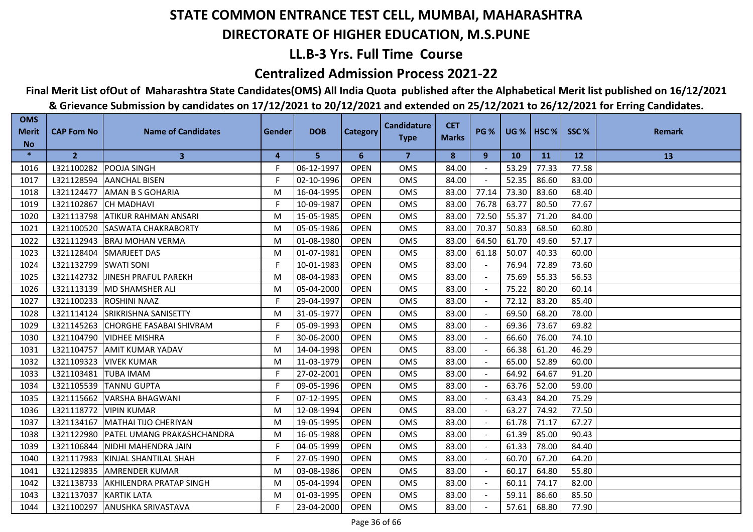# STATE COMMON ENTRANCE TEST CELL, MUMBAI, MAHARASHTRA

## DIRECTORATE OF HIGHER EDUCATION, M.S.PUNE

### LL.B-3 Yrs. Full Time Course

### Centralized Admission Process 2021-22

**Final Merit List ofOut of Maharashtra State Candidates(OMS) All India Quota published after the Alphabetical Merit list published on 16/12/2021 & Grievance Submission by candidates on 17/12/2021 to 20/12/2021 and extended on 25/12/2021 to 26/12/2021 for Erring Candidates.**

| OMS Merit No | CAP Fom No | Name of Candidates | Gender | DOB | Category | Candidature Type | CET Marks | PG % | UG % | HSC % | SSC % | Remark |
|---|---|---|---|---|---|---|---|---|---|---|---|---|
| * | 2 | 3 | 4 | 5 | 6 | 7 | 8 | 9 | 10 | 11 | 12 | 13 |
| 1016 | L321100282 | POOJA SINGH | F | 06-12-1997 | OPEN | OMS | 84.00 | - | 53.29 | 77.33 | 77.58 | |
| 1017 | L321128594 | AANCHAL BISEN | F | 02-10-1996 | OPEN | OMS | 84.00 | - | 52.35 | 86.60 | 83.00 | |
| 1018 | L321124477 | AMAN B S GOHARIA | M | 16-04-1995 | OPEN | OMS | 83.00 | 77.14 | 73.30 | 83.60 | 68.40 | |
| 1019 | L321102867 | CH MADHAVI | F | 10-09-1987 | OPEN | OMS | 83.00 | 76.78 | 63.77 | 80.50 | 77.67 | |
| 1020 | L321113798 | ATIKUR RAHMAN ANSARI | M | 15-05-1985 | OPEN | OMS | 83.00 | 72.50 | 55.37 | 71.20 | 84.00 | |
| 1021 | L321100520 | SASWATA CHAKRABORTY | M | 05-05-1986 | OPEN | OMS | 83.00 | 70.37 | 50.83 | 68.50 | 60.80 | |
| 1022 | L321112943 | BRAJ MOHAN VERMA | M | 01-08-1980 | OPEN | OMS | 83.00 | 64.50 | 61.70 | 49.60 | 57.17 | |
| 1023 | L321128404 | SMARJEET DAS | M | 01-07-1981 | OPEN | OMS | 83.00 | 61.18 | 50.07 | 40.33 | 60.00 | |
| 1024 | L321132799 | SWATI SONI | F | 10-01-1983 | OPEN | OMS | 83.00 | - | 76.94 | 72.89 | 73.60 | |
| 1025 | L321142732 | JINESH PRAFUL PAREKH | M | 08-04-1983 | OPEN | OMS | 83.00 | - | 75.69 | 55.33 | 56.53 | |
| 1026 | L321113139 | MD SHAMSHER ALI | M | 05-04-2000 | OPEN | OMS | 83.00 | - | 75.22 | 80.20 | 60.14 | |
| 1027 | L321100233 | ROSHINI NAAZ | F | 29-04-1997 | OPEN | OMS | 83.00 | - | 72.12 | 83.20 | 85.40 | |
| 1028 | L321114124 | SRIKRISHNA SANISETTY | M | 31-05-1977 | OPEN | OMS | 83.00 | - | 69.50 | 68.20 | 78.00 | |
| 1029 | L321145263 | CHORGHE FASABAI SHIVRAM | F | 05-09-1993 | OPEN | OMS | 83.00 | - | 69.36 | 73.67 | 69.82 | |
| 1030 | L321104790 | VIDHEE MISHRA | F | 30-06-2000 | OPEN | OMS | 83.00 | - | 66.60 | 76.00 | 74.10 | |
| 1031 | L321104757 | AMIT KUMAR YADAV | M | 14-04-1998 | OPEN | OMS | 83.00 | - | 66.38 | 61.20 | 46.29 | |
| 1032 | L321109323 | VIVEK KUMAR | M | 11-03-1979 | OPEN | OMS | 83.00 | - | 65.00 | 52.89 | 60.00 | |
| 1033 | L321103481 | TUBA IMAM | F | 27-02-2001 | OPEN | OMS | 83.00 | - | 64.92 | 64.67 | 91.20 | |
| 1034 | L321105539 | TANNU GUPTA | F | 09-05-1996 | OPEN | OMS | 83.00 | - | 63.76 | 52.00 | 59.00 | |
| 1035 | L321115662 | VARSHA BHAGWANI | F | 07-12-1995 | OPEN | OMS | 83.00 | - | 63.43 | 84.20 | 75.29 | |
| 1036 | L321118772 | VIPIN KUMAR | M | 12-08-1994 | OPEN | OMS | 83.00 | - | 63.27 | 74.92 | 77.50 | |
| 1037 | L321134167 | MATHAI TIJO CHERIYAN | M | 19-05-1995 | OPEN | OMS | 83.00 | - | 61.78 | 71.17 | 67.27 | |
| 1038 | L321122980 | PATEL UMANG PRAKASHCHANDRA | M | 16-05-1988 | OPEN | OMS | 83.00 | - | 61.39 | 85.00 | 90.43 | |
| 1039 | L321106844 | NIDHI MAHENDRA JAIN | F | 04-05-1999 | OPEN | OMS | 83.00 | - | 61.33 | 78.00 | 84.40 | |
| 1040 | L321117983 | KINJAL SHANTILAL SHAH | F | 27-05-1990 | OPEN | OMS | 83.00 | - | 60.70 | 67.20 | 64.20 | |
| 1041 | L321129835 | AMRENDER KUMAR | M | 03-08-1986 | OPEN | OMS | 83.00 | - | 60.17 | 64.80 | 55.80 | |
| 1042 | L321138733 | AKHILENDRA PRATAP SINGH | M | 05-04-1994 | OPEN | OMS | 83.00 | - | 60.11 | 74.17 | 82.00 | |
| 1043 | L321137037 | KARTIK LATA | M | 01-03-1995 | OPEN | OMS | 83.00 | - | 59.11 | 86.60 | 85.50 | |
| 1044 | L321100297 | ANUSHKA SRIVASTAVA | F | 23-04-2000 | OPEN | OMS | 83.00 | - | 57.61 | 68.80 | 77.90 | |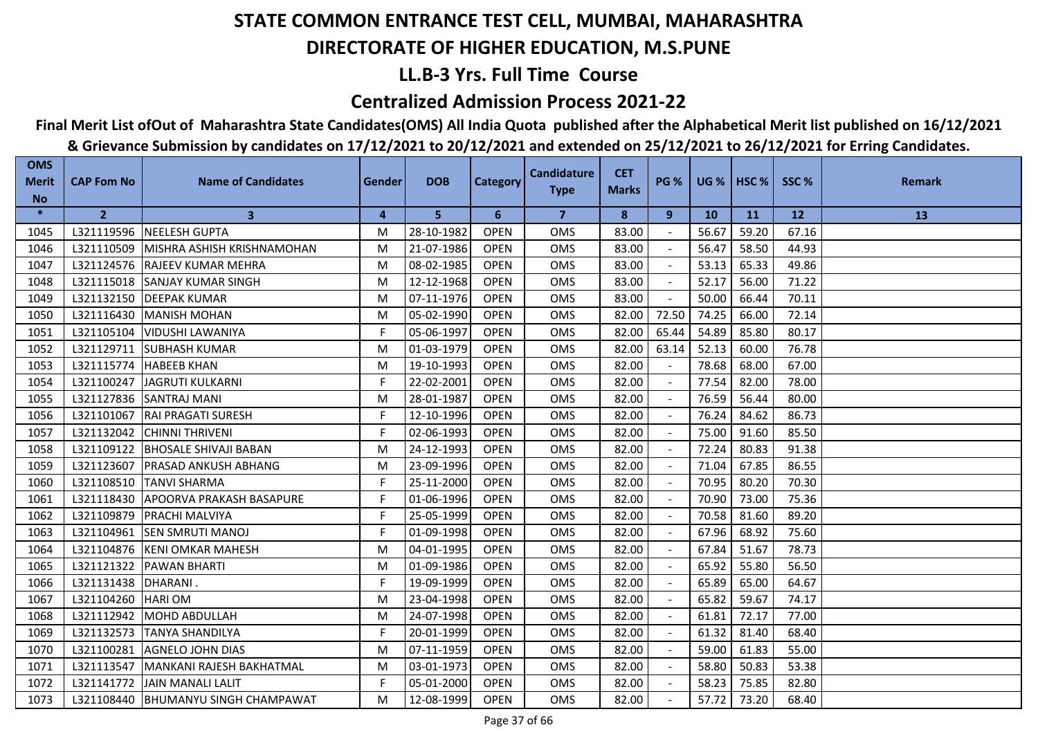# STATE COMMON ENTRANCE TEST CELL, MUMBAI, MAHARASHTRA

## DIRECTORATE OF HIGHER EDUCATION, M.S.PUNE

## LL.B-3 Yrs. Full Time Course

## Centralized Admission Process 2021-22

**Final Merit List ofOut of Maharashtra State Candidates(OMS) All India Quota published after the Alphabetical Merit list published on 16/12/2021 & Grievance Submission by candidates on 17/12/2021 to 20/12/2021 and extended on 25/12/2021 to 26/12/2021 for Erring Candidates.**

| OMS Merit No | CAP Fom No | Name of Candidates | Gender | DOB | Category | Candidature Type | CET Marks | PG % | UG % | HSC % | SSC % | Remark |
|---|---|---|---|---|---|---|---|---|---|---|---|---|
| * | 2 | 3 | 4 | 5 | 6 | 7 | 8 | 9 | 10 | 11 | 12 | 13 |
| 1045 | L321119596 | NEELESH GUPTA | M | 28-10-1982 | OPEN | OMS | 83.00 | - | 56.67 | 59.20 | 67.16 | |
| 1046 | L321110509 | MISHRA ASHISH KRISHNAMOHAN | M | 21-07-1986 | OPEN | OMS | 83.00 | - | 56.47 | 58.50 | 44.93 | |
| 1047 | L321124576 | RAJEEV KUMAR MEHRA | M | 08-02-1985 | OPEN | OMS | 83.00 | - | 53.13 | 65.33 | 49.86 | |
| 1048 | L321115018 | SANJAY KUMAR SINGH | M | 12-12-1968 | OPEN | OMS | 83.00 | - | 52.17 | 56.00 | 71.22 | |
| 1049 | L321132150 | DEEPAK KUMAR | M | 07-11-1976 | OPEN | OMS | 83.00 | - | 50.00 | 66.44 | 70.11 | |
| 1050 | L321116430 | MANISH MOHAN | M | 05-02-1990 | OPEN | OMS | 82.00 | 72.50 | 74.25 | 66.00 | 72.14 | |
| 1051 | L321105104 | VIDUSHI LAWANIYA | F | 05-06-1997 | OPEN | OMS | 82.00 | 65.44 | 54.89 | 85.80 | 80.17 | |
| 1052 | L321129711 | SUBHASH KUMAR | M | 01-03-1979 | OPEN | OMS | 82.00 | 63.14 | 52.13 | 60.00 | 76.78 | |
| 1053 | L321115774 | HABEEB KHAN | M | 19-10-1993 | OPEN | OMS | 82.00 | - | 78.68 | 68.00 | 67.00 | |
| 1054 | L321100247 | JAGRUTI KULKARNI | F | 22-02-2001 | OPEN | OMS | 82.00 | - | 77.54 | 82.00 | 78.00 | |
| 1055 | L321127836 | SANTRAJ MANI | M | 28-01-1987 | OPEN | OMS | 82.00 | - | 76.59 | 56.44 | 80.00 | |
| 1056 | L321101067 | RAI PRAGATI SURESH | F | 12-10-1996 | OPEN | OMS | 82.00 | - | 76.24 | 84.62 | 86.73 | |
| 1057 | L321132042 | CHINNI THRIVENI | F | 02-06-1993 | OPEN | OMS | 82.00 | - | 75.00 | 91.60 | 85.50 | |
| 1058 | L321109122 | BHOSALE SHIVAJI BABAN | M | 24-12-1993 | OPEN | OMS | 82.00 | - | 72.24 | 80.83 | 91.38 | |
| 1059 | L321123607 | PRASAD ANKUSH ABHANG | M | 23-09-1996 | OPEN | OMS | 82.00 | - | 71.04 | 67.85 | 86.55 | |
| 1060 | L321108510 | TANVI SHARMA | F | 25-11-2000 | OPEN | OMS | 82.00 | - | 70.95 | 80.20 | 70.30 | |
| 1061 | L321118430 | APOORVA PRAKASH BASAPURE | F | 01-06-1996 | OPEN | OMS | 82.00 | - | 70.90 | 73.00 | 75.36 | |
| 1062 | L321109879 | PRACHI MALVIYA | F | 25-05-1999 | OPEN | OMS | 82.00 | - | 70.58 | 81.60 | 89.20 | |
| 1063 | L321104961 | SEN SMRUTI MANOJ | F | 01-09-1998 | OPEN | OMS | 82.00 | - | 67.96 | 68.92 | 75.60 | |
| 1064 | L321104876 | KENI OMKAR MAHESH | M | 04-01-1995 | OPEN | OMS | 82.00 | - | 67.84 | 51.67 | 78.73 | |
| 1065 | L321121322 | PAWAN BHARTI | M | 01-09-1986 | OPEN | OMS | 82.00 | - | 65.92 | 55.80 | 56.50 | |
| 1066 | L321131438 | DHARANI . | F | 19-09-1999 | OPEN | OMS | 82.00 | - | 65.89 | 65.00 | 64.67 | |
| 1067 | L321104260 | HARI OM | M | 23-04-1998 | OPEN | OMS | 82.00 | - | 65.82 | 59.67 | 74.17 | |
| 1068 | L321112942 | MOHD ABDULLAH | M | 24-07-1998 | OPEN | OMS | 82.00 | - | 61.81 | 72.17 | 77.00 | |
| 1069 | L321132573 | TANYA SHANDILYA | F | 20-01-1999 | OPEN | OMS | 82.00 | - | 61.32 | 81.40 | 68.40 | |
| 1070 | L321100281 | AGNELO JOHN DIAS | M | 07-11-1959 | OPEN | OMS | 82.00 | - | 59.00 | 61.83 | 55.00 | |
| 1071 | L321113547 | MANKANI RAJESH BAKHATMAL | M | 03-01-1973 | OPEN | OMS | 82.00 | - | 58.80 | 50.83 | 53.38 | |
| 1072 | L321141772 | JAIN MANALI LALIT | F | 05-01-2000 | OPEN | OMS | 82.00 | - | 58.23 | 75.85 | 82.80 | |
| 1073 | L321108440 | BHUMANYU SINGH CHAMPAWAT | M | 12-08-1999 | OPEN | OMS | 82.00 | - | 57.72 | 73.20 | 68.40 | |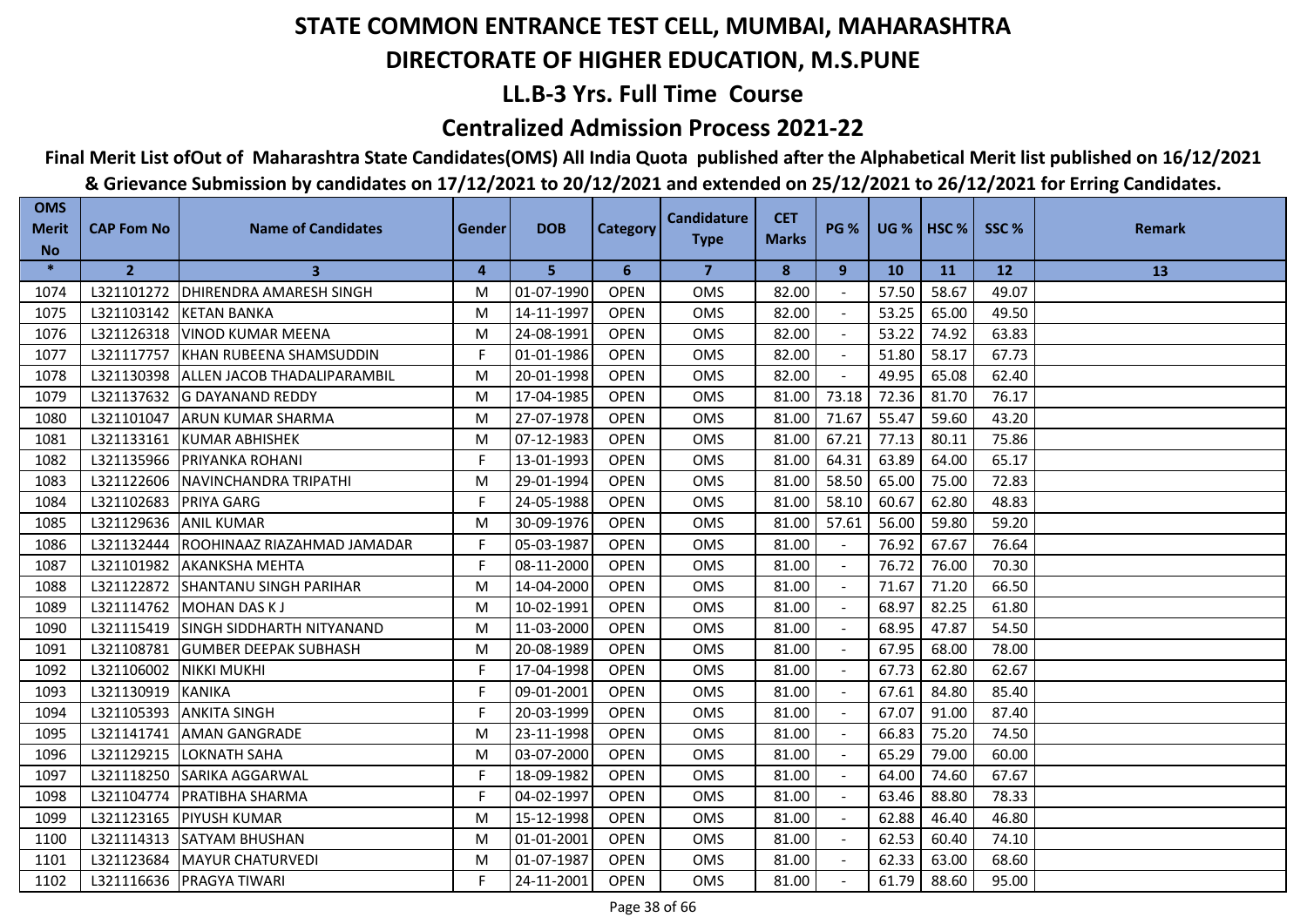# STATE COMMON ENTRANCE TEST CELL, MUMBAI, MAHARASHTRA

## DIRECTORATE OF HIGHER EDUCATION, M.S.PUNE

### LL.B-3 Yrs. Full Time Course

### Centralized Admission Process 2021-22

**Final Merit List ofOut of Maharashtra State Candidates(OMS) All India Quota published after the Alphabetical Merit list published on 16/12/2021 & Grievance Submission by candidates on 17/12/2021 to 20/12/2021 and extended on 25/12/2021 to 26/12/2021 for Erring Candidates.**

| OMS Merit No | CAP Fom No | Name of Candidates | Gender | DOB | Category | Candidature Type | CET Marks | PG % | UG % | HSC % | SSC % | Remark |
|---|---|---|---|---|---|---|---|---|---|---|---|---|
| * | 2 | 3 | 4 | 5 | 6 | 7 | 8 | 9 | 10 | 11 | 12 | 13 |
| 1074 | L321101272 | DHIRENDRA AMARESH SINGH | M | 01-07-1990 | OPEN | OMS | 82.00 | - | 57.50 | 58.67 | 49.07 | |
| 1075 | L321103142 | KETAN BANKA | M | 14-11-1997 | OPEN | OMS | 82.00 | - | 53.25 | 65.00 | 49.50 | |
| 1076 | L321126318 | VINOD KUMAR MEENA | M | 24-08-1991 | OPEN | OMS | 82.00 | - | 53.22 | 74.92 | 63.83 | |
| 1077 | L321117757 | KHAN RUBEENA SHAMSUDDIN | F | 01-01-1986 | OPEN | OMS | 82.00 | - | 51.80 | 58.17 | 67.73 | |
| 1078 | L321130398 | ALLEN JACOB THADALIPARAMBIL | M | 20-01-1998 | OPEN | OMS | 82.00 | - | 49.95 | 65.08 | 62.40 | |
| 1079 | L321137632 | G DAYANAND REDDY | M | 17-04-1985 | OPEN | OMS | 81.00 | 73.18 | 72.36 | 81.70 | 76.17 | |
| 1080 | L321101047 | ARUN KUMAR SHARMA | M | 27-07-1978 | OPEN | OMS | 81.00 | 71.67 | 55.47 | 59.60 | 43.20 | |
| 1081 | L321133161 | KUMAR ABHISHEK | M | 07-12-1983 | OPEN | OMS | 81.00 | 67.21 | 77.13 | 80.11 | 75.86 | |
| 1082 | L321135966 | PRIYANKA ROHANI | F | 13-01-1993 | OPEN | OMS | 81.00 | 64.31 | 63.89 | 64.00 | 65.17 | |
| 1083 | L321122606 | NAVINCHANDRA TRIPATHI | M | 29-01-1994 | OPEN | OMS | 81.00 | 58.50 | 65.00 | 75.00 | 72.83 | |
| 1084 | L321102683 | PRIYA GARG | F | 24-05-1988 | OPEN | OMS | 81.00 | 58.10 | 60.67 | 62.80 | 48.83 | |
| 1085 | L321129636 | ANIL KUMAR | M | 30-09-1976 | OPEN | OMS | 81.00 | 57.61 | 56.00 | 59.80 | 59.20 | |
| 1086 | L321132444 | ROOHINAAZ RIAZAHMAD JAMADAR | F | 05-03-1987 | OPEN | OMS | 81.00 | - | 76.92 | 67.67 | 76.64 | |
| 1087 | L321101982 | AKANKSHA MEHTA | F | 08-11-2000 | OPEN | OMS | 81.00 | - | 76.72 | 76.00 | 70.30 | |
| 1088 | L321122872 | SHANTANU SINGH PARIHAR | M | 14-04-2000 | OPEN | OMS | 81.00 | - | 71.67 | 71.20 | 66.50 | |
| 1089 | L321114762 | MOHAN DAS K J | M | 10-02-1991 | OPEN | OMS | 81.00 | - | 68.97 | 82.25 | 61.80 | |
| 1090 | L321115419 | SINGH SIDDHARTH NITYANAND | M | 11-03-2000 | OPEN | OMS | 81.00 | - | 68.95 | 47.87 | 54.50 | |
| 1091 | L321108781 | GUMBER DEEPAK SUBHASH | M | 20-08-1989 | OPEN | OMS | 81.00 | - | 67.95 | 68.00 | 78.00 | |
| 1092 | L321106002 | NIKKI MUKHI | F | 17-04-1998 | OPEN | OMS | 81.00 | - | 67.73 | 62.80 | 62.67 | |
| 1093 | L321130919 | KANIKA | F | 09-01-2001 | OPEN | OMS | 81.00 | - | 67.61 | 84.80 | 85.40 | |
| 1094 | L321105393 | ANKITA SINGH | F | 20-03-1999 | OPEN | OMS | 81.00 | - | 67.07 | 91.00 | 87.40 | |
| 1095 | L321141741 | AMAN GANGRADE | M | 23-11-1998 | OPEN | OMS | 81.00 | - | 66.83 | 75.20 | 74.50 | |
| 1096 | L321129215 | LOKNATH SAHA | M | 03-07-2000 | OPEN | OMS | 81.00 | - | 65.29 | 79.00 | 60.00 | |
| 1097 | L321118250 | SARIKA AGGARWAL | F | 18-09-1982 | OPEN | OMS | 81.00 | - | 64.00 | 74.60 | 67.67 | |
| 1098 | L321104774 | PRATIBHA SHARMA | F | 04-02-1997 | OPEN | OMS | 81.00 | - | 63.46 | 88.80 | 78.33 | |
| 1099 | L321123165 | PIYUSH KUMAR | M | 15-12-1998 | OPEN | OMS | 81.00 | - | 62.88 | 46.40 | 46.80 | |
| 1100 | L321114313 | SATYAM BHUSHAN | M | 01-01-2001 | OPEN | OMS | 81.00 | - | 62.53 | 60.40 | 74.10 | |
| 1101 | L321123684 | MAYUR CHATURVEDI | M | 01-07-1987 | OPEN | OMS | 81.00 | - | 62.33 | 63.00 | 68.60 | |
| 1102 | L321116636 | PRAGYA TIWARI | F | 24-11-2001 | OPEN | OMS | 81.00 | - | 61.79 | 88.60 | 95.00 | |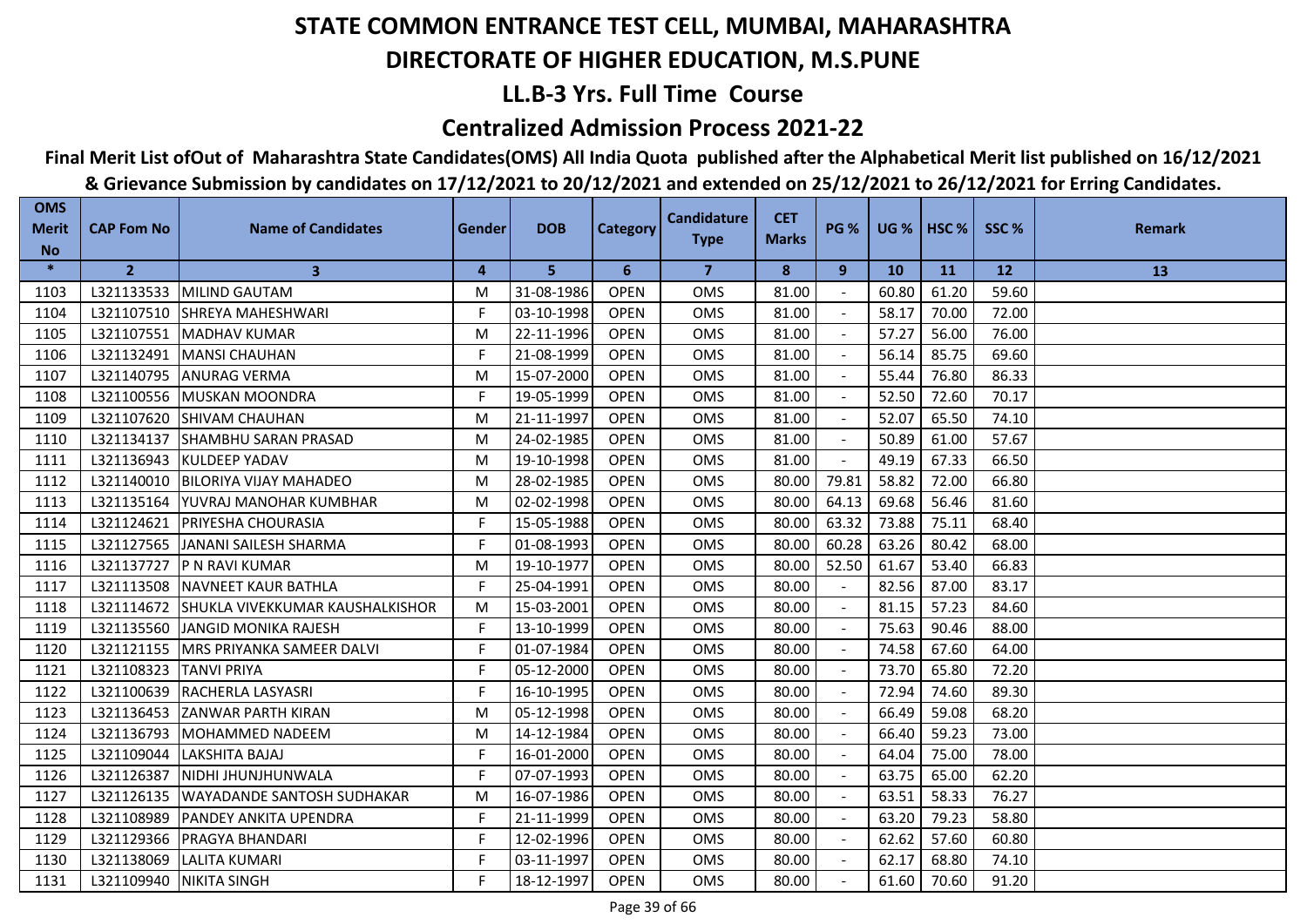# STATE COMMON ENTRANCE TEST CELL, MUMBAI, MAHARASHTRA

## DIRECTORATE OF HIGHER EDUCATION, M.S.PUNE

## LL.B-3 Yrs. Full Time Course

## Centralized Admission Process 2021-22

**Final Merit List ofOut of Maharashtra State Candidates(OMS) All India Quota published after the Alphabetical Merit list published on 16/12/2021 & Grievance Submission by candidates on 17/12/2021 to 20/12/2021 and extended on 25/12/2021 to 26/12/2021 for Erring Candidates.**

| OMS Merit No | CAP Fom No | Name of Candidates | Gender | DOB | Category | Candidature Type | CET Marks | PG % | UG % | HSC % | SSC % | Remark |
|---|---|---|---|---|---|---|---|---|---|---|---|---|
| * | 2 | 3 | 4 | 5 | 6 | 7 | 8 | 9 | 10 | 11 | 12 | 13 |
| 1103 | L321133533 | MILIND GAUTAM | M | 31-08-1986 | OPEN | OMS | 81.00 | - | 60.80 | 61.20 | 59.60 | |
| 1104 | L321107510 | SHREYA MAHESHWARI | F | 03-10-1998 | OPEN | OMS | 81.00 | - | 58.17 | 70.00 | 72.00 | |
| 1105 | L321107551 | MADHAV KUMAR | M | 22-11-1996 | OPEN | OMS | 81.00 | - | 57.27 | 56.00 | 76.00 | |
| 1106 | L321132491 | MANSI CHAUHAN | F | 21-08-1999 | OPEN | OMS | 81.00 | - | 56.14 | 85.75 | 69.60 | |
| 1107 | L321140795 | ANURAG VERMA | M | 15-07-2000 | OPEN | OMS | 81.00 | - | 55.44 | 76.80 | 86.33 | |
| 1108 | L321100556 | MUSKAN MOONDRA | F | 19-05-1999 | OPEN | OMS | 81.00 | - | 52.50 | 72.60 | 70.17 | |
| 1109 | L321107620 | SHIVAM CHAUHAN | M | 21-11-1997 | OPEN | OMS | 81.00 | - | 52.07 | 65.50 | 74.10 | |
| 1110 | L321134137 | SHAMBHU SARAN PRASAD | M | 24-02-1985 | OPEN | OMS | 81.00 | - | 50.89 | 61.00 | 57.67 | |
| 1111 | L321136943 | KULDEEP YADAV | M | 19-10-1998 | OPEN | OMS | 81.00 | - | 49.19 | 67.33 | 66.50 | |
| 1112 | L321140010 | BILORIYA VIJAY MAHADEO | M | 28-02-1985 | OPEN | OMS | 80.00 | 79.81 | 58.82 | 72.00 | 66.80 | |
| 1113 | L321135164 | YUVRAJ MANOHAR KUMBHAR | M | 02-02-1998 | OPEN | OMS | 80.00 | 64.13 | 69.68 | 56.46 | 81.60 | |
| 1114 | L321124621 | PRIYESHA CHOURASIA | F | 15-05-1988 | OPEN | OMS | 80.00 | 63.32 | 73.88 | 75.11 | 68.40 | |
| 1115 | L321127565 | JANANI SAILESH SHARMA | F | 01-08-1993 | OPEN | OMS | 80.00 | 60.28 | 63.26 | 80.42 | 68.00 | |
| 1116 | L321137727 | P N RAVI KUMAR | M | 19-10-1977 | OPEN | OMS | 80.00 | 52.50 | 61.67 | 53.40 | 66.83 | |
| 1117 | L321113508 | NAVNEET KAUR BATHLA | F | 25-04-1991 | OPEN | OMS | 80.00 | - | 82.56 | 87.00 | 83.17 | |
| 1118 | L321114672 | SHUKLA VIVEKKUMAR KAUSHALKISHOR | M | 15-03-2001 | OPEN | OMS | 80.00 | - | 81.15 | 57.23 | 84.60 | |
| 1119 | L321135560 | JANGID MONIKA RAJESH | F | 13-10-1999 | OPEN | OMS | 80.00 | - | 75.63 | 90.46 | 88.00 | |
| 1120 | L321121155 | MRS PRIYANKA SAMEER DALVI | F | 01-07-1984 | OPEN | OMS | 80.00 | - | 74.58 | 67.60 | 64.00 | |
| 1121 | L321108323 | TANVI PRIYA | F | 05-12-2000 | OPEN | OMS | 80.00 | - | 73.70 | 65.80 | 72.20 | |
| 1122 | L321100639 | RACHERLA LASYASRI | F | 16-10-1995 | OPEN | OMS | 80.00 | - | 72.94 | 74.60 | 89.30 | |
| 1123 | L321136453 | ZANWAR PARTH KIRAN | M | 05-12-1998 | OPEN | OMS | 80.00 | - | 66.49 | 59.08 | 68.20 | |
| 1124 | L321136793 | MOHAMMED NADEEM | M | 14-12-1984 | OPEN | OMS | 80.00 | - | 66.40 | 59.23 | 73.00 | |
| 1125 | L321109044 | LAKSHITA BAJAJ | F | 16-01-2000 | OPEN | OMS | 80.00 | - | 64.04 | 75.00 | 78.00 | |
| 1126 | L321126387 | NIDHI JHUNJHUNWALA | F | 07-07-1993 | OPEN | OMS | 80.00 | - | 63.75 | 65.00 | 62.20 | |
| 1127 | L321126135 | WAYADANDE SANTOSH SUDHAKAR | M | 16-07-1986 | OPEN | OMS | 80.00 | - | 63.51 | 58.33 | 76.27 | |
| 1128 | L321108989 | PANDEY ANKITA UPENDRA | F | 21-11-1999 | OPEN | OMS | 80.00 | - | 63.20 | 79.23 | 58.80 | |
| 1129 | L321129366 | PRAGYA BHANDARI | F | 12-02-1996 | OPEN | OMS | 80.00 | - | 62.62 | 57.60 | 60.80 | |
| 1130 | L321138069 | LALITA KUMARI | F | 03-11-1997 | OPEN | OMS | 80.00 | - | 62.17 | 68.80 | 74.10 | |
| 1131 | L321109940 | NIKITA SINGH | F | 18-12-1997 | OPEN | OMS | 80.00 | - | 61.60 | 70.60 | 91.20 | |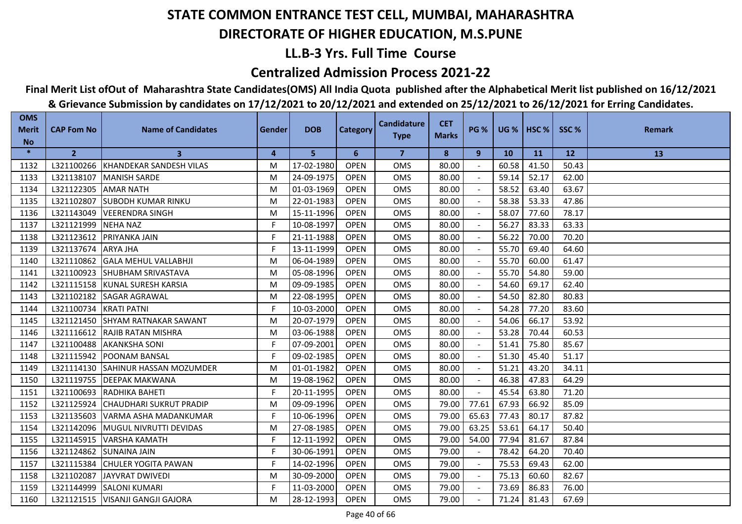# STATE COMMON ENTRANCE TEST CELL, MUMBAI, MAHARASHTRA

## DIRECTORATE OF HIGHER EDUCATION, M.S.PUNE

### LL.B-3 Yrs. Full Time Course

### Centralized Admission Process 2021-22

**Final Merit List ofOut of Maharashtra State Candidates(OMS) All India Quota published after the Alphabetical Merit list published on 16/12/2021 & Grievance Submission by candidates on 17/12/2021 to 20/12/2021 and extended on 25/12/2021 to 26/12/2021 for Erring Candidates.**

| OMS Merit No | CAP Fom No | Name of Candidates | Gender | DOB | Category | Candidature Type | CET Marks | PG % | UG % | HSC % | SSC % | Remark |
|---|---|---|---|---|---|---|---|---|---|---|---|---|
| * | 2 | 3 | 4 | 5 | 6 | 7 | 8 | 9 | 10 | 11 | 12 | 13 |
| 1132 | L321100266 | KHANDEKAR SANDESH VILAS | M | 17-02-1980 | OPEN | OMS | 80.00 | - | 60.58 | 41.50 | 50.43 | |
| 1133 | L321138107 | MANISH SARDE | M | 24-09-1975 | OPEN | OMS | 80.00 | - | 59.14 | 52.17 | 62.00 | |
| 1134 | L321122305 | AMAR NATH | M | 01-03-1969 | OPEN | OMS | 80.00 | - | 58.52 | 63.40 | 63.67 | |
| 1135 | L321102807 | SUBODH KUMAR RINKU | M | 22-01-1983 | OPEN | OMS | 80.00 | - | 58.38 | 53.33 | 47.86 | |
| 1136 | L321143049 | VEERENDRA SINGH | M | 15-11-1996 | OPEN | OMS | 80.00 | - | 58.07 | 77.60 | 78.17 | |
| 1137 | L321121999 | NEHA NAZ | F | 10-08-1997 | OPEN | OMS | 80.00 | - | 56.27 | 83.33 | 63.33 | |
| 1138 | L321123612 | PRIYANKA JAIN | F | 21-11-1988 | OPEN | OMS | 80.00 | - | 56.22 | 70.00 | 70.20 | |
| 1139 | L321137674 | ARYA JHA | F | 13-11-1999 | OPEN | OMS | 80.00 | - | 55.70 | 69.40 | 64.60 | |
| 1140 | L321110862 | GALA MEHUL VALLABHJI | M | 06-04-1989 | OPEN | OMS | 80.00 | - | 55.70 | 60.00 | 61.47 | |
| 1141 | L321100923 | SHUBHAM SRIVASTAVA | M | 05-08-1996 | OPEN | OMS | 80.00 | - | 55.70 | 54.80 | 59.00 | |
| 1142 | L321115158 | KUNAL SURESH KARSIA | M | 09-09-1985 | OPEN | OMS | 80.00 | - | 54.60 | 69.17 | 62.40 | |
| 1143 | L321102182 | SAGAR AGRAWAL | M | 22-08-1995 | OPEN | OMS | 80.00 | - | 54.50 | 82.80 | 80.83 | |
| 1144 | L321100734 | KRATI PATNI | F | 10-03-2000 | OPEN | OMS | 80.00 | - | 54.28 | 77.20 | 83.60 | |
| 1145 | L321121450 | SHYAM RATNAKAR SAWANT | M | 20-07-1979 | OPEN | OMS | 80.00 | - | 54.06 | 66.17 | 53.92 | |
| 1146 | L321116612 | RAJIB RATAN MISHRA | M | 03-06-1988 | OPEN | OMS | 80.00 | - | 53.28 | 70.44 | 60.53 | |
| 1147 | L321100488 | AKANKSHA SONI | F | 07-09-2001 | OPEN | OMS | 80.00 | - | 51.41 | 75.80 | 85.67 | |
| 1148 | L321115942 | POONAM BANSAL | F | 09-02-1985 | OPEN | OMS | 80.00 | - | 51.30 | 45.40 | 51.17 | |
| 1149 | L321114130 | SAHINUR HASSAN MOZUMDER | M | 01-01-1982 | OPEN | OMS | 80.00 | - | 51.21 | 43.20 | 34.11 | |
| 1150 | L321119755 | DEEPAK MAKWANA | M | 19-08-1962 | OPEN | OMS | 80.00 | - | 46.38 | 47.83 | 64.29 | |
| 1151 | L321100693 | RADHIKA BAHETI | F | 20-11-1995 | OPEN | OMS | 80.00 | - | 45.54 | 63.80 | 71.20 | |
| 1152 | L321125924 | CHAUDHARI SUKRUT PRADIP | M | 09-09-1996 | OPEN | OMS | 79.00 | 77.61 | 67.93 | 66.92 | 85.09 | |
| 1153 | L321135603 | VARMA ASHA MADANKUMAR | F | 10-06-1996 | OPEN | OMS | 79.00 | 65.63 | 77.43 | 80.17 | 87.82 | |
| 1154 | L321142096 | MUGUL NIVRUTTI DEVIDAS | M | 27-08-1985 | OPEN | OMS | 79.00 | 63.25 | 53.61 | 64.17 | 50.40 | |
| 1155 | L321145915 | VARSHA KAMATH | F | 12-11-1992 | OPEN | OMS | 79.00 | 54.00 | 77.94 | 81.67 | 87.84 | |
| 1156 | L321124862 | SUNAINA JAIN | F | 30-06-1991 | OPEN | OMS | 79.00 | - | 78.42 | 64.20 | 70.40 | |
| 1157 | L321115384 | CHULER YOGITA PAWAN | F | 14-02-1996 | OPEN | OMS | 79.00 | - | 75.53 | 69.43 | 62.00 | |
| 1158 | L321102087 | JAYVRAT DWIVEDI | M | 30-09-2000 | OPEN | OMS | 79.00 | - | 75.13 | 60.60 | 82.67 | |
| 1159 | L321144999 | SALONI KUMARI | F | 11-03-2000 | OPEN | OMS | 79.00 | - | 73.69 | 86.83 | 76.00 | |
| 1160 | L321121515 | VISANJI GANGJI GAJORA | M | 28-12-1993 | OPEN | OMS | 79.00 | - | 71.24 | 81.43 | 67.69 | |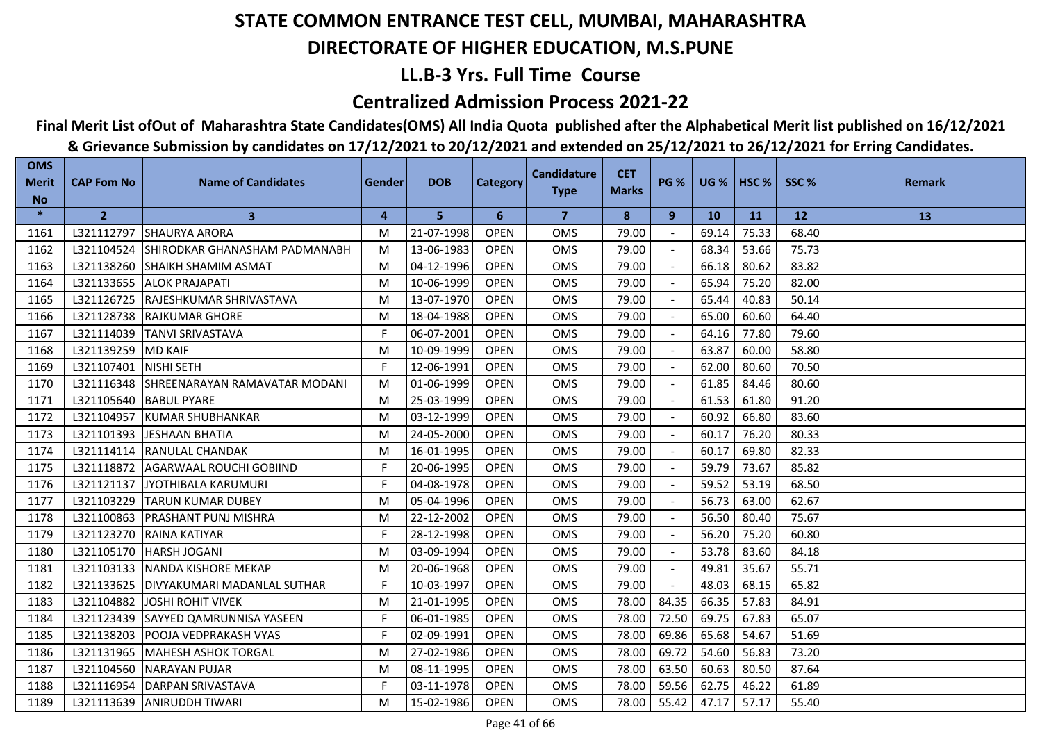# STATE COMMON ENTRANCE TEST CELL, MUMBAI, MAHARASHTRA

## DIRECTORATE OF HIGHER EDUCATION, M.S.PUNE

### LL.B-3 Yrs. Full Time Course

### Centralized Admission Process 2021-22

**Final Merit List ofOut of Maharashtra State Candidates(OMS) All India Quota published after the Alphabetical Merit list published on 16/12/2021 & Grievance Submission by candidates on 17/12/2021 to 20/12/2021 and extended on 25/12/2021 to 26/12/2021 for Erring Candidates.**

| OMS Merit No | CAP Fom No | Name of Candidates | Gender | DOB | Category | Candidature Type | CET Marks | PG % | UG % | HSC % | SSC % | Remark |
|---|---|---|---|---|---|---|---|---|---|---|---|---|
| * | 2 | 3 | 4 | 5 | 6 | 7 | 8 | 9 | 10 | 11 | 12 | 13 |
| 1161 | L321112797 | SHAURYA ARORA | M | 21-07-1998 | OPEN | OMS | 79.00 | - | 69.14 | 75.33 | 68.40 | |
| 1162 | L321104524 | SHIRODKAR GHANASHAM PADMANABH | M | 13-06-1983 | OPEN | OMS | 79.00 | - | 68.34 | 53.66 | 75.73 | |
| 1163 | L321138260 | SHAIKH SHAMIM ASMAT | M | 04-12-1996 | OPEN | OMS | 79.00 | - | 66.18 | 80.62 | 83.82 | |
| 1164 | L321133655 | ALOK PRAJAPATI | M | 10-06-1999 | OPEN | OMS | 79.00 | - | 65.94 | 75.20 | 82.00 | |
| 1165 | L321126725 | RAJESHKUMAR SHRIVASTAVA | M | 13-07-1970 | OPEN | OMS | 79.00 | - | 65.44 | 40.83 | 50.14 | |
| 1166 | L321128738 | RAJKUMAR GHORE | M | 18-04-1988 | OPEN | OMS | 79.00 | - | 65.00 | 60.60 | 64.40 | |
| 1167 | L321114039 | TANVI SRIVASTAVA | F | 06-07-2001 | OPEN | OMS | 79.00 | - | 64.16 | 77.80 | 79.60 | |
| 1168 | L321139259 | MD KAIF | M | 10-09-1999 | OPEN | OMS | 79.00 | - | 63.87 | 60.00 | 58.80 | |
| 1169 | L321107401 | NISHI SETH | F | 12-06-1991 | OPEN | OMS | 79.00 | - | 62.00 | 80.60 | 70.50 | |
| 1170 | L321116348 | SHREENARAYAN RAMAVATAR MODANI | M | 01-06-1999 | OPEN | OMS | 79.00 | - | 61.85 | 84.46 | 80.60 | |
| 1171 | L321105640 | BABUL PYARE | M | 25-03-1999 | OPEN | OMS | 79.00 | - | 61.53 | 61.80 | 91.20 | |
| 1172 | L321104957 | KUMAR SHUBHANKAR | M | 03-12-1999 | OPEN | OMS | 79.00 | - | 60.92 | 66.80 | 83.60 | |
| 1173 | L321101393 | JESHAAN BHATIA | M | 24-05-2000 | OPEN | OMS | 79.00 | - | 60.17 | 76.20 | 80.33 | |
| 1174 | L321114114 | RANULAL CHANDAK | M | 16-01-1995 | OPEN | OMS | 79.00 | - | 60.17 | 69.80 | 82.33 | |
| 1175 | L321118872 | AGARWAAL ROUCHI GOBIIND | F | 20-06-1995 | OPEN | OMS | 79.00 | - | 59.79 | 73.67 | 85.82 | |
| 1176 | L321121137 | JYOTHIBALA KARUMURI | F | 04-08-1978 | OPEN | OMS | 79.00 | - | 59.52 | 53.19 | 68.50 | |
| 1177 | L321103229 | TARUN KUMAR DUBEY | M | 05-04-1996 | OPEN | OMS | 79.00 | - | 56.73 | 63.00 | 62.67 | |
| 1178 | L321100863 | PRASHANT PUNJ MISHRA | M | 22-12-2002 | OPEN | OMS | 79.00 | - | 56.50 | 80.40 | 75.67 | |
| 1179 | L321123270 | RAINA KATIYAR | F | 28-12-1998 | OPEN | OMS | 79.00 | - | 56.20 | 75.20 | 60.80 | |
| 1180 | L321105170 | HARSH JOGANI | M | 03-09-1994 | OPEN | OMS | 79.00 | - | 53.78 | 83.60 | 84.18 | |
| 1181 | L321103133 | NANDA KISHORE MEKAP | M | 20-06-1968 | OPEN | OMS | 79.00 | - | 49.81 | 35.67 | 55.71 | |
| 1182 | L321133625 | DIVYAKUMARI MADANLAL SUTHAR | F | 10-03-1997 | OPEN | OMS | 79.00 | - | 48.03 | 68.15 | 65.82 | |
| 1183 | L321104882 | JOSHI ROHIT VIVEK | M | 21-01-1995 | OPEN | OMS | 78.00 | 84.35 | 66.35 | 57.83 | 84.91 | |
| 1184 | L321123439 | SAYYED QAMRUNNISA YASEEN | F | 06-01-1985 | OPEN | OMS | 78.00 | 72.50 | 69.75 | 67.83 | 65.07 | |
| 1185 | L321138203 | POOJA VEDPRAKASH VYAS | F | 02-09-1991 | OPEN | OMS | 78.00 | 69.86 | 65.68 | 54.67 | 51.69 | |
| 1186 | L321131965 | MAHESH ASHOK TORGAL | M | 27-02-1986 | OPEN | OMS | 78.00 | 69.72 | 54.60 | 56.83 | 73.20 | |
| 1187 | L321104560 | NARAYAN PUJAR | M | 08-11-1995 | OPEN | OMS | 78.00 | 63.50 | 60.63 | 80.50 | 87.64 | |
| 1188 | L321116954 | DARPAN SRIVASTAVA | F | 03-11-1978 | OPEN | OMS | 78.00 | 59.56 | 62.75 | 46.22 | 61.89 | |
| 1189 | L321113639 | ANIRUDDH TIWARI | M | 15-02-1986 | OPEN | OMS | 78.00 | 55.42 | 47.17 | 57.17 | 55.40 | |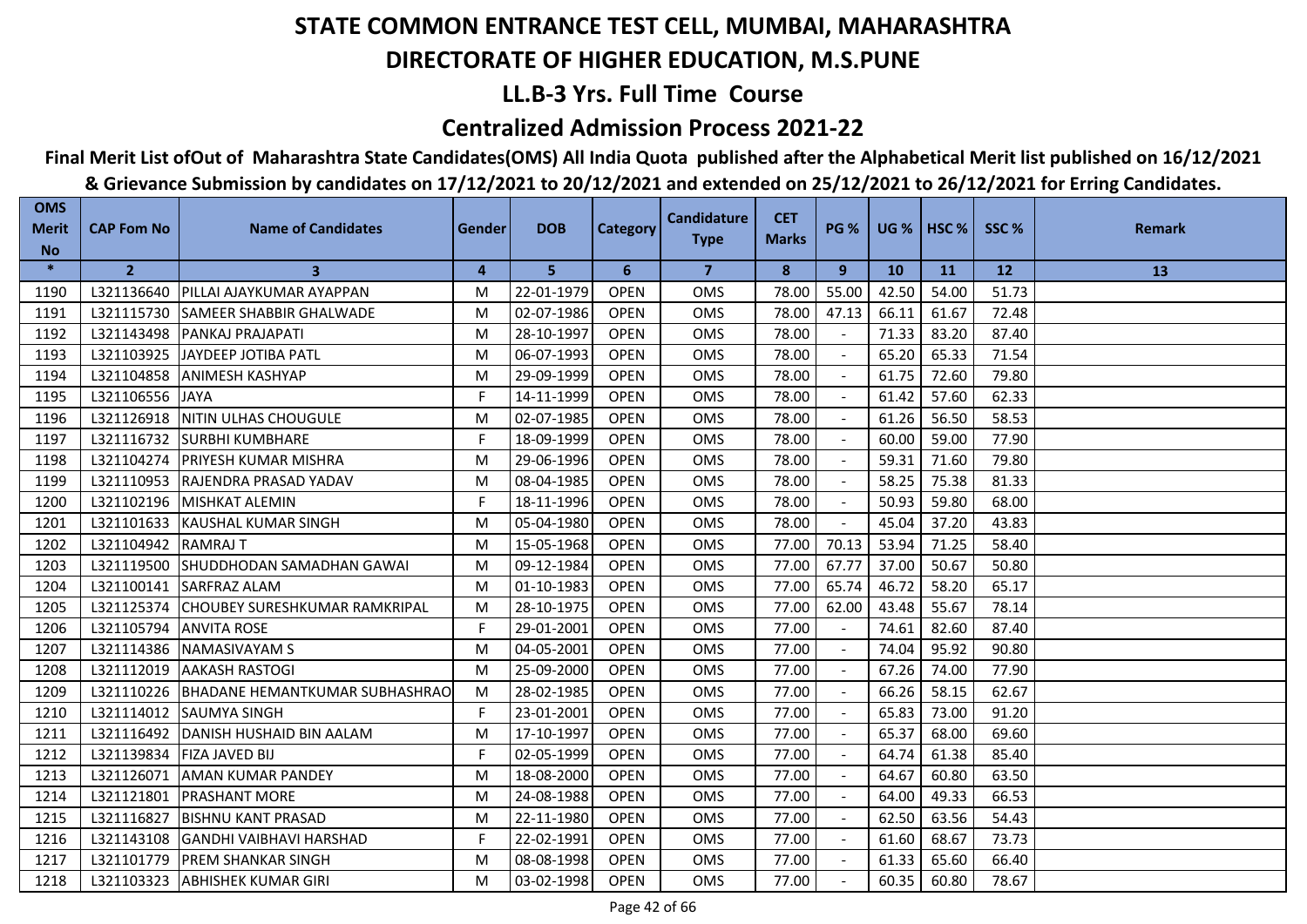# STATE COMMON ENTRANCE TEST CELL, MUMBAI, MAHARASHTRA

## DIRECTORATE OF HIGHER EDUCATION, M.S.PUNE

## LL.B-3 Yrs. Full Time Course

## Centralized Admission Process 2021-22

**Final Merit List ofOut of Maharashtra State Candidates(OMS) All India Quota published after the Alphabetical Merit list published on 16/12/2021 & Grievance Submission by candidates on 17/12/2021 to 20/12/2021 and extended on 25/12/2021 to 26/12/2021 for Erring Candidates.**

| OMS Merit No | CAP Fom No | Name of Candidates | Gender | DOB | Category | Candidature Type | CET Marks | PG % | UG % | HSC % | SSC % | Remark |
|---|---|---|---|---|---|---|---|---|---|---|---|---|
| * | 2 | 3 | 4 | 5 | 6 | 7 | 8 | 9 | 10 | 11 | 12 | 13 |
| 1190 | L321136640 | PILLAI AJAYKUMAR AYAPPAN | M | 22-01-1979 | OPEN | OMS | 78.00 | 55.00 | 42.50 | 54.00 | 51.73 | |
| 1191 | L321115730 | SAMEER SHABBIR GHALWADE | M | 02-07-1986 | OPEN | OMS | 78.00 | 47.13 | 66.11 | 61.67 | 72.48 | |
| 1192 | L321143498 | PANKAJ PRAJAPATI | M | 28-10-1997 | OPEN | OMS | 78.00 | - | 71.33 | 83.20 | 87.40 | |
| 1193 | L321103925 | JAYDEEP JOTIBA PATL | M | 06-07-1993 | OPEN | OMS | 78.00 | - | 65.20 | 65.33 | 71.54 | |
| 1194 | L321104858 | ANIMESH KASHYAP | M | 29-09-1999 | OPEN | OMS | 78.00 | - | 61.75 | 72.60 | 79.80 | |
| 1195 | L321106556 | JAYA | F | 14-11-1999 | OPEN | OMS | 78.00 | - | 61.42 | 57.60 | 62.33 | |
| 1196 | L321126918 | NITIN ULHAS CHOUGULE | M | 02-07-1985 | OPEN | OMS | 78.00 | - | 61.26 | 56.50 | 58.53 | |
| 1197 | L321116732 | SURBHI KUMBHARE | F | 18-09-1999 | OPEN | OMS | 78.00 | - | 60.00 | 59.00 | 77.90 | |
| 1198 | L321104274 | PRIYESH KUMAR MISHRA | M | 29-06-1996 | OPEN | OMS | 78.00 | - | 59.31 | 71.60 | 79.80 | |
| 1199 | L321110953 | RAJENDRA PRASAD YADAV | M | 08-04-1985 | OPEN | OMS | 78.00 | - | 58.25 | 75.38 | 81.33 | |
| 1200 | L321102196 | MISHKAT ALEMIN | F | 18-11-1996 | OPEN | OMS | 78.00 | - | 50.93 | 59.80 | 68.00 | |
| 1201 | L321101633 | KAUSHAL KUMAR SINGH | M | 05-04-1980 | OPEN | OMS | 78.00 | - | 45.04 | 37.20 | 43.83 | |
| 1202 | L321104942 | RAMRAJ T | M | 15-05-1968 | OPEN | OMS | 77.00 | 70.13 | 53.94 | 71.25 | 58.40 | |
| 1203 | L321119500 | SHUDDHODAN SAMADHAN GAWAI | M | 09-12-1984 | OPEN | OMS | 77.00 | 67.77 | 37.00 | 50.67 | 50.80 | |
| 1204 | L321100141 | SARFRAZ ALAM | M | 01-10-1983 | OPEN | OMS | 77.00 | 65.74 | 46.72 | 58.20 | 65.17 | |
| 1205 | L321125374 | CHOUBEY SURESHKUMAR RAMKRIPAL | M | 28-10-1975 | OPEN | OMS | 77.00 | 62.00 | 43.48 | 55.67 | 78.14 | |
| 1206 | L321105794 | ANVITA ROSE | F | 29-01-2001 | OPEN | OMS | 77.00 | - | 74.61 | 82.60 | 87.40 | |
| 1207 | L321114386 | NAMASIVAYAM S | M | 04-05-2001 | OPEN | OMS | 77.00 | - | 74.04 | 95.92 | 90.80 | |
| 1208 | L321112019 | AAKASH RASTOGI | M | 25-09-2000 | OPEN | OMS | 77.00 | - | 67.26 | 74.00 | 77.90 | |
| 1209 | L321110226 | BHADANE HEMANTKUMAR SUBHASHRAO | M | 28-02-1985 | OPEN | OMS | 77.00 | - | 66.26 | 58.15 | 62.67 | |
| 1210 | L321114012 | SAUMYA SINGH | F | 23-01-2001 | OPEN | OMS | 77.00 | - | 65.83 | 73.00 | 91.20 | |
| 1211 | L321116492 | DANISH HUSHAID BIN AALAM | M | 17-10-1997 | OPEN | OMS | 77.00 | - | 65.37 | 68.00 | 69.60 | |
| 1212 | L321139834 | FIZA JAVED BIJ | F | 02-05-1999 | OPEN | OMS | 77.00 | - | 64.74 | 61.38 | 85.40 | |
| 1213 | L321126071 | AMAN KUMAR PANDEY | M | 18-08-2000 | OPEN | OMS | 77.00 | - | 64.67 | 60.80 | 63.50 | |
| 1214 | L321121801 | PRASHANT MORE | M | 24-08-1988 | OPEN | OMS | 77.00 | - | 64.00 | 49.33 | 66.53 | |
| 1215 | L321116827 | BISHNU KANT PRASAD | M | 22-11-1980 | OPEN | OMS | 77.00 | - | 62.50 | 63.56 | 54.43 | |
| 1216 | L321143108 | GANDHI VAIBHAVI HARSHAD | F | 22-02-1991 | OPEN | OMS | 77.00 | - | 61.60 | 68.67 | 73.73 | |
| 1217 | L321101779 | PREM SHANKAR SINGH | M | 08-08-1998 | OPEN | OMS | 77.00 | - | 61.33 | 65.60 | 66.40 | |
| 1218 | L321103323 | ABHISHEK KUMAR GIRI | M | 03-02-1998 | OPEN | OMS | 77.00 | - | 60.35 | 60.80 | 78.67 | |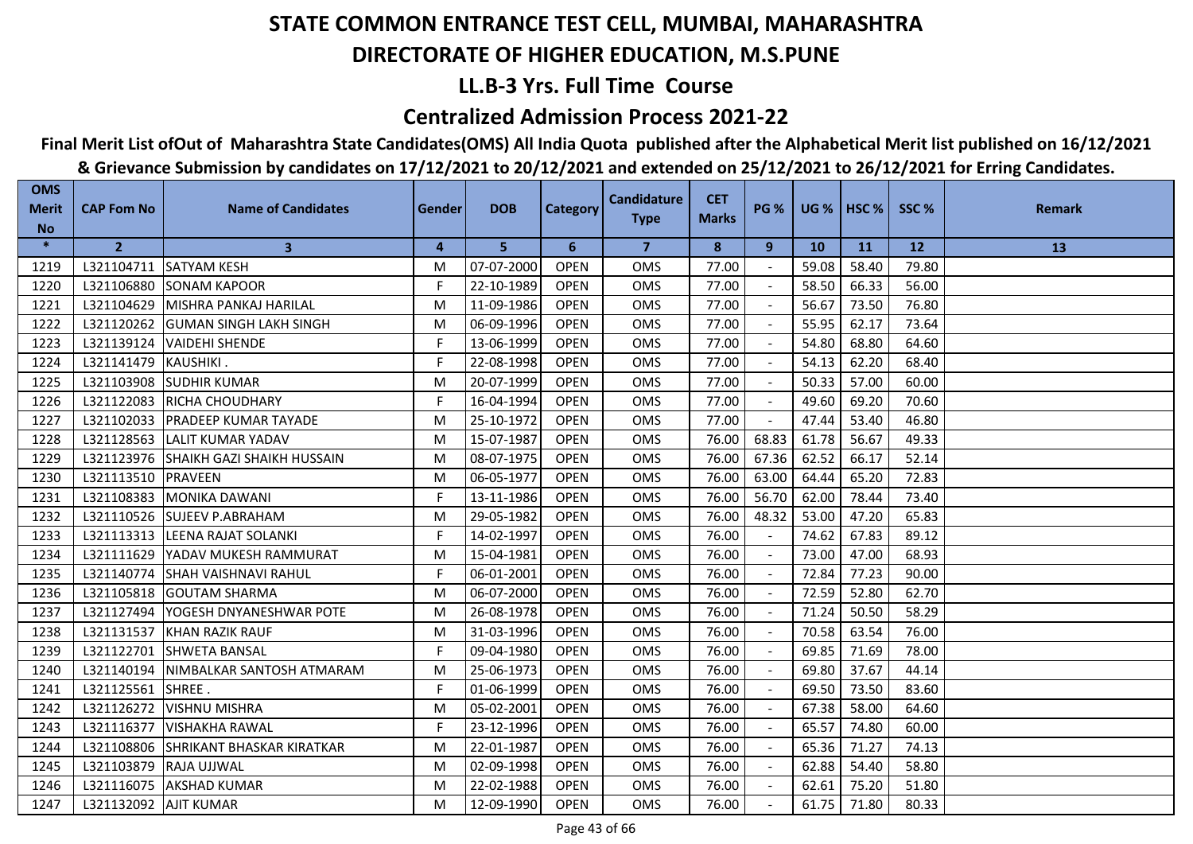# STATE COMMON ENTRANCE TEST CELL, MUMBAI, MAHARASHTRA

## DIRECTORATE OF HIGHER EDUCATION, M.S.PUNE

### LL.B-3 Yrs. Full Time Course

### Centralized Admission Process 2021-22

**Final Merit List ofOut of Maharashtra State Candidates(OMS) All India Quota published after the Alphabetical Merit list published on 16/12/2021 & Grievance Submission by candidates on 17/12/2021 to 20/12/2021 and extended on 25/12/2021 to 26/12/2021 for Erring Candidates.**

| OMS Merit No | CAP Fom No | Name of Candidates | Gender | DOB | Category | Candidature Type | CET Marks | PG % | UG % | HSC % | SSC % | Remark |
|---|---|---|---|---|---|---|---|---|---|---|---|---|
| * | 2 | 3 | 4 | 5 | 6 | 7 | 8 | 9 | 10 | 11 | 12 | 13 |
| 1219 | L321104711 | SATYAM KESH | M | 07-07-2000 | OPEN | OMS | 77.00 | - | 59.08 | 58.40 | 79.80 | |
| 1220 | L321106880 | SONAM KAPOOR | F | 22-10-1989 | OPEN | OMS | 77.00 | - | 58.50 | 66.33 | 56.00 | |
| 1221 | L321104629 | MISHRA PANKAJ HARILAL | M | 11-09-1986 | OPEN | OMS | 77.00 | - | 56.67 | 73.50 | 76.80 | |
| 1222 | L321120262 | GUMAN SINGH LAKH SINGH | M | 06-09-1996 | OPEN | OMS | 77.00 | - | 55.95 | 62.17 | 73.64 | |
| 1223 | L321139124 | VAIDEHI SHENDE | F | 13-06-1999 | OPEN | OMS | 77.00 | - | 54.80 | 68.80 | 64.60 | |
| 1224 | L321141479 | KAUSHIKI . | F | 22-08-1998 | OPEN | OMS | 77.00 | - | 54.13 | 62.20 | 68.40 | |
| 1225 | L321103908 | SUDHIR KUMAR | M | 20-07-1999 | OPEN | OMS | 77.00 | - | 50.33 | 57.00 | 60.00 | |
| 1226 | L321122083 | RICHA CHOUDHARY | F | 16-04-1994 | OPEN | OMS | 77.00 | - | 49.60 | 69.20 | 70.60 | |
| 1227 | L321102033 | PRADEEP KUMAR TAYADE | M | 25-10-1972 | OPEN | OMS | 77.00 | - | 47.44 | 53.40 | 46.80 | |
| 1228 | L321128563 | LALIT KUMAR YADAV | M | 15-07-1987 | OPEN | OMS | 76.00 | 68.83 | 61.78 | 56.67 | 49.33 | |
| 1229 | L321123976 | SHAIKH GAZI SHAIKH HUSSAIN | M | 08-07-1975 | OPEN | OMS | 76.00 | 67.36 | 62.52 | 66.17 | 52.14 | |
| 1230 | L321113510 | PRAVEEN | M | 06-05-1977 | OPEN | OMS | 76.00 | 63.00 | 64.44 | 65.20 | 72.83 | |
| 1231 | L321108383 | MONIKA DAWANI | F | 13-11-1986 | OPEN | OMS | 76.00 | 56.70 | 62.00 | 78.44 | 73.40 | |
| 1232 | L321110526 | SUJEEV P.ABRAHAM | M | 29-05-1982 | OPEN | OMS | 76.00 | 48.32 | 53.00 | 47.20 | 65.83 | |
| 1233 | L321113313 | LEENA RAJAT SOLANKI | F | 14-02-1997 | OPEN | OMS | 76.00 | - | 74.62 | 67.83 | 89.12 | |
| 1234 | L321111629 | YADAV MUKESH RAMMURAT | M | 15-04-1981 | OPEN | OMS | 76.00 | - | 73.00 | 47.00 | 68.93 | |
| 1235 | L321140774 | SHAH VAISHNAVI RAHUL | F | 06-01-2001 | OPEN | OMS | 76.00 | - | 72.84 | 77.23 | 90.00 | |
| 1236 | L321105818 | GOUTAM SHARMA | M | 06-07-2000 | OPEN | OMS | 76.00 | - | 72.59 | 52.80 | 62.70 | |
| 1237 | L321127494 | YOGESH DNYANESHWAR POTE | M | 26-08-1978 | OPEN | OMS | 76.00 | - | 71.24 | 50.50 | 58.29 | |
| 1238 | L321131537 | KHAN RAZIK RAUF | M | 31-03-1996 | OPEN | OMS | 76.00 | - | 70.58 | 63.54 | 76.00 | |
| 1239 | L321122701 | SHWETA BANSAL | F | 09-04-1980 | OPEN | OMS | 76.00 | - | 69.85 | 71.69 | 78.00 | |
| 1240 | L321140194 | NIMBALKAR SANTOSH ATMARAM | M | 25-06-1973 | OPEN | OMS | 76.00 | - | 69.80 | 37.67 | 44.14 | |
| 1241 | L321125561 | SHREE . | F | 01-06-1999 | OPEN | OMS | 76.00 | - | 69.50 | 73.50 | 83.60 | |
| 1242 | L321126272 | VISHNU MISHRA | M | 05-02-2001 | OPEN | OMS | 76.00 | - | 67.38 | 58.00 | 64.60 | |
| 1243 | L321116377 | VISHAKHA RAWAL | F | 23-12-1996 | OPEN | OMS | 76.00 | - | 65.57 | 74.80 | 60.00 | |
| 1244 | L321108806 | SHRIKANT BHASKAR KIRATKAR | M | 22-01-1987 | OPEN | OMS | 76.00 | - | 65.36 | 71.27 | 74.13 | |
| 1245 | L321103879 | RAJA UJJWAL | M | 02-09-1998 | OPEN | OMS | 76.00 | - | 62.88 | 54.40 | 58.80 | |
| 1246 | L321116075 | AKSHAD KUMAR | M | 22-02-1988 | OPEN | OMS | 76.00 | - | 62.61 | 75.20 | 51.80 | |
| 1247 | L321132092 | AJIT KUMAR | M | 12-09-1990 | OPEN | OMS | 76.00 | - | 61.75 | 71.80 | 80.33 | |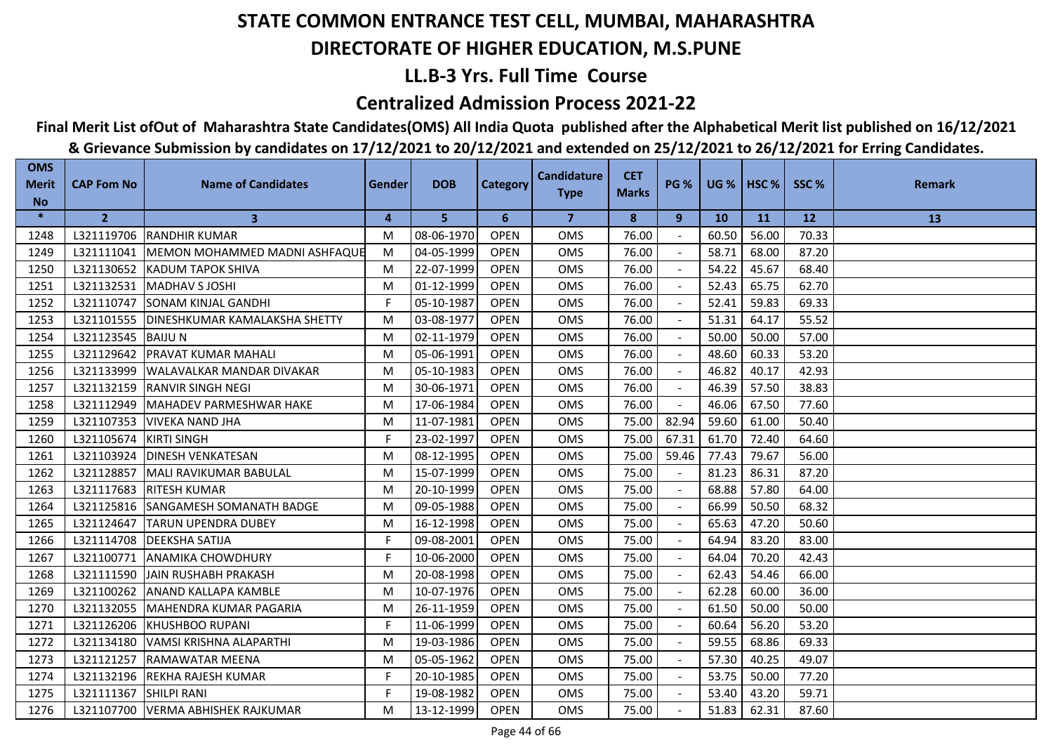# STATE COMMON ENTRANCE TEST CELL, MUMBAI, MAHARASHTRA

## DIRECTORATE OF HIGHER EDUCATION, M.S.PUNE

### LL.B-3 Yrs. Full Time Course

### Centralized Admission Process 2021-22

**Final Merit List ofOut of Maharashtra State Candidates(OMS) All India Quota published after the Alphabetical Merit list published on 16/12/2021 & Grievance Submission by candidates on 17/12/2021 to 20/12/2021 and extended on 25/12/2021 to 26/12/2021 for Erring Candidates.**

| OMS Merit No | CAP Fom No | Name of Candidates | Gender | DOB | Category | Candidature Type | CET Marks | PG % | UG % | HSC % | SSC % | Remark |
|---|---|---|---|---|---|---|---|---|---|---|---|---|
| * | 2 | 3 | 4 | 5 | 6 | 7 | 8 | 9 | 10 | 11 | 12 | 13 |
| 1248 | L321119706 | RANDHIR KUMAR | M | 08-06-1970 | OPEN | OMS | 76.00 | - | 60.50 | 56.00 | 70.33 | |
| 1249 | L321111041 | MEMON MOHAMMED MADNI ASHFAQUE | M | 04-05-1999 | OPEN | OMS | 76.00 | - | 58.71 | 68.00 | 87.20 | |
| 1250 | L321130652 | KADUM TAPOK SHIVA | M | 22-07-1999 | OPEN | OMS | 76.00 | - | 54.22 | 45.67 | 68.40 | |
| 1251 | L321132531 | MADHAV S JOSHI | M | 01-12-1999 | OPEN | OMS | 76.00 | - | 52.43 | 65.75 | 62.70 | |
| 1252 | L321110747 | SONAM KINJAL GANDHI | F | 05-10-1987 | OPEN | OMS | 76.00 | - | 52.41 | 59.83 | 69.33 | |
| 1253 | L321101555 | DINESHKUMAR KAMALAKSHA SHETTY | M | 03-08-1977 | OPEN | OMS | 76.00 | - | 51.31 | 64.17 | 55.52 | |
| 1254 | L321123545 | BAIJU N | M | 02-11-1979 | OPEN | OMS | 76.00 | - | 50.00 | 50.00 | 57.00 | |
| 1255 | L321129642 | PRAVAT KUMAR MAHALI | M | 05-06-1991 | OPEN | OMS | 76.00 | - | 48.60 | 60.33 | 53.20 | |
| 1256 | L321133999 | WALAVALKAR MANDAR DIVAKAR | M | 05-10-1983 | OPEN | OMS | 76.00 | - | 46.82 | 40.17 | 42.93 | |
| 1257 | L321132159 | RANVIR SINGH NEGI | M | 30-06-1971 | OPEN | OMS | 76.00 | - | 46.39 | 57.50 | 38.83 | |
| 1258 | L321112949 | MAHADEV PARMESHWAR HAKE | M | 17-06-1984 | OPEN | OMS | 76.00 | - | 46.06 | 67.50 | 77.60 | |
| 1259 | L321107353 | VIVEKA NAND JHA | M | 11-07-1981 | OPEN | OMS | 75.00 | 82.94 | 59.60 | 61.00 | 50.40 | |
| 1260 | L321105674 | KIRTI SINGH | F | 23-02-1997 | OPEN | OMS | 75.00 | 67.31 | 61.70 | 72.40 | 64.60 | |
| 1261 | L321103924 | DINESH VENKATESAN | M | 08-12-1995 | OPEN | OMS | 75.00 | 59.46 | 77.43 | 79.67 | 56.00 | |
| 1262 | L321128857 | MALI RAVIKUMAR BABULAL | M | 15-07-1999 | OPEN | OMS | 75.00 | - | 81.23 | 86.31 | 87.20 | |
| 1263 | L321117683 | RITESH KUMAR | M | 20-10-1999 | OPEN | OMS | 75.00 | - | 68.88 | 57.80 | 64.00 | |
| 1264 | L321125816 | SANGAMESH SOMANATH BADGE | M | 09-05-1988 | OPEN | OMS | 75.00 | - | 66.99 | 50.50 | 68.32 | |
| 1265 | L321124647 | TARUN UPENDRA DUBEY | M | 16-12-1998 | OPEN | OMS | 75.00 | - | 65.63 | 47.20 | 50.60 | |
| 1266 | L321114708 | DEEKSHA SATIJA | F | 09-08-2001 | OPEN | OMS | 75.00 | - | 64.94 | 83.20 | 83.00 | |
| 1267 | L321100771 | ANAMIKA CHOWDHURY | F | 10-06-2000 | OPEN | OMS | 75.00 | - | 64.04 | 70.20 | 42.43 | |
| 1268 | L321111590 | JAIN RUSHABH PRAKASH | M | 20-08-1998 | OPEN | OMS | 75.00 | - | 62.43 | 54.46 | 66.00 | |
| 1269 | L321100262 | ANAND KALLAPA KAMBLE | M | 10-07-1976 | OPEN | OMS | 75.00 | - | 62.28 | 60.00 | 36.00 | |
| 1270 | L321132055 | MAHENDRA KUMAR PAGARIA | M | 26-11-1959 | OPEN | OMS | 75.00 | - | 61.50 | 50.00 | 50.00 | |
| 1271 | L321126206 | KHUSHBOO RUPANI | F | 11-06-1999 | OPEN | OMS | 75.00 | - | 60.64 | 56.20 | 53.20 | |
| 1272 | L321134180 | VAMSI KRISHNA ALAPARTHI | M | 19-03-1986 | OPEN | OMS | 75.00 | - | 59.55 | 68.86 | 69.33 | |
| 1273 | L321121257 | RAMAWATAR MEENA | M | 05-05-1962 | OPEN | OMS | 75.00 | - | 57.30 | 40.25 | 49.07 | |
| 1274 | L321132196 | REKHA RAJESH KUMAR | F | 20-10-1985 | OPEN | OMS | 75.00 | - | 53.75 | 50.00 | 77.20 | |
| 1275 | L321111367 | SHILPI RANI | F | 19-08-1982 | OPEN | OMS | 75.00 | - | 53.40 | 43.20 | 59.71 | |
| 1276 | L321107700 | VERMA ABHISHEK RAJKUMAR | M | 13-12-1999 | OPEN | OMS | 75.00 | - | 51.83 | 62.31 | 87.60 | |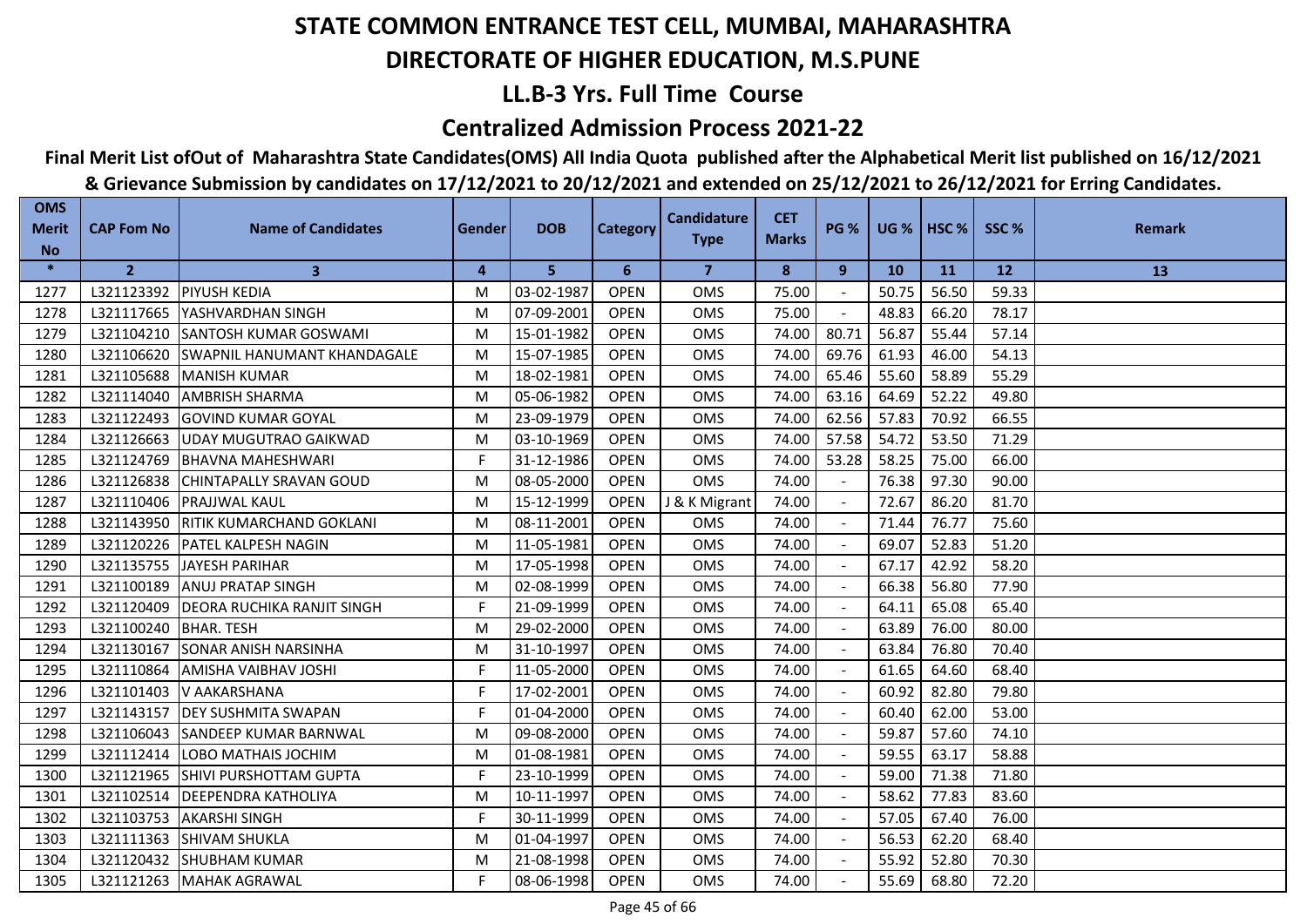# STATE COMMON ENTRANCE TEST CELL, MUMBAI, MAHARASHTRA

## DIRECTORATE OF HIGHER EDUCATION, M.S.PUNE

## LL.B-3 Yrs. Full Time Course

## Centralized Admission Process 2021-22

**Final Merit List ofOut of Maharashtra State Candidates(OMS) All India Quota published after the Alphabetical Merit list published on 16/12/2021 & Grievance Submission by candidates on 17/12/2021 to 20/12/2021 and extended on 25/12/2021 to 26/12/2021 for Erring Candidates.**

| OMS Merit No | CAP Fom No | Name of Candidates | Gender | DOB | Category | Candidature Type | CET Marks | PG % | UG % | HSC % | SSC % | Remark |
|---|---|---|---|---|---|---|---|---|---|---|---|---|
| * | 2 | 3 | 4 | 5 | 6 | 7 | 8 | 9 | 10 | 11 | 12 | 13 |
| 1277 | L321123392 | PIYUSH KEDIA | M | 03-02-1987 | OPEN | OMS | 75.00 | - | 50.75 | 56.50 | 59.33 | |
| 1278 | L321117665 | YASHVARDHAN SINGH | M | 07-09-2001 | OPEN | OMS | 75.00 | - | 48.83 | 66.20 | 78.17 | |
| 1279 | L321104210 | SANTOSH KUMAR GOSWAMI | M | 15-01-1982 | OPEN | OMS | 74.00 | 80.71 | 56.87 | 55.44 | 57.14 | |
| 1280 | L321106620 | SWAPNIL HANUMANT KHANDAGALE | M | 15-07-1985 | OPEN | OMS | 74.00 | 69.76 | 61.93 | 46.00 | 54.13 | |
| 1281 | L321105688 | MANISH KUMAR | M | 18-02-1981 | OPEN | OMS | 74.00 | 65.46 | 55.60 | 58.89 | 55.29 | |
| 1282 | L321114040 | AMBRISH SHARMA | M | 05-06-1982 | OPEN | OMS | 74.00 | 63.16 | 64.69 | 52.22 | 49.80 | |
| 1283 | L321122493 | GOVIND KUMAR GOYAL | M | 23-09-1979 | OPEN | OMS | 74.00 | 62.56 | 57.83 | 70.92 | 66.55 | |
| 1284 | L321126663 | UDAY MUGUTRAO GAIKWAD | M | 03-10-1969 | OPEN | OMS | 74.00 | 57.58 | 54.72 | 53.50 | 71.29 | |
| 1285 | L321124769 | BHAVNA MAHESHWARI | F | 31-12-1986 | OPEN | OMS | 74.00 | 53.28 | 58.25 | 75.00 | 66.00 | |
| 1286 | L321126838 | CHINTAPALLY SRAVAN GOUD | M | 08-05-2000 | OPEN | OMS | 74.00 | - | 76.38 | 97.30 | 90.00 | |
| 1287 | L321110406 | PRAJJWAL KAUL | M | 15-12-1999 | OPEN | J & K Migrant | 74.00 | - | 72.67 | 86.20 | 81.70 | |
| 1288 | L321143950 | RITIK KUMARCHAND GOKLANI | M | 08-11-2001 | OPEN | OMS | 74.00 | - | 71.44 | 76.77 | 75.60 | |
| 1289 | L321120226 | PATEL KALPESH NAGIN | M | 11-05-1981 | OPEN | OMS | 74.00 | - | 69.07 | 52.83 | 51.20 | |
| 1290 | L321135755 | JAYESH PARIHAR | M | 17-05-1998 | OPEN | OMS | 74.00 | - | 67.17 | 42.92 | 58.20 | |
| 1291 | L321100189 | ANUJ PRATAP SINGH | M | 02-08-1999 | OPEN | OMS | 74.00 | - | 66.38 | 56.80 | 77.90 | |
| 1292 | L321120409 | DEORA RUCHIKA RANJIT SINGH | F | 21-09-1999 | OPEN | OMS | 74.00 | - | 64.11 | 65.08 | 65.40 | |
| 1293 | L321100240 | BHAR. TESH | M | 29-02-2000 | OPEN | OMS | 74.00 | - | 63.89 | 76.00 | 80.00 | |
| 1294 | L321130167 | SONAR ANISH NARSINHA | M | 31-10-1997 | OPEN | OMS | 74.00 | - | 63.84 | 76.80 | 70.40 | |
| 1295 | L321110864 | AMISHA VAIBHAV JOSHI | F | 11-05-2000 | OPEN | OMS | 74.00 | - | 61.65 | 64.60 | 68.40 | |
| 1296 | L321101403 | V AAKARSHANA | F | 17-02-2001 | OPEN | OMS | 74.00 | - | 60.92 | 82.80 | 79.80 | |
| 1297 | L321143157 | DEY SUSHMITA SWAPAN | F | 01-04-2000 | OPEN | OMS | 74.00 | - | 60.40 | 62.00 | 53.00 | |
| 1298 | L321106043 | SANDEEP KUMAR BARNWAL | M | 09-08-2000 | OPEN | OMS | 74.00 | - | 59.87 | 57.60 | 74.10 | |
| 1299 | L321112414 | LOBO MATHAIS JOCHIM | M | 01-08-1981 | OPEN | OMS | 74.00 | - | 59.55 | 63.17 | 58.88 | |
| 1300 | L321121965 | SHIVI PURSHOTTAM GUPTA | F | 23-10-1999 | OPEN | OMS | 74.00 | - | 59.00 | 71.38 | 71.80 | |
| 1301 | L321102514 | DEEPENDRA KATHOLIYA | M | 10-11-1997 | OPEN | OMS | 74.00 | - | 58.62 | 77.83 | 83.60 | |
| 1302 | L321103753 | AKARSHI SINGH | F | 30-11-1999 | OPEN | OMS | 74.00 | - | 57.05 | 67.40 | 76.00 | |
| 1303 | L321111363 | SHIVAM SHUKLA | M | 01-04-1997 | OPEN | OMS | 74.00 | - | 56.53 | 62.20 | 68.40 | |
| 1304 | L321120432 | SHUBHAM KUMAR | M | 21-08-1998 | OPEN | OMS | 74.00 | - | 55.92 | 52.80 | 70.30 | |
| 1305 | L321121263 | MAHAK AGRAWAL | F | 08-06-1998 | OPEN | OMS | 74.00 | - | 55.69 | 68.80 | 72.20 | |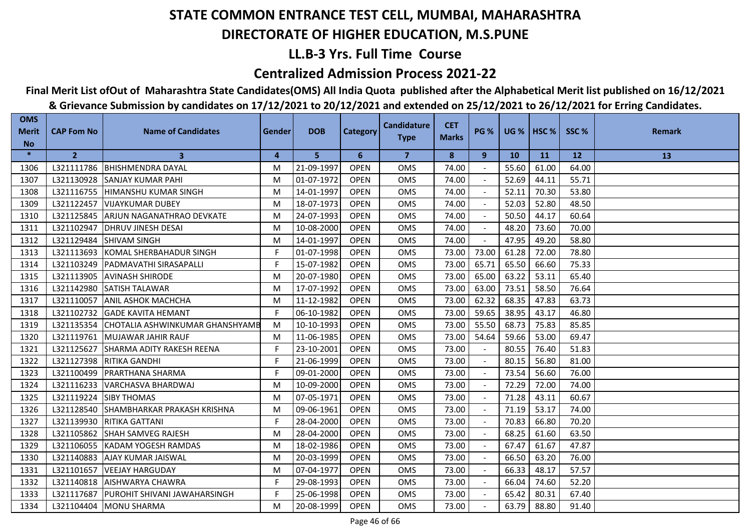# STATE COMMON ENTRANCE TEST CELL, MUMBAI, MAHARASHTRA

## DIRECTORATE OF HIGHER EDUCATION, M.S.PUNE

## LL.B-3 Yrs. Full Time Course

## Centralized Admission Process 2021-22

**Final Merit List ofOut of Maharashtra State Candidates(OMS) All India Quota published after the Alphabetical Merit list published on 16/12/2021 & Grievance Submission by candidates on 17/12/2021 to 20/12/2021 and extended on 25/12/2021 to 26/12/2021 for Erring Candidates.**

| OMS Merit No | CAP Fom No | Name of Candidates | Gender | DOB | Category | Candidature Type | CET Marks | PG % | UG % | HSC % | SSC % | Remark |
|---|---|---|---|---|---|---|---|---|---|---|---|---|
| * | 2 | 3 | 4 | 5 | 6 | 7 | 8 | 9 | 10 | 11 | 12 | 13 |
| 1306 | L321111786 | BHISHMENDRA DAYAL | M | 21-09-1997 | OPEN | OMS | 74.00 | - | 55.60 | 61.00 | 64.00 | |
| 1307 | L321130928 | SANJAY KUMAR PAHI | M | 01-07-1972 | OPEN | OMS | 74.00 | - | 52.69 | 44.11 | 55.71 | |
| 1308 | L321116755 | HIMANSHU KUMAR SINGH | M | 14-01-1997 | OPEN | OMS | 74.00 | - | 52.11 | 70.30 | 53.80 | |
| 1309 | L321122457 | VIJAYKUMAR DUBEY | M | 18-07-1973 | OPEN | OMS | 74.00 | - | 52.03 | 52.80 | 48.50 | |
| 1310 | L321125845 | ARJUN NAGANATHRAO DEVKATE | M | 24-07-1993 | OPEN | OMS | 74.00 | - | 50.50 | 44.17 | 60.64 | |
| 1311 | L321102947 | DHRUV JINESH DESAI | M | 10-08-2000 | OPEN | OMS | 74.00 | - | 48.20 | 73.60 | 70.00 | |
| 1312 | L321129484 | SHIVAM SINGH | M | 14-01-1997 | OPEN | OMS | 74.00 | - | 47.95 | 49.20 | 58.80 | |
| 1313 | L321113693 | KOMAL SHERBAHADUR SINGH | F | 01-07-1998 | OPEN | OMS | 73.00 | 73.00 | 61.28 | 72.00 | 78.80 | |
| 1314 | L321103249 | PADMAVATHI SIRASAPALLI | F | 15-07-1982 | OPEN | OMS | 73.00 | 65.71 | 65.50 | 66.60 | 75.33 | |
| 1315 | L321113905 | AVINASH SHIRODE | M | 20-07-1980 | OPEN | OMS | 73.00 | 65.00 | 63.22 | 53.11 | 65.40 | |
| 1316 | L321142980 | SATISH TALAWAR | M | 17-07-1992 | OPEN | OMS | 73.00 | 63.00 | 73.51 | 58.50 | 76.64 | |
| 1317 | L321110057 | ANIL ASHOK MACHCHA | M | 11-12-1982 | OPEN | OMS | 73.00 | 62.32 | 68.35 | 47.83 | 63.73 | |
| 1318 | L321102732 | GADE KAVITA HEMANT | F | 06-10-1982 | OPEN | OMS | 73.00 | 59.65 | 38.95 | 43.17 | 46.80 | |
| 1319 | L321135354 | CHOTALIA ASHWINKUMAR GHANSHYAMB | M | 10-10-1993 | OPEN | OMS | 73.00 | 55.50 | 68.73 | 75.83 | 85.85 | |
| 1320 | L321119761 | MUJAWAR JAHIR RAUF | M | 11-06-1985 | OPEN | OMS | 73.00 | 54.64 | 59.66 | 53.00 | 69.47 | |
| 1321 | L321125627 | SHARMA ADITY RAKESH REENA | F | 23-10-2001 | OPEN | OMS | 73.00 | - | 80.55 | 76.40 | 51.83 | |
| 1322 | L321127398 | RITIKA GANDHI | F | 21-06-1999 | OPEN | OMS | 73.00 | - | 80.15 | 56.80 | 81.00 | |
| 1323 | L321100499 | PRARTHANA SHARMA | F | 09-01-2000 | OPEN | OMS | 73.00 | - | 73.54 | 56.60 | 76.00 | |
| 1324 | L321116233 | VARCHASVA BHARDWAJ | M | 10-09-2000 | OPEN | OMS | 73.00 | - | 72.29 | 72.00 | 74.00 | |
| 1325 | L321119224 | SIBY THOMAS | M | 07-05-1971 | OPEN | OMS | 73.00 | - | 71.28 | 43.11 | 60.67 | |
| 1326 | L321128540 | SHAMBHARKAR PRAKASH KRISHNA | M | 09-06-1961 | OPEN | OMS | 73.00 | - | 71.19 | 53.17 | 74.00 | |
| 1327 | L321139930 | RITIKA GATTANI | F | 28-04-2000 | OPEN | OMS | 73.00 | - | 70.83 | 66.80 | 70.20 | |
| 1328 | L321105862 | SHAH SAMVEG RAJESH | M | 28-04-2000 | OPEN | OMS | 73.00 | - | 68.25 | 61.60 | 63.50 | |
| 1329 | L321106055 | KADAM YOGESH RAMDAS | M | 18-02-1986 | OPEN | OMS | 73.00 | - | 67.47 | 61.67 | 47.87 | |
| 1330 | L321140883 | AJAY KUMAR JAISWAL | M | 20-03-1999 | OPEN | OMS | 73.00 | - | 66.50 | 63.20 | 76.00 | |
| 1331 | L321101657 | VEEJAY HARGUDAY | M | 07-04-1977 | OPEN | OMS | 73.00 | - | 66.33 | 48.17 | 57.57 | |
| 1332 | L321140818 | AISHWARYA CHAWRA | F | 29-08-1993 | OPEN | OMS | 73.00 | - | 66.04 | 74.60 | 52.20 | |
| 1333 | L321117687 | PUROHIT SHIVANI JAWAHARSINGH | F | 25-06-1998 | OPEN | OMS | 73.00 | - | 65.42 | 80.31 | 67.40 | |
| 1334 | L321104404 | MONU SHARMA | M | 20-08-1999 | OPEN | OMS | 73.00 | - | 63.79 | 88.80 | 91.40 | |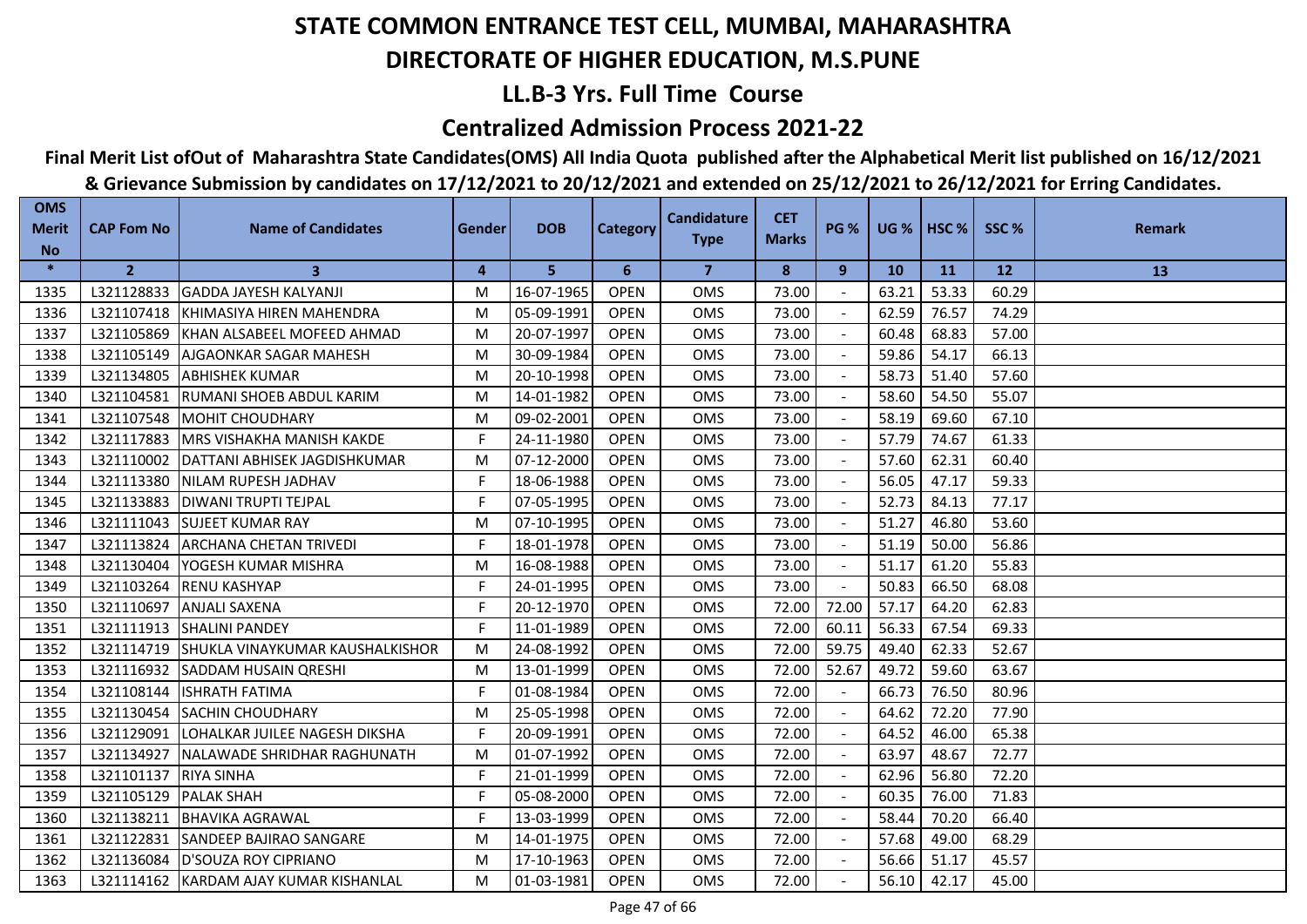# STATE COMMON ENTRANCE TEST CELL, MUMBAI, MAHARASHTRA

# DIRECTORATE OF HIGHER EDUCATION, M.S.PUNE

## LL.B-3 Yrs. Full Time Course

## Centralized Admission Process 2021-22

**Final Merit List ofOut of Maharashtra State Candidates(OMS) All India Quota published after the Alphabetical Merit list published on 16/12/2021 & Grievance Submission by candidates on 17/12/2021 to 20/12/2021 and extended on 25/12/2021 to 26/12/2021 for Erring Candidates.**

| OMS Merit No | CAP Fom No | Name of Candidates | Gender | DOB | Category | Candidature Type | CET Marks | PG % | UG % | HSC % | SSC % | Remark |
|---|---|---|---|---|---|---|---|---|---|---|---|---|
| * | 2 | 3 | 4 | 5 | 6 | 7 | 8 | 9 | 10 | 11 | 12 | 13 |
| 1335 | L321128833 | GADDA JAYESH KALYANJI | M | 16-07-1965 | OPEN | OMS | 73.00 | - | 63.21 | 53.33 | 60.29 | |
| 1336 | L321107418 | KHIMASIYA HIREN MAHENDRA | M | 05-09-1991 | OPEN | OMS | 73.00 | - | 62.59 | 76.57 | 74.29 | |
| 1337 | L321105869 | KHAN ALSABEEL MOFEED AHMAD | M | 20-07-1997 | OPEN | OMS | 73.00 | - | 60.48 | 68.83 | 57.00 | |
| 1338 | L321105149 | AJGAONKAR SAGAR MAHESH | M | 30-09-1984 | OPEN | OMS | 73.00 | - | 59.86 | 54.17 | 66.13 | |
| 1339 | L321134805 | ABHISHEK KUMAR | M | 20-10-1998 | OPEN | OMS | 73.00 | - | 58.73 | 51.40 | 57.60 | |
| 1340 | L321104581 | RUMANI SHOEB ABDUL KARIM | M | 14-01-1982 | OPEN | OMS | 73.00 | - | 58.60 | 54.50 | 55.07 | |
| 1341 | L321107548 | MOHIT CHOUDHARY | M | 09-02-2001 | OPEN | OMS | 73.00 | - | 58.19 | 69.60 | 67.10 | |
| 1342 | L321117883 | MRS VISHAKHA MANISH KAKDE | F | 24-11-1980 | OPEN | OMS | 73.00 | - | 57.79 | 74.67 | 61.33 | |
| 1343 | L321110002 | DATTANI ABHISEK JAGDISHKUMAR | M | 07-12-2000 | OPEN | OMS | 73.00 | - | 57.60 | 62.31 | 60.40 | |
| 1344 | L321113380 | NILAM RUPESH JADHAV | F | 18-06-1988 | OPEN | OMS | 73.00 | - | 56.05 | 47.17 | 59.33 | |
| 1345 | L321133883 | DIWANI TRUPTI TEJPAL | F | 07-05-1995 | OPEN | OMS | 73.00 | - | 52.73 | 84.13 | 77.17 | |
| 1346 | L321111043 | SUJEET KUMAR RAY | M | 07-10-1995 | OPEN | OMS | 73.00 | - | 51.27 | 46.80 | 53.60 | |
| 1347 | L321113824 | ARCHANA CHETAN TRIVEDI | F | 18-01-1978 | OPEN | OMS | 73.00 | - | 51.19 | 50.00 | 56.86 | |
| 1348 | L321130404 | YOGESH KUMAR MISHRA | M | 16-08-1988 | OPEN | OMS | 73.00 | - | 51.17 | 61.20 | 55.83 | |
| 1349 | L321103264 | RENU KASHYAP | F | 24-01-1995 | OPEN | OMS | 73.00 | - | 50.83 | 66.50 | 68.08 | |
| 1350 | L321110697 | ANJALI SAXENA | F | 20-12-1970 | OPEN | OMS | 72.00 | 72.00 | 57.17 | 64.20 | 62.83 | |
| 1351 | L321111913 | SHALINI PANDEY | F | 11-01-1989 | OPEN | OMS | 72.00 | 60.11 | 56.33 | 67.54 | 69.33 | |
| 1352 | L321114719 | SHUKLA VINAYKUMAR KAUSHALKISHOR | M | 24-08-1992 | OPEN | OMS | 72.00 | 59.75 | 49.40 | 62.33 | 52.67 | |
| 1353 | L321116932 | SADDAM HUSAIN QRESHI | M | 13-01-1999 | OPEN | OMS | 72.00 | 52.67 | 49.72 | 59.60 | 63.67 | |
| 1354 | L321108144 | ISHRATH FATIMA | F | 01-08-1984 | OPEN | OMS | 72.00 | - | 66.73 | 76.50 | 80.96 | |
| 1355 | L321130454 | SACHIN CHOUDHARY | M | 25-05-1998 | OPEN | OMS | 72.00 | - | 64.62 | 72.20 | 77.90 | |
| 1356 | L321129091 | LOHALKAR JUILEE NAGESH DIKSHA | F | 20-09-1991 | OPEN | OMS | 72.00 | - | 64.52 | 46.00 | 65.38 | |
| 1357 | L321134927 | NALAWADE SHRIDHAR RAGHUNATH | M | 01-07-1992 | OPEN | OMS | 72.00 | - | 63.97 | 48.67 | 72.77 | |
| 1358 | L321101137 | RIYA SINHA | F | 21-01-1999 | OPEN | OMS | 72.00 | - | 62.96 | 56.80 | 72.20 | |
| 1359 | L321105129 | PALAK SHAH | F | 05-08-2000 | OPEN | OMS | 72.00 | - | 60.35 | 76.00 | 71.83 | |
| 1360 | L321138211 | BHAVIKA AGRAWAL | F | 13-03-1999 | OPEN | OMS | 72.00 | - | 58.44 | 70.20 | 66.40 | |
| 1361 | L321122831 | SANDEEP BAJIRAO SANGARE | M | 14-01-1975 | OPEN | OMS | 72.00 | - | 57.68 | 49.00 | 68.29 | |
| 1362 | L321136084 | D'SOUZA ROY CIPRIANO | M | 17-10-1963 | OPEN | OMS | 72.00 | - | 56.66 | 51.17 | 45.57 | |
| 1363 | L321114162 | KARDAM AJAY KUMAR KISHANLAL | M | 01-03-1981 | OPEN | OMS | 72.00 | - | 56.10 | 42.17 | 45.00 | |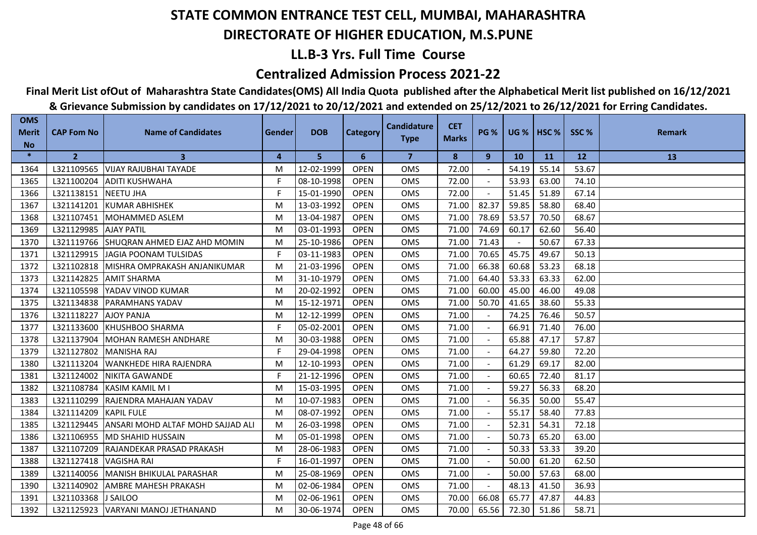# STATE COMMON ENTRANCE TEST CELL, MUMBAI, MAHARASHTRA

# DIRECTORATE OF HIGHER EDUCATION, M.S.PUNE

## LL.B-3 Yrs. Full Time Course

## Centralized Admission Process 2021-22

**Final Merit List ofOut of Maharashtra State Candidates(OMS) All India Quota published after the Alphabetical Merit list published on 16/12/2021 & Grievance Submission by candidates on 17/12/2021 to 20/12/2021 and extended on 25/12/2021 to 26/12/2021 for Erring Candidates.**

| OMS Merit No | CAP Fom No | Name of Candidates | Gender | DOB | Category | Candidature Type | CET Marks | PG % | UG % | HSC % | SSC % | Remark |
|---|---|---|---|---|---|---|---|---|---|---|---|---|
| * | 2 | 3 | 4 | 5 | 6 | 7 | 8 | 9 | 10 | 11 | 12 | 13 |
| 1364 | L321109565 | VIJAY RAJUBHAI TAYADE | M | 12-02-1999 | OPEN | OMS | 72.00 | - | 54.19 | 55.14 | 53.67 | |
| 1365 | L321100204 | ADITI KUSHWAHA | F | 08-10-1998 | OPEN | OMS | 72.00 | - | 53.93 | 63.00 | 74.10 | |
| 1366 | L321138151 | NEETU JHA | F | 15-01-1990 | OPEN | OMS | 72.00 | - | 51.45 | 51.89 | 67.14 | |
| 1367 | L321141201 | KUMAR ABHISHEK | M | 13-03-1992 | OPEN | OMS | 71.00 | 82.37 | 59.85 | 58.80 | 68.40 | |
| 1368 | L321107451 | MOHAMMED ASLEM | M | 13-04-1987 | OPEN | OMS | 71.00 | 78.69 | 53.57 | 70.50 | 68.67 | |
| 1369 | L321129985 | AJAY PATIL | M | 03-01-1993 | OPEN | OMS | 71.00 | 74.69 | 60.17 | 62.60 | 56.40 | |
| 1370 | L321119766 | SHUQRAN AHMED EJAZ AHD MOMIN | M | 25-10-1986 | OPEN | OMS | 71.00 | 71.43 | - | 50.67 | 67.33 | |
| 1371 | L321129915 | JAGIA POONAM TULSIDAS | F | 03-11-1983 | OPEN | OMS | 71.00 | 70.65 | 45.75 | 49.67 | 50.13 | |
| 1372 | L321102818 | MISHRA OMPRAKASH ANJANIKUMAR | M | 21-03-1996 | OPEN | OMS | 71.00 | 66.38 | 60.68 | 53.23 | 68.18 | |
| 1373 | L321142825 | AMIT SHARMA | M | 31-10-1979 | OPEN | OMS | 71.00 | 64.40 | 53.33 | 63.33 | 62.00 | |
| 1374 | L321105598 | YADAV VINOD KUMAR | M | 20-02-1992 | OPEN | OMS | 71.00 | 60.00 | 45.00 | 46.00 | 49.08 | |
| 1375 | L321134838 | PARAMHANS YADAV | M | 15-12-1971 | OPEN | OMS | 71.00 | 50.70 | 41.65 | 38.60 | 55.33 | |
| 1376 | L321118227 | AJOY PANJA | M | 12-12-1999 | OPEN | OMS | 71.00 | - | 74.25 | 76.46 | 50.57 | |
| 1377 | L321133600 | KHUSHBOO SHARMA | F | 05-02-2001 | OPEN | OMS | 71.00 | - | 66.91 | 71.40 | 76.00 | |
| 1378 | L321137904 | MOHAN RAMESH ANDHARE | M | 30-03-1988 | OPEN | OMS | 71.00 | - | 65.88 | 47.17 | 57.87 | |
| 1379 | L321127802 | MANISHA RAJ | F | 29-04-1998 | OPEN | OMS | 71.00 | - | 64.27 | 59.80 | 72.20 | |
| 1380 | L321113204 | WANKHEDE HIRA RAJENDRA | M | 12-10-1993 | OPEN | OMS | 71.00 | - | 61.29 | 69.17 | 82.00 | |
| 1381 | L321124002 | NIKITA GAWANDE | F | 21-12-1996 | OPEN | OMS | 71.00 | - | 60.65 | 72.40 | 81.17 | |
| 1382 | L321108784 | KASIM KAMIL M I | M | 15-03-1995 | OPEN | OMS | 71.00 | - | 59.27 | 56.33 | 68.20 | |
| 1383 | L321110299 | RAJENDRA MAHAJAN YADAV | M | 10-07-1983 | OPEN | OMS | 71.00 | - | 56.35 | 50.00 | 55.47 | |
| 1384 | L321114209 | KAPIL FULE | M | 08-07-1992 | OPEN | OMS | 71.00 | - | 55.17 | 58.40 | 77.83 | |
| 1385 | L321129445 | ANSARI MOHD ALTAF MOHD SAJJAD ALI | M | 26-03-1998 | OPEN | OMS | 71.00 | - | 52.31 | 54.31 | 72.18 | |
| 1386 | L321106955 | MD SHAHID HUSSAIN | M | 05-01-1998 | OPEN | OMS | 71.00 | - | 50.73 | 65.20 | 63.00 | |
| 1387 | L321107209 | RAJANDEKAR PRASAD PRAKASH | M | 28-06-1983 | OPEN | OMS | 71.00 | - | 50.33 | 53.33 | 39.20 | |
| 1388 | L321127418 | VAGISHA RAI | F | 16-01-1997 | OPEN | OMS | 71.00 | - | 50.00 | 61.20 | 62.50 | |
| 1389 | L321140056 | MANISH BHIKULAL PARASHAR | M | 25-08-1969 | OPEN | OMS | 71.00 | - | 50.00 | 57.63 | 68.00 | |
| 1390 | L321140902 | AMBRE MAHESH PRAKASH | M | 02-06-1984 | OPEN | OMS | 71.00 | - | 48.13 | 41.50 | 36.93 | |
| 1391 | L321103368 | J SAILOO | M | 02-06-1961 | OPEN | OMS | 70.00 | 66.08 | 65.77 | 47.87 | 44.83 | |
| 1392 | L321125923 | VARYANI MANOJ JETHANAND | M | 30-06-1974 | OPEN | OMS | 70.00 | 65.56 | 72.30 | 51.86 | 58.71 | |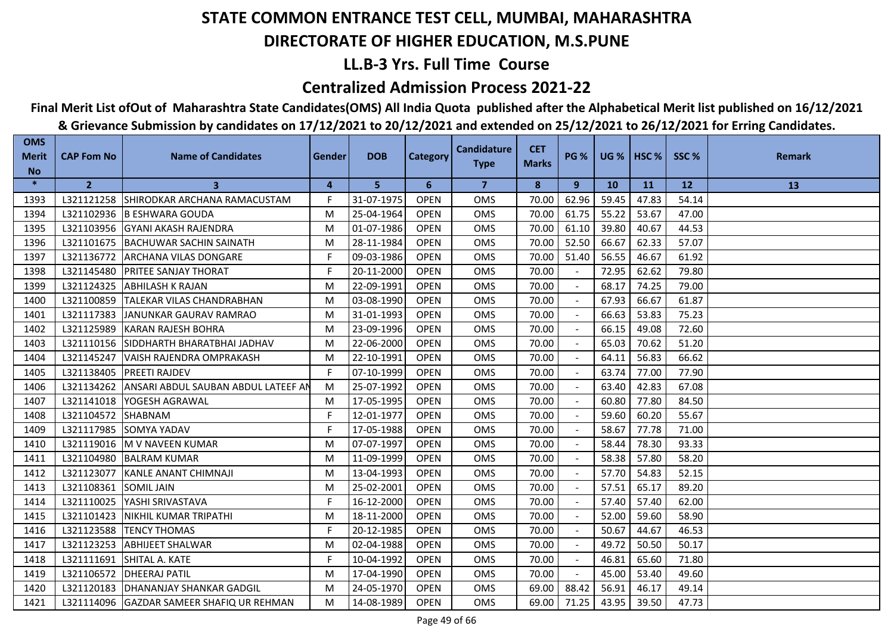# STATE COMMON ENTRANCE TEST CELL, MUMBAI, MAHARASHTRA

## DIRECTORATE OF HIGHER EDUCATION, M.S.PUNE

### LL.B-3 Yrs. Full Time Course

### Centralized Admission Process 2021-22

**Final Merit List ofOut of Maharashtra State Candidates(OMS) All India Quota published after the Alphabetical Merit list published on 16/12/2021 & Grievance Submission by candidates on 17/12/2021 to 20/12/2021 and extended on 25/12/2021 to 26/12/2021 for Erring Candidates.**

| OMS Merit No | CAP Fom No | Name of Candidates | Gender | DOB | Category | Candidature Type | CET Marks | PG % | UG % | HSC % | SSC % | Remark |
|---|---|---|---|---|---|---|---|---|---|---|---|---|
| * | 2 | 3 | 4 | 5 | 6 | 7 | 8 | 9 | 10 | 11 | 12 | 13 |
| 1393 | L321121258 | SHIRODKAR ARCHANA RAMACUSTAM | F | 31-07-1975 | OPEN | OMS | 70.00 | 62.96 | 59.45 | 47.83 | 54.14 | |
| 1394 | L321102936 | B ESHWARA GOUDA | M | 25-04-1964 | OPEN | OMS | 70.00 | 61.75 | 55.22 | 53.67 | 47.00 | |
| 1395 | L321103956 | GYANI AKASH RAJENDRA | M | 01-07-1986 | OPEN | OMS | 70.00 | 61.10 | 39.80 | 40.67 | 44.53 | |
| 1396 | L321101675 | BACHUWAR SACHIN SAINATH | M | 28-11-1984 | OPEN | OMS | 70.00 | 52.50 | 66.67 | 62.33 | 57.07 | |
| 1397 | L321136772 | ARCHANA VILAS DONGARE | F | 09-03-1986 | OPEN | OMS | 70.00 | 51.40 | 56.55 | 46.67 | 61.92 | |
| 1398 | L321145480 | PRITEE SANJAY THORAT | F | 20-11-2000 | OPEN | OMS | 70.00 | - | 72.95 | 62.62 | 79.80 | |
| 1399 | L321124325 | ABHILASH K RAJAN | M | 22-09-1991 | OPEN | OMS | 70.00 | - | 68.17 | 74.25 | 79.00 | |
| 1400 | L321100859 | TALEKAR VILAS CHANDRABHAN | M | 03-08-1990 | OPEN | OMS | 70.00 | - | 67.93 | 66.67 | 61.87 | |
| 1401 | L321117383 | JANUNKAR GAURAV RAMRAO | M | 31-01-1993 | OPEN | OMS | 70.00 | - | 66.63 | 53.83 | 75.23 | |
| 1402 | L321125989 | KARAN RAJESH BOHRA | M | 23-09-1996 | OPEN | OMS | 70.00 | - | 66.15 | 49.08 | 72.60 | |
| 1403 | L321110156 | SIDDHARTH BHARATBHAI JADHAV | M | 22-06-2000 | OPEN | OMS | 70.00 | - | 65.03 | 70.62 | 51.20 | |
| 1404 | L321145247 | VAISH RAJENDRA OMPRAKASH | M | 22-10-1991 | OPEN | OMS | 70.00 | - | 64.11 | 56.83 | 66.62 | |
| 1405 | L321138405 | PREETI RAJDEV | F | 07-10-1999 | OPEN | OMS | 70.00 | - | 63.74 | 77.00 | 77.90 | |
| 1406 | L321134262 | ANSARI ABDUL SAUBAN ABDUL LATEEF AN | M | 25-07-1992 | OPEN | OMS | 70.00 | - | 63.40 | 42.83 | 67.08 | |
| 1407 | L321141018 | YOGESH AGRAWAL | M | 17-05-1995 | OPEN | OMS | 70.00 | - | 60.80 | 77.80 | 84.50 | |
| 1408 | L321104572 | SHABNAM | F | 12-01-1977 | OPEN | OMS | 70.00 | - | 59.60 | 60.20 | 55.67 | |
| 1409 | L321117985 | SOMYA YADAV | F | 17-05-1988 | OPEN | OMS | 70.00 | - | 58.67 | 77.78 | 71.00 | |
| 1410 | L321119016 | M V NAVEEN KUMAR | M | 07-07-1997 | OPEN | OMS | 70.00 | - | 58.44 | 78.30 | 93.33 | |
| 1411 | L321104980 | BALRAM KUMAR | M | 11-09-1999 | OPEN | OMS | 70.00 | - | 58.38 | 57.80 | 58.20 | |
| 1412 | L321123077 | KANLE ANANT CHIMNAJI | M | 13-04-1993 | OPEN | OMS | 70.00 | - | 57.70 | 54.83 | 52.15 | |
| 1413 | L321108361 | SOMIL JAIN | M | 25-02-2001 | OPEN | OMS | 70.00 | - | 57.51 | 65.17 | 89.20 | |
| 1414 | L321110025 | YASHI SRIVASTAVA | F | 16-12-2000 | OPEN | OMS | 70.00 | - | 57.40 | 57.40 | 62.00 | |
| 1415 | L321101423 | NIKHIL KUMAR TRIPATHI | M | 18-11-2000 | OPEN | OMS | 70.00 | - | 52.00 | 59.60 | 58.90 | |
| 1416 | L321123588 | TENCY THOMAS | F | 20-12-1985 | OPEN | OMS | 70.00 | - | 50.67 | 44.67 | 46.53 | |
| 1417 | L321123253 | ABHIJEET SHALWAR | M | 02-04-1988 | OPEN | OMS | 70.00 | - | 49.72 | 50.50 | 50.17 | |
| 1418 | L321111691 | SHITAL A. KATE | F | 10-04-1992 | OPEN | OMS | 70.00 | - | 46.81 | 65.60 | 71.80 | |
| 1419 | L321106572 | DHEERAJ PATIL | M | 17-04-1990 | OPEN | OMS | 70.00 | - | 45.00 | 53.40 | 49.60 | |
| 1420 | L321120183 | DHANANJAY SHANKAR GADGIL | M | 24-05-1970 | OPEN | OMS | 69.00 | 88.42 | 56.91 | 46.17 | 49.14 | |
| 1421 | L321114096 | GAZDAR SAMEER SHAFIQ UR REHMAN | M | 14-08-1989 | OPEN | OMS | 69.00 | 71.25 | 43.95 | 39.50 | 47.73 | |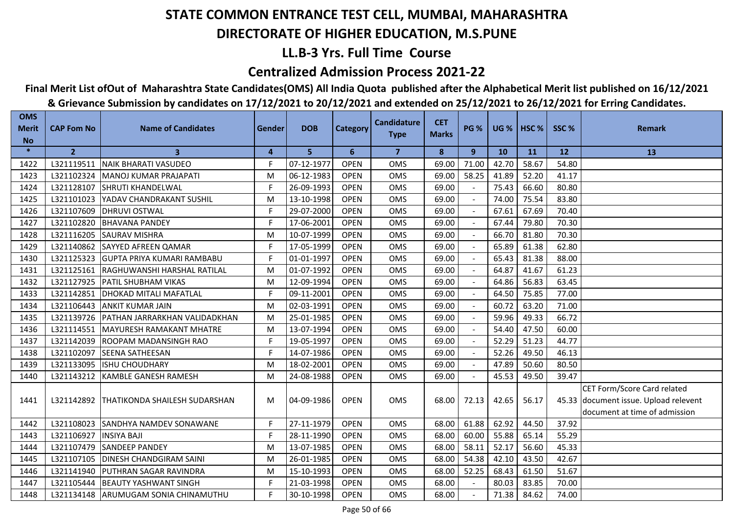# STATE COMMON ENTRANCE TEST CELL, MUMBAI, MAHARASHTRA

## DIRECTORATE OF HIGHER EDUCATION, M.S.PUNE

### LL.B-3 Yrs. Full Time Course

### Centralized Admission Process 2021-22

**Final Merit List ofOut of Maharashtra State Candidates(OMS) All India Quota published after the Alphabetical Merit list published on 16/12/2021 & Grievance Submission by candidates on 17/12/2021 to 20/12/2021 and extended on 25/12/2021 to 26/12/2021 for Erring Candidates.**

| OMS Merit No | CAP Fom No | Name of Candidates | Gender | DOB | Category | Candidature Type | CET Marks | PG % | UG % | HSC % | SSC % | Remark |
|---|---|---|---|---|---|---|---|---|---|---|---|---|
| * | 2 | 3 | 4 | 5 | 6 | 7 | 8 | 9 | 10 | 11 | 12 | 13 |
| 1422 | L321119511 | NAIK BHARATI VASUDEO | F | 07-12-1977 | OPEN | OMS | 69.00 | 71.00 | 42.70 | 58.67 | 54.80 | |
| 1423 | L321102324 | MANOJ KUMAR PRAJAPATI | M | 06-12-1983 | OPEN | OMS | 69.00 | 58.25 | 41.89 | 52.20 | 41.17 | |
| 1424 | L321128107 | SHRUTI KHANDELWAL | F | 26-09-1993 | OPEN | OMS | 69.00 | - | 75.43 | 66.60 | 80.80 | |
| 1425 | L321101023 | YADAV CHANDRAKANT SUSHIL | M | 13-10-1998 | OPEN | OMS | 69.00 | - | 74.00 | 75.54 | 83.80 | |
| 1426 | L321107609 | DHRUVI OSTWAL | F | 29-07-2000 | OPEN | OMS | 69.00 | - | 67.61 | 67.69 | 70.40 | |
| 1427 | L321102820 | BHAVANA PANDEY | F | 17-06-2001 | OPEN | OMS | 69.00 | - | 67.44 | 79.80 | 70.30 | |
| 1428 | L321116205 | SAURAV MISHRA | M | 10-07-1999 | OPEN | OMS | 69.00 | - | 66.70 | 81.80 | 70.30 | |
| 1429 | L321140862 | SAYYED AFREEN QAMAR | F | 17-05-1999 | OPEN | OMS | 69.00 | - | 65.89 | 61.38 | 62.80 | |
| 1430 | L321125323 | GUPTA PRIYA KUMARI RAMBABU | F | 01-01-1997 | OPEN | OMS | 69.00 | - | 65.43 | 81.38 | 88.00 | |
| 1431 | L321125161 | RAGHUWANSHI HARSHAL RATILAL | M | 01-07-1992 | OPEN | OMS | 69.00 | - | 64.87 | 41.67 | 61.23 | |
| 1432 | L321127925 | PATIL SHUBHAM VIKAS | M | 12-09-1994 | OPEN | OMS | 69.00 | - | 64.86 | 56.83 | 63.45 | |
| 1433 | L321142851 | DHOKAD MITALI MAFATLAL | F | 09-11-2001 | OPEN | OMS | 69.00 | - | 64.50 | 75.85 | 77.00 | |
| 1434 | L321106443 | ANKIT KUMAR JAIN | M | 02-03-1991 | OPEN | OMS | 69.00 | - | 60.72 | 63.20 | 71.00 | |
| 1435 | L321139726 | PATHAN JARRARKHAN VALIDADKHAN | M | 25-01-1985 | OPEN | OMS | 69.00 | - | 59.96 | 49.33 | 66.72 | |
| 1436 | L321114551 | MAYURESH RAMAKANT MHATRE | M | 13-07-1994 | OPEN | OMS | 69.00 | - | 54.40 | 47.50 | 60.00 | |
| 1437 | L321142039 | ROOPAM MADANSINGH RAO | F | 19-05-1997 | OPEN | OMS | 69.00 | - | 52.29 | 51.23 | 44.77 | |
| 1438 | L321102097 | SEENA SATHEESAN | F | 14-07-1986 | OPEN | OMS | 69.00 | - | 52.26 | 49.50 | 46.13 | |
| 1439 | L321133095 | ISHU CHOUDHARY | M | 18-02-2001 | OPEN | OMS | 69.00 | - | 47.89 | 50.60 | 80.50 | |
| 1440 | L321143212 | KAMBLE GANESH RAMESH | M | 24-08-1988 | OPEN | OMS | 69.00 | - | 45.53 | 49.50 | 39.47 | |
| 1441 | L321142892 | THATIKONDA SHAILESH SUDARSHAN | M | 04-09-1986 | OPEN | OMS | 68.00 | 72.13 | 42.65 | 56.17 | 45.33 | CET Form/Score Card related document issue. Upload relevent document at time of admission |
| 1442 | L321108023 | SANDHYA NAMDEV SONAWANE | F | 27-11-1979 | OPEN | OMS | 68.00 | 61.88 | 62.92 | 44.50 | 37.92 | |
| 1443 | L321106927 | INSIYA BAJI | F | 28-11-1990 | OPEN | OMS | 68.00 | 60.00 | 55.88 | 65.14 | 55.29 | |
| 1444 | L321107479 | SANDEEP PANDEY | M | 13-07-1985 | OPEN | OMS | 68.00 | 58.11 | 52.17 | 56.60 | 45.33 | |
| 1445 | L321107105 | DINESH CHANDGIRAM SAINI | M | 26-01-1985 | OPEN | OMS | 68.00 | 54.38 | 42.10 | 43.50 | 42.67 | |
| 1446 | L321141940 | PUTHRAN SAGAR RAVINDRA | M | 15-10-1993 | OPEN | OMS | 68.00 | 52.25 | 68.43 | 61.50 | 51.67 | |
| 1447 | L321105444 | BEAUTY YASHWANT SINGH | F | 21-03-1998 | OPEN | OMS | 68.00 | - | 80.03 | 83.85 | 70.00 | |
| 1448 | L321134148 | ARUMUGAM SONIA CHINAMUTHU | F | 30-10-1998 | OPEN | OMS | 68.00 | - | 71.38 | 84.62 | 74.00 | |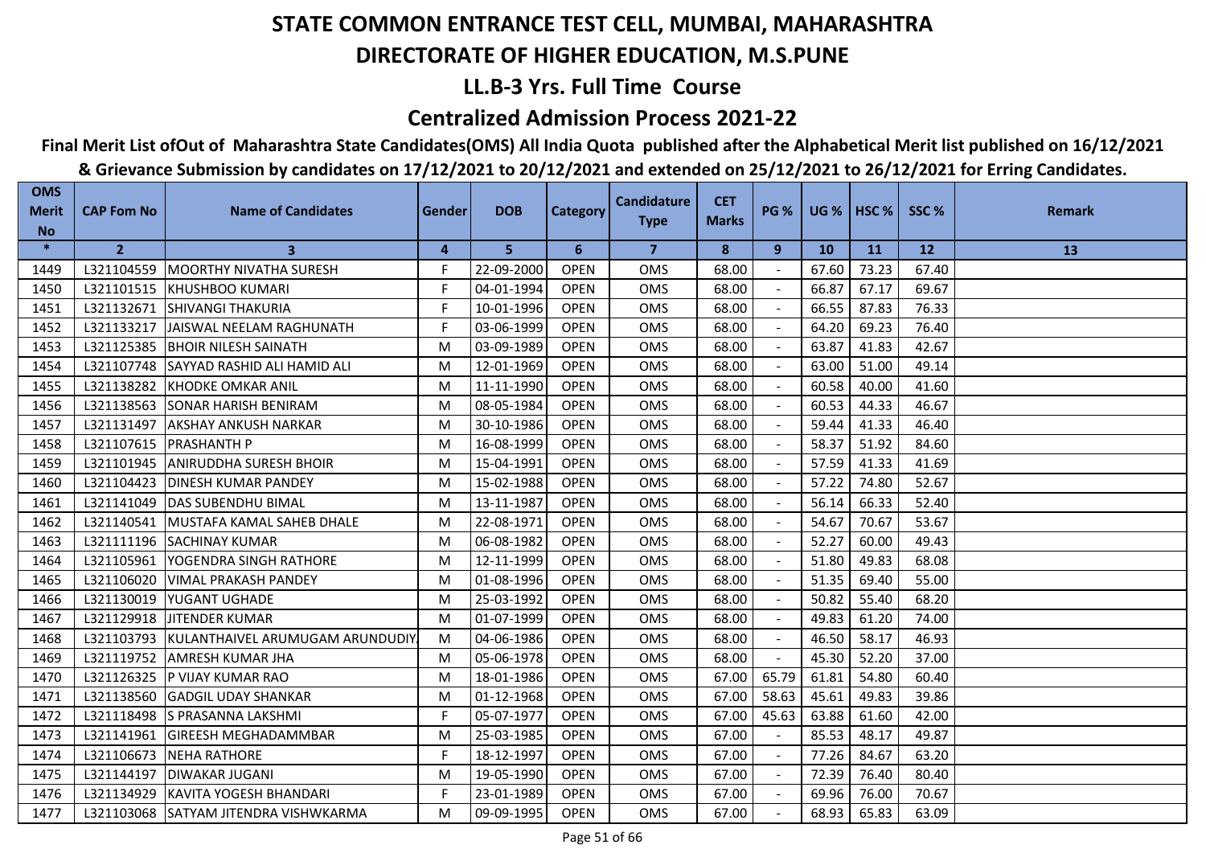# STATE COMMON ENTRANCE TEST CELL, MUMBAI, MAHARASHTRA

## DIRECTORATE OF HIGHER EDUCATION, M.S.PUNE

## LL.B-3 Yrs. Full Time Course

## Centralized Admission Process 2021-22

**Final Merit List ofOut of Maharashtra State Candidates(OMS) All India Quota published after the Alphabetical Merit list published on 16/12/2021 & Grievance Submission by candidates on 17/12/2021 to 20/12/2021 and extended on 25/12/2021 to 26/12/2021 for Erring Candidates.**

| OMS Merit No | CAP Fom No | Name of Candidates | Gender | DOB | Category | Candidature Type | CET Marks | PG % | UG % | HSC % | SSC % | Remark |
|---|---|---|---|---|---|---|---|---|---|---|---|---|
| * | 2 | 3 | 4 | 5 | 6 | 7 | 8 | 9 | 10 | 11 | 12 | 13 |
| 1449 | L321104559 | MOORTHY NIVATHA SURESH | F | 22-09-2000 | OPEN | OMS | 68.00 | - | 67.60 | 73.23 | 67.40 | |
| 1450 | L321101515 | KHUSHBOO KUMARI | F | 04-01-1994 | OPEN | OMS | 68.00 | - | 66.87 | 67.17 | 69.67 | |
| 1451 | L321132671 | SHIVANGI THAKURIA | F | 10-01-1996 | OPEN | OMS | 68.00 | - | 66.55 | 87.83 | 76.33 | |
| 1452 | L321133217 | JAISWAL NEELAM RAGHUNATH | F | 03-06-1999 | OPEN | OMS | 68.00 | - | 64.20 | 69.23 | 76.40 | |
| 1453 | L321125385 | BHOIR NILESH SAINATH | M | 03-09-1989 | OPEN | OMS | 68.00 | - | 63.87 | 41.83 | 42.67 | |
| 1454 | L321107748 | SAYYAD RASHID ALI HAMID ALI | M | 12-01-1969 | OPEN | OMS | 68.00 | - | 63.00 | 51.00 | 49.14 | |
| 1455 | L321138282 | KHODKE OMKAR ANIL | M | 11-11-1990 | OPEN | OMS | 68.00 | - | 60.58 | 40.00 | 41.60 | |
| 1456 | L321138563 | SONAR HARISH BENIRAM | M | 08-05-1984 | OPEN | OMS | 68.00 | - | 60.53 | 44.33 | 46.67 | |
| 1457 | L321131497 | AKSHAY ANKUSH NARKAR | M | 30-10-1986 | OPEN | OMS | 68.00 | - | 59.44 | 41.33 | 46.40 | |
| 1458 | L321107615 | PRASHANTH P | M | 16-08-1999 | OPEN | OMS | 68.00 | - | 58.37 | 51.92 | 84.60 | |
| 1459 | L321101945 | ANIRUDDHA SURESH BHOIR | M | 15-04-1991 | OPEN | OMS | 68.00 | - | 57.59 | 41.33 | 41.69 | |
| 1460 | L321104423 | DINESH KUMAR PANDEY | M | 15-02-1988 | OPEN | OMS | 68.00 | - | 57.22 | 74.80 | 52.67 | |
| 1461 | L321141049 | DAS SUBENDHU BIMAL | M | 13-11-1987 | OPEN | OMS | 68.00 | - | 56.14 | 66.33 | 52.40 | |
| 1462 | L321140541 | MUSTAFA KAMAL SAHEB DHALE | M | 22-08-1971 | OPEN | OMS | 68.00 | - | 54.67 | 70.67 | 53.67 | |
| 1463 | L321111196 | SACHINAY KUMAR | M | 06-08-1982 | OPEN | OMS | 68.00 | - | 52.27 | 60.00 | 49.43 | |
| 1464 | L321105961 | YOGENDRA SINGH RATHORE | M | 12-11-1999 | OPEN | OMS | 68.00 | - | 51.80 | 49.83 | 68.08 | |
| 1465 | L321106020 | VIMAL PRAKASH PANDEY | M | 01-08-1996 | OPEN | OMS | 68.00 | - | 51.35 | 69.40 | 55.00 | |
| 1466 | L321130019 | YUGANT UGHADE | M | 25-03-1992 | OPEN | OMS | 68.00 | - | 50.82 | 55.40 | 68.20 | |
| 1467 | L321129918 | JITENDER KUMAR | M | 01-07-1999 | OPEN | OMS | 68.00 | - | 49.83 | 61.20 | 74.00 | |
| 1468 | L321103793 | KULANTHAIVEL ARUMUGAM ARUNDUDIY | M | 04-06-1986 | OPEN | OMS | 68.00 | - | 46.50 | 58.17 | 46.93 | |
| 1469 | L321119752 | AMRESH KUMAR JHA | M | 05-06-1978 | OPEN | OMS | 68.00 | - | 45.30 | 52.20 | 37.00 | |
| 1470 | L321126325 | P VIJAY KUMAR RAO | M | 18-01-1986 | OPEN | OMS | 67.00 | 65.79 | 61.81 | 54.80 | 60.40 | |
| 1471 | L321138560 | GADGIL UDAY SHANKAR | M | 01-12-1968 | OPEN | OMS | 67.00 | 58.63 | 45.61 | 49.83 | 39.86 | |
| 1472 | L321118498 | S PRASANNA LAKSHMI | F | 05-07-1977 | OPEN | OMS | 67.00 | 45.63 | 63.88 | 61.60 | 42.00 | |
| 1473 | L321141961 | GIREESH MEGHADAMMBAR | M | 25-03-1985 | OPEN | OMS | 67.00 | - | 85.53 | 48.17 | 49.87 | |
| 1474 | L321106673 | NEHA RATHORE | F | 18-12-1997 | OPEN | OMS | 67.00 | - | 77.26 | 84.67 | 63.20 | |
| 1475 | L321144197 | DIWAKAR JUGANI | M | 19-05-1990 | OPEN | OMS | 67.00 | - | 72.39 | 76.40 | 80.40 | |
| 1476 | L321134929 | KAVITA YOGESH BHANDARI | F | 23-01-1989 | OPEN | OMS | 67.00 | - | 69.96 | 76.00 | 70.67 | |
| 1477 | L321103068 | SATYAM JITENDRA VISHWKARMA | M | 09-09-1995 | OPEN | OMS | 67.00 | - | 68.93 | 65.83 | 63.09 | |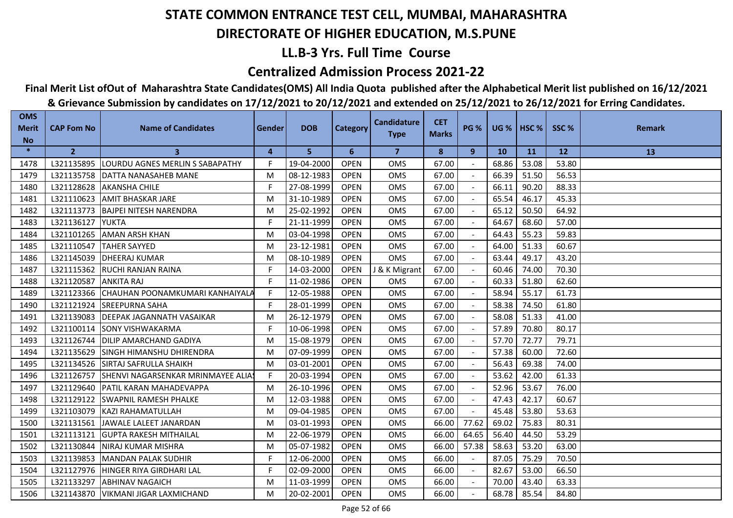# STATE COMMON ENTRANCE TEST CELL, MUMBAI, MAHARASHTRA

## DIRECTORATE OF HIGHER EDUCATION, M.S.PUNE

### LL.B-3 Yrs. Full Time Course

### Centralized Admission Process 2021-22

**Final Merit List ofOut of Maharashtra State Candidates(OMS) All India Quota published after the Alphabetical Merit list published on 16/12/2021 & Grievance Submission by candidates on 17/12/2021 to 20/12/2021 and extended on 25/12/2021 to 26/12/2021 for Erring Candidates.**

| OMS Merit No | CAP Fom No | Name of Candidates | Gender | DOB | Category | Candidature Type | CET Marks | PG % | UG % | HSC % | SSC % | Remark |
|---|---|---|---|---|---|---|---|---|---|---|---|---|
| * | 2 | 3 | 4 | 5 | 6 | 7 | 8 | 9 | 10 | 11 | 12 | 13 |
| 1478 | L321135895 | LOURDU AGNES MERLIN S SABAPATHY | F | 19-04-2000 | OPEN | OMS | 67.00 | - | 68.86 | 53.08 | 53.80 | |
| 1479 | L321135758 | DATTA NANASAHEB MANE | M | 08-12-1983 | OPEN | OMS | 67.00 | - | 66.39 | 51.50 | 56.53 | |
| 1480 | L321128628 | AKANSHA CHILE | F | 27-08-1999 | OPEN | OMS | 67.00 | - | 66.11 | 90.20 | 88.33 | |
| 1481 | L321110623 | AMIT BHASKAR JARE | M | 31-10-1989 | OPEN | OMS | 67.00 | - | 65.54 | 46.17 | 45.33 | |
| 1482 | L321113773 | BAJPEI NITESH NARENDRA | M | 25-02-1992 | OPEN | OMS | 67.00 | - | 65.12 | 50.50 | 64.92 | |
| 1483 | L321136127 | YUKTA | F | 21-11-1999 | OPEN | OMS | 67.00 | - | 64.67 | 68.60 | 57.00 | |
| 1484 | L321101265 | AMAN ARSH KHAN | M | 03-04-1998 | OPEN | OMS | 67.00 | - | 64.43 | 55.23 | 59.83 | |
| 1485 | L321110547 | TAHER SAYYED | M | 23-12-1981 | OPEN | OMS | 67.00 | - | 64.00 | 51.33 | 60.67 | |
| 1486 | L321145039 | DHEERAJ KUMAR | M | 08-10-1989 | OPEN | OMS | 67.00 | - | 63.44 | 49.17 | 43.20 | |
| 1487 | L321115362 | RUCHI RANJAN RAINA | F | 14-03-2000 | OPEN | J & K Migrant | 67.00 | - | 60.46 | 74.00 | 70.30 | |
| 1488 | L321120587 | ANKITA RAJ | F | 11-02-1986 | OPEN | OMS | 67.00 | - | 60.33 | 51.80 | 62.60 | |
| 1489 | L321123366 | CHAUHAN POONAMKUMARI KANHAIYALA | F | 12-05-1988 | OPEN | OMS | 67.00 | - | 58.94 | 55.17 | 61.73 | |
| 1490 | L321121924 | SREEPURNA SAHA | F | 28-01-1999 | OPEN | OMS | 67.00 | - | 58.38 | 74.50 | 61.80 | |
| 1491 | L321139083 | DEEPAK JAGANNATH VASAIKAR | M | 26-12-1979 | OPEN | OMS | 67.00 | - | 58.08 | 51.33 | 41.00 | |
| 1492 | L321100114 | SONY VISHWAKARMA | F | 10-06-1998 | OPEN | OMS | 67.00 | - | 57.89 | 70.80 | 80.17 | |
| 1493 | L321126744 | DILIP AMARCHAND GADIYA | M | 15-08-1979 | OPEN | OMS | 67.00 | - | 57.70 | 72.77 | 79.71 | |
| 1494 | L321135629 | SINGH HIMANSHU DHIRENDRA | M | 07-09-1999 | OPEN | OMS | 67.00 | - | 57.38 | 60.00 | 72.60 | |
| 1495 | L321134526 | SIRTAJ SAFRULLA SHAIKH | M | 03-01-2001 | OPEN | OMS | 67.00 | - | 56.43 | 69.38 | 74.00 | |
| 1496 | L321126757 | SHENVI NAGARSENKAR MRINMAYEE ALIAS | F | 20-03-1994 | OPEN | OMS | 67.00 | - | 53.62 | 42.00 | 61.33 | |
| 1497 | L321129640 | PATIL KARAN MAHADEVAPPA | M | 26-10-1996 | OPEN | OMS | 67.00 | - | 52.96 | 53.67 | 76.00 | |
| 1498 | L321129122 | SWAPNIL RAMESH PHALKE | M | 12-03-1988 | OPEN | OMS | 67.00 | - | 47.43 | 42.17 | 60.67 | |
| 1499 | L321103079 | KAZI RAHAMATULLAH | M | 09-04-1985 | OPEN | OMS | 67.00 | - | 45.48 | 53.80 | 53.63 | |
| 1500 | L321131561 | JAWALE LALEET JANARDAN | M | 03-01-1993 | OPEN | OMS | 66.00 | 77.62 | 69.02 | 75.83 | 80.31 | |
| 1501 | L321113121 | GUPTA RAKESH MITHAILAL | M | 22-06-1979 | OPEN | OMS | 66.00 | 64.65 | 56.40 | 44.50 | 53.29 | |
| 1502 | L321130844 | NIRAJ KUMAR MISHRA | M | 05-07-1982 | OPEN | OMS | 66.00 | 57.38 | 58.63 | 53.20 | 63.00 | |
| 1503 | L321139853 | MANDAN PALAK SUDHIR | F | 12-06-2000 | OPEN | OMS | 66.00 | - | 87.05 | 75.29 | 70.50 | |
| 1504 | L321127976 | HINGER RIYA GIRDHARI LAL | F | 02-09-2000 | OPEN | OMS | 66.00 | - | 82.67 | 53.00 | 66.50 | |
| 1505 | L321133297 | ABHINAV NAGAICH | M | 11-03-1999 | OPEN | OMS | 66.00 | - | 70.00 | 43.40 | 63.33 | |
| 1506 | L321143870 | VIKMANI JIGAR LAXMICHAND | M | 20-02-2001 | OPEN | OMS | 66.00 | - | 68.78 | 85.54 | 84.80 | |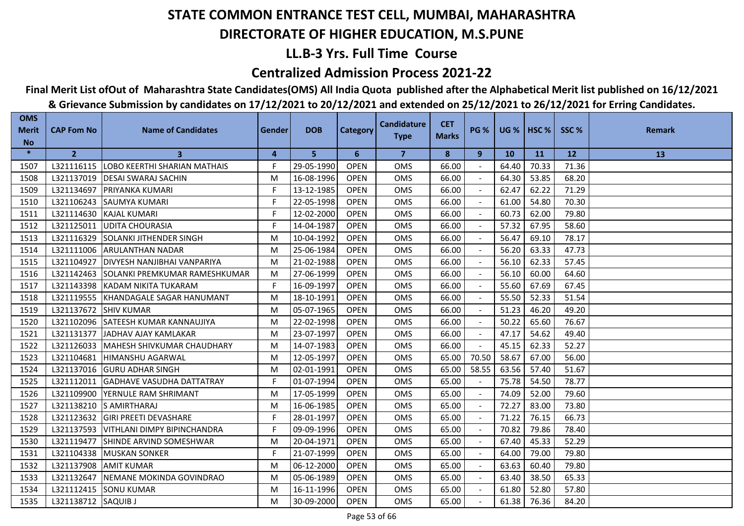# STATE COMMON ENTRANCE TEST CELL, MUMBAI, MAHARASHTRA

# DIRECTORATE OF HIGHER EDUCATION, M.S.PUNE

## LL.B-3 Yrs. Full Time Course

## Centralized Admission Process 2021-22

**Final Merit List ofOut of Maharashtra State Candidates(OMS) All India Quota published after the Alphabetical Merit list published on 16/12/2021 & Grievance Submission by candidates on 17/12/2021 to 20/12/2021 and extended on 25/12/2021 to 26/12/2021 for Erring Candidates.**

| OMS Merit No | CAP Fom No | Name of Candidates | Gender | DOB | Category | Candidature Type | CET Marks | PG % | UG % | HSC % | SSC % | Remark |
|---|---|---|---|---|---|---|---|---|---|---|---|---|
| * | 2 | 3 | 4 | 5 | 6 | 7 | 8 | 9 | 10 | 11 | 12 | 13 |
| 1507 | L321116115 | LOBO KEERTHI SHARIAN MATHAIS | F | 29-05-1990 | OPEN | OMS | 66.00 | - | 64.40 | 70.33 | 71.36 | |
| 1508 | L321137019 | DESAI SWARAJ SACHIN | M | 16-08-1996 | OPEN | OMS | 66.00 | - | 64.30 | 53.85 | 68.20 | |
| 1509 | L321134697 | PRIYANKA KUMARI | F | 13-12-1985 | OPEN | OMS | 66.00 | - | 62.47 | 62.22 | 71.29 | |
| 1510 | L321106243 | SAUMYA KUMARI | F | 22-05-1998 | OPEN | OMS | 66.00 | - | 61.00 | 54.80 | 70.30 | |
| 1511 | L321114630 | KAJAL KUMARI | F | 12-02-2000 | OPEN | OMS | 66.00 | - | 60.73 | 62.00 | 79.80 | |
| 1512 | L321125011 | UDITA CHOURASIA | F | 14-04-1987 | OPEN | OMS | 66.00 | - | 57.32 | 67.95 | 58.60 | |
| 1513 | L321116329 | SOLANKI JITHENDER SINGH | M | 10-04-1992 | OPEN | OMS | 66.00 | - | 56.47 | 69.10 | 78.17 | |
| 1514 | L321111006 | ARULANTHAN NADAR | M | 25-06-1984 | OPEN | OMS | 66.00 | - | 56.20 | 63.33 | 47.73 | |
| 1515 | L321104927 | DIVYESH NANJIBHAI VANPARIYA | M | 21-02-1988 | OPEN | OMS | 66.00 | - | 56.10 | 62.33 | 57.45 | |
| 1516 | L321142463 | SOLANKI PREMKUMAR RAMESHKUMAR | M | 27-06-1999 | OPEN | OMS | 66.00 | - | 56.10 | 60.00 | 64.60 | |
| 1517 | L321143398 | KADAM NIKITA TUKARAM | F | 16-09-1997 | OPEN | OMS | 66.00 | - | 55.60 | 67.69 | 67.45 | |
| 1518 | L321119555 | KHANDAGALE SAGAR HANUMANT | M | 18-10-1991 | OPEN | OMS | 66.00 | - | 55.50 | 52.33 | 51.54 | |
| 1519 | L321137672 | SHIV KUMAR | M | 05-07-1965 | OPEN | OMS | 66.00 | - | 51.23 | 46.20 | 49.20 | |
| 1520 | L321102096 | SATEESH KUMAR KANNAUJIYA | M | 22-02-1998 | OPEN | OMS | 66.00 | - | 50.22 | 65.60 | 76.67 | |
| 1521 | L321131377 | JADHAV AJAY KAMLAKAR | M | 23-07-1997 | OPEN | OMS | 66.00 | - | 47.17 | 54.62 | 49.40 | |
| 1522 | L321126033 | MAHESH SHIVKUMAR CHAUDHARY | M | 14-07-1983 | OPEN | OMS | 66.00 | - | 45.15 | 62.33 | 52.27 | |
| 1523 | L321104681 | HIMANSHU AGARWAL | M | 12-05-1997 | OPEN | OMS | 65.00 | 70.50 | 58.67 | 67.00 | 56.00 | |
| 1524 | L321137016 | GURU ADHAR SINGH | M | 02-01-1991 | OPEN | OMS | 65.00 | 58.55 | 63.56 | 57.40 | 51.67 | |
| 1525 | L321112011 | GADHAVE VASUDHA DATTATRAY | F | 01-07-1994 | OPEN | OMS | 65.00 | - | 75.78 | 54.50 | 78.77 | |
| 1526 | L321109900 | YERNULE RAM SHRIMANT | M | 17-05-1999 | OPEN | OMS | 65.00 | - | 74.09 | 52.00 | 79.60 | |
| 1527 | L321138210 | S AMIRTHARAJ | M | 16-06-1985 | OPEN | OMS | 65.00 | - | 72.27 | 83.00 | 73.80 | |
| 1528 | L321123632 | GIRI PREETI DEVASHARE | F | 28-01-1997 | OPEN | OMS | 65.00 | - | 71.22 | 76.15 | 66.73 | |
| 1529 | L321137593 | VITHLANI DIMPY BIPINCHANDRA | F | 09-09-1996 | OPEN | OMS | 65.00 | - | 70.82 | 79.86 | 78.40 | |
| 1530 | L321119477 | SHINDE ARVIND SOMESHWAR | M | 20-04-1971 | OPEN | OMS | 65.00 | - | 67.40 | 45.33 | 52.29 | |
| 1531 | L321104338 | MUSKAN SONKER | F | 21-07-1999 | OPEN | OMS | 65.00 | - | 64.00 | 79.00 | 79.80 | |
| 1532 | L321137908 | AMIT KUMAR | M | 06-12-2000 | OPEN | OMS | 65.00 | - | 63.63 | 60.40 | 79.80 | |
| 1533 | L321132647 | NEMANE MOKINDA GOVINDRAO | M | 05-06-1989 | OPEN | OMS | 65.00 | - | 63.40 | 38.50 | 65.33 | |
| 1534 | L321112415 | SONU KUMAR | M | 16-11-1996 | OPEN | OMS | 65.00 | - | 61.80 | 52.80 | 57.80 | |
| 1535 | L321138712 | SAQUIB J | M | 30-09-2000 | OPEN | OMS | 65.00 | - | 61.38 | 76.36 | 84.20 | |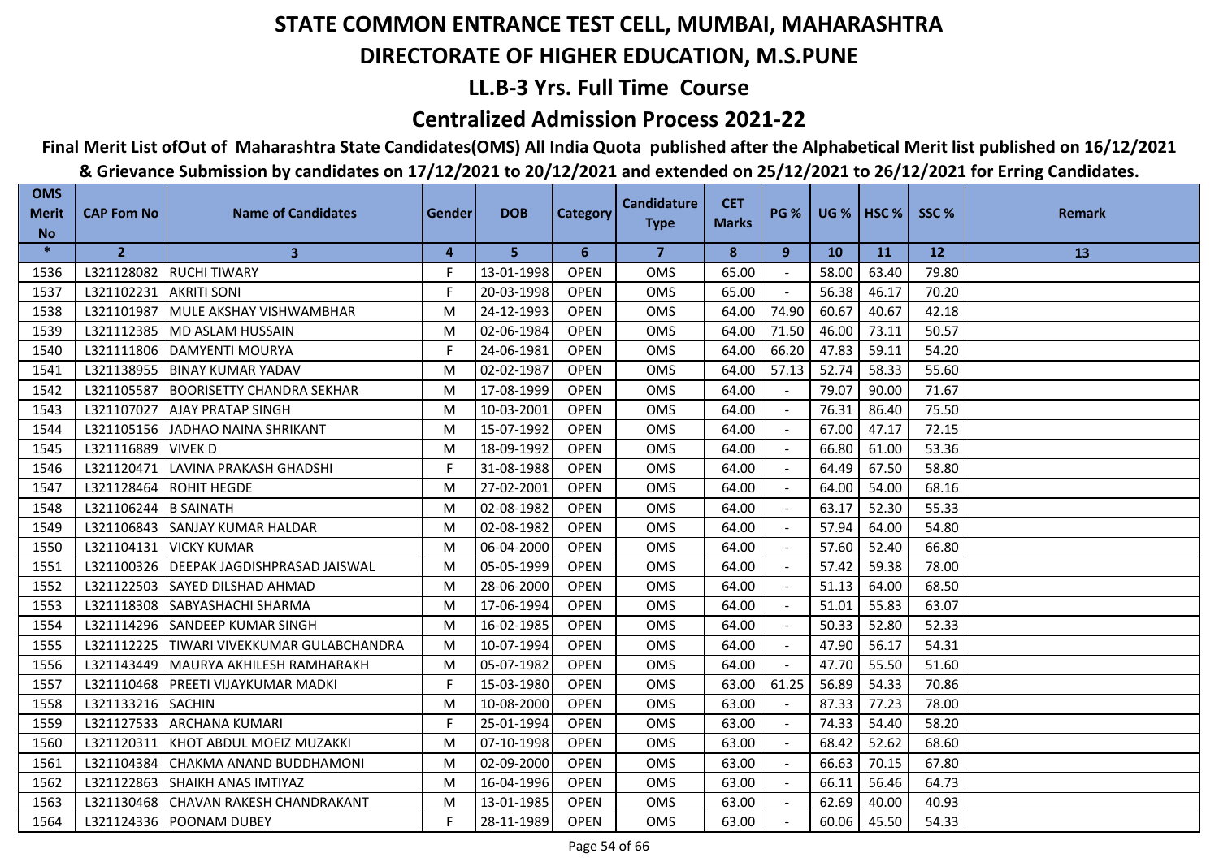# STATE COMMON ENTRANCE TEST CELL, MUMBAI, MAHARASHTRA

## DIRECTORATE OF HIGHER EDUCATION, M.S.PUNE

## LL.B-3 Yrs. Full Time Course

## Centralized Admission Process 2021-22

**Final Merit List ofOut of Maharashtra State Candidates(OMS) All India Quota published after the Alphabetical Merit list published on 16/12/2021 & Grievance Submission by candidates on 17/12/2021 to 20/12/2021 and extended on 25/12/2021 to 26/12/2021 for Erring Candidates.**

| OMS Merit No | CAP Fom No | Name of Candidates | Gender | DOB | Category | Candidature Type | CET Marks | PG % | UG % | HSC % | SSC % | Remark |
|---|---|---|---|---|---|---|---|---|---|---|---|---|
| * | 2 | 3 | 4 | 5 | 6 | 7 | 8 | 9 | 10 | 11 | 12 | 13 |
| 1536 | L321128082 | RUCHI TIWARY | F | 13-01-1998 | OPEN | OMS | 65.00 | - | 58.00 | 63.40 | 79.80 | |
| 1537 | L321102231 | AKRITI SONI | F | 20-03-1998 | OPEN | OMS | 65.00 | - | 56.38 | 46.17 | 70.20 | |
| 1538 | L321101987 | MULE AKSHAY VISHWAMBHAR | M | 24-12-1993 | OPEN | OMS | 64.00 | 74.90 | 60.67 | 40.67 | 42.18 | |
| 1539 | L321112385 | MD ASLAM HUSSAIN | M | 02-06-1984 | OPEN | OMS | 64.00 | 71.50 | 46.00 | 73.11 | 50.57 | |
| 1540 | L321111806 | DAMYENTI MOURYA | F | 24-06-1981 | OPEN | OMS | 64.00 | 66.20 | 47.83 | 59.11 | 54.20 | |
| 1541 | L321138955 | BINAY KUMAR YADAV | M | 02-02-1987 | OPEN | OMS | 64.00 | 57.13 | 52.74 | 58.33 | 55.60 | |
| 1542 | L321105587 | BOORISETTY CHANDRA SEKHAR | M | 17-08-1999 | OPEN | OMS | 64.00 | - | 79.07 | 90.00 | 71.67 | |
| 1543 | L321107027 | AJAY PRATAP SINGH | M | 10-03-2001 | OPEN | OMS | 64.00 | - | 76.31 | 86.40 | 75.50 | |
| 1544 | L321105156 | JADHAO NAINA SHRIKANT | M | 15-07-1992 | OPEN | OMS | 64.00 | - | 67.00 | 47.17 | 72.15 | |
| 1545 | L321116889 | VIVEK D | M | 18-09-1992 | OPEN | OMS | 64.00 | - | 66.80 | 61.00 | 53.36 | |
| 1546 | L321120471 | LAVINA PRAKASH GHADSHI | F | 31-08-1988 | OPEN | OMS | 64.00 | - | 64.49 | 67.50 | 58.80 | |
| 1547 | L321128464 | ROHIT HEGDE | M | 27-02-2001 | OPEN | OMS | 64.00 | - | 64.00 | 54.00 | 68.16 | |
| 1548 | L321106244 | B SAINATH | M | 02-08-1982 | OPEN | OMS | 64.00 | - | 63.17 | 52.30 | 55.33 | |
| 1549 | L321106843 | SANJAY KUMAR HALDAR | M | 02-08-1982 | OPEN | OMS | 64.00 | - | 57.94 | 64.00 | 54.80 | |
| 1550 | L321104131 | VICKY KUMAR | M | 06-04-2000 | OPEN | OMS | 64.00 | - | 57.60 | 52.40 | 66.80 | |
| 1551 | L321100326 | DEEPAK JAGDISHPRASAD JAISWAL | M | 05-05-1999 | OPEN | OMS | 64.00 | - | 57.42 | 59.38 | 78.00 | |
| 1552 | L321122503 | SAYED DILSHAD AHMAD | M | 28-06-2000 | OPEN | OMS | 64.00 | - | 51.13 | 64.00 | 68.50 | |
| 1553 | L321118308 | SABYASHACHI SHARMA | M | 17-06-1994 | OPEN | OMS | 64.00 | - | 51.01 | 55.83 | 63.07 | |
| 1554 | L321114296 | SANDEEP KUMAR SINGH | M | 16-02-1985 | OPEN | OMS | 64.00 | - | 50.33 | 52.80 | 52.33 | |
| 1555 | L321112225 | TIWARI VIVEKKUMAR GULABCHANDRA | M | 10-07-1994 | OPEN | OMS | 64.00 | - | 47.90 | 56.17 | 54.31 | |
| 1556 | L321143449 | MAURYA AKHILESH RAMHARAKH | M | 05-07-1982 | OPEN | OMS | 64.00 | - | 47.70 | 55.50 | 51.60 | |
| 1557 | L321110468 | PREETI VIJAYKUMAR MADKI | F | 15-03-1980 | OPEN | OMS | 63.00 | 61.25 | 56.89 | 54.33 | 70.86 | |
| 1558 | L321133216 | SACHIN | M | 10-08-2000 | OPEN | OMS | 63.00 | - | 87.33 | 77.23 | 78.00 | |
| 1559 | L321127533 | ARCHANA KUMARI | F | 25-01-1994 | OPEN | OMS | 63.00 | - | 74.33 | 54.40 | 58.20 | |
| 1560 | L321120311 | KHOT ABDUL MOEIZ MUZAKKI | M | 07-10-1998 | OPEN | OMS | 63.00 | - | 68.42 | 52.62 | 68.60 | |
| 1561 | L321104384 | CHAKMA ANAND BUDDHAMONI | M | 02-09-2000 | OPEN | OMS | 63.00 | - | 66.63 | 70.15 | 67.80 | |
| 1562 | L321122863 | SHAIKH ANAS IMTIYAZ | M | 16-04-1996 | OPEN | OMS | 63.00 | - | 66.11 | 56.46 | 64.73 | |
| 1563 | L321130468 | CHAVAN RAKESH CHANDRAKANT | M | 13-01-1985 | OPEN | OMS | 63.00 | - | 62.69 | 40.00 | 40.93 | |
| 1564 | L321124336 | POONAM DUBEY | F | 28-11-1989 | OPEN | OMS | 63.00 | - | 60.06 | 45.50 | 54.33 | |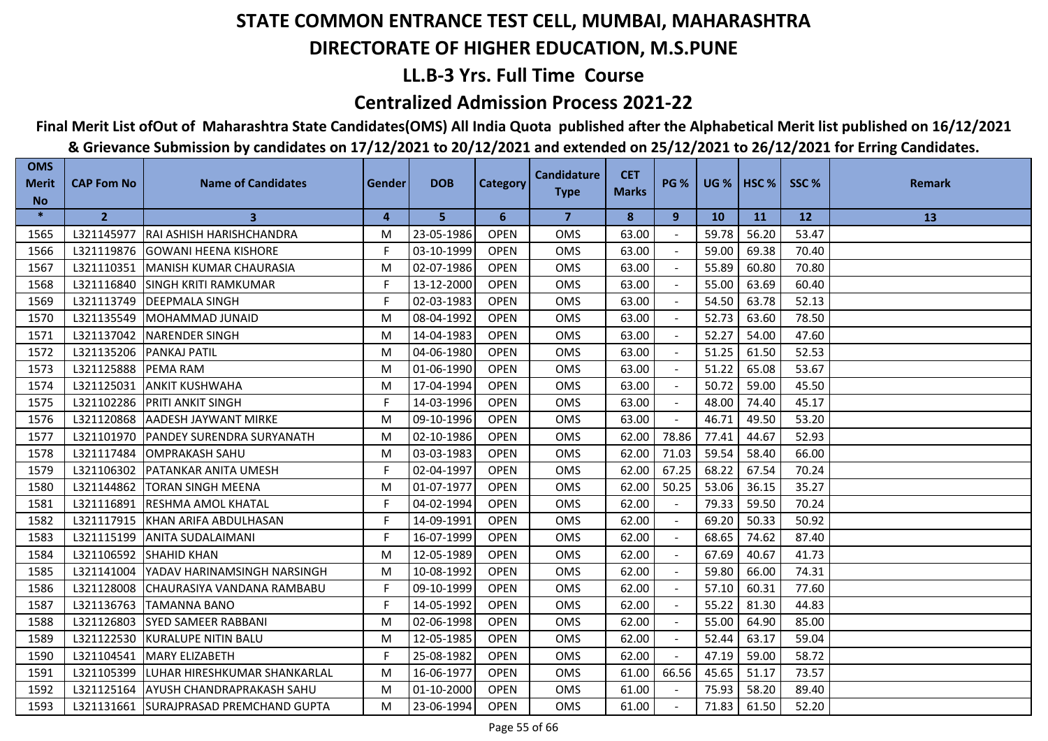# STATE COMMON ENTRANCE TEST CELL, MUMBAI, MAHARASHTRA

## DIRECTORATE OF HIGHER EDUCATION, M.S.PUNE

## LL.B-3 Yrs. Full Time Course

## Centralized Admission Process 2021-22

**Final Merit List ofOut of Maharashtra State Candidates(OMS) All India Quota published after the Alphabetical Merit list published on 16/12/2021 & Grievance Submission by candidates on 17/12/2021 to 20/12/2021 and extended on 25/12/2021 to 26/12/2021 for Erring Candidates.**

| OMS Merit No | CAP Fom No | Name of Candidates | Gender | DOB | Category | Candidature Type | CET Marks | PG % | UG % | HSC % | SSC % | Remark |
|---|---|---|---|---|---|---|---|---|---|---|---|---|
| * | 2 | 3 | 4 | 5 | 6 | 7 | 8 | 9 | 10 | 11 | 12 | 13 |
| 1565 | L321145977 | RAI ASHISH HARISHCHANDRA | M | 23-05-1986 | OPEN | OMS | 63.00 | - | 59.78 | 56.20 | 53.47 | |
| 1566 | L321119876 | GOWANI HEENA KISHORE | F | 03-10-1999 | OPEN | OMS | 63.00 | - | 59.00 | 69.38 | 70.40 | |
| 1567 | L321110351 | MANISH KUMAR CHAURASIA | M | 02-07-1986 | OPEN | OMS | 63.00 | - | 55.89 | 60.80 | 70.80 | |
| 1568 | L321116840 | SINGH KRITI RAMKUMAR | F | 13-12-2000 | OPEN | OMS | 63.00 | - | 55.00 | 63.69 | 60.40 | |
| 1569 | L321113749 | DEEPMALA SINGH | F | 02-03-1983 | OPEN | OMS | 63.00 | - | 54.50 | 63.78 | 52.13 | |
| 1570 | L321135549 | MOHAMMAD JUNAID | M | 08-04-1992 | OPEN | OMS | 63.00 | - | 52.73 | 63.60 | 78.50 | |
| 1571 | L321137042 | NARENDER SINGH | M | 14-04-1983 | OPEN | OMS | 63.00 | - | 52.27 | 54.00 | 47.60 | |
| 1572 | L321135206 | PANKAJ PATIL | M | 04-06-1980 | OPEN | OMS | 63.00 | - | 51.25 | 61.50 | 52.53 | |
| 1573 | L321125888 | PEMA RAM | M | 01-06-1990 | OPEN | OMS | 63.00 | - | 51.22 | 65.08 | 53.67 | |
| 1574 | L321125031 | ANKIT KUSHWAHA | M | 17-04-1994 | OPEN | OMS | 63.00 | - | 50.72 | 59.00 | 45.50 | |
| 1575 | L321102286 | PRITI ANKIT SINGH | F | 14-03-1996 | OPEN | OMS | 63.00 | - | 48.00 | 74.40 | 45.17 | |
| 1576 | L321120868 | AADESH JAYWANT MIRKE | M | 09-10-1996 | OPEN | OMS | 63.00 | - | 46.71 | 49.50 | 53.20 | |
| 1577 | L321101970 | PANDEY SURENDRA SURYANATH | M | 02-10-1986 | OPEN | OMS | 62.00 | 78.86 | 77.41 | 44.67 | 52.93 | |
| 1578 | L321117484 | OMPRAKASH SAHU | M | 03-03-1983 | OPEN | OMS | 62.00 | 71.03 | 59.54 | 58.40 | 66.00 | |
| 1579 | L321106302 | PATANKAR ANITA UMESH | F | 02-04-1997 | OPEN | OMS | 62.00 | 67.25 | 68.22 | 67.54 | 70.24 | |
| 1580 | L321144862 | TORAN SINGH MEENA | M | 01-07-1977 | OPEN | OMS | 62.00 | 50.25 | 53.06 | 36.15 | 35.27 | |
| 1581 | L321116891 | RESHMA AMOL KHATAL | F | 04-02-1994 | OPEN | OMS | 62.00 | - | 79.33 | 59.50 | 70.24 | |
| 1582 | L321117915 | KHAN ARIFA ABDULHASAN | F | 14-09-1991 | OPEN | OMS | 62.00 | - | 69.20 | 50.33 | 50.92 | |
| 1583 | L321115199 | ANITA SUDALAIMANI | F | 16-07-1999 | OPEN | OMS | 62.00 | - | 68.65 | 74.62 | 87.40 | |
| 1584 | L321106592 | SHAHID KHAN | M | 12-05-1989 | OPEN | OMS | 62.00 | - | 67.69 | 40.67 | 41.73 | |
| 1585 | L321141004 | YADAV HARINAMSINGH NARSINGH | M | 10-08-1992 | OPEN | OMS | 62.00 | - | 59.80 | 66.00 | 74.31 | |
| 1586 | L321128008 | CHAURASIYA VANDANA RAMBABU | F | 09-10-1999 | OPEN | OMS | 62.00 | - | 57.10 | 60.31 | 77.60 | |
| 1587 | L321136763 | TAMANNA BANO | F | 14-05-1992 | OPEN | OMS | 62.00 | - | 55.22 | 81.30 | 44.83 | |
| 1588 | L321126803 | SYED SAMEER RABBANI | M | 02-06-1998 | OPEN | OMS | 62.00 | - | 55.00 | 64.90 | 85.00 | |
| 1589 | L321122530 | KURALUPE NITIN BALU | M | 12-05-1985 | OPEN | OMS | 62.00 | - | 52.44 | 63.17 | 59.04 | |
| 1590 | L321104541 | MARY ELIZABETH | F | 25-08-1982 | OPEN | OMS | 62.00 | - | 47.19 | 59.00 | 58.72 | |
| 1591 | L321105399 | LUHAR HIRESHKUMAR SHANKARLAL | M | 16-06-1977 | OPEN | OMS | 61.00 | 66.56 | 45.65 | 51.17 | 73.57 | |
| 1592 | L321125164 | AYUSH CHANDRAPRAKASH SAHU | M | 01-10-2000 | OPEN | OMS | 61.00 | - | 75.93 | 58.20 | 89.40 | |
| 1593 | L321131661 | SURAJPRASAD PREMCHAND GUPTA | M | 23-06-1994 | OPEN | OMS | 61.00 | - | 71.83 | 61.50 | 52.20 | |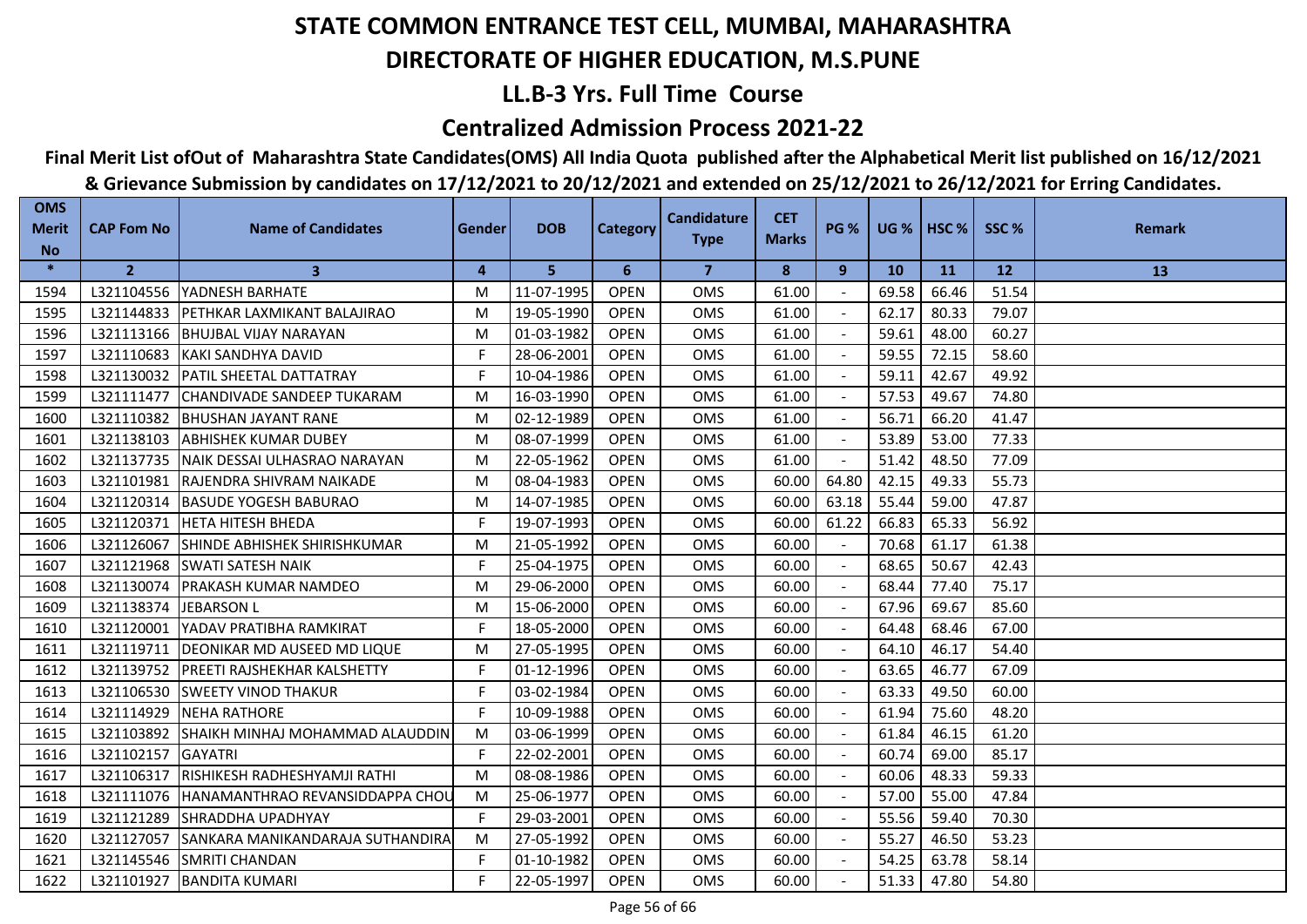# STATE COMMON ENTRANCE TEST CELL, MUMBAI, MAHARASHTRA

## DIRECTORATE OF HIGHER EDUCATION, M.S.PUNE

## LL.B-3 Yrs. Full Time Course

## Centralized Admission Process 2021-22

**Final Merit List ofOut of Maharashtra State Candidates(OMS) All India Quota published after the Alphabetical Merit list published on 16/12/2021 & Grievance Submission by candidates on 17/12/2021 to 20/12/2021 and extended on 25/12/2021 to 26/12/2021 for Erring Candidates.**

| OMS Merit No | CAP Fom No | Name of Candidates | Gender | DOB | Category | Candidature Type | CET Marks | PG % | UG % | HSC % | SSC % | Remark |
|---|---|---|---|---|---|---|---|---|---|---|---|---|
| * | 2 | 3 | 4 | 5 | 6 | 7 | 8 | 9 | 10 | 11 | 12 | 13 |
| 1594 | L321104556 | YADNESH BARHATE | M | 11-07-1995 | OPEN | OMS | 61.00 | - | 69.58 | 66.46 | 51.54 | |
| 1595 | L321144833 | PETHKAR LAXMIKANT BALAJIRAO | M | 19-05-1990 | OPEN | OMS | 61.00 | - | 62.17 | 80.33 | 79.07 | |
| 1596 | L321113166 | BHUJBAL VIJAY NARAYAN | M | 01-03-1982 | OPEN | OMS | 61.00 | - | 59.61 | 48.00 | 60.27 | |
| 1597 | L321110683 | KAKI SANDHYA DAVID | F | 28-06-2001 | OPEN | OMS | 61.00 | - | 59.55 | 72.15 | 58.60 | |
| 1598 | L321130032 | PATIL SHEETAL DATTATRAY | F | 10-04-1986 | OPEN | OMS | 61.00 | - | 59.11 | 42.67 | 49.92 | |
| 1599 | L321111477 | CHANDIVADE SANDEEP TUKARAM | M | 16-03-1990 | OPEN | OMS | 61.00 | - | 57.53 | 49.67 | 74.80 | |
| 1600 | L321110382 | BHUSHAN JAYANT RANE | M | 02-12-1989 | OPEN | OMS | 61.00 | - | 56.71 | 66.20 | 41.47 | |
| 1601 | L321138103 | ABHISHEK KUMAR DUBEY | M | 08-07-1999 | OPEN | OMS | 61.00 | - | 53.89 | 53.00 | 77.33 | |
| 1602 | L321137735 | NAIK DESSAI ULHASRAO NARAYAN | M | 22-05-1962 | OPEN | OMS | 61.00 | - | 51.42 | 48.50 | 77.09 | |
| 1603 | L321101981 | RAJENDRA SHIVRAM NAIKADE | M | 08-04-1983 | OPEN | OMS | 60.00 | 64.80 | 42.15 | 49.33 | 55.73 | |
| 1604 | L321120314 | BASUDE YOGESH BABURAO | M | 14-07-1985 | OPEN | OMS | 60.00 | 63.18 | 55.44 | 59.00 | 47.87 | |
| 1605 | L321120371 | HETA HITESH BHEDA | F | 19-07-1993 | OPEN | OMS | 60.00 | 61.22 | 66.83 | 65.33 | 56.92 | |
| 1606 | L321126067 | SHINDE ABHISHEK SHIRISHKUMAR | M | 21-05-1992 | OPEN | OMS | 60.00 | - | 70.68 | 61.17 | 61.38 | |
| 1607 | L321121968 | SWATI SATESH NAIK | F | 25-04-1975 | OPEN | OMS | 60.00 | - | 68.65 | 50.67 | 42.43 | |
| 1608 | L321130074 | PRAKASH KUMAR NAMDEO | M | 29-06-2000 | OPEN | OMS | 60.00 | - | 68.44 | 77.40 | 75.17 | |
| 1609 | L321138374 | JEBARSON L | M | 15-06-2000 | OPEN | OMS | 60.00 | - | 67.96 | 69.67 | 85.60 | |
| 1610 | L321120001 | YADAV PRATIBHA RAMKIRAT | F | 18-05-2000 | OPEN | OMS | 60.00 | - | 64.48 | 68.46 | 67.00 | |
| 1611 | L321119711 | DEONIKAR MD AUSEED MD LIQUE | M | 27-05-1995 | OPEN | OMS | 60.00 | - | 64.10 | 46.17 | 54.40 | |
| 1612 | L321139752 | PREETI RAJSHEKHAR KALSHETTY | F | 01-12-1996 | OPEN | OMS | 60.00 | - | 63.65 | 46.77 | 67.09 | |
| 1613 | L321106530 | SWEETY VINOD THAKUR | F | 03-02-1984 | OPEN | OMS | 60.00 | - | 63.33 | 49.50 | 60.00 | |
| 1614 | L321114929 | NEHA RATHORE | F | 10-09-1988 | OPEN | OMS | 60.00 | - | 61.94 | 75.60 | 48.20 | |
| 1615 | L321103892 | SHAIKH MINHAJ MOHAMMAD ALAUDDIN | M | 03-06-1999 | OPEN | OMS | 60.00 | - | 61.84 | 46.15 | 61.20 | |
| 1616 | L321102157 | GAYATRI | F | 22-02-2001 | OPEN | OMS | 60.00 | - | 60.74 | 69.00 | 85.17 | |
| 1617 | L321106317 | RISHIKESH RADHESHYAMJI RATHI | M | 08-08-1986 | OPEN | OMS | 60.00 | - | 60.06 | 48.33 | 59.33 | |
| 1618 | L321111076 | HANAMANTHRAO REVANSIDDAPPA CHOU | M | 25-06-1977 | OPEN | OMS | 60.00 | - | 57.00 | 55.00 | 47.84 | |
| 1619 | L321121289 | SHRADDHA UPADHYAY | F | 29-03-2001 | OPEN | OMS | 60.00 | - | 55.56 | 59.40 | 70.30 | |
| 1620 | L321127057 | SANKARA MANIKANDARAJA SUTHANDIRA | M | 27-05-1992 | OPEN | OMS | 60.00 | - | 55.27 | 46.50 | 53.23 | |
| 1621 | L321145546 | SMRITI CHANDAN | F | 01-10-1982 | OPEN | OMS | 60.00 | - | 54.25 | 63.78 | 58.14 | |
| 1622 | L321101927 | BANDITA KUMARI | F | 22-05-1997 | OPEN | OMS | 60.00 | - | 51.33 | 47.80 | 54.80 | |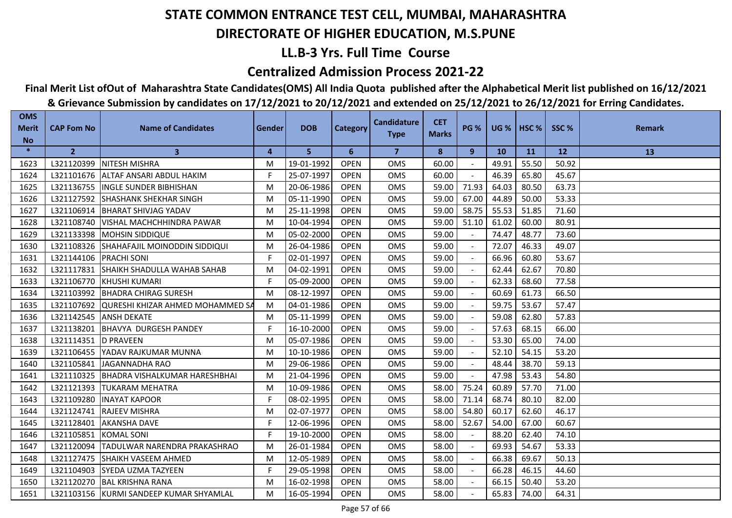# STATE COMMON ENTRANCE TEST CELL, MUMBAI, MAHARASHTRA

## DIRECTORATE OF HIGHER EDUCATION, M.S.PUNE

## LL.B-3 Yrs. Full Time Course

## Centralized Admission Process 2021-22

**Final Merit List ofOut of Maharashtra State Candidates(OMS) All India Quota published after the Alphabetical Merit list published on 16/12/2021 & Grievance Submission by candidates on 17/12/2021 to 20/12/2021 and extended on 25/12/2021 to 26/12/2021 for Erring Candidates.**

| OMS Merit No | CAP Fom No | Name of Candidates | Gender | DOB | Category | Candidature Type | CET Marks | PG % | UG % | HSC % | SSC % | Remark |
|---|---|---|---|---|---|---|---|---|---|---|---|---|
| * | 2 | 3 | 4 | 5 | 6 | 7 | 8 | 9 | 10 | 11 | 12 | 13 |
| 1623 | L321120399 | NITESH MISHRA | M | 19-01-1992 | OPEN | OMS | 60.00 | - | 49.91 | 55.50 | 50.92 | |
| 1624 | L321101676 | ALTAF ANSARI ABDUL HAKIM | F | 25-07-1997 | OPEN | OMS | 60.00 | - | 46.39 | 65.80 | 45.67 | |
| 1625 | L321136755 | INGLE SUNDER BIBHISHAN | M | 20-06-1986 | OPEN | OMS | 59.00 | 71.93 | 64.03 | 80.50 | 63.73 | |
| 1626 | L321127592 | SHASHANK SHEKHAR SINGH | M | 05-11-1990 | OPEN | OMS | 59.00 | 67.00 | 44.89 | 50.00 | 53.33 | |
| 1627 | L321106914 | BHARAT SHIVJAG YADAV | M | 25-11-1998 | OPEN | OMS | 59.00 | 58.75 | 55.53 | 51.85 | 71.60 | |
| 1628 | L321108740 | VISHAL MACHCHHINDRA PAWAR | M | 10-04-1994 | OPEN | OMS | 59.00 | 51.10 | 61.02 | 60.00 | 80.91 | |
| 1629 | L321133398 | MOHSIN SIDDIQUE | M | 05-02-2000 | OPEN | OMS | 59.00 | - | 74.47 | 48.77 | 73.60 | |
| 1630 | L321108326 | SHAHAFAJIL MOINODDIN SIDDIQUI | M | 26-04-1986 | OPEN | OMS | 59.00 | - | 72.07 | 46.33 | 49.07 | |
| 1631 | L321144106 | PRACHI SONI | F | 02-01-1997 | OPEN | OMS | 59.00 | - | 66.96 | 60.80 | 53.67 | |
| 1632 | L321117831 | SHAIKH SHADULLA WAHAB SAHAB | M | 04-02-1991 | OPEN | OMS | 59.00 | - | 62.44 | 62.67 | 70.80 | |
| 1633 | L321106770 | KHUSHI KUMARI | F | 05-09-2000 | OPEN | OMS | 59.00 | - | 62.33 | 68.60 | 77.58 | |
| 1634 | L321103992 | BHADRA CHIRAG SURESH | M | 08-12-1997 | OPEN | OMS | 59.00 | - | 60.69 | 61.73 | 66.50 | |
| 1635 | L321107692 | QURESHI KHIZAR AHMED MOHAMMED SA | M | 04-01-1986 | OPEN | OMS | 59.00 | - | 59.75 | 53.67 | 57.47 | |
| 1636 | L321142545 | ANSH DEKATE | M | 05-11-1999 | OPEN | OMS | 59.00 | - | 59.08 | 62.80 | 57.83 | |
| 1637 | L321138201 | BHAVYA DURGESH PANDEY | F | 16-10-2000 | OPEN | OMS | 59.00 | - | 57.63 | 68.15 | 66.00 | |
| 1638 | L321114351 | D PRAVEEN | M | 05-07-1986 | OPEN | OMS | 59.00 | - | 53.30 | 65.00 | 74.00 | |
| 1639 | L321106455 | YADAV RAJKUMAR MUNNA | M | 10-10-1986 | OPEN | OMS | 59.00 | - | 52.10 | 54.15 | 53.20 | |
| 1640 | L321105841 | JAGANNADHA RAO | M | 29-06-1986 | OPEN | OMS | 59.00 | - | 48.44 | 38.70 | 59.13 | |
| 1641 | L321110325 | BHADRA VISHALKUMAR HARESHBHAI | M | 21-04-1996 | OPEN | OMS | 59.00 | - | 47.98 | 53.43 | 54.80 | |
| 1642 | L321121393 | TUKARAM MEHATRA | M | 10-09-1986 | OPEN | OMS | 58.00 | 75.24 | 60.89 | 57.70 | 71.00 | |
| 1643 | L321109280 | INAYAT KAPOOR | F | 08-02-1995 | OPEN | OMS | 58.00 | 71.14 | 68.74 | 80.10 | 82.00 | |
| 1644 | L321124741 | RAJEEV MISHRA | M | 02-07-1977 | OPEN | OMS | 58.00 | 54.80 | 60.17 | 62.60 | 46.17 | |
| 1645 | L321128401 | AKANSHA DAVE | F | 12-06-1996 | OPEN | OMS | 58.00 | 52.67 | 54.00 | 67.00 | 60.67 | |
| 1646 | L321105851 | KOMAL SONI | F | 19-10-2000 | OPEN | OMS | 58.00 | - | 88.20 | 62.40 | 74.10 | |
| 1647 | L321120094 | TADULWAR NARENDRA PRAKASHRAO | M | 26-01-1984 | OPEN | OMS | 58.00 | - | 69.93 | 54.67 | 53.33 | |
| 1648 | L321127475 | SHAIKH VASEEM AHMED | M | 12-05-1989 | OPEN | OMS | 58.00 | - | 66.38 | 69.67 | 50.13 | |
| 1649 | L321104903 | SYEDA UZMA TAZYEEN | F | 29-05-1998 | OPEN | OMS | 58.00 | - | 66.28 | 46.15 | 44.60 | |
| 1650 | L321120270 | BAL KRISHNA RANA | M | 16-02-1998 | OPEN | OMS | 58.00 | - | 66.15 | 50.40 | 53.20 | |
| 1651 | L321103156 | KURMI SANDEEP KUMAR SHYAMLAL | M | 16-05-1994 | OPEN | OMS | 58.00 | - | 65.83 | 74.00 | 64.31 | |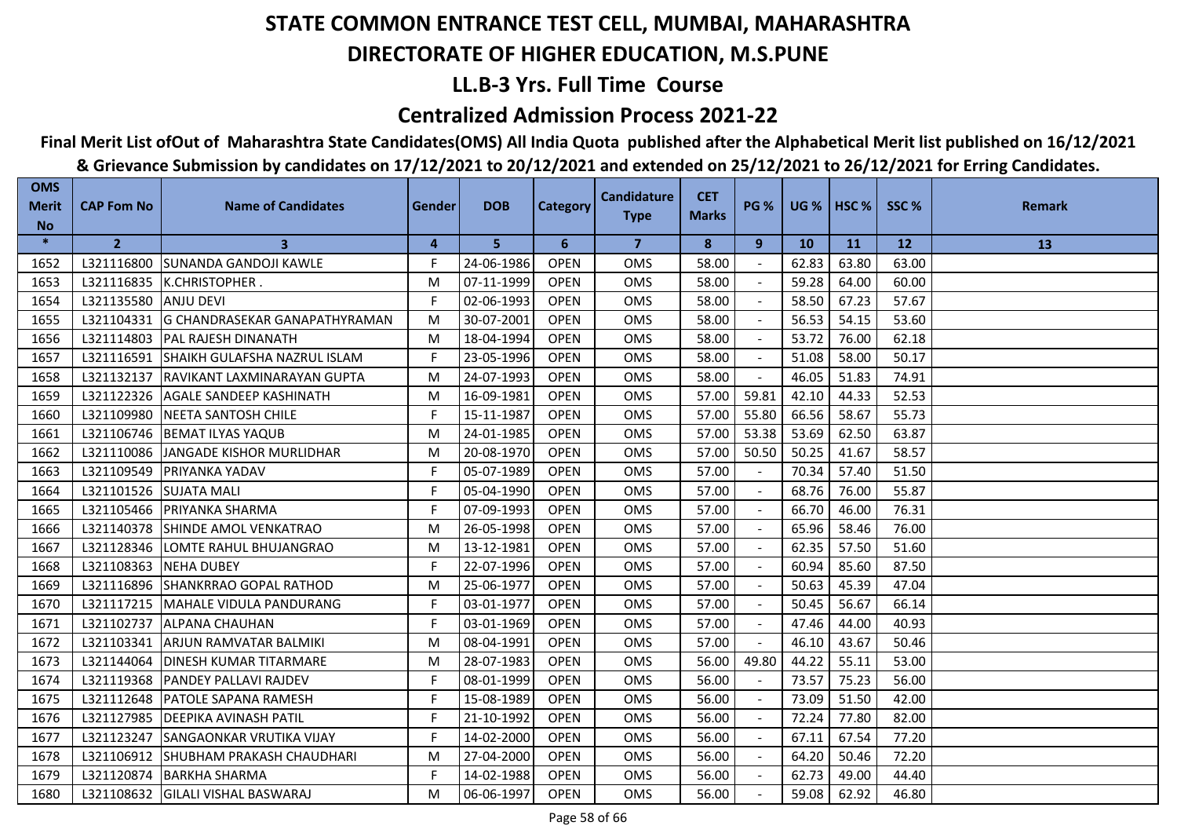# STATE COMMON ENTRANCE TEST CELL, MUMBAI, MAHARASHTRA

## DIRECTORATE OF HIGHER EDUCATION, M.S.PUNE

## LL.B-3 Yrs. Full Time Course

## Centralized Admission Process 2021-22

**Final Merit List ofOut of Maharashtra State Candidates(OMS) All India Quota published after the Alphabetical Merit list published on 16/12/2021 & Grievance Submission by candidates on 17/12/2021 to 20/12/2021 and extended on 25/12/2021 to 26/12/2021 for Erring Candidates.**

| OMS Merit No | CAP Fom No | Name of Candidates | Gender | DOB | Category | Candidature Type | CET Marks | PG % | UG % | HSC % | SSC % | Remark |
|---|---|---|---|---|---|---|---|---|---|---|---|---|
| * | 2 | 3 | 4 | 5 | 6 | 7 | 8 | 9 | 10 | 11 | 12 | 13 |
| 1652 | L321116800 | SUNANDA GANDOJI KAWLE | F | 24-06-1986 | OPEN | OMS | 58.00 | - | 62.83 | 63.80 | 63.00 | |
| 1653 | L321116835 | K.CHRISTOPHER . | M | 07-11-1999 | OPEN | OMS | 58.00 | - | 59.28 | 64.00 | 60.00 | |
| 1654 | L321135580 | ANJU DEVI | F | 02-06-1993 | OPEN | OMS | 58.00 | - | 58.50 | 67.23 | 57.67 | |
| 1655 | L321104331 | G CHANDRASEKAR GANAPATHYRAMAN | M | 30-07-2001 | OPEN | OMS | 58.00 | - | 56.53 | 54.15 | 53.60 | |
| 1656 | L321114803 | PAL RAJESH DINANATH | M | 18-04-1994 | OPEN | OMS | 58.00 | - | 53.72 | 76.00 | 62.18 | |
| 1657 | L321116591 | SHAIKH GULAFSHA NAZRUL ISLAM | F | 23-05-1996 | OPEN | OMS | 58.00 | - | 51.08 | 58.00 | 50.17 | |
| 1658 | L321132137 | RAVIKANT LAXMINARAYAN GUPTA | M | 24-07-1993 | OPEN | OMS | 58.00 | - | 46.05 | 51.83 | 74.91 | |
| 1659 | L321122326 | AGALE SANDEEP KASHINATH | M | 16-09-1981 | OPEN | OMS | 57.00 | 59.81 | 42.10 | 44.33 | 52.53 | |
| 1660 | L321109980 | NEETA SANTOSH CHILE | F | 15-11-1987 | OPEN | OMS | 57.00 | 55.80 | 66.56 | 58.67 | 55.73 | |
| 1661 | L321106746 | BEMAT ILYAS YAQUB | M | 24-01-1985 | OPEN | OMS | 57.00 | 53.38 | 53.69 | 62.50 | 63.87 | |
| 1662 | L321110086 | JANGADE KISHOR MURLIDHAR | M | 20-08-1970 | OPEN | OMS | 57.00 | 50.50 | 50.25 | 41.67 | 58.57 | |
| 1663 | L321109549 | PRIYANKA YADAV | F | 05-07-1989 | OPEN | OMS | 57.00 | - | 70.34 | 57.40 | 51.50 | |
| 1664 | L321101526 | SUJATA MALI | F | 05-04-1990 | OPEN | OMS | 57.00 | - | 68.76 | 76.00 | 55.87 | |
| 1665 | L321105466 | PRIYANKA SHARMA | F | 07-09-1993 | OPEN | OMS | 57.00 | - | 66.70 | 46.00 | 76.31 | |
| 1666 | L321140378 | SHINDE AMOL VENKATRAO | M | 26-05-1998 | OPEN | OMS | 57.00 | - | 65.96 | 58.46 | 76.00 | |
| 1667 | L321128346 | LOMTE RAHUL BHUJANGRAO | M | 13-12-1981 | OPEN | OMS | 57.00 | - | 62.35 | 57.50 | 51.60 | |
| 1668 | L321108363 | NEHA DUBEY | F | 22-07-1996 | OPEN | OMS | 57.00 | - | 60.94 | 85.60 | 87.50 | |
| 1669 | L321116896 | SHANKRRAO GOPAL RATHOD | M | 25-06-1977 | OPEN | OMS | 57.00 | - | 50.63 | 45.39 | 47.04 | |
| 1670 | L321117215 | MAHALE VIDULA PANDURANG | F | 03-01-1977 | OPEN | OMS | 57.00 | - | 50.45 | 56.67 | 66.14 | |
| 1671 | L321102737 | ALPANA CHAUHAN | F | 03-01-1969 | OPEN | OMS | 57.00 | - | 47.46 | 44.00 | 40.93 | |
| 1672 | L321103341 | ARJUN RAMVATAR BALMIKI | M | 08-04-1991 | OPEN | OMS | 57.00 | - | 46.10 | 43.67 | 50.46 | |
| 1673 | L321144064 | DINESH KUMAR TITARMARE | M | 28-07-1983 | OPEN | OMS | 56.00 | 49.80 | 44.22 | 55.11 | 53.00 | |
| 1674 | L321119368 | PANDEY PALLAVI RAJDEV | F | 08-01-1999 | OPEN | OMS | 56.00 | - | 73.57 | 75.23 | 56.00 | |
| 1675 | L321112648 | PATOLE SAPANA RAMESH | F | 15-08-1989 | OPEN | OMS | 56.00 | - | 73.09 | 51.50 | 42.00 | |
| 1676 | L321127985 | DEEPIKA AVINASH PATIL | F | 21-10-1992 | OPEN | OMS | 56.00 | - | 72.24 | 77.80 | 82.00 | |
| 1677 | L321123247 | SANGAONKAR VRUTIKA VIJAY | F | 14-02-2000 | OPEN | OMS | 56.00 | - | 67.11 | 67.54 | 77.20 | |
| 1678 | L321106912 | SHUBHAM PRAKASH CHAUDHARI | M | 27-04-2000 | OPEN | OMS | 56.00 | - | 64.20 | 50.46 | 72.20 | |
| 1679 | L321120874 | BARKHA SHARMA | F | 14-02-1988 | OPEN | OMS | 56.00 | - | 62.73 | 49.00 | 44.40 | |
| 1680 | L321108632 | GILALI VISHAL BASWARAJ | M | 06-06-1997 | OPEN | OMS | 56.00 | - | 59.08 | 62.92 | 46.80 | |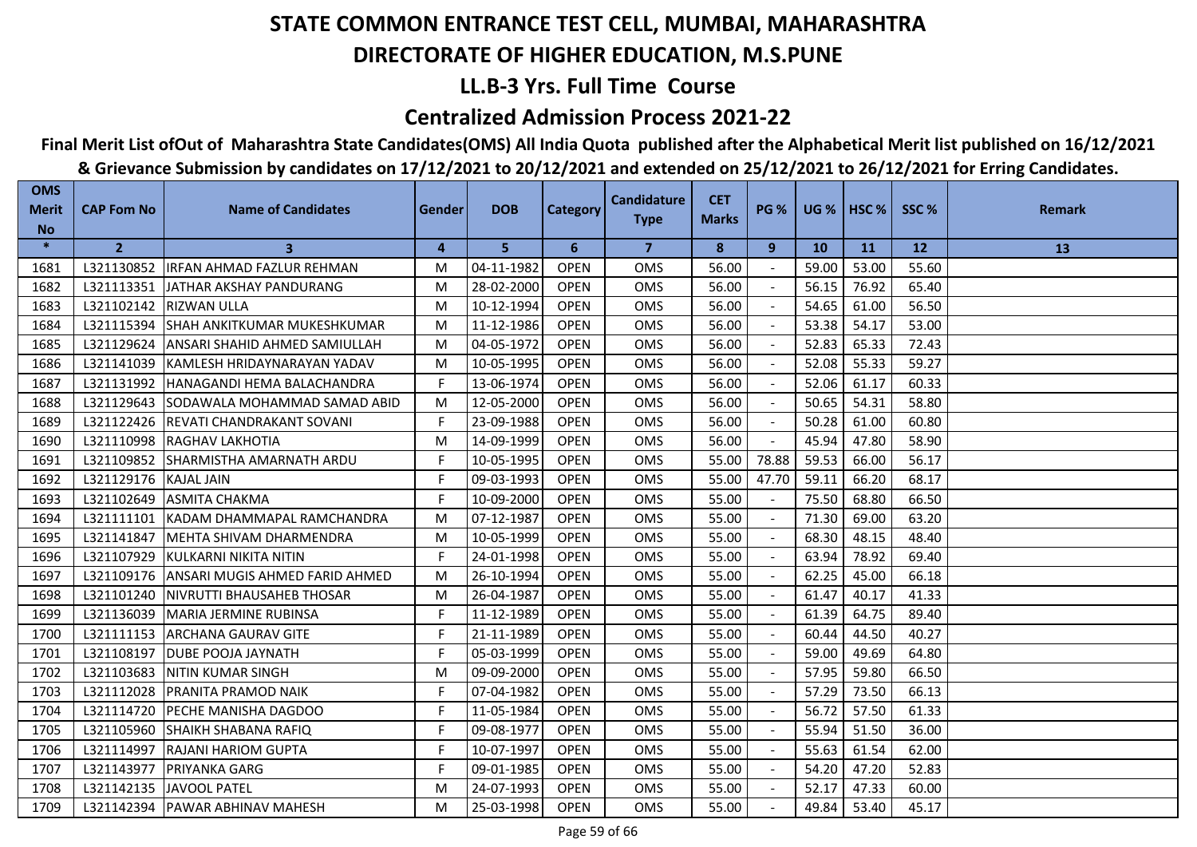# STATE COMMON ENTRANCE TEST CELL, MUMBAI, MAHARASHTRA

## DIRECTORATE OF HIGHER EDUCATION, M.S.PUNE

## LL.B-3 Yrs. Full Time Course

## Centralized Admission Process 2021-22

**Final Merit List ofOut of Maharashtra State Candidates(OMS) All India Quota published after the Alphabetical Merit list published on 16/12/2021 & Grievance Submission by candidates on 17/12/2021 to 20/12/2021 and extended on 25/12/2021 to 26/12/2021 for Erring Candidates.**

| OMS Merit No | CAP Fom No | Name of Candidates | Gender | DOB | Category | Candidature Type | CET Marks | PG % | UG % | HSC % | SSC % | Remark |
|---|---|---|---|---|---|---|---|---|---|---|---|---|
| * | 2 | 3 | 4 | 5 | 6 | 7 | 8 | 9 | 10 | 11 | 12 | 13 |
| 1681 | L321130852 | IRFAN AHMAD FAZLUR REHMAN | M | 04-11-1982 | OPEN | OMS | 56.00 | - | 59.00 | 53.00 | 55.60 | |
| 1682 | L321113351 | JATHAR AKSHAY PANDURANG | M | 28-02-2000 | OPEN | OMS | 56.00 | - | 56.15 | 76.92 | 65.40 | |
| 1683 | L321102142 | RIZWAN ULLA | M | 10-12-1994 | OPEN | OMS | 56.00 | - | 54.65 | 61.00 | 56.50 | |
| 1684 | L321115394 | SHAH ANKITKUMAR MUKESHKUMAR | M | 11-12-1986 | OPEN | OMS | 56.00 | - | 53.38 | 54.17 | 53.00 | |
| 1685 | L321129624 | ANSARI SHAHID AHMED SAMIULLAH | M | 04-05-1972 | OPEN | OMS | 56.00 | - | 52.83 | 65.33 | 72.43 | |
| 1686 | L321141039 | KAMLESH HRIDAYNARAYAN YADAV | M | 10-05-1995 | OPEN | OMS | 56.00 | - | 52.08 | 55.33 | 59.27 | |
| 1687 | L321131992 | HANAGANDI HEMA BALACHANDRA | F | 13-06-1974 | OPEN | OMS | 56.00 | - | 52.06 | 61.17 | 60.33 | |
| 1688 | L321129643 | SODAWALA MOHAMMAD SAMAD ABID | M | 12-05-2000 | OPEN | OMS | 56.00 | - | 50.65 | 54.31 | 58.80 | |
| 1689 | L321122426 | REVATI CHANDRAKANT SOVANI | F | 23-09-1988 | OPEN | OMS | 56.00 | - | 50.28 | 61.00 | 60.80 | |
| 1690 | L321110998 | RAGHAV LAKHOTIA | M | 14-09-1999 | OPEN | OMS | 56.00 | - | 45.94 | 47.80 | 58.90 | |
| 1691 | L321109852 | SHARMISTHA AMARNATH ARDU | F | 10-05-1995 | OPEN | OMS | 55.00 | 78.88 | 59.53 | 66.00 | 56.17 | |
| 1692 | L321129176 | KAJAL JAIN | F | 09-03-1993 | OPEN | OMS | 55.00 | 47.70 | 59.11 | 66.20 | 68.17 | |
| 1693 | L321102649 | ASMITA CHAKMA | F | 10-09-2000 | OPEN | OMS | 55.00 | - | 75.50 | 68.80 | 66.50 | |
| 1694 | L321111101 | KADAM DHAMMAPAL RAMCHANDRA | M | 07-12-1987 | OPEN | OMS | 55.00 | - | 71.30 | 69.00 | 63.20 | |
| 1695 | L321141847 | MEHTA SHIVAM DHARMENDRA | M | 10-05-1999 | OPEN | OMS | 55.00 | - | 68.30 | 48.15 | 48.40 | |
| 1696 | L321107929 | KULKARNI NIKITA NITIN | F | 24-01-1998 | OPEN | OMS | 55.00 | - | 63.94 | 78.92 | 69.40 | |
| 1697 | L321109176 | ANSARI MUGIS AHMED FARID AHMED | M | 26-10-1994 | OPEN | OMS | 55.00 | - | 62.25 | 45.00 | 66.18 | |
| 1698 | L321101240 | NIVRUTTI BHAUSAHEB THOSAR | M | 26-04-1987 | OPEN | OMS | 55.00 | - | 61.47 | 40.17 | 41.33 | |
| 1699 | L321136039 | MARIA JERMINE RUBINSA | F | 11-12-1989 | OPEN | OMS | 55.00 | - | 61.39 | 64.75 | 89.40 | |
| 1700 | L321111153 | ARCHANA GAURAV GITE | F | 21-11-1989 | OPEN | OMS | 55.00 | - | 60.44 | 44.50 | 40.27 | |
| 1701 | L321108197 | DUBE POOJA JAYNATH | F | 05-03-1999 | OPEN | OMS | 55.00 | - | 59.00 | 49.69 | 64.80 | |
| 1702 | L321103683 | NITIN KUMAR SINGH | M | 09-09-2000 | OPEN | OMS | 55.00 | - | 57.95 | 59.80 | 66.50 | |
| 1703 | L321112028 | PRANITA PRAMOD NAIK | F | 07-04-1982 | OPEN | OMS | 55.00 | - | 57.29 | 73.50 | 66.13 | |
| 1704 | L321114720 | PECHE MANISHA DAGDOO | F | 11-05-1984 | OPEN | OMS | 55.00 | - | 56.72 | 57.50 | 61.33 | |
| 1705 | L321105960 | SHAIKH SHABANA RAFIQ | F | 09-08-1977 | OPEN | OMS | 55.00 | - | 55.94 | 51.50 | 36.00 | |
| 1706 | L321114997 | RAJANI HARIOM GUPTA | F | 10-07-1997 | OPEN | OMS | 55.00 | - | 55.63 | 61.54 | 62.00 | |
| 1707 | L321143977 | PRIYANKA GARG | F | 09-01-1985 | OPEN | OMS | 55.00 | - | 54.20 | 47.20 | 52.83 | |
| 1708 | L321142135 | JAVOOL PATEL | M | 24-07-1993 | OPEN | OMS | 55.00 | - | 52.17 | 47.33 | 60.00 | |
| 1709 | L321142394 | PAWAR ABHINAV MAHESH | M | 25-03-1998 | OPEN | OMS | 55.00 | - | 49.84 | 53.40 | 45.17 | |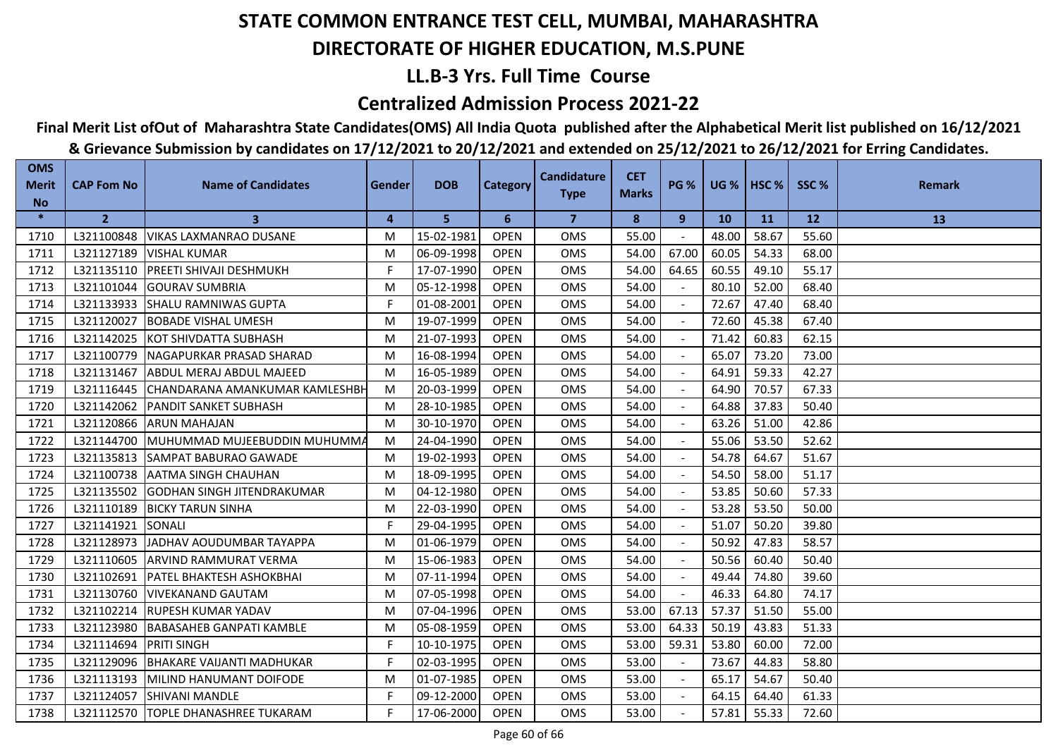# STATE COMMON ENTRANCE TEST CELL, MUMBAI, MAHARASHTRA

## DIRECTORATE OF HIGHER EDUCATION, M.S.PUNE

## LL.B-3 Yrs. Full Time Course

## Centralized Admission Process 2021-22

**Final Merit List ofOut of Maharashtra State Candidates(OMS) All India Quota published after the Alphabetical Merit list published on 16/12/2021 & Grievance Submission by candidates on 17/12/2021 to 20/12/2021 and extended on 25/12/2021 to 26/12/2021 for Erring Candidates.**

| OMS Merit No | CAP Fom No | Name of Candidates | Gender | DOB | Category | Candidature Type | CET Marks | PG % | UG % | HSC % | SSC % | Remark |
|---|---|---|---|---|---|---|---|---|---|---|---|---|
| * | 2 | 3 | 4 | 5 | 6 | 7 | 8 | 9 | 10 | 11 | 12 | 13 |
| 1710 | L321100848 | VIKAS LAXMANRAO DUSANE | M | 15-02-1981 | OPEN | OMS | 55.00 | - | 48.00 | 58.67 | 55.60 | |
| 1711 | L321127189 | VISHAL KUMAR | M | 06-09-1998 | OPEN | OMS | 54.00 | 67.00 | 60.05 | 54.33 | 68.00 | |
| 1712 | L321135110 | PREETI SHIVAJI DESHMUKH | F | 17-07-1990 | OPEN | OMS | 54.00 | 64.65 | 60.55 | 49.10 | 55.17 | |
| 1713 | L321101044 | GOURAV SUMBRIA | M | 05-12-1998 | OPEN | OMS | 54.00 | - | 80.10 | 52.00 | 68.40 | |
| 1714 | L321133933 | SHALU RAMNIWAS GUPTA | F | 01-08-2001 | OPEN | OMS | 54.00 | - | 72.67 | 47.40 | 68.40 | |
| 1715 | L321120027 | BOBADE VISHAL UMESH | M | 19-07-1999 | OPEN | OMS | 54.00 | - | 72.60 | 45.38 | 67.40 | |
| 1716 | L321142025 | KOT SHIVDATTA SUBHASH | M | 21-07-1993 | OPEN | OMS | 54.00 | - | 71.42 | 60.83 | 62.15 | |
| 1717 | L321100779 | NAGAPURKAR PRASAD SHARAD | M | 16-08-1994 | OPEN | OMS | 54.00 | - | 65.07 | 73.20 | 73.00 | |
| 1718 | L321131467 | ABDUL MERAJ ABDUL MAJEED | M | 16-05-1989 | OPEN | OMS | 54.00 | - | 64.91 | 59.33 | 42.27 | |
| 1719 | L321116445 | CHANDARANA AMANKUMAR KAMLESHBH | M | 20-03-1999 | OPEN | OMS | 54.00 | - | 64.90 | 70.57 | 67.33 | |
| 1720 | L321142062 | PANDIT SANKET SUBHASH | M | 28-10-1985 | OPEN | OMS | 54.00 | - | 64.88 | 37.83 | 50.40 | |
| 1721 | L321120866 | ARUN MAHAJAN | M | 30-10-1970 | OPEN | OMS | 54.00 | - | 63.26 | 51.00 | 42.86 | |
| 1722 | L321144700 | MUHUMMAD MUJEEBUDDIN MUHUMMA | M | 24-04-1990 | OPEN | OMS | 54.00 | - | 55.06 | 53.50 | 52.62 | |
| 1723 | L321135813 | SAMPAT BABURAO GAWADE | M | 19-02-1993 | OPEN | OMS | 54.00 | - | 54.78 | 64.67 | 51.67 | |
| 1724 | L321100738 | AATMA SINGH CHAUHAN | M | 18-09-1995 | OPEN | OMS | 54.00 | - | 54.50 | 58.00 | 51.17 | |
| 1725 | L321135502 | GODHAN SINGH JITENDRAKUMAR | M | 04-12-1980 | OPEN | OMS | 54.00 | - | 53.85 | 50.60 | 57.33 | |
| 1726 | L321110189 | BICKY TARUN SINHA | M | 22-03-1990 | OPEN | OMS | 54.00 | - | 53.28 | 53.50 | 50.00 | |
| 1727 | L321141921 | SONALI | F | 29-04-1995 | OPEN | OMS | 54.00 | - | 51.07 | 50.20 | 39.80 | |
| 1728 | L321128973 | JADHAV AOUDUMBAR TAYAPPA | M | 01-06-1979 | OPEN | OMS | 54.00 | - | 50.92 | 47.83 | 58.57 | |
| 1729 | L321110605 | ARVIND RAMMURAT VERMA | M | 15-06-1983 | OPEN | OMS | 54.00 | - | 50.56 | 60.40 | 50.40 | |
| 1730 | L321102691 | PATEL BHAKTESH ASHOKBHAI | M | 07-11-1994 | OPEN | OMS | 54.00 | - | 49.44 | 74.80 | 39.60 | |
| 1731 | L321130760 | VIVEKANAND GAUTAM | M | 07-05-1998 | OPEN | OMS | 54.00 | - | 46.33 | 64.80 | 74.17 | |
| 1732 | L321102214 | RUPESH KUMAR YADAV | M | 07-04-1996 | OPEN | OMS | 53.00 | 67.13 | 57.37 | 51.50 | 55.00 | |
| 1733 | L321123980 | BABASAHEB GANPATI KAMBLE | M | 05-08-1959 | OPEN | OMS | 53.00 | 64.33 | 50.19 | 43.83 | 51.33 | |
| 1734 | L321114694 | PRITI SINGH | F | 10-10-1975 | OPEN | OMS | 53.00 | 59.31 | 53.80 | 60.00 | 72.00 | |
| 1735 | L321129096 | BHAKARE VAIJANTI MADHUKAR | F | 02-03-1995 | OPEN | OMS | 53.00 | - | 73.67 | 44.83 | 58.80 | |
| 1736 | L321113193 | MILIND HANUMANT DOIFODE | M | 01-07-1985 | OPEN | OMS | 53.00 | - | 65.17 | 54.67 | 50.40 | |
| 1737 | L321124057 | SHIVANI MANDLE | F | 09-12-2000 | OPEN | OMS | 53.00 | - | 64.15 | 64.40 | 61.33 | |
| 1738 | L321112570 | TOPLE DHANASHREE TUKARAM | F | 17-06-2000 | OPEN | OMS | 53.00 | - | 57.81 | 55.33 | 72.60 | |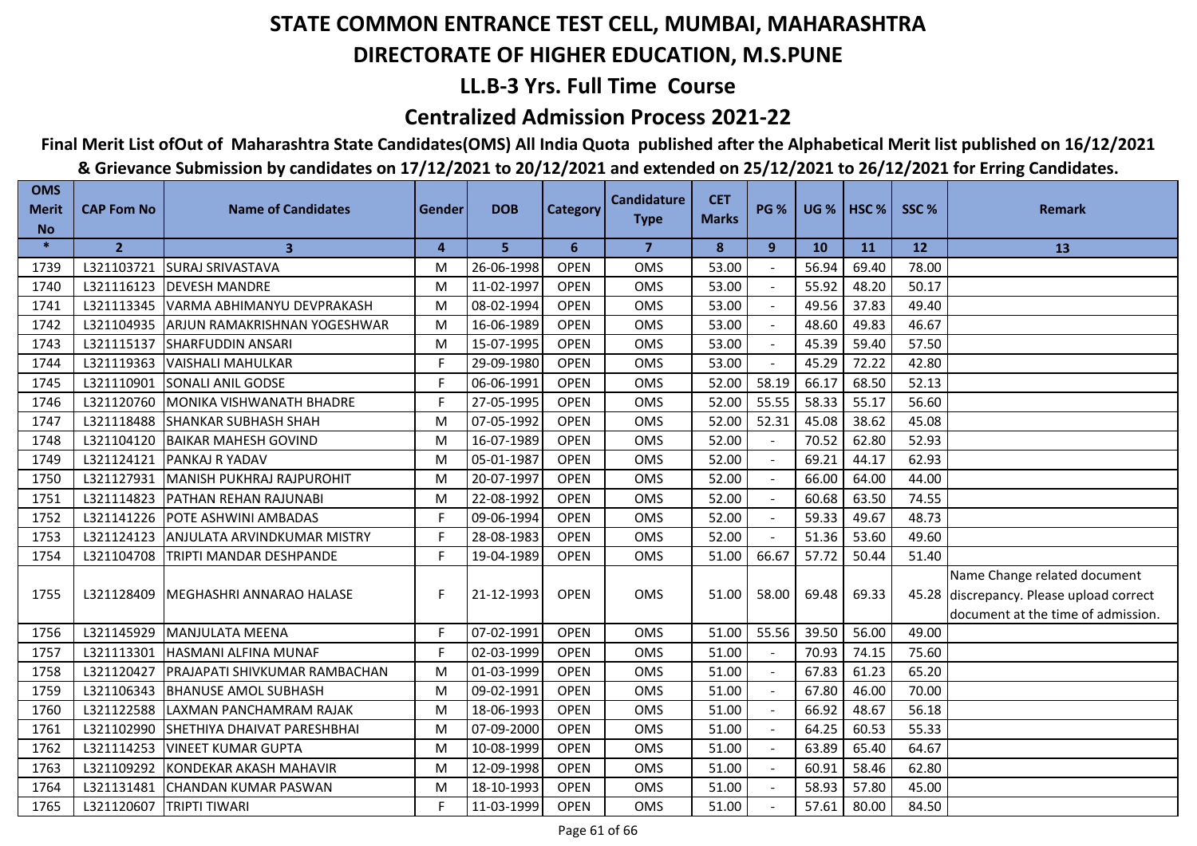# STATE COMMON ENTRANCE TEST CELL, MUMBAI, MAHARASHTRA

## DIRECTORATE OF HIGHER EDUCATION, M.S.PUNE

## LL.B-3 Yrs. Full Time Course

## Centralized Admission Process 2021-22

**Final Merit List ofOut of Maharashtra State Candidates(OMS) All India Quota published after the Alphabetical Merit list published on 16/12/2021 & Grievance Submission by candidates on 17/12/2021 to 20/12/2021 and extended on 25/12/2021 to 26/12/2021 for Erring Candidates.**

| OMS Merit No | CAP Fom No | Name of Candidates | Gender | DOB | Category | Candidature Type | CET Marks | PG % | UG % | HSC % | SSC % | Remark |
|---|---|---|---|---|---|---|---|---|---|---|---|---|
| * | 2 | 3 | 4 | 5 | 6 | 7 | 8 | 9 | 10 | 11 | 12 | 13 |
| 1739 | L321103721 | SURAJ SRIVASTAVA | M | 26-06-1998 | OPEN | OMS | 53.00 | - | 56.94 | 69.40 | 78.00 | |
| 1740 | L321116123 | DEVESH MANDRE | M | 11-02-1997 | OPEN | OMS | 53.00 | - | 55.92 | 48.20 | 50.17 | |
| 1741 | L321113345 | VARMA ABHIMANYU DEVPRAKASH | M | 08-02-1994 | OPEN | OMS | 53.00 | - | 49.56 | 37.83 | 49.40 | |
| 1742 | L321104935 | ARJUN RAMAKRISHNAN YOGESHWAR | M | 16-06-1989 | OPEN | OMS | 53.00 | - | 48.60 | 49.83 | 46.67 | |
| 1743 | L321115137 | SHARFUDDIN ANSARI | M | 15-07-1995 | OPEN | OMS | 53.00 | - | 45.39 | 59.40 | 57.50 | |
| 1744 | L321119363 | VAISHALI MAHULKAR | F | 29-09-1980 | OPEN | OMS | 53.00 | - | 45.29 | 72.22 | 42.80 | |
| 1745 | L321110901 | SONALI ANIL GODSE | F | 06-06-1991 | OPEN | OMS | 52.00 | 58.19 | 66.17 | 68.50 | 52.13 | |
| 1746 | L321120760 | MONIKA VISHWANATH BHADRE | F | 27-05-1995 | OPEN | OMS | 52.00 | 55.55 | 58.33 | 55.17 | 56.60 | |
| 1747 | L321118488 | SHANKAR SUBHASH SHAH | M | 07-05-1992 | OPEN | OMS | 52.00 | 52.31 | 45.08 | 38.62 | 45.08 | |
| 1748 | L321104120 | BAIKAR MAHESH GOVIND | M | 16-07-1989 | OPEN | OMS | 52.00 | - | 70.52 | 62.80 | 52.93 | |
| 1749 | L321124121 | PANKAJ R YADAV | M | 05-01-1987 | OPEN | OMS | 52.00 | - | 69.21 | 44.17 | 62.93 | |
| 1750 | L321127931 | MANISH PUKHRAJ RAJPUROHIT | M | 20-07-1997 | OPEN | OMS | 52.00 | - | 66.00 | 64.00 | 44.00 | |
| 1751 | L321114823 | PATHAN REHAN RAJUNABI | M | 22-08-1992 | OPEN | OMS | 52.00 | - | 60.68 | 63.50 | 74.55 | |
| 1752 | L321141226 | POTE ASHWINI AMBADAS | F | 09-06-1994 | OPEN | OMS | 52.00 | - | 59.33 | 49.67 | 48.73 | |
| 1753 | L321124123 | ANJULATA ARVINDKUMAR MISTRY | F | 28-08-1983 | OPEN | OMS | 52.00 | - | 51.36 | 53.60 | 49.60 | |
| 1754 | L321104708 | TRIPTI MANDAR DESHPANDE | F | 19-04-1989 | OPEN | OMS | 51.00 | 66.67 | 57.72 | 50.44 | 51.40 | |
| 1755 | L321128409 | MEGHASHRI ANNARAO HALASE | F | 21-12-1993 | OPEN | OMS | 51.00 | 58.00 | 69.48 | 69.33 | 45.28 | Name Change related document discrepancy. Please upload correct document at the time of admission. |
| 1756 | L321145929 | MANJULATA MEENA | F | 07-02-1991 | OPEN | OMS | 51.00 | 55.56 | 39.50 | 56.00 | 49.00 | |
| 1757 | L321113301 | HASMANI ALFINA MUNAF | F | 02-03-1999 | OPEN | OMS | 51.00 | - | 70.93 | 74.15 | 75.60 | |
| 1758 | L321120427 | PRAJAPATI SHIVKUMAR RAMBACHAN | M | 01-03-1999 | OPEN | OMS | 51.00 | - | 67.83 | 61.23 | 65.20 | |
| 1759 | L321106343 | BHANUSE AMOL SUBHASH | M | 09-02-1991 | OPEN | OMS | 51.00 | - | 67.80 | 46.00 | 70.00 | |
| 1760 | L321122588 | LAXMAN PANCHAMRAM RAJAK | M | 18-06-1993 | OPEN | OMS | 51.00 | - | 66.92 | 48.67 | 56.18 | |
| 1761 | L321102990 | SHETHIYA DHAIVAT PARESHBHAI | M | 07-09-2000 | OPEN | OMS | 51.00 | - | 64.25 | 60.53 | 55.33 | |
| 1762 | L321114253 | VINEET KUMAR GUPTA | M | 10-08-1999 | OPEN | OMS | 51.00 | - | 63.89 | 65.40 | 64.67 | |
| 1763 | L321109292 | KONDEKAR AKASH MAHAVIR | M | 12-09-1998 | OPEN | OMS | 51.00 | - | 60.91 | 58.46 | 62.80 | |
| 1764 | L321131481 | CHANDAN KUMAR PASWAN | M | 18-10-1993 | OPEN | OMS | 51.00 | - | 58.93 | 57.80 | 45.00 | |
| 1765 | L321120607 | TRIPTI TIWARI | F | 11-03-1999 | OPEN | OMS | 51.00 | - | 57.61 | 80.00 | 84.50 | |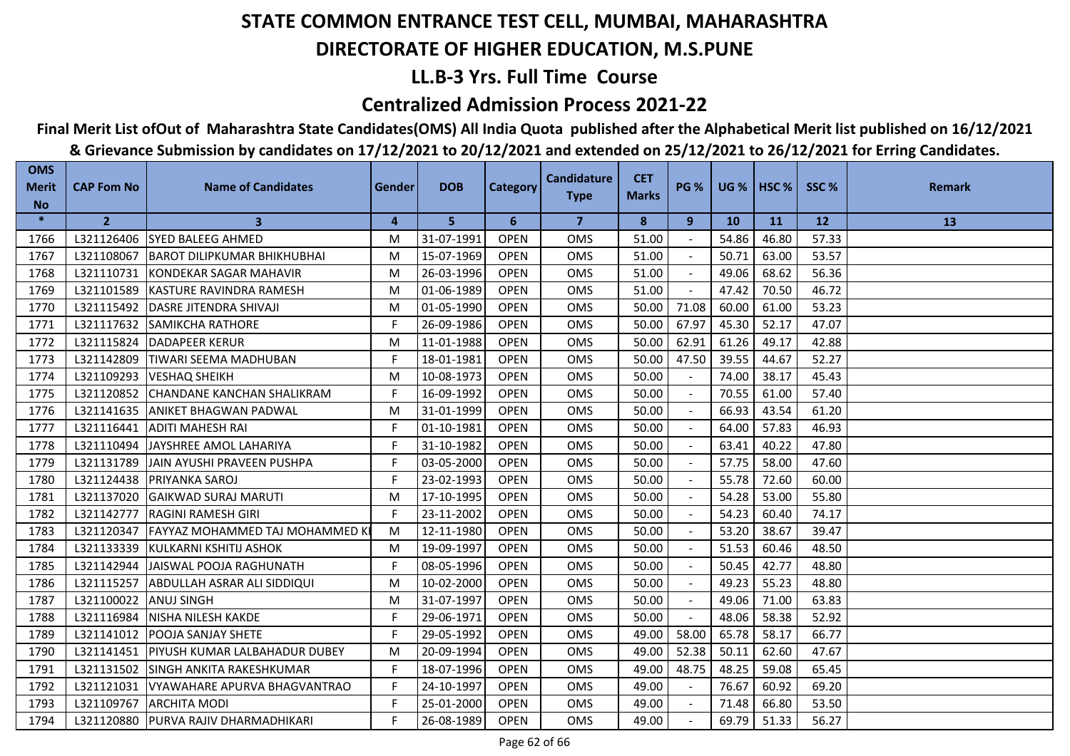# STATE COMMON ENTRANCE TEST CELL, MUMBAI, MAHARASHTRA

## DIRECTORATE OF HIGHER EDUCATION, M.S.PUNE

### LL.B-3 Yrs. Full Time Course

### Centralized Admission Process 2021-22

**Final Merit List ofOut of Maharashtra State Candidates(OMS) All India Quota published after the Alphabetical Merit list published on 16/12/2021 & Grievance Submission by candidates on 17/12/2021 to 20/12/2021 and extended on 25/12/2021 to 26/12/2021 for Erring Candidates.**

| OMS Merit No | CAP Fom No | Name of Candidates | Gender | DOB | Category | Candidature Type | CET Marks | PG % | UG % | HSC % | SSC % | Remark |
|---|---|---|---|---|---|---|---|---|---|---|---|---|
| * | 2 | 3 | 4 | 5 | 6 | 7 | 8 | 9 | 10 | 11 | 12 | 13 |
| 1766 | L321126406 | SYED BALEEG AHMED | M | 31-07-1991 | OPEN | OMS | 51.00 | - | 54.86 | 46.80 | 57.33 | |
| 1767 | L321108067 | BAROT DILIPKUMAR BHIKHUBHAI | M | 15-07-1969 | OPEN | OMS | 51.00 | - | 50.71 | 63.00 | 53.57 | |
| 1768 | L321110731 | KONDEKAR SAGAR MAHAVIR | M | 26-03-1996 | OPEN | OMS | 51.00 | - | 49.06 | 68.62 | 56.36 | |
| 1769 | L321101589 | KASTURE RAVINDRA RAMESH | M | 01-06-1989 | OPEN | OMS | 51.00 | - | 47.42 | 70.50 | 46.72 | |
| 1770 | L321115492 | DASRE JITENDRA SHIVAJI | M | 01-05-1990 | OPEN | OMS | 50.00 | 71.08 | 60.00 | 61.00 | 53.23 | |
| 1771 | L321117632 | SAMIKCHA RATHORE | F | 26-09-1986 | OPEN | OMS | 50.00 | 67.97 | 45.30 | 52.17 | 47.07 | |
| 1772 | L321115824 | DADAPEER KERUR | M | 11-01-1988 | OPEN | OMS | 50.00 | 62.91 | 61.26 | 49.17 | 42.88 | |
| 1773 | L321142809 | TIWARI SEEMA MADHUBAN | F | 18-01-1981 | OPEN | OMS | 50.00 | 47.50 | 39.55 | 44.67 | 52.27 | |
| 1774 | L321109293 | VESHAQ SHEIKH | M | 10-08-1973 | OPEN | OMS | 50.00 | - | 74.00 | 38.17 | 45.43 | |
| 1775 | L321120852 | CHANDANE KANCHAN SHALIKRAM | F | 16-09-1992 | OPEN | OMS | 50.00 | - | 70.55 | 61.00 | 57.40 | |
| 1776 | L321141635 | ANIKET BHAGWAN PADWAL | M | 31-01-1999 | OPEN | OMS | 50.00 | - | 66.93 | 43.54 | 61.20 | |
| 1777 | L321116441 | ADITI MAHESH RAI | F | 01-10-1981 | OPEN | OMS | 50.00 | - | 64.00 | 57.83 | 46.93 | |
| 1778 | L321110494 | JAYSHREE AMOL LAHARIYA | F | 31-10-1982 | OPEN | OMS | 50.00 | - | 63.41 | 40.22 | 47.80 | |
| 1779 | L321131789 | JAIN AYUSHI PRAVEEN PUSHPA | F | 03-05-2000 | OPEN | OMS | 50.00 | - | 57.75 | 58.00 | 47.60 | |
| 1780 | L321124438 | PRIYANKA SAROJ | F | 23-02-1993 | OPEN | OMS | 50.00 | - | 55.78 | 72.60 | 60.00 | |
| 1781 | L321137020 | GAIKWAD SURAJ MARUTI | M | 17-10-1995 | OPEN | OMS | 50.00 | - | 54.28 | 53.00 | 55.80 | |
| 1782 | L321142777 | RAGINI RAMESH GIRI | F | 23-11-2002 | OPEN | OMS | 50.00 | - | 54.23 | 60.40 | 74.17 | |
| 1783 | L321120347 | FAYYAZ MOHAMMED TAJ MOHAMMED KI | M | 12-11-1980 | OPEN | OMS | 50.00 | - | 53.20 | 38.67 | 39.47 | |
| 1784 | L321133339 | KULKARNI KSHITIJ ASHOK | M | 19-09-1997 | OPEN | OMS | 50.00 | - | 51.53 | 60.46 | 48.50 | |
| 1785 | L321142944 | JAISWAL POOJA RAGHUNATH | F | 08-05-1996 | OPEN | OMS | 50.00 | - | 50.45 | 42.77 | 48.80 | |
| 1786 | L321115257 | ABDULLAH ASRAR ALI SIDDIQUI | M | 10-02-2000 | OPEN | OMS | 50.00 | - | 49.23 | 55.23 | 48.80 | |
| 1787 | L321100022 | ANUJ SINGH | M | 31-07-1997 | OPEN | OMS | 50.00 | - | 49.06 | 71.00 | 63.83 | |
| 1788 | L321116984 | NISHA NILESH KAKDE | F | 29-06-1971 | OPEN | OMS | 50.00 | - | 48.06 | 58.38 | 52.92 | |
| 1789 | L321141012 | POOJA SANJAY SHETE | F | 29-05-1992 | OPEN | OMS | 49.00 | 58.00 | 65.78 | 58.17 | 66.77 | |
| 1790 | L321141451 | PIYUSH KUMAR LALBAHADUR DUBEY | M | 20-09-1994 | OPEN | OMS | 49.00 | 52.38 | 50.11 | 62.60 | 47.67 | |
| 1791 | L321131502 | SINGH ANKITA RAKESHKUMAR | F | 18-07-1996 | OPEN | OMS | 49.00 | 48.75 | 48.25 | 59.08 | 65.45 | |
| 1792 | L321121031 | VYAWAHARE APURVA BHAGVANTRAO | F | 24-10-1997 | OPEN | OMS | 49.00 | - | 76.67 | 60.92 | 69.20 | |
| 1793 | L321109767 | ARCHITA MODI | F | 25-01-2000 | OPEN | OMS | 49.00 | - | 71.48 | 66.80 | 53.50 | |
| 1794 | L321120880 | PURVA RAJIV DHARMADHIKARI | F | 26-08-1989 | OPEN | OMS | 49.00 | - | 69.79 | 51.33 | 56.27 | |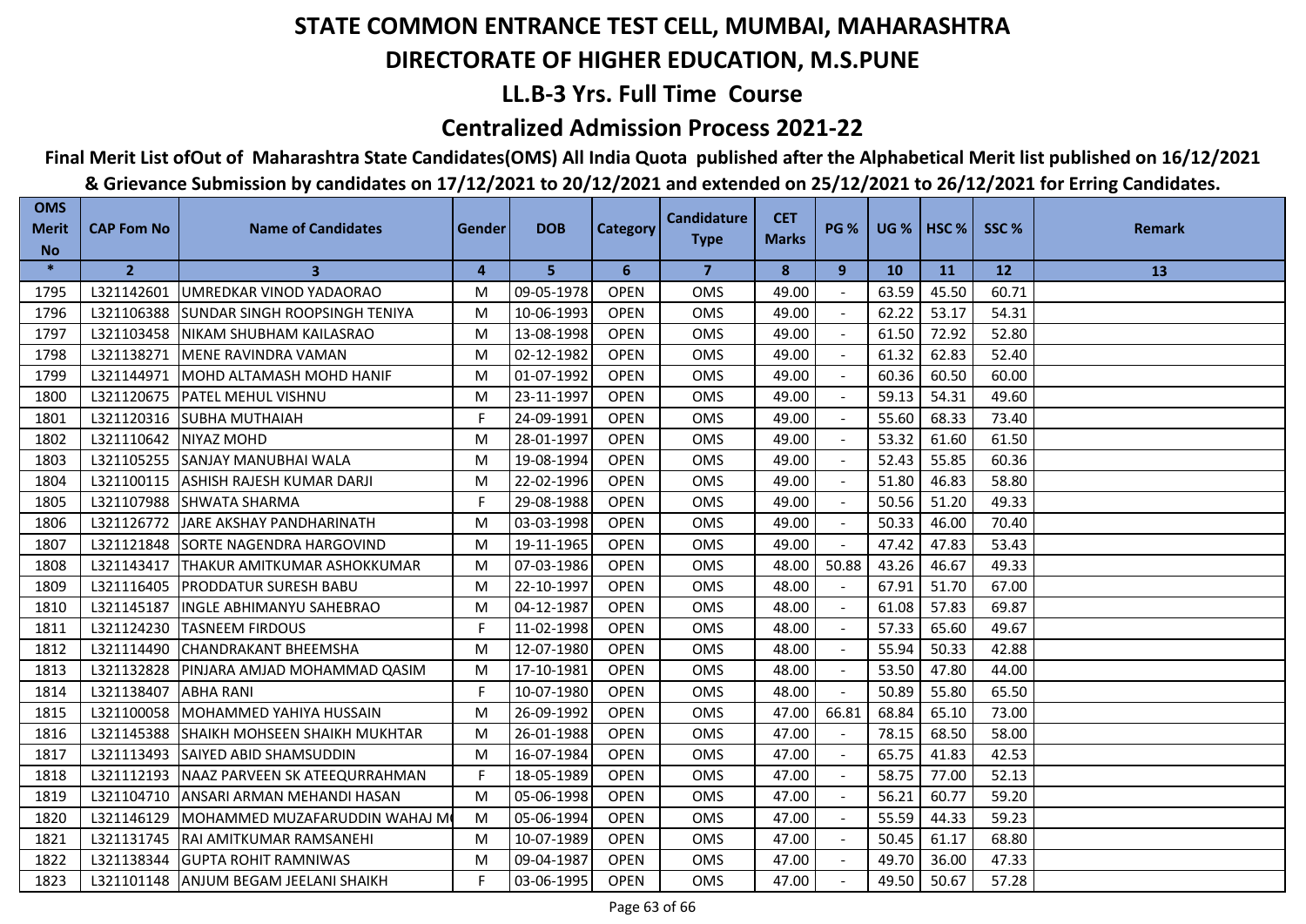# STATE COMMON ENTRANCE TEST CELL, MUMBAI, MAHARASHTRA

## DIRECTORATE OF HIGHER EDUCATION, M.S.PUNE

## LL.B-3 Yrs. Full Time Course

## Centralized Admission Process 2021-22

**Final Merit List ofOut of Maharashtra State Candidates(OMS) All India Quota published after the Alphabetical Merit list published on 16/12/2021 & Grievance Submission by candidates on 17/12/2021 to 20/12/2021 and extended on 25/12/2021 to 26/12/2021 for Erring Candidates.**

| OMS Merit No | CAP Fom No | Name of Candidates | Gender | DOB | Category | Candidature Type | CET Marks | PG % | UG % | HSC % | SSC % | Remark |
|---|---|---|---|---|---|---|---|---|---|---|---|---|
| * | 2 | 3 | 4 | 5 | 6 | 7 | 8 | 9 | 10 | 11 | 12 | 13 |
| 1795 | L321142601 | UMREDKAR VINOD YADAORAO | M | 09-05-1978 | OPEN | OMS | 49.00 | - | 63.59 | 45.50 | 60.71 | |
| 1796 | L321106388 | SUNDAR SINGH ROOPSINGH TENIYA | M | 10-06-1993 | OPEN | OMS | 49.00 | - | 62.22 | 53.17 | 54.31 | |
| 1797 | L321103458 | NIKAM SHUBHAM KAILASRAO | M | 13-08-1998 | OPEN | OMS | 49.00 | - | 61.50 | 72.92 | 52.80 | |
| 1798 | L321138271 | MENE RAVINDRA VAMAN | M | 02-12-1982 | OPEN | OMS | 49.00 | - | 61.32 | 62.83 | 52.40 | |
| 1799 | L321144971 | MOHD ALTAMASH MOHD HANIF | M | 01-07-1992 | OPEN | OMS | 49.00 | - | 60.36 | 60.50 | 60.00 | |
| 1800 | L321120675 | PATEL MEHUL VISHNU | M | 23-11-1997 | OPEN | OMS | 49.00 | - | 59.13 | 54.31 | 49.60 | |
| 1801 | L321120316 | SUBHA MUTHAIAH | F | 24-09-1991 | OPEN | OMS | 49.00 | - | 55.60 | 68.33 | 73.40 | |
| 1802 | L321110642 | NIYAZ MOHD | M | 28-01-1997 | OPEN | OMS | 49.00 | - | 53.32 | 61.60 | 61.50 | |
| 1803 | L321105255 | SANJAY MANUBHAI WALA | M | 19-08-1994 | OPEN | OMS | 49.00 | - | 52.43 | 55.85 | 60.36 | |
| 1804 | L321100115 | ASHISH RAJESH KUMAR DARJI | M | 22-02-1996 | OPEN | OMS | 49.00 | - | 51.80 | 46.83 | 58.80 | |
| 1805 | L321107988 | SHWATA SHARMA | F | 29-08-1988 | OPEN | OMS | 49.00 | - | 50.56 | 51.20 | 49.33 | |
| 1806 | L321126772 | JARE AKSHAY PANDHARINATH | M | 03-03-1998 | OPEN | OMS | 49.00 | - | 50.33 | 46.00 | 70.40 | |
| 1807 | L321121848 | SORTE NAGENDRA HARGOVIND | M | 19-11-1965 | OPEN | OMS | 49.00 | - | 47.42 | 47.83 | 53.43 | |
| 1808 | L321143417 | THAKUR AMITKUMAR ASHOKKUMAR | M | 07-03-1986 | OPEN | OMS | 48.00 | 50.88 | 43.26 | 46.67 | 49.33 | |
| 1809 | L321116405 | PRODDATUR SURESH BABU | M | 22-10-1997 | OPEN | OMS | 48.00 | - | 67.91 | 51.70 | 67.00 | |
| 1810 | L321145187 | INGLE ABHIMANYU SAHEBRAO | M | 04-12-1987 | OPEN | OMS | 48.00 | - | 61.08 | 57.83 | 69.87 | |
| 1811 | L321124230 | TASNEEM FIRDOUS | F | 11-02-1998 | OPEN | OMS | 48.00 | - | 57.33 | 65.60 | 49.67 | |
| 1812 | L321114490 | CHANDRAKANT BHEEMSHA | M | 12-07-1980 | OPEN | OMS | 48.00 | - | 55.94 | 50.33 | 42.88 | |
| 1813 | L321132828 | PINJARA AMJAD MOHAMMAD QASIM | M | 17-10-1981 | OPEN | OMS | 48.00 | - | 53.50 | 47.80 | 44.00 | |
| 1814 | L321138407 | ABHA RANI | F | 10-07-1980 | OPEN | OMS | 48.00 | - | 50.89 | 55.80 | 65.50 | |
| 1815 | L321100058 | MOHAMMED YAHIYA HUSSAIN | M | 26-09-1992 | OPEN | OMS | 47.00 | 66.81 | 68.84 | 65.10 | 73.00 | |
| 1816 | L321145388 | SHAIKH MOHSEEN SHAIKH MUKHTAR | M | 26-01-1988 | OPEN | OMS | 47.00 | - | 78.15 | 68.50 | 58.00 | |
| 1817 | L321113493 | SAIYED ABID SHAMSUDDIN | M | 16-07-1984 | OPEN | OMS | 47.00 | - | 65.75 | 41.83 | 42.53 | |
| 1818 | L321112193 | NAAZ PARVEEN SK ATEEQURRAHMAN | F | 18-05-1989 | OPEN | OMS | 47.00 | - | 58.75 | 77.00 | 52.13 | |
| 1819 | L321104710 | ANSARI ARMAN MEHANDI HASAN | M | 05-06-1998 | OPEN | OMS | 47.00 | - | 56.21 | 60.77 | 59.20 | |
| 1820 | L321146129 | MOHAMMED MUZAFARUDDIN WAHAJ M | M | 05-06-1994 | OPEN | OMS | 47.00 | - | 55.59 | 44.33 | 59.23 | |
| 1821 | L321131745 | RAI AMITKUMAR RAMSANEHI | M | 10-07-1989 | OPEN | OMS | 47.00 | - | 50.45 | 61.17 | 68.80 | |
| 1822 | L321138344 | GUPTA ROHIT RAMNIWAS | M | 09-04-1987 | OPEN | OMS | 47.00 | - | 49.70 | 36.00 | 47.33 | |
| 1823 | L321101148 | ANJUM BEGAM JEELANI SHAIKH | F | 03-06-1995 | OPEN | OMS | 47.00 | - | 49.50 | 50.67 | 57.28 | |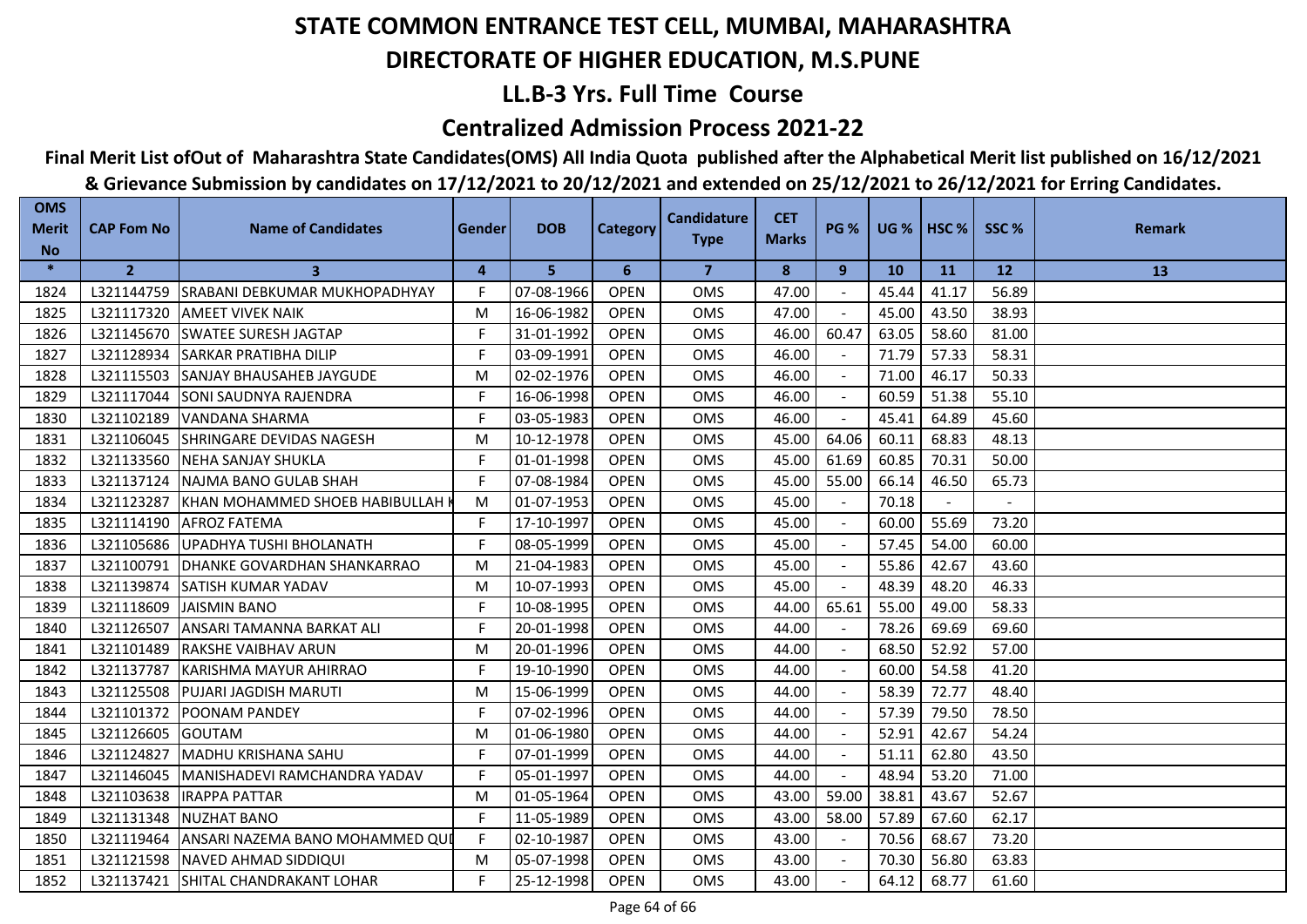# STATE COMMON ENTRANCE TEST CELL, MUMBAI, MAHARASHTRA

# DIRECTORATE OF HIGHER EDUCATION, M.S.PUNE

## LL.B-3 Yrs. Full Time Course

## Centralized Admission Process 2021-22

**Final Merit List ofOut of Maharashtra State Candidates(OMS) All India Quota published after the Alphabetical Merit list published on 16/12/2021 & Grievance Submission by candidates on 17/12/2021 to 20/12/2021 and extended on 25/12/2021 to 26/12/2021 for Erring Candidates.**

| OMS Merit No | CAP Fom No | Name of Candidates | Gender | DOB | Category | Candidature Type | CET Marks | PG % | UG % | HSC % | SSC % | Remark |
|---|---|---|---|---|---|---|---|---|---|---|---|---|
| * | 2 | 3 | 4 | 5 | 6 | 7 | 8 | 9 | 10 | 11 | 12 | 13 |
| 1824 | L321144759 | SRABANI DEBKUMAR MUKHOPADHYAY | F | 07-08-1966 | OPEN | OMS | 47.00 | - | 45.44 | 41.17 | 56.89 | |
| 1825 | L321117320 | AMEET VIVEK NAIK | M | 16-06-1982 | OPEN | OMS | 47.00 | - | 45.00 | 43.50 | 38.93 | |
| 1826 | L321145670 | SWATEE SURESH JAGTAP | F | 31-01-1992 | OPEN | OMS | 46.00 | 60.47 | 63.05 | 58.60 | 81.00 | |
| 1827 | L321128934 | SARKAR PRATIBHA DILIP | F | 03-09-1991 | OPEN | OMS | 46.00 | - | 71.79 | 57.33 | 58.31 | |
| 1828 | L321115503 | SANJAY BHAUSAHEB JAYGUDE | M | 02-02-1976 | OPEN | OMS | 46.00 | - | 71.00 | 46.17 | 50.33 | |
| 1829 | L321117044 | SONI SAUDNYA RAJENDRA | F | 16-06-1998 | OPEN | OMS | 46.00 | - | 60.59 | 51.38 | 55.10 | |
| 1830 | L321102189 | VANDANA SHARMA | F | 03-05-1983 | OPEN | OMS | 46.00 | - | 45.41 | 64.89 | 45.60 | |
| 1831 | L321106045 | SHRINGARE DEVIDAS NAGESH | M | 10-12-1978 | OPEN | OMS | 45.00 | 64.06 | 60.11 | 68.83 | 48.13 | |
| 1832 | L321133560 | NEHA SANJAY SHUKLA | F | 01-01-1998 | OPEN | OMS | 45.00 | 61.69 | 60.85 | 70.31 | 50.00 | |
| 1833 | L321137124 | NAJMA BANO GULAB SHAH | F | 07-08-1984 | OPEN | OMS | 45.00 | 55.00 | 66.14 | 46.50 | 65.73 | |
| 1834 | L321123287 | KHAN MOHAMMED SHOEB HABIBULLAH K | M | 01-07-1953 | OPEN | OMS | 45.00 | - | 70.18 | - | - | |
| 1835 | L321114190 | AFROZ FATEMA | F | 17-10-1997 | OPEN | OMS | 45.00 | - | 60.00 | 55.69 | 73.20 | |
| 1836 | L321105686 | UPADHYA TUSHI BHOLANATH | F | 08-05-1999 | OPEN | OMS | 45.00 | - | 57.45 | 54.00 | 60.00 | |
| 1837 | L321100791 | DHANKE GOVARDHAN SHANKARRAO | M | 21-04-1983 | OPEN | OMS | 45.00 | - | 55.86 | 42.67 | 43.60 | |
| 1838 | L321139874 | SATISH KUMAR YADAV | M | 10-07-1993 | OPEN | OMS | 45.00 | - | 48.39 | 48.20 | 46.33 | |
| 1839 | L321118609 | JAISMIN BANO | F | 10-08-1995 | OPEN | OMS | 44.00 | 65.61 | 55.00 | 49.00 | 58.33 | |
| 1840 | L321126507 | ANSARI TAMANNA BARKAT ALI | F | 20-01-1998 | OPEN | OMS | 44.00 | - | 78.26 | 69.69 | 69.60 | |
| 1841 | L321101489 | RAKSHE VAIBHAV ARUN | M | 20-01-1996 | OPEN | OMS | 44.00 | - | 68.50 | 52.92 | 57.00 | |
| 1842 | L321137787 | KARISHMA MAYUR AHIRRAO | F | 19-10-1990 | OPEN | OMS | 44.00 | - | 60.00 | 54.58 | 41.20 | |
| 1843 | L321125508 | PUJARI JAGDISH MARUTI | M | 15-06-1999 | OPEN | OMS | 44.00 | - | 58.39 | 72.77 | 48.40 | |
| 1844 | L321101372 | POONAM PANDEY | F | 07-02-1996 | OPEN | OMS | 44.00 | - | 57.39 | 79.50 | 78.50 | |
| 1845 | L321126605 | GOUTAM | M | 01-06-1980 | OPEN | OMS | 44.00 | - | 52.91 | 42.67 | 54.24 | |
| 1846 | L321124827 | MADHU KRISHANA SAHU | F | 07-01-1999 | OPEN | OMS | 44.00 | - | 51.11 | 62.80 | 43.50 | |
| 1847 | L321146045 | MANISHADEVI RAMCHANDRA YADAV | F | 05-01-1997 | OPEN | OMS | 44.00 | - | 48.94 | 53.20 | 71.00 | |
| 1848 | L321103638 | IRAPPA PATTAR | M | 01-05-1964 | OPEN | OMS | 43.00 | 59.00 | 38.81 | 43.67 | 52.67 | |
| 1849 | L321131348 | NUZHAT BANO | F | 11-05-1989 | OPEN | OMS | 43.00 | 58.00 | 57.89 | 67.60 | 62.17 | |
| 1850 | L321119464 | ANSARI NAZEMA BANO MOHAMMED QUI | F | 02-10-1987 | OPEN | OMS | 43.00 | - | 70.56 | 68.67 | 73.20 | |
| 1851 | L321121598 | NAVED AHMAD SIDDIQUI | M | 05-07-1998 | OPEN | OMS | 43.00 | - | 70.30 | 56.80 | 63.83 | |
| 1852 | L321137421 | SHITAL CHANDRAKANT LOHAR | F | 25-12-1998 | OPEN | OMS | 43.00 | - | 64.12 | 68.77 | 61.60 | |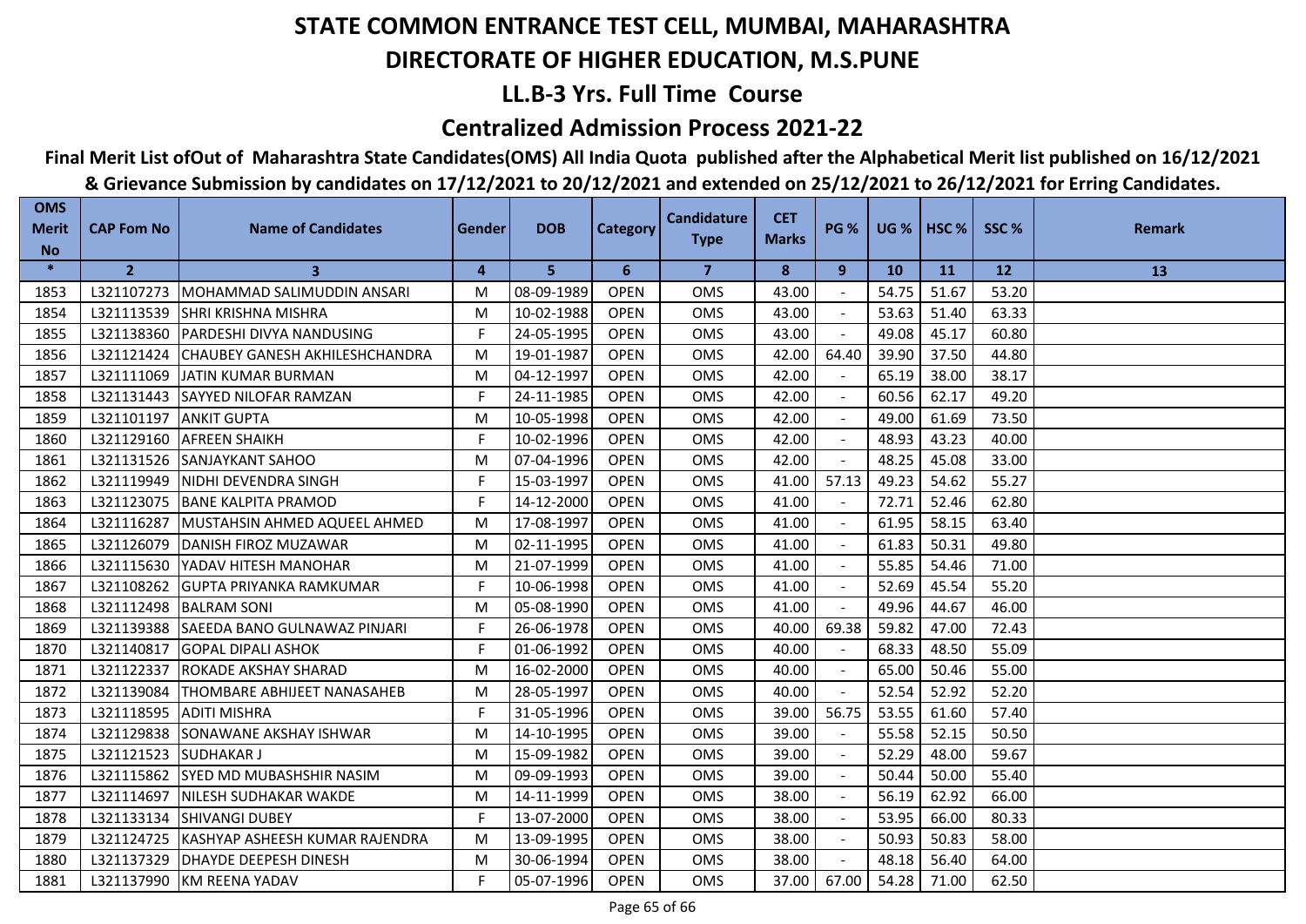# STATE COMMON ENTRANCE TEST CELL, MUMBAI, MAHARASHTRA

## DIRECTORATE OF HIGHER EDUCATION, M.S.PUNE

### LL.B-3 Yrs. Full Time Course

### Centralized Admission Process 2021-22

**Final Merit List ofOut of Maharashtra State Candidates(OMS) All India Quota published after the Alphabetical Merit list published on 16/12/2021 & Grievance Submission by candidates on 17/12/2021 to 20/12/2021 and extended on 25/12/2021 to 26/12/2021 for Erring Candidates.**

| OMS Merit No | CAP Fom No | Name of Candidates | Gender | DOB | Category | Candidature Type | CET Marks | PG % | UG % | HSC % | SSC % | Remark |
|---|---|---|---|---|---|---|---|---|---|---|---|---|
| * | 2 | 3 | 4 | 5 | 6 | 7 | 8 | 9 | 10 | 11 | 12 | 13 |
| 1853 | L321107273 | MOHAMMAD SALIMUDDIN ANSARI | M | 08-09-1989 | OPEN | OMS | 43.00 | - | 54.75 | 51.67 | 53.20 | |
| 1854 | L321113539 | SHRI KRISHNA MISHRA | M | 10-02-1988 | OPEN | OMS | 43.00 | - | 53.63 | 51.40 | 63.33 | |
| 1855 | L321138360 | PARDESHI DIVYA NANDUSING | F | 24-05-1995 | OPEN | OMS | 43.00 | - | 49.08 | 45.17 | 60.80 | |
| 1856 | L321121424 | CHAUBEY GANESH AKHILESHCHANDRA | M | 19-01-1987 | OPEN | OMS | 42.00 | 64.40 | 39.90 | 37.50 | 44.80 | |
| 1857 | L321111069 | JATIN KUMAR BURMAN | M | 04-12-1997 | OPEN | OMS | 42.00 | - | 65.19 | 38.00 | 38.17 | |
| 1858 | L321131443 | SAYYED NILOFAR RAMZAN | F | 24-11-1985 | OPEN | OMS | 42.00 | - | 60.56 | 62.17 | 49.20 | |
| 1859 | L321101197 | ANKIT GUPTA | M | 10-05-1998 | OPEN | OMS | 42.00 | - | 49.00 | 61.69 | 73.50 | |
| 1860 | L321129160 | AFREEN SHAIKH | F | 10-02-1996 | OPEN | OMS | 42.00 | - | 48.93 | 43.23 | 40.00 | |
| 1861 | L321131526 | SANJAYKANT SAHOO | M | 07-04-1996 | OPEN | OMS | 42.00 | - | 48.25 | 45.08 | 33.00 | |
| 1862 | L321119949 | NIDHI DEVENDRA SINGH | F | 15-03-1997 | OPEN | OMS | 41.00 | 57.13 | 49.23 | 54.62 | 55.27 | |
| 1863 | L321123075 | BANE KALPITA PRAMOD | F | 14-12-2000 | OPEN | OMS | 41.00 | - | 72.71 | 52.46 | 62.80 | |
| 1864 | L321116287 | MUSTAHSIN AHMED AQUEEL AHMED | M | 17-08-1997 | OPEN | OMS | 41.00 | - | 61.95 | 58.15 | 63.40 | |
| 1865 | L321126079 | DANISH FIROZ MUZAWAR | M | 02-11-1995 | OPEN | OMS | 41.00 | - | 61.83 | 50.31 | 49.80 | |
| 1866 | L321115630 | YADAV HITESH MANOHAR | M | 21-07-1999 | OPEN | OMS | 41.00 | - | 55.85 | 54.46 | 71.00 | |
| 1867 | L321108262 | GUPTA PRIYANKA RAMKUMAR | F | 10-06-1998 | OPEN | OMS | 41.00 | - | 52.69 | 45.54 | 55.20 | |
| 1868 | L321112498 | BALRAM SONI | M | 05-08-1990 | OPEN | OMS | 41.00 | - | 49.96 | 44.67 | 46.00 | |
| 1869 | L321139388 | SAEEDA BANO GULNAWAZ PINJARI | F | 26-06-1978 | OPEN | OMS | 40.00 | 69.38 | 59.82 | 47.00 | 72.43 | |
| 1870 | L321140817 | GOPAL DIPALI ASHOK | F | 01-06-1992 | OPEN | OMS | 40.00 | - | 68.33 | 48.50 | 55.09 | |
| 1871 | L321122337 | ROKADE AKSHAY SHARAD | M | 16-02-2000 | OPEN | OMS | 40.00 | - | 65.00 | 50.46 | 55.00 | |
| 1872 | L321139084 | THOMBARE ABHIJEET NANASAHEB | M | 28-05-1997 | OPEN | OMS | 40.00 | - | 52.54 | 52.92 | 52.20 | |
| 1873 | L321118595 | ADITI MISHRA | F | 31-05-1996 | OPEN | OMS | 39.00 | 56.75 | 53.55 | 61.60 | 57.40 | |
| 1874 | L321129838 | SONAWANE AKSHAY ISHWAR | M | 14-10-1995 | OPEN | OMS | 39.00 | - | 55.58 | 52.15 | 50.50 | |
| 1875 | L321121523 | SUDHAKAR J | M | 15-09-1982 | OPEN | OMS | 39.00 | - | 52.29 | 48.00 | 59.67 | |
| 1876 | L321115862 | SYED MD MUBASHSHIR NASIM | M | 09-09-1993 | OPEN | OMS | 39.00 | - | 50.44 | 50.00 | 55.40 | |
| 1877 | L321114697 | NILESH SUDHAKAR WAKDE | M | 14-11-1999 | OPEN | OMS | 38.00 | - | 56.19 | 62.92 | 66.00 | |
| 1878 | L321133134 | SHIVANGI DUBEY | F | 13-07-2000 | OPEN | OMS | 38.00 | - | 53.95 | 66.00 | 80.33 | |
| 1879 | L321124725 | KASHYAP ASHEESH KUMAR RAJENDRA | M | 13-09-1995 | OPEN | OMS | 38.00 | - | 50.93 | 50.83 | 58.00 | |
| 1880 | L321137329 | DHAYDE DEEPESH DINESH | M | 30-06-1994 | OPEN | OMS | 38.00 | - | 48.18 | 56.40 | 64.00 | |
| 1881 | L321137990 | KM REENA YADAV | F | 05-07-1996 | OPEN | OMS | 37.00 | 67.00 | 54.28 | 71.00 | 62.50 | |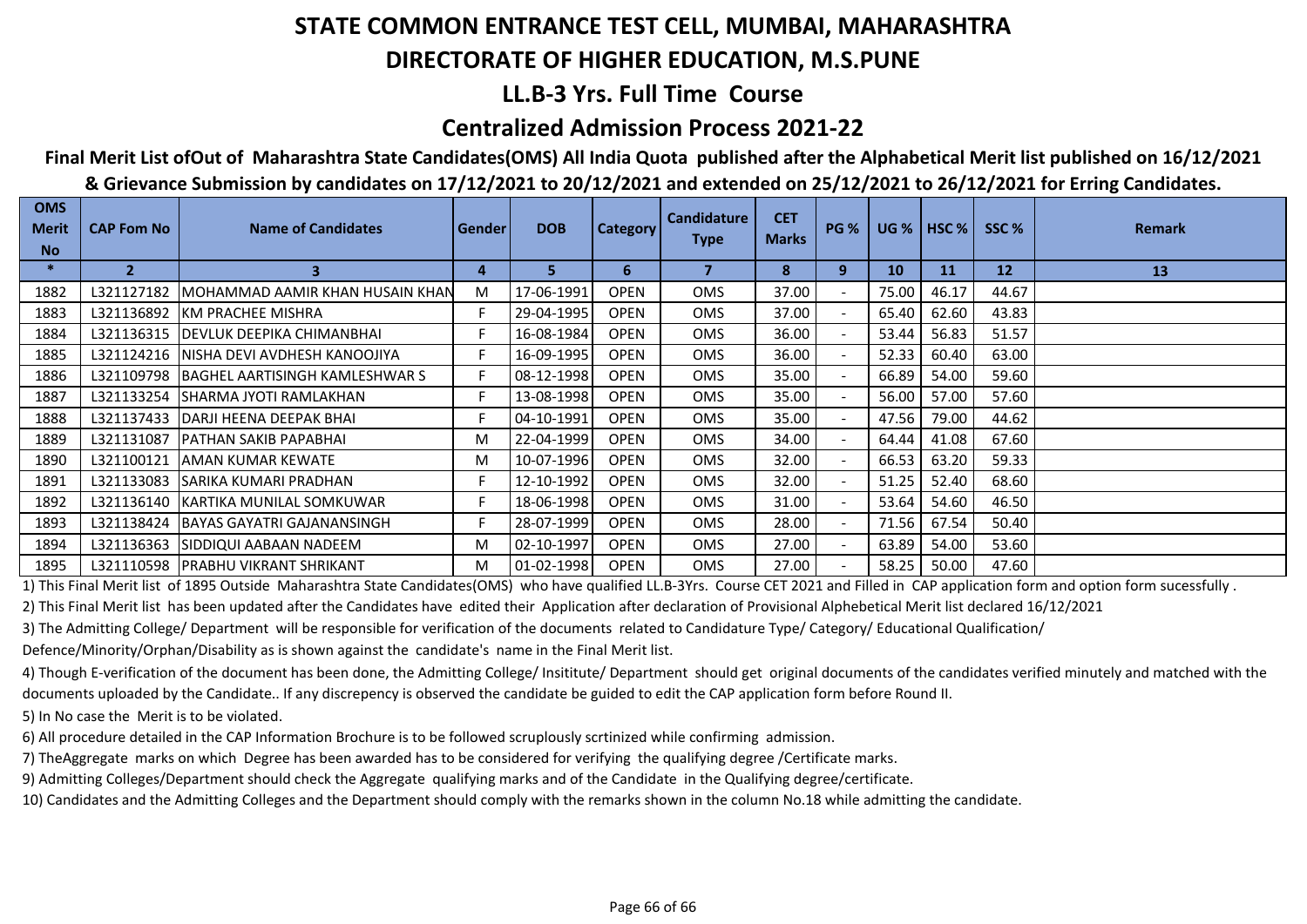# STATE COMMON ENTRANCE TEST CELL, MUMBAI, MAHARASHTRA

## DIRECTORATE OF HIGHER EDUCATION, M.S.PUNE

### LL.B-3 Yrs. Full Time Course

### Centralized Admission Process 2021-22

**Final Merit List ofOut of Maharashtra State Candidates(OMS) All India Quota published after the Alphabetical Merit list published on 16/12/2021 & Grievance Submission by candidates on 17/12/2021 to 20/12/2021 and extended on 25/12/2021 to 26/12/2021 for Erring Candidates.**

| OMS Merit No | CAP Fom No | Name of Candidates | Gender | DOB | Category | Candidature Type | CET Marks | PG % | UG % | HSC % | SSC % | Remark |
|---|---|---|---|---|---|---|---|---|---|---|---|---|
| * | 2 | 3 | 4 | 5 | 6 | 7 | 8 | 9 | 10 | 11 | 12 | 13 |
| 1882 | L321127182 | MOHAMMAD AAMIR KHAN HUSAIN KHAN | M | 17-06-1991 | OPEN | OMS | 37.00 | - | 75.00 | 46.17 | 44.67 | |
| 1883 | L321136892 | KM PRACHEE MISHRA | F | 29-04-1995 | OPEN | OMS | 37.00 | - | 65.40 | 62.60 | 43.83 | |
| 1884 | L321136315 | DEVLUK DEEPIKA CHIMANBHAI | F | 16-08-1984 | OPEN | OMS | 36.00 | - | 53.44 | 56.83 | 51.57 | |
| 1885 | L321124216 | NISHA DEVI AVDHESH KANOOJIYA | F | 16-09-1995 | OPEN | OMS | 36.00 | - | 52.33 | 60.40 | 63.00 | |
| 1886 | L321109798 | BAGHEL AARTISINGH KAMLESHWAR S | F | 08-12-1998 | OPEN | OMS | 35.00 | - | 66.89 | 54.00 | 59.60 | |
| 1887 | L321133254 | SHARMA JYOTI RAMLAKHAN | F | 13-08-1998 | OPEN | OMS | 35.00 | - | 56.00 | 57.00 | 57.60 | |
| 1888 | L321137433 | DARJI HEENA DEEPAK BHAI | F | 04-10-1991 | OPEN | OMS | 35.00 | - | 47.56 | 79.00 | 44.62 | |
| 1889 | L321131087 | PATHAN SAKIB PAPABHAI | M | 22-04-1999 | OPEN | OMS | 34.00 | - | 64.44 | 41.08 | 67.60 | |
| 1890 | L321100121 | AMAN KUMAR KEWATE | M | 10-07-1996 | OPEN | OMS | 32.00 | - | 66.53 | 63.20 | 59.33 | |
| 1891 | L321133083 | SARIKA KUMARI PRADHAN | F | 12-10-1992 | OPEN | OMS | 32.00 | - | 51.25 | 52.40 | 68.60 | |
| 1892 | L321136140 | KARTIKA MUNILAL SOMKUWAR | F | 18-06-1998 | OPEN | OMS | 31.00 | - | 53.64 | 54.60 | 46.50 | |
| 1893 | L321138424 | BAYAS GAYATRI GAJANANSINGH | F | 28-07-1999 | OPEN | OMS | 28.00 | - | 71.56 | 67.54 | 50.40 | |
| 1894 | L321136363 | SIDDIQUI AABAAN NADEEM | M | 02-10-1997 | OPEN | OMS | 27.00 | - | 63.89 | 54.00 | 53.60 | |
| 1895 | L321110598 | PRABHU VIKRANT SHRIKANT | M | 01-02-1998 | OPEN | OMS | 27.00 | - | 58.25 | 50.00 | 47.60 | |

1) This Final Merit list of 1895 Outside Maharashtra State Candidates(OMS) who have qualified LL.B-3Yrs. Course CET 2021 and Filled in CAP application form and option form sucessfully .

2) This Final Merit list has been updated after the Candidates have edited their Application after declaration of Provisional Alphebetical Merit list declared 16/12/2021

3) The Admitting College/ Department will be responsible for verification of the documents related to Candidature Type/ Category/ Educational Qualification/ Defence/Minority/Orphan/Disability as is shown against the candidate's name in the Final Merit list.

4) Though E-verification of the document has been done, the Admitting College/ Insititute/ Department should get original documents of the candidates verified minutely and matched with the documents uploaded by the Candidate.. If any discrepency is observed the candidate be guided to edit the CAP application form before Round II.

5) In No case the Merit is to be violated.

6) All procedure detailed in the CAP Information Brochure is to be followed scruplously scrtinized while confirming admission.

7) TheAggregate marks on which Degree has been awarded has to be considered for verifying the qualifying degree /Certificate marks.

9) Admitting Colleges/Department should check the Aggregate qualifying marks and of the Candidate in the Qualifying degree/certificate.

10) Candidates and the Admitting Colleges and the Department should comply with the remarks shown in the column No.18 while admitting the candidate.